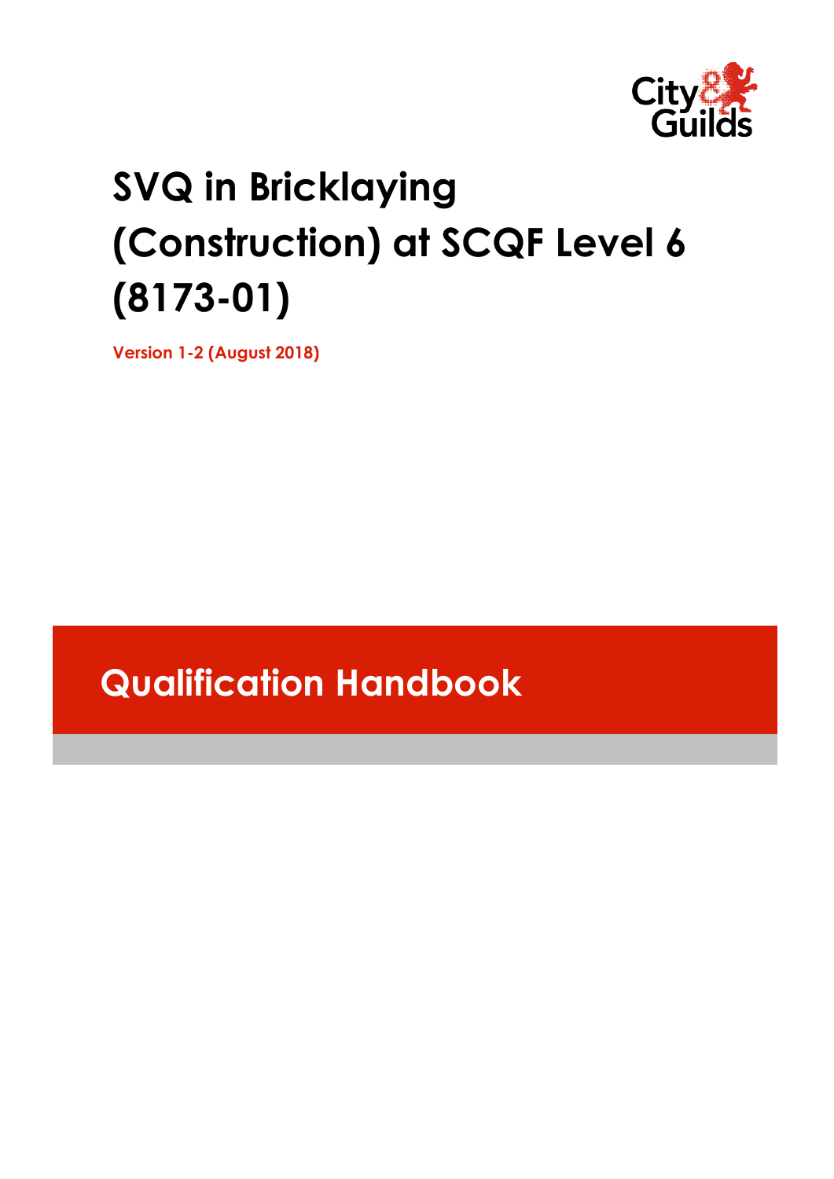# SVQ in Bricklaying (Construction) at SCQF Level 6 (8173-01)

Version 1-2 (August 2018)

## Qualification Handbook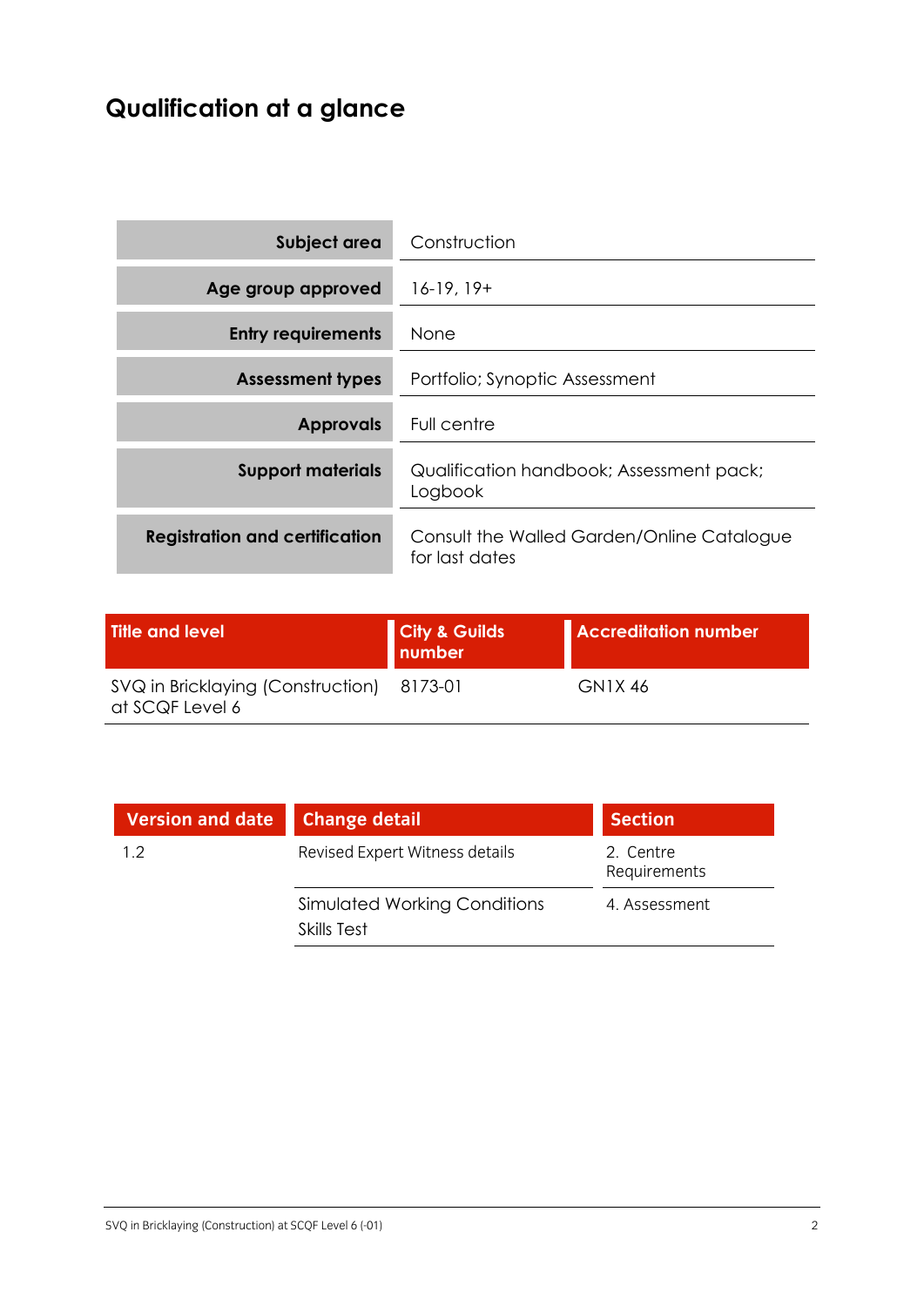# Qualification at a glance

| | |
|---|---|
| **Subject area** | Construction |
| **Age group approved** | 16-19, 19+ |
| **Entry requirements** | None |
| **Assessment types** | Portfolio; Synoptic Assessment |
| **Approvals** | Full centre |
| **Support materials** | Qualification handbook; Assessment pack; Logbook |
| **Registration and certification** | Consult the Walled Garden/Online Catalogue for last dates |

| Title and level | City & Guilds number | Accreditation number |
|---|---|---|
| SVQ in Bricklaying (Construction) at SCQF Level 6 | 8173-01 | GN1X 46 |

| Version and date | Change detail | Section |
|---|---|---|
| 1.2 | Revised Expert Witness details | 2. Centre Requirements |
| | Simulated Working Conditions Skills Test | 4. Assessment |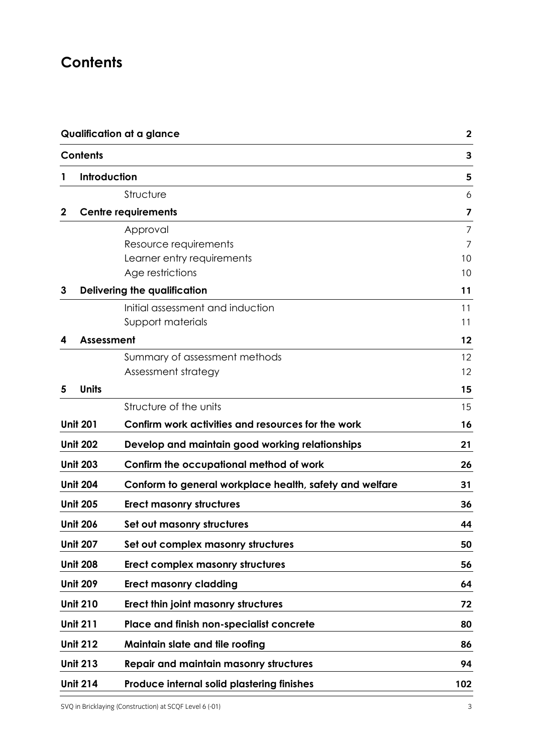# Contents

| | | |
|---|---|---|
| **Qualification at a glance** | | **2** |
| **Contents** | | **3** |
| **1** | **Introduction** | **5** |
| | Structure | 6 |
| **2** | **Centre requirements** | **7** |
| | Approval | 7 |
| | Resource requirements | 7 |
| | Learner entry requirements | 10 |
| | Age restrictions | 10 |
| **3** | **Delivering the qualification** | **11** |
| | Initial assessment and induction | 11 |
| | Support materials | 11 |
| **4** | **Assessment** | **12** |
| | Summary of assessment methods | 12 |
| | Assessment strategy | 12 |
| **5** | **Units** | **15** |
| | Structure of the units | 15 |
| **Unit 201** | **Confirm work activities and resources for the work** | **16** |
| **Unit 202** | **Develop and maintain good working relationships** | **21** |
| **Unit 203** | **Confirm the occupational method of work** | **26** |
| **Unit 204** | **Conform to general workplace health, safety and welfare** | **31** |
| **Unit 205** | **Erect masonry structures** | **36** |
| **Unit 206** | **Set out masonry structures** | **44** |
| **Unit 207** | **Set out complex masonry structures** | **50** |
| **Unit 208** | **Erect complex masonry structures** | **56** |
| **Unit 209** | **Erect masonry cladding** | **64** |
| **Unit 210** | **Erect thin joint masonry structures** | **72** |
| **Unit 211** | **Place and finish non-specialist concrete** | **80** |
| **Unit 212** | **Maintain slate and tile roofing** | **86** |
| **Unit 213** | **Repair and maintain masonry structures** | **94** |
| **Unit 214** | **Produce internal solid plastering finishes** | **102** |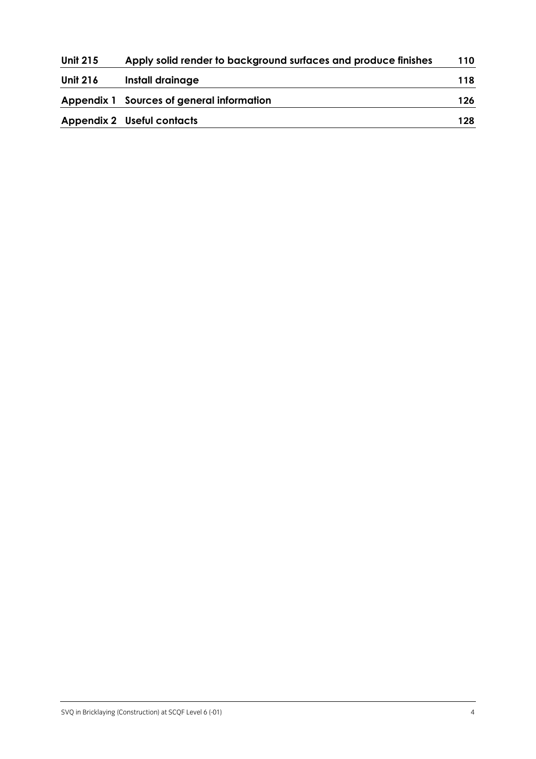| | | |
|---|---|---|
| **Unit 215** | **Apply solid render to background surfaces and produce finishes** | **110** |
| **Unit 216** | **Install drainage** | **118** |
| **Appendix 1** | **Sources of general information** | **126** |
| **Appendix 2** | **Useful contacts** | **128** |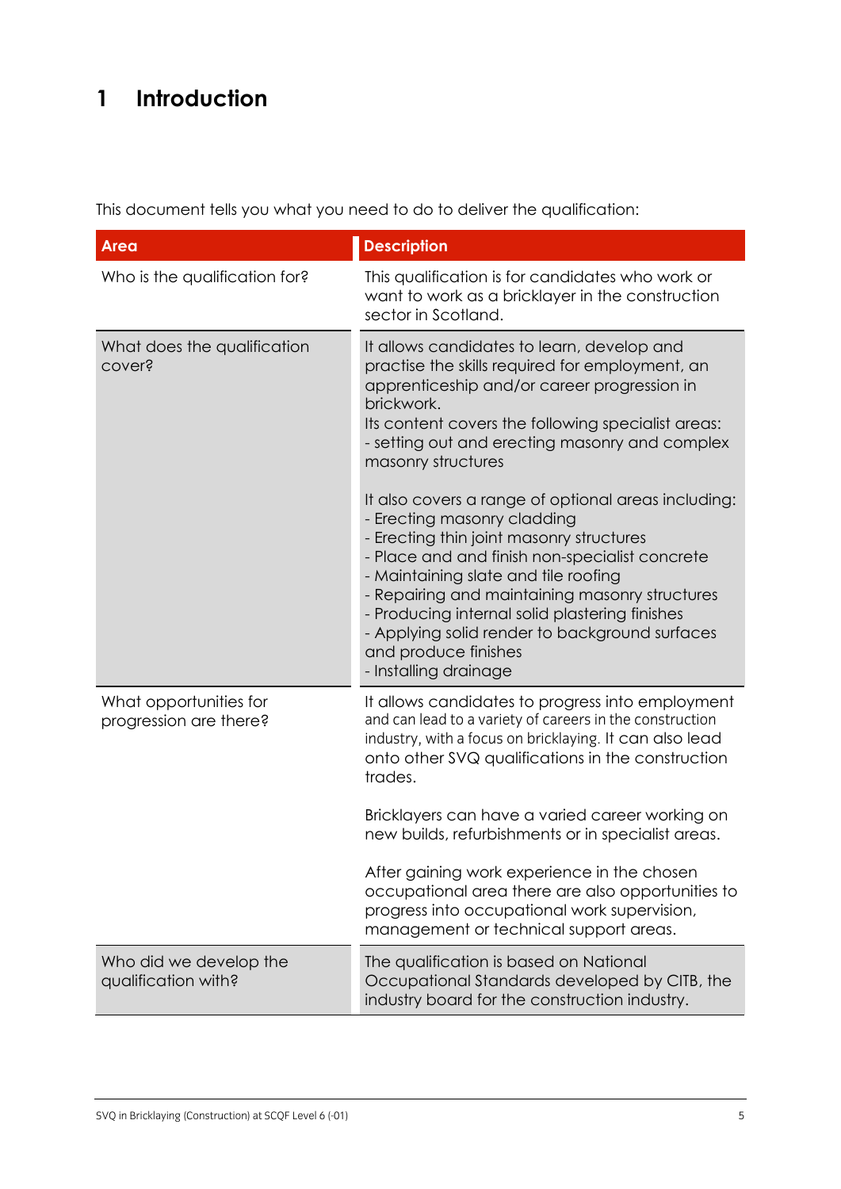# 1 Introduction

This document tells you what you need to do to deliver the qualification:

| Area | Description |
| --- | --- |
| Who is the qualification for? | This qualification is for candidates who work or want to work as a bricklayer in the construction sector in Scotland. |
| What does the qualification cover? | It allows candidates to learn, develop and practise the skills required for employment, an apprenticeship and/or career progression in brickwork.<br>Its content covers the following specialist areas:<br>- setting out and erecting masonry and complex masonry structures<br><br>It also covers a range of optional areas including:<br>- Erecting masonry cladding<br>- Erecting thin joint masonry structures<br>- Place and and finish non-specialist concrete<br>- Maintaining slate and tile roofing<br>- Repairing and maintaining masonry structures<br>- Producing internal solid plastering finishes<br>- Applying solid render to background surfaces and produce finishes<br>- Installing drainage |
| What opportunities for progression are there? | It allows candidates to progress into employment and can lead to a variety of careers in the construction industry, with a focus on bricklaying. It can also lead onto other SVQ qualifications in the construction trades.<br><br>Bricklayers can have a varied career working on new builds, refurbishments or in specialist areas.<br><br>After gaining work experience in the chosen occupational area there are also opportunities to progress into occupational work supervision, management or technical support areas. |
| Who did we develop the qualification with? | The qualification is based on National Occupational Standards developed by CITB, the industry board for the construction industry. |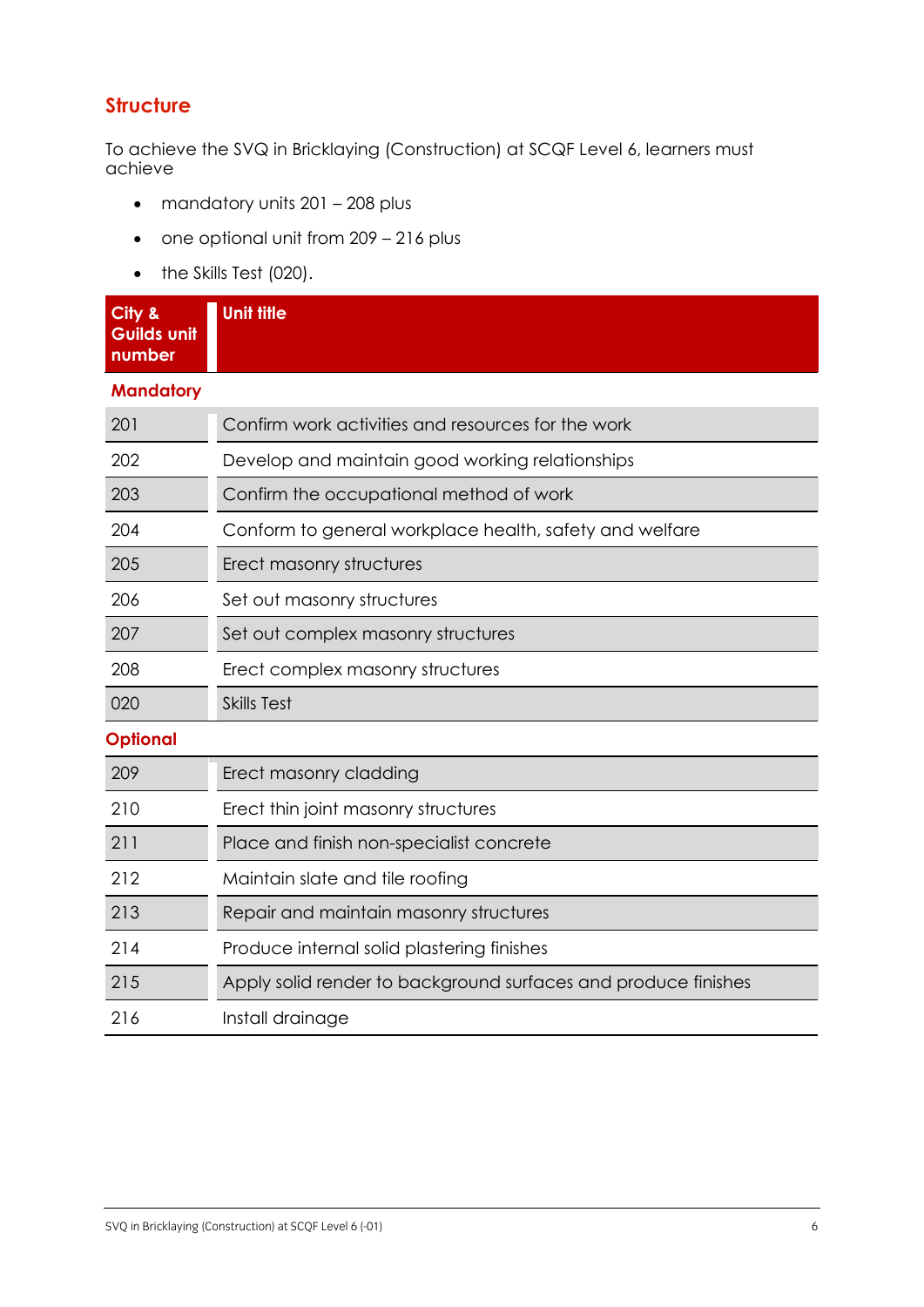## Structure

To achieve the SVQ in Bricklaying (Construction) at SCQF Level 6, learners must achieve

- mandatory units 201 – 208 plus
- one optional unit from 209 – 216 plus
- the Skills Test (020).

| City & Guilds unit number | Unit title |
|---|---|
| **Mandatory** | |
| 201 | Confirm work activities and resources for the work |
| 202 | Develop and maintain good working relationships |
| 203 | Confirm the occupational method of work |
| 204 | Conform to general workplace health, safety and welfare |
| 205 | Erect masonry structures |
| 206 | Set out masonry structures |
| 207 | Set out complex masonry structures |
| 208 | Erect complex masonry structures |
| 020 | Skills Test |
| **Optional** | |
| 209 | Erect masonry cladding |
| 210 | Erect thin joint masonry structures |
| 211 | Place and finish non-specialist concrete |
| 212 | Maintain slate and tile roofing |
| 213 | Repair and maintain masonry structures |
| 214 | Produce internal solid plastering finishes |
| 215 | Apply solid render to background surfaces and produce finishes |
| 216 | Install drainage |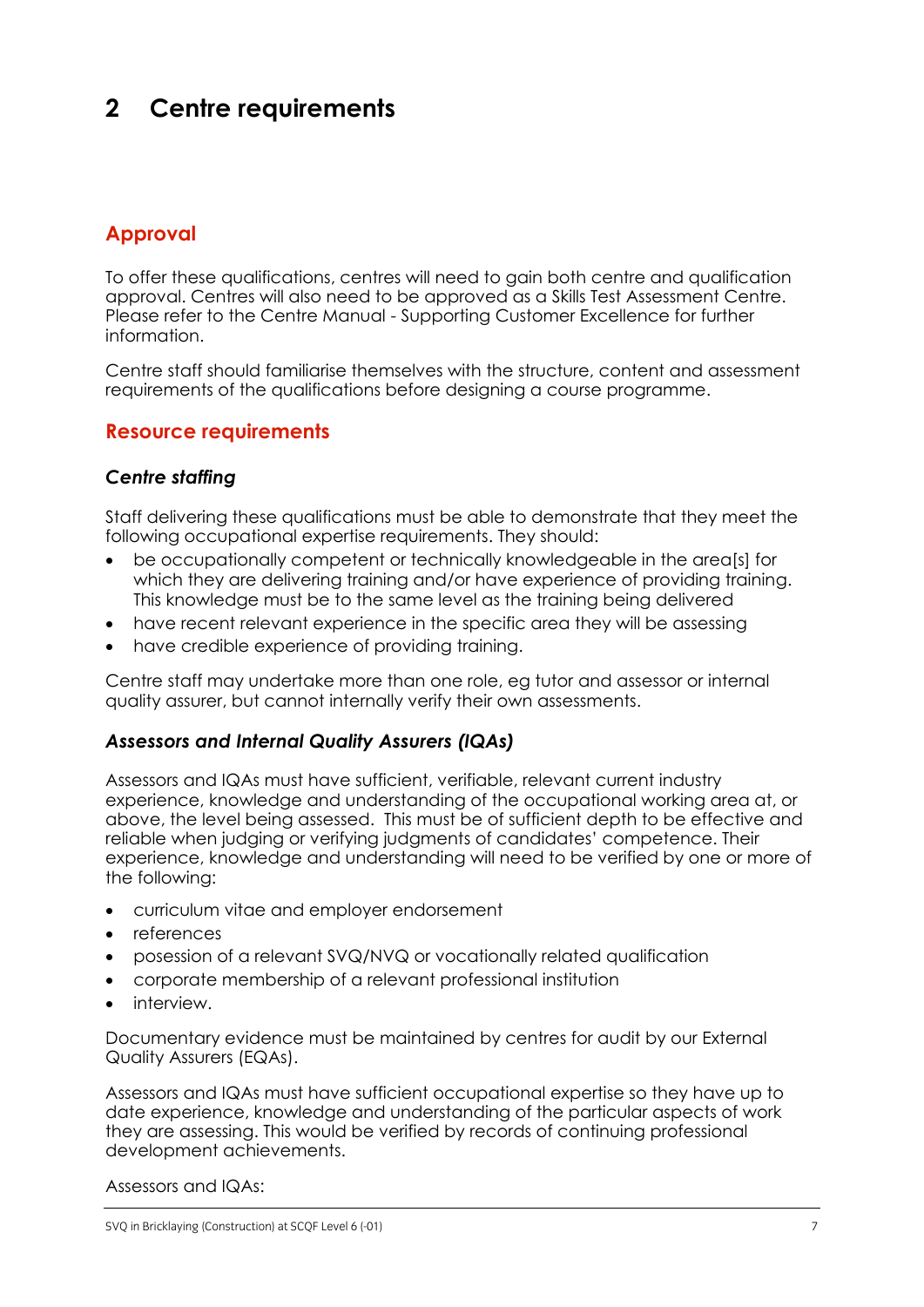# 2 Centre requirements

## Approval

To offer these qualifications, centres will need to gain both centre and qualification approval. Centres will also need to be approved as a Skills Test Assessment Centre. Please refer to the Centre Manual - Supporting Customer Excellence for further information.

Centre staff should familiarise themselves with the structure, content and assessment requirements of the qualifications before designing a course programme.

## Resource requirements

### *Centre staffing*

Staff delivering these qualifications must be able to demonstrate that they meet the following occupational expertise requirements. They should:

- be occupationally competent or technically knowledgeable in the area[s] for which they are delivering training and/or have experience of providing training. This knowledge must be to the same level as the training being delivered
- have recent relevant experience in the specific area they will be assessing
- have credible experience of providing training.

Centre staff may undertake more than one role, eg tutor and assessor or internal quality assurer, but cannot internally verify their own assessments.

### *Assessors and Internal Quality Assurers (IQAs)*

Assessors and IQAs must have sufficient, verifiable, relevant current industry experience, knowledge and understanding of the occupational working area at, or above, the level being assessed. This must be of sufficient depth to be effective and reliable when judging or verifying judgments of candidates' competence. Their experience, knowledge and understanding will need to be verified by one or more of the following:

- curriculum vitae and employer endorsement
- references
- posession of a relevant SVQ/NVQ or vocationally related qualification
- corporate membership of a relevant professional institution
- interview.

Documentary evidence must be maintained by centres for audit by our External Quality Assurers (EQAs).

Assessors and IQAs must have sufficient occupational expertise so they have up to date experience, knowledge and understanding of the particular aspects of work they are assessing. This would be verified by records of continuing professional development achievements.

Assessors and IQAs: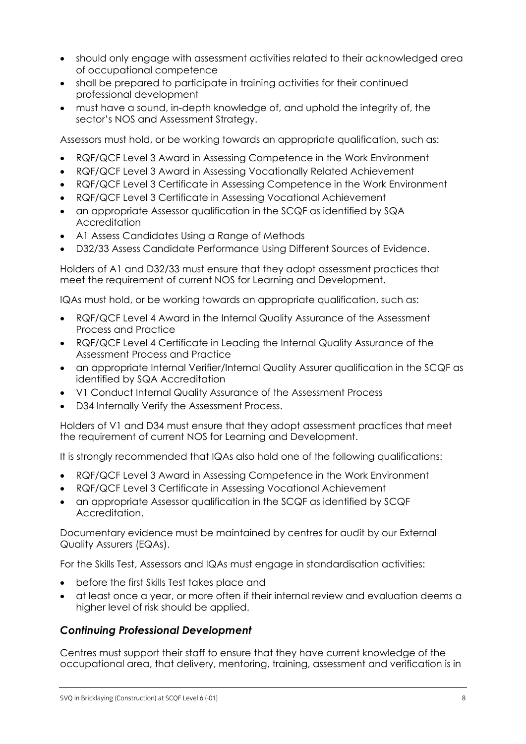- should only engage with assessment activities related to their acknowledged area of occupational competence
- shall be prepared to participate in training activities for their continued professional development
- must have a sound, in-depth knowledge of, and uphold the integrity of, the sector's NOS and Assessment Strategy.

Assessors must hold, or be working towards an appropriate qualification, such as:

- RQF/QCF Level 3 Award in Assessing Competence in the Work Environment
- RQF/QCF Level 3 Award in Assessing Vocationally Related Achievement
- RQF/QCF Level 3 Certificate in Assessing Competence in the Work Environment
- RQF/QCF Level 3 Certificate in Assessing Vocational Achievement
- an appropriate Assessor qualification in the SCQF as identified by SQA Accreditation
- A1 Assess Candidates Using a Range of Methods
- D32/33 Assess Candidate Performance Using Different Sources of Evidence.

Holders of A1 and D32/33 must ensure that they adopt assessment practices that meet the requirement of current NOS for Learning and Development.

IQAs must hold, or be working towards an appropriate qualification, such as:

- RQF/QCF Level 4 Award in the Internal Quality Assurance of the Assessment Process and Practice
- RQF/QCF Level 4 Certificate in Leading the Internal Quality Assurance of the Assessment Process and Practice
- an appropriate Internal Verifier/Internal Quality Assurer qualification in the SCQF as identified by SQA Accreditation
- V1 Conduct Internal Quality Assurance of the Assessment Process
- D34 Internally Verify the Assessment Process.

Holders of V1 and D34 must ensure that they adopt assessment practices that meet the requirement of current NOS for Learning and Development.

It is strongly recommended that IQAs also hold one of the following qualifications:

- RQF/QCF Level 3 Award in Assessing Competence in the Work Environment
- RQF/QCF Level 3 Certificate in Assessing Vocational Achievement
- an appropriate Assessor qualification in the SCQF as identified by SCQF Accreditation.

Documentary evidence must be maintained by centres for audit by our External Quality Assurers (EQAs).

For the Skills Test, Assessors and IQAs must engage in standardisation activities:

- before the first Skills Test takes place and
- at least once a year, or more often if their internal review and evaluation deems a higher level of risk should be applied.

### *Continuing Professional Development*

Centres must support their staff to ensure that they have current knowledge of the occupational area, that delivery, mentoring, training, assessment and verification is in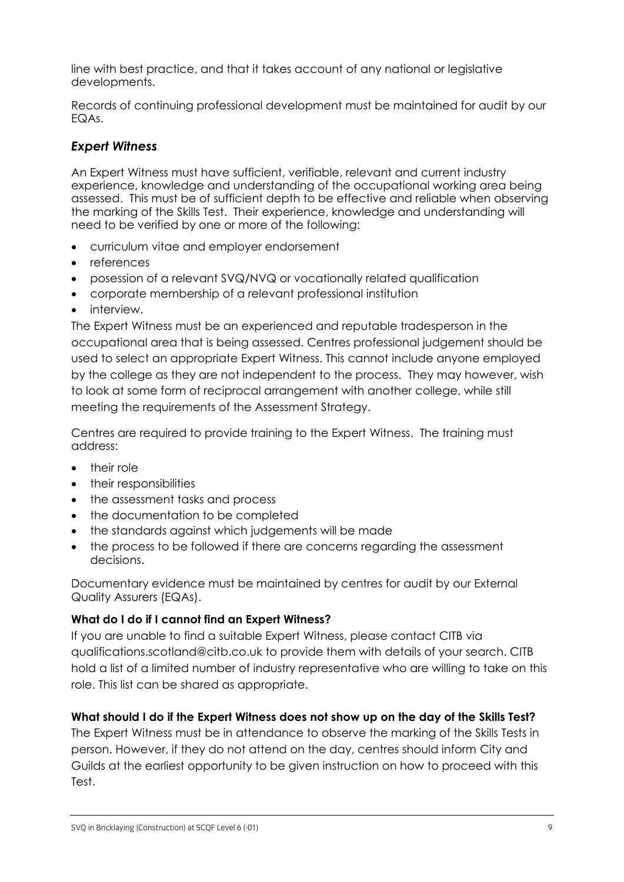line with best practice, and that it takes account of any national or legislative developments.

Records of continuing professional development must be maintained for audit by our EQAs.

## *Expert Witness*

An Expert Witness must have sufficient, verifiable, relevant and current industry experience, knowledge and understanding of the occupational working area being assessed. This must be of sufficient depth to be effective and reliable when observing the marking of the Skills Test. Their experience, knowledge and understanding will need to be verified by one or more of the following:

- curriculum vitae and employer endorsement
- references
- posession of a relevant SVQ/NVQ or vocationally related qualification
- corporate membership of a relevant professional institution
- interview.

The Expert Witness must be an experienced and reputable tradesperson in the occupational area that is being assessed. Centres professional judgement should be used to select an appropriate Expert Witness. This cannot include anyone employed by the college as they are not independent to the process. They may however, wish to look at some form of reciprocal arrangement with another college, while still meeting the requirements of the Assessment Strategy.

Centres are required to provide training to the Expert Witness. The training must address:

- their role
- their responsibilities
- the assessment tasks and process
- the documentation to be completed
- the standards against which judgements will be made
- the process to be followed if there are concerns regarding the assessment decisions.

Documentary evidence must be maintained by centres for audit by our External Quality Assurers (EQAs).

**What do I do if I cannot find an Expert Witness?**

If you are unable to find a suitable Expert Witness, please contact CITB via qualifications.scotland@citb.co.uk to provide them with details of your search. CITB hold a list of a limited number of industry representative who are willing to take on this role. This list can be shared as appropriate.

**What should I do if the Expert Witness does not show up on the day of the Skills Test?**

The Expert Witness must be in attendance to observe the marking of the Skills Tests in person. However, if they do not attend on the day, centres should inform City and Guilds at the earliest opportunity to be given instruction on how to proceed with this Test.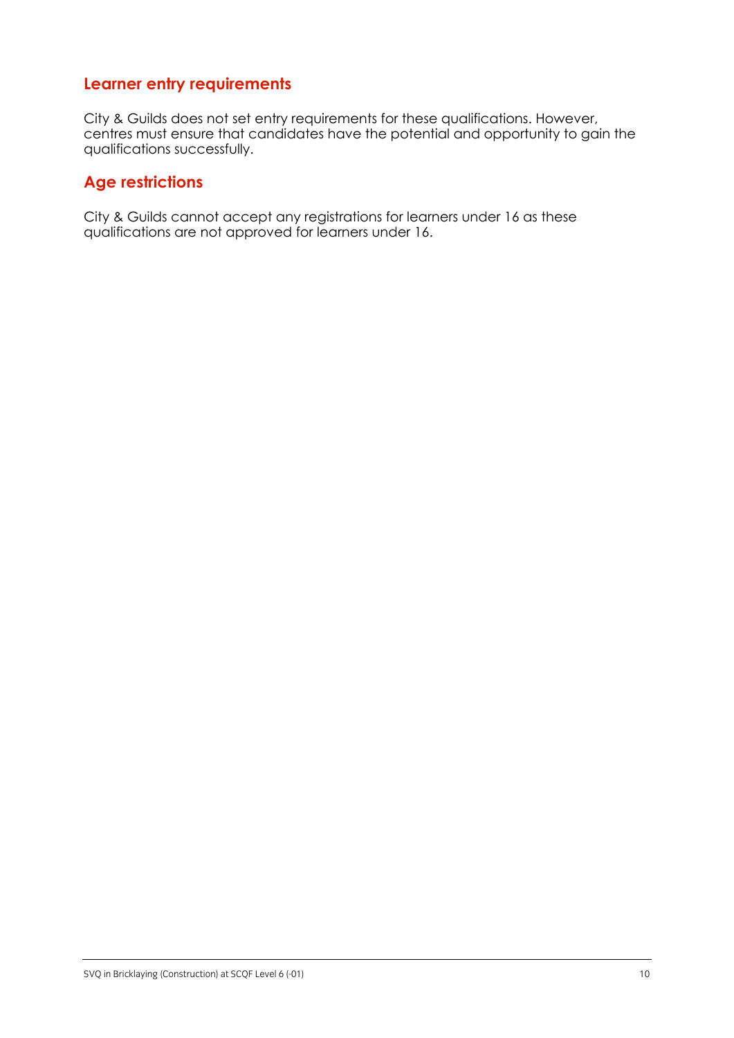## Learner entry requirements

City & Guilds does not set entry requirements for these qualifications. However, centres must ensure that candidates have the potential and opportunity to gain the qualifications successfully.

## Age restrictions

City & Guilds cannot accept any registrations for learners under 16 as these qualifications are not approved for learners under 16.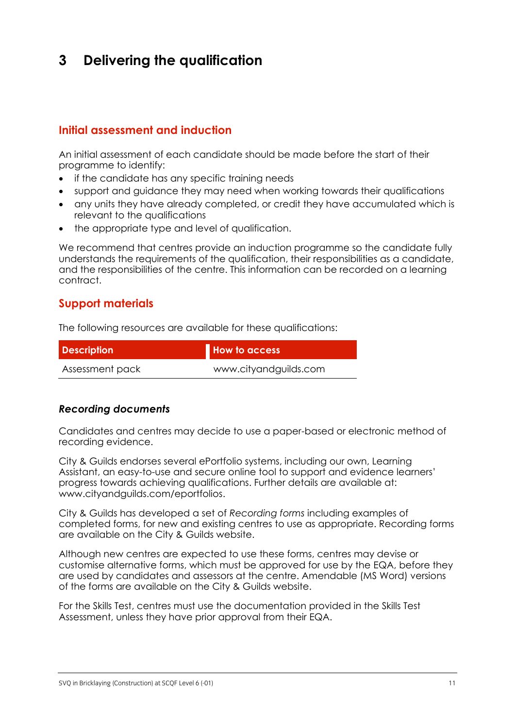# 3 Delivering the qualification

## Initial assessment and induction

An initial assessment of each candidate should be made before the start of their programme to identify:

- if the candidate has any specific training needs
- support and guidance they may need when working towards their qualifications
- any units they have already completed, or credit they have accumulated which is relevant to the qualifications
- the appropriate type and level of qualification.

We recommend that centres provide an induction programme so the candidate fully understands the requirements of the qualification, their responsibilities as a candidate, and the responsibilities of the centre. This information can be recorded on a learning contract.

## Support materials

The following resources are available for these qualifications:

| Description | How to access |
|---|---|
| Assessment pack | www.cityandguilds.com |

### *Recording documents*

Candidates and centres may decide to use a paper-based or electronic method of recording evidence.

City & Guilds endorses several ePortfolio systems, including our own, Learning Assistant, an easy-to-use and secure online tool to support and evidence learners' progress towards achieving qualifications. Further details are available at: www.cityandguilds.com/eportfolios.

City & Guilds has developed a set of *Recording forms* including examples of completed forms, for new and existing centres to use as appropriate. Recording forms are available on the City & Guilds website.

Although new centres are expected to use these forms, centres may devise or customise alternative forms, which must be approved for use by the EQA, before they are used by candidates and assessors at the centre. Amendable (MS Word) versions of the forms are available on the City & Guilds website.

For the Skills Test, centres must use the documentation provided in the Skills Test Assessment, unless they have prior approval from their EQA.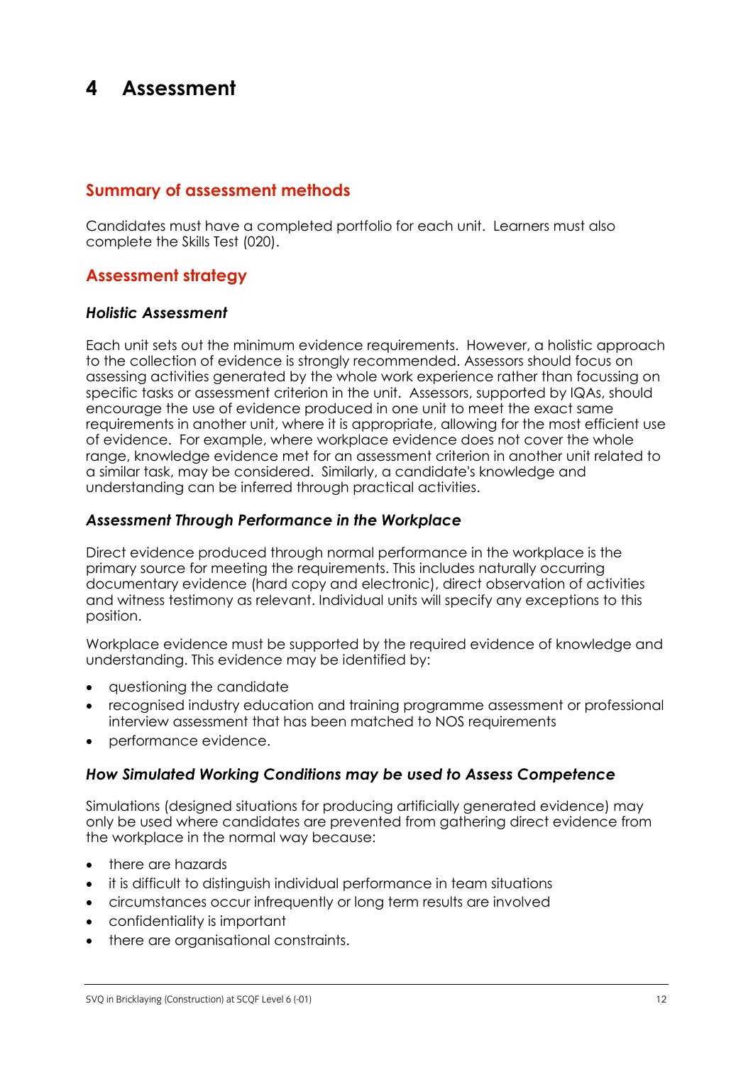# 4 Assessment

## Summary of assessment methods

Candidates must have a completed portfolio for each unit. Learners must also complete the Skills Test (020).

## Assessment strategy

### *Holistic Assessment*

Each unit sets out the minimum evidence requirements. However, a holistic approach to the collection of evidence is strongly recommended. Assessors should focus on assessing activities generated by the whole work experience rather than focussing on specific tasks or assessment criterion in the unit. Assessors, supported by IQAs, should encourage the use of evidence produced in one unit to meet the exact same requirements in another unit, where it is appropriate, allowing for the most efficient use of evidence. For example, where workplace evidence does not cover the whole range, knowledge evidence met for an assessment criterion in another unit related to a similar task, may be considered. Similarly, a candidate's knowledge and understanding can be inferred through practical activities.

### *Assessment Through Performance in the Workplace*

Direct evidence produced through normal performance in the workplace is the primary source for meeting the requirements. This includes naturally occurring documentary evidence (hard copy and electronic), direct observation of activities and witness testimony as relevant. Individual units will specify any exceptions to this position.

Workplace evidence must be supported by the required evidence of knowledge and understanding. This evidence may be identified by:

- questioning the candidate
- recognised industry education and training programme assessment or professional interview assessment that has been matched to NOS requirements
- performance evidence.

### *How Simulated Working Conditions may be used to Assess Competence*

Simulations (designed situations for producing artificially generated evidence) may only be used where candidates are prevented from gathering direct evidence from the workplace in the normal way because:

- there are hazards
- it is difficult to distinguish individual performance in team situations
- circumstances occur infrequently or long term results are involved
- confidentiality is important
- there are organisational constraints.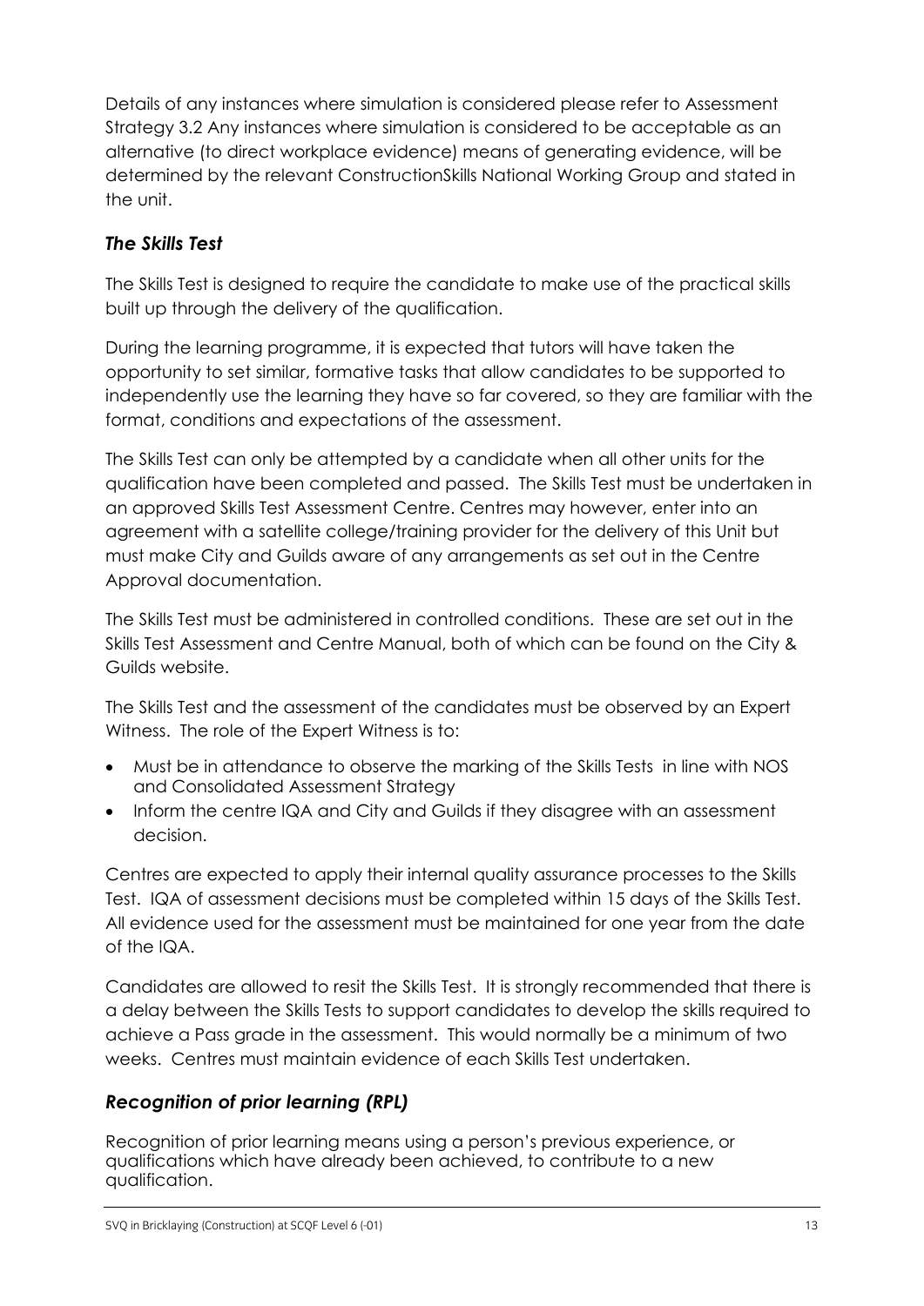Details of any instances where simulation is considered please refer to Assessment Strategy 3.2 Any instances where simulation is considered to be acceptable as an alternative (to direct workplace evidence) means of generating evidence, will be determined by the relevant ConstructionSkills National Working Group and stated in the unit.

### *The Skills Test*

The Skills Test is designed to require the candidate to make use of the practical skills built up through the delivery of the qualification.

During the learning programme, it is expected that tutors will have taken the opportunity to set similar, formative tasks that allow candidates to be supported to independently use the learning they have so far covered, so they are familiar with the format, conditions and expectations of the assessment.

The Skills Test can only be attempted by a candidate when all other units for the qualification have been completed and passed. The Skills Test must be undertaken in an approved Skills Test Assessment Centre. Centres may however, enter into an agreement with a satellite college/training provider for the delivery of this Unit but must make City and Guilds aware of any arrangements as set out in the Centre Approval documentation.

The Skills Test must be administered in controlled conditions. These are set out in the Skills Test Assessment and Centre Manual, both of which can be found on the City & Guilds website.

The Skills Test and the assessment of the candidates must be observed by an Expert Witness. The role of the Expert Witness is to:

- Must be in attendance to observe the marking of the Skills Tests in line with NOS and Consolidated Assessment Strategy
- Inform the centre IQA and City and Guilds if they disagree with an assessment decision.

Centres are expected to apply their internal quality assurance processes to the Skills Test. IQA of assessment decisions must be completed within 15 days of the Skills Test. All evidence used for the assessment must be maintained for one year from the date of the IQA.

Candidates are allowed to resit the Skills Test. It is strongly recommended that there is a delay between the Skills Tests to support candidates to develop the skills required to achieve a Pass grade in the assessment. This would normally be a minimum of two weeks. Centres must maintain evidence of each Skills Test undertaken.

### *Recognition of prior learning (RPL)*

Recognition of prior learning means using a person's previous experience, or qualifications which have already been achieved, to contribute to a new qualification.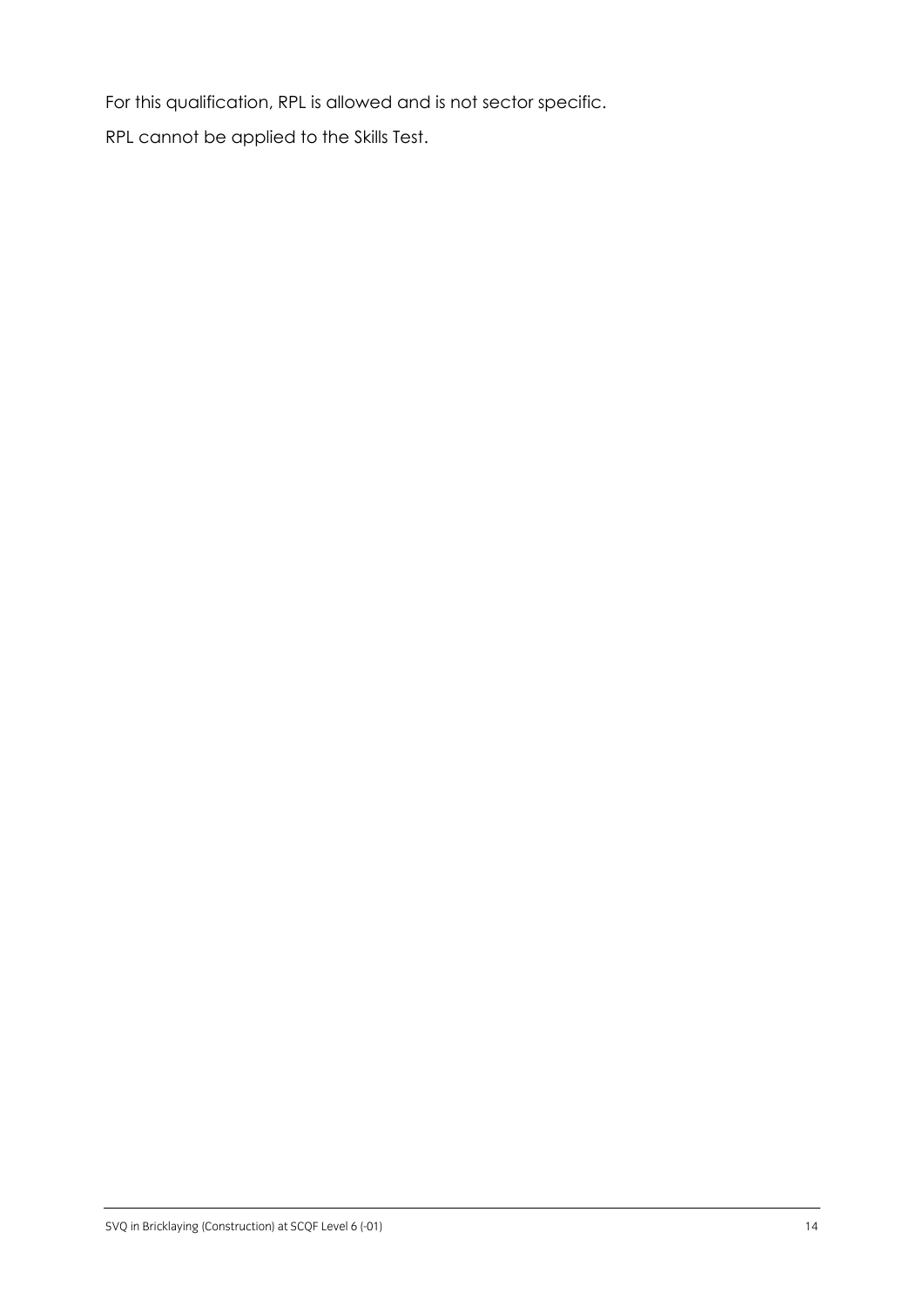For this qualification, RPL is allowed and is not sector specific.

RPL cannot be applied to the Skills Test.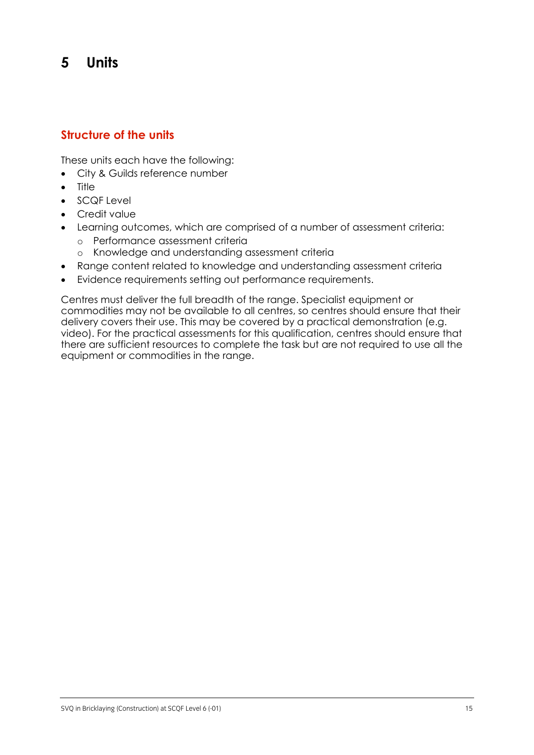# 5 Units

## Structure of the units

These units each have the following:

- City & Guilds reference number
- Title
- SCQF Level
- Credit value
- Learning outcomes, which are comprised of a number of assessment criteria:
  - Performance assessment criteria
  - Knowledge and understanding assessment criteria
- Range content related to knowledge and understanding assessment criteria
- Evidence requirements setting out performance requirements.

Centres must deliver the full breadth of the range. Specialist equipment or commodities may not be available to all centres, so centres should ensure that their delivery covers their use. This may be covered by a practical demonstration (e.g. video). For the practical assessments for this qualification, centres should ensure that there are sufficient resources to complete the task but are not required to use all the equipment or commodities in the range.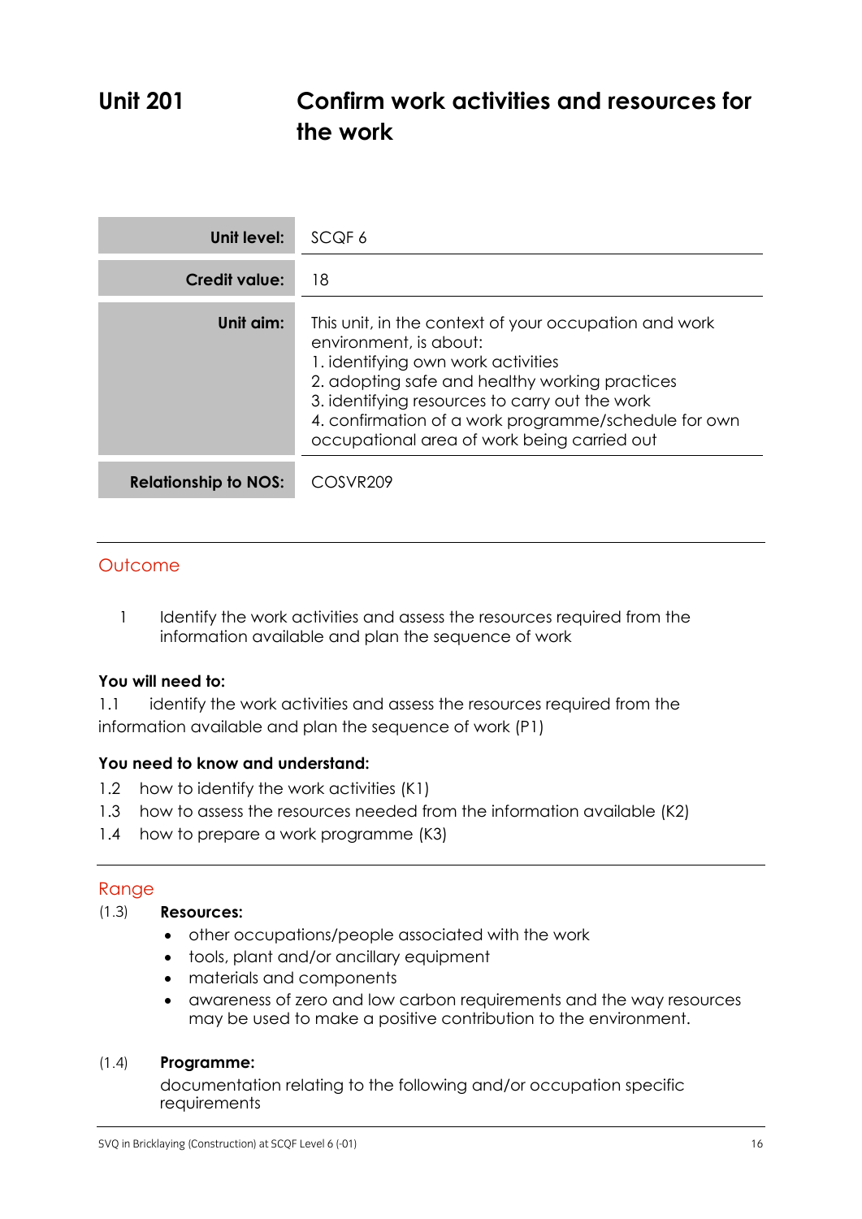# Unit 201 Confirm work activities and resources for the work

| | |
|---|---|
| **Unit level:** | SCQF 6 |
| **Credit value:** | 18 |
| **Unit aim:** | This unit, in the context of your occupation and work environment, is about:<br>1. identifying own work activities<br>2. adopting safe and healthy working practices<br>3. identifying resources to carry out the work<br>4. confirmation of a work programme/schedule for own occupational area of work being carried out |
| **Relationship to NOS:** | COSVR209 |

## Outcome

1 Identify the work activities and assess the resources required from the information available and plan the sequence of work

**You will need to:**

1.1 identify the work activities and assess the resources required from the information available and plan the sequence of work (P1)

**You need to know and understand:**

1.2 how to identify the work activities (K1)

1.3 how to assess the resources needed from the information available (K2)

1.4 how to prepare a work programme (K3)

## Range

(1.3) **Resources:**

- other occupations/people associated with the work
- tools, plant and/or ancillary equipment
- materials and components
- awareness of zero and low carbon requirements and the way resources may be used to make a positive contribution to the environment.

(1.4) **Programme:**

documentation relating to the following and/or occupation specific requirements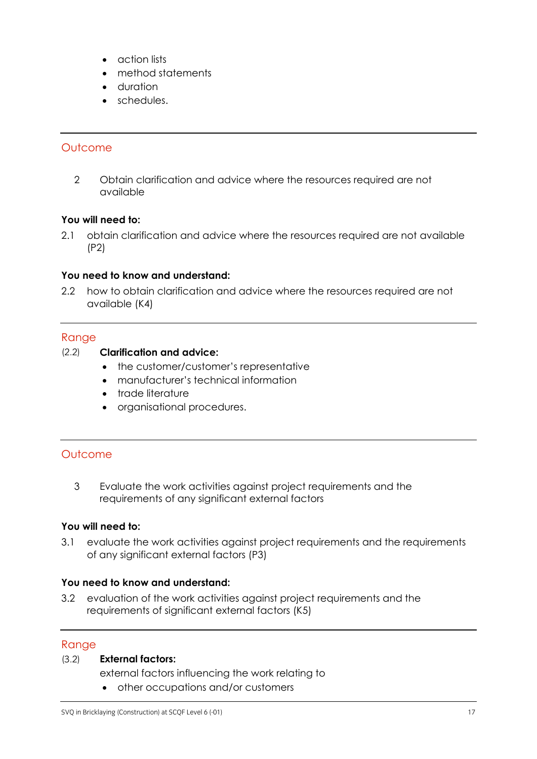- action lists
- method statements
- duration
- schedules.

---

## Outcome

2 Obtain clarification and advice where the resources required are not available

**You will need to:**

2.1 obtain clarification and advice where the resources required are not available (P2)

**You need to know and understand:**

2.2 how to obtain clarification and advice where the resources required are not available (K4)

---

## Range

(2.2) **Clarification and advice:**

- the customer/customer's representative
- manufacturer's technical information
- trade literature
- organisational procedures.

---

## Outcome

3 Evaluate the work activities against project requirements and the requirements of any significant external factors

**You will need to:**

3.1 evaluate the work activities against project requirements and the requirements of any significant external factors (P3)

**You need to know and understand:**

3.2 evaluation of the work activities against project requirements and the requirements of significant external factors (K5)

---

## Range

(3.2) **External factors:**

external factors influencing the work relating to

- other occupations and/or customers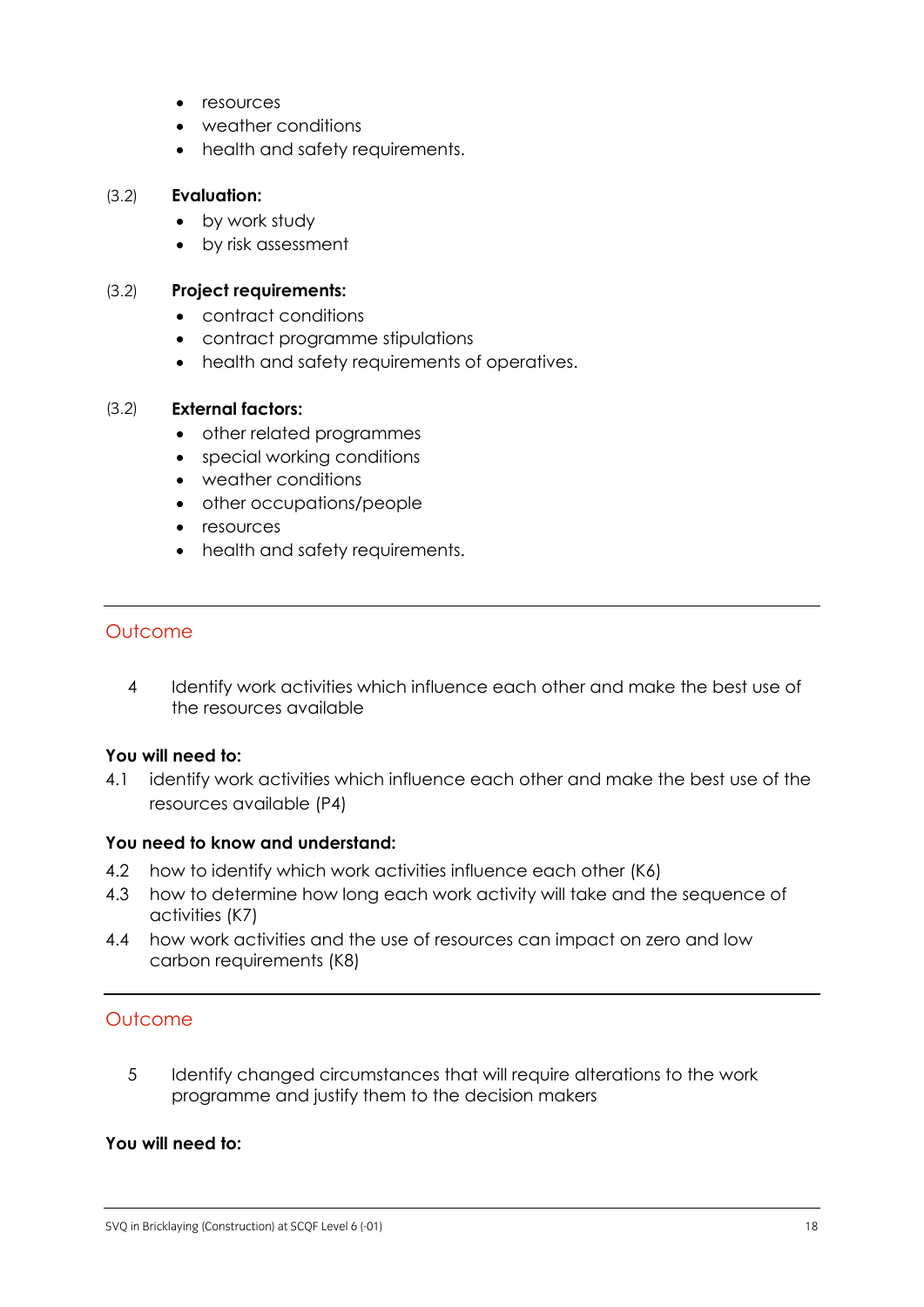- resources
- weather conditions
- health and safety requirements.

(3.2) **Evaluation:**

- by work study
- by risk assessment

(3.2) **Project requirements:**

- contract conditions
- contract programme stipulations
- health and safety requirements of operatives.

(3.2) **External factors:**

- other related programmes
- special working conditions
- weather conditions
- other occupations/people
- resources
- health and safety requirements.

---

## Outcome

4 Identify work activities which influence each other and make the best use of the resources available

**You will need to:**

4.1 identify work activities which influence each other and make the best use of the resources available (P4)

**You need to know and understand:**

4.2 how to identify which work activities influence each other (K6)

4.3 how to determine how long each work activity will take and the sequence of activities (K7)

4.4 how work activities and the use of resources can impact on zero and low carbon requirements (K8)

---

## Outcome

5 Identify changed circumstances that will require alterations to the work programme and justify them to the decision makers

**You will need to:**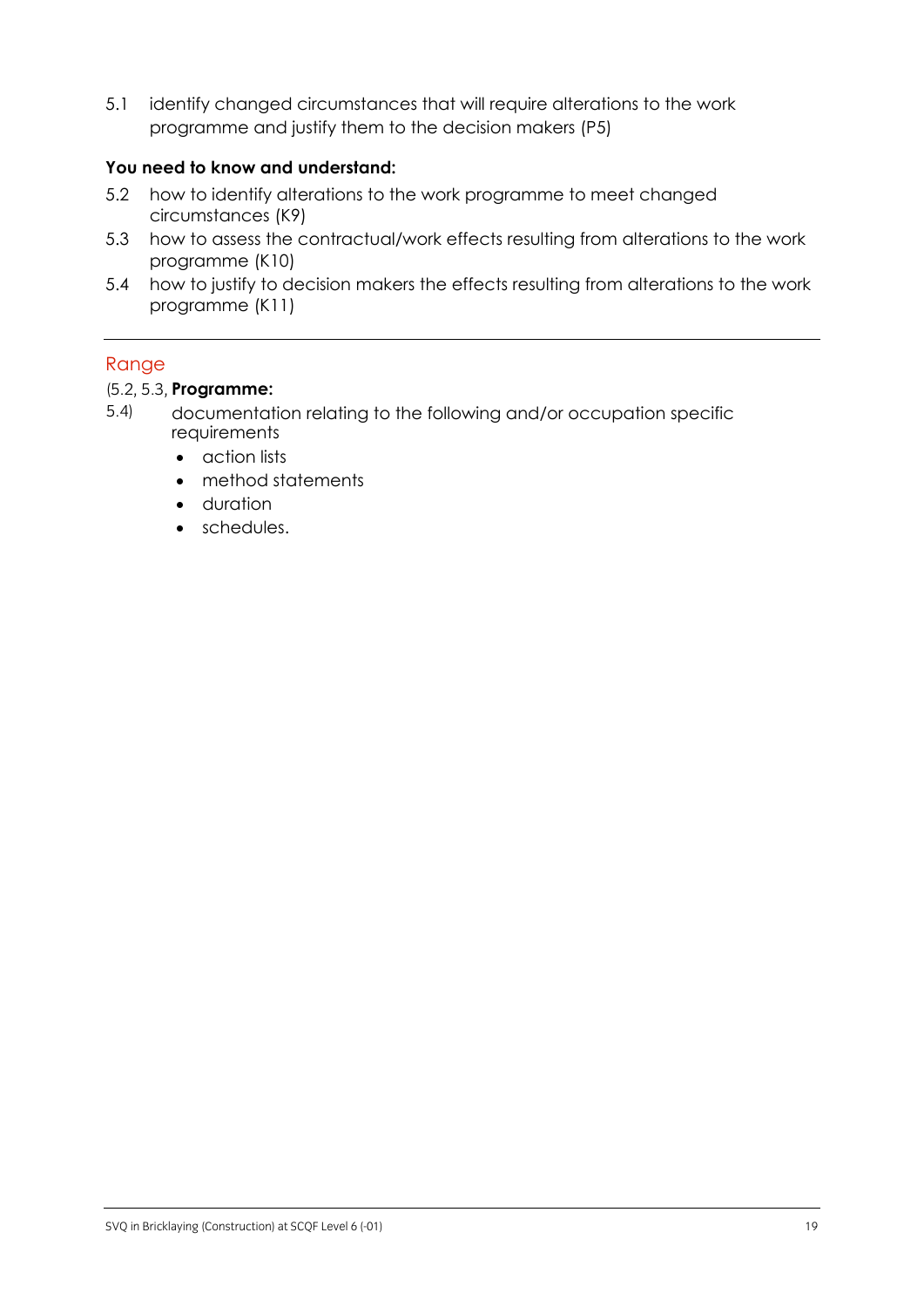5.1 identify changed circumstances that will require alterations to the work programme and justify them to the decision makers (P5)

**You need to know and understand:**

5.2 how to identify alterations to the work programme to meet changed circumstances (K9)

5.3 how to assess the contractual/work effects resulting from alterations to the work programme (K10)

5.4 how to justify to decision makers the effects resulting from alterations to the work programme (K11)

---

## Range

(5.2, 5.3, 5.4) **Programme:**

documentation relating to the following and/or occupation specific requirements

- action lists
- method statements
- duration
- schedules.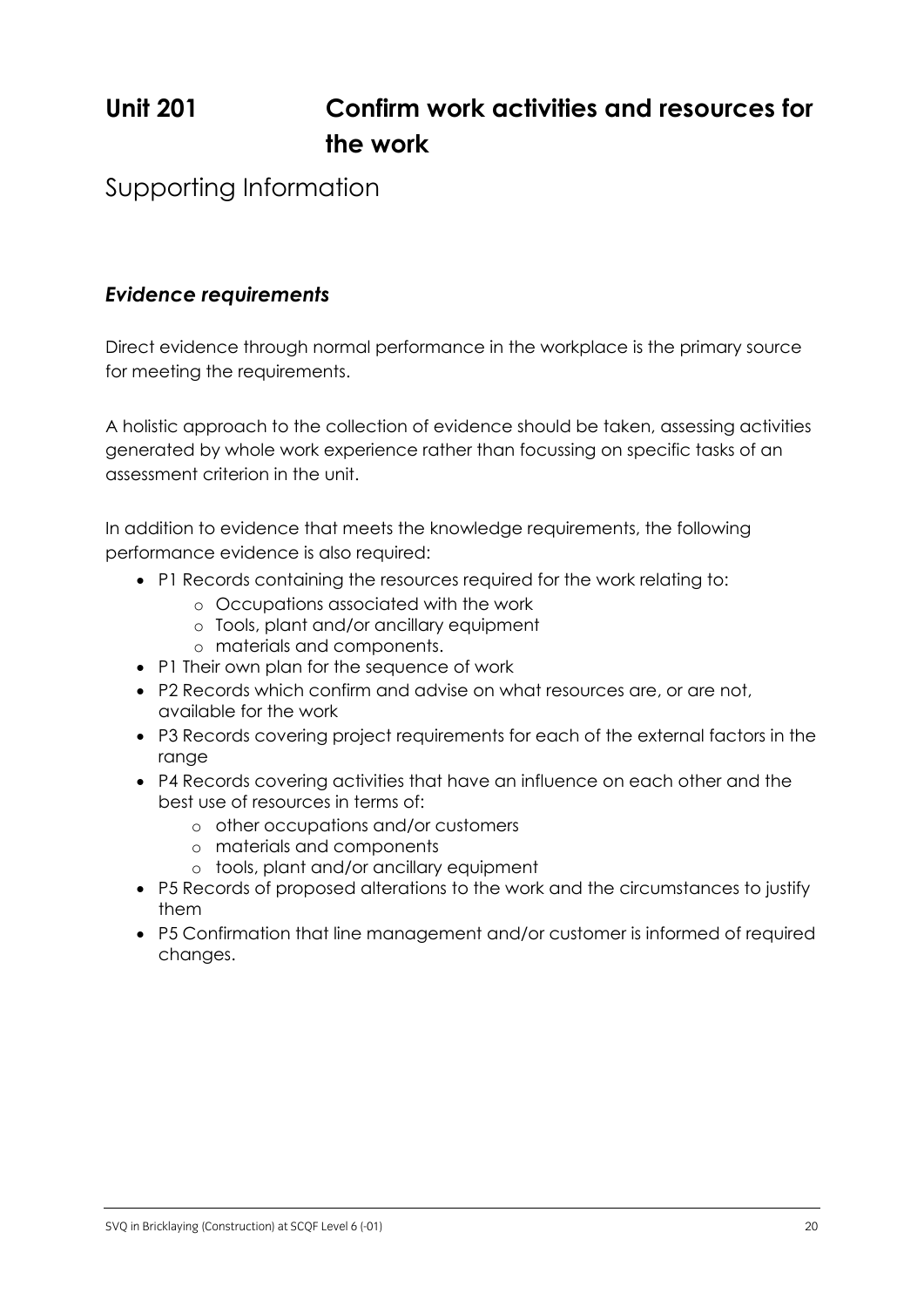# Unit 201 Confirm work activities and resources for the work

## Supporting Information

### *Evidence requirements*

Direct evidence through normal performance in the workplace is the primary source for meeting the requirements.

A holistic approach to the collection of evidence should be taken, assessing activities generated by whole work experience rather than focussing on specific tasks of an assessment criterion in the unit.

In addition to evidence that meets the knowledge requirements, the following performance evidence is also required:

- P1 Records containing the resources required for the work relating to:
  - Occupations associated with the work
  - Tools, plant and/or ancillary equipment
  - materials and components.
- P1 Their own plan for the sequence of work
- P2 Records which confirm and advise on what resources are, or are not, available for the work
- P3 Records covering project requirements for each of the external factors in the range
- P4 Records covering activities that have an influence on each other and the best use of resources in terms of:
  - other occupations and/or customers
  - materials and components
  - tools, plant and/or ancillary equipment
- P5 Records of proposed alterations to the work and the circumstances to justify them
- P5 Confirmation that line management and/or customer is informed of required changes.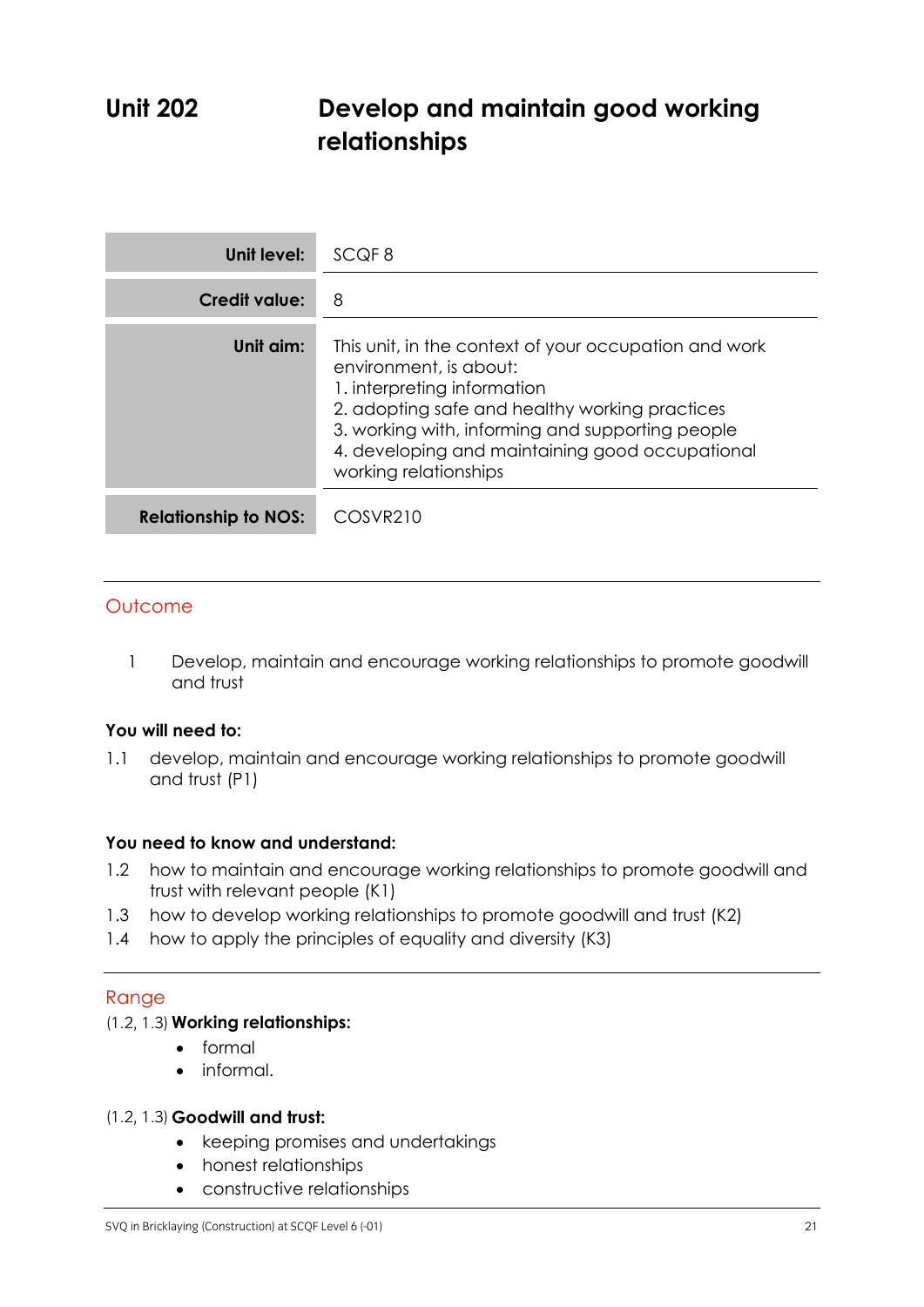# Unit 202 Develop and maintain good working relationships

| | |
|---|---|
| **Unit level:** | SCQF 8 |
| **Credit value:** | 8 |
| **Unit aim:** | This unit, in the context of your occupation and work environment, is about:<br>1. interpreting information<br>2. adopting safe and healthy working practices<br>3. working with, informing and supporting people<br>4. developing and maintaining good occupational working relationships |
| **Relationship to NOS:** | COSVR210 |

## Outcome

1 Develop, maintain and encourage working relationships to promote goodwill and trust

**You will need to:**

1.1 develop, maintain and encourage working relationships to promote goodwill and trust (P1)

**You need to know and understand:**

1.2 how to maintain and encourage working relationships to promote goodwill and trust with relevant people (K1)

1.3 how to develop working relationships to promote goodwill and trust (K2)

1.4 how to apply the principles of equality and diversity (K3)

## Range

(1.2, 1.3) **Working relationships:**

- formal
- informal.

(1.2, 1.3) **Goodwill and trust:**

- keeping promises and undertakings
- honest relationships
- constructive relationships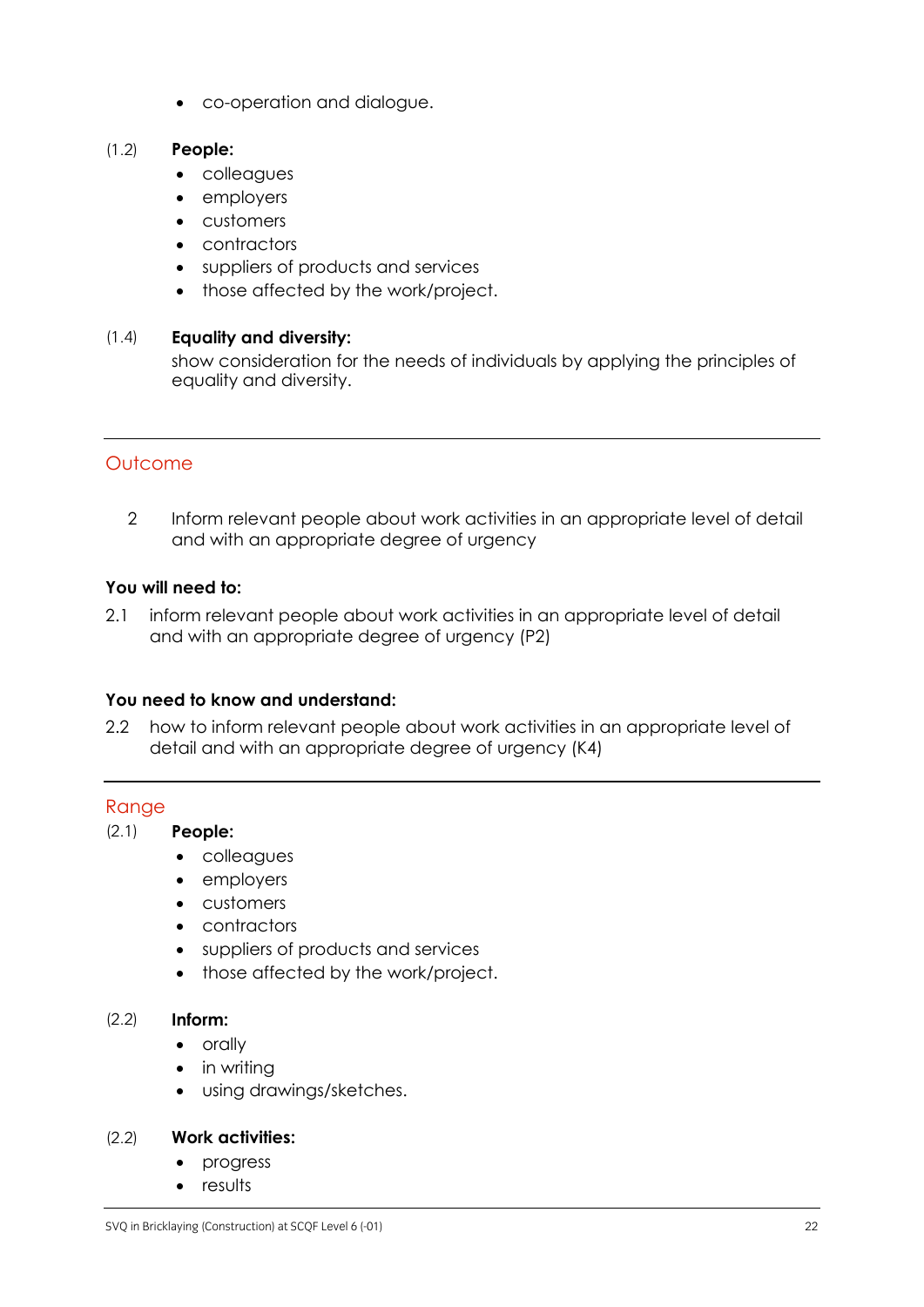- co-operation and dialogue.

(1.2) **People:**

- colleagues
- employers
- customers
- contractors
- suppliers of products and services
- those affected by the work/project.

(1.4) **Equality and diversity:**

show consideration for the needs of individuals by applying the principles of equality and diversity.

---

## Outcome

2 Inform relevant people about work activities in an appropriate level of detail and with an appropriate degree of urgency

**You will need to:**

2.1 inform relevant people about work activities in an appropriate level of detail and with an appropriate degree of urgency (P2)

**You need to know and understand:**

2.2 how to inform relevant people about work activities in an appropriate level of detail and with an appropriate degree of urgency (K4)

---

## Range

(2.1) **People:**

- colleagues
- employers
- customers
- contractors
- suppliers of products and services
- those affected by the work/project.

(2.2) **Inform:**

- orally
- in writing
- using drawings/sketches.

(2.2) **Work activities:**

- progress
- results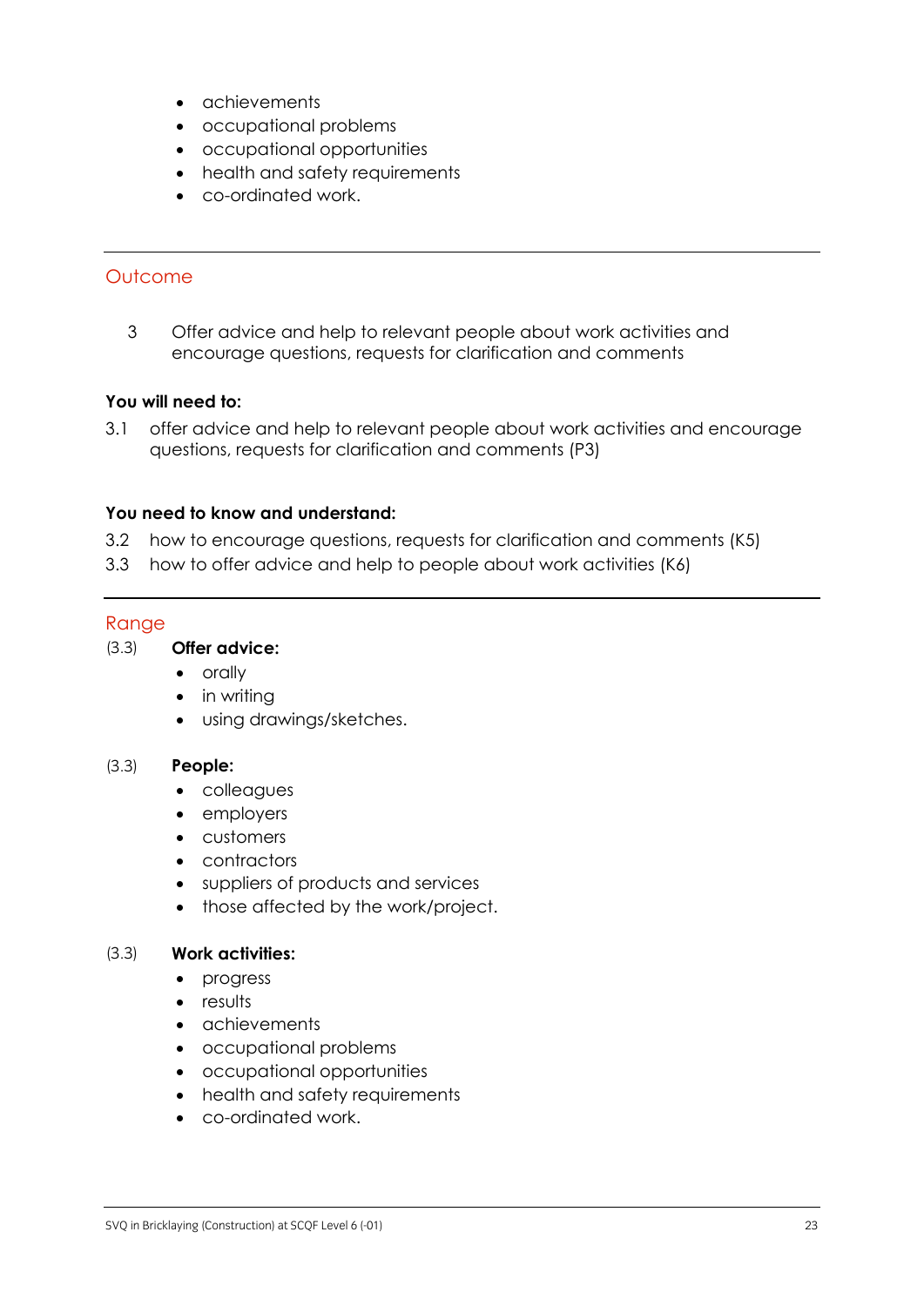- achievements
- occupational problems
- occupational opportunities
- health and safety requirements
- co-ordinated work.

---

## Outcome

3 Offer advice and help to relevant people about work activities and encourage questions, requests for clarification and comments

**You will need to:**

3.1 offer advice and help to relevant people about work activities and encourage questions, requests for clarification and comments (P3)

**You need to know and understand:**

3.2 how to encourage questions, requests for clarification and comments (K5)

3.3 how to offer advice and help to people about work activities (K6)

---

## Range

(3.3) **Offer advice:**

- orally
- in writing
- using drawings/sketches.

(3.3) **People:**

- colleagues
- employers
- customers
- contractors
- suppliers of products and services
- those affected by the work/project.

(3.3) **Work activities:**

- progress
- results
- achievements
- occupational problems
- occupational opportunities
- health and safety requirements
- co-ordinated work.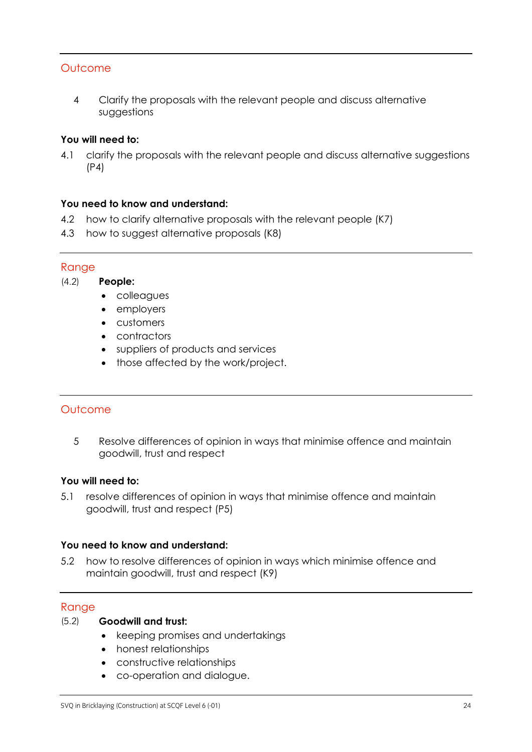## Outcome

4 Clarify the proposals with the relevant people and discuss alternative suggestions

**You will need to:**

4.1 clarify the proposals with the relevant people and discuss alternative suggestions (P4)

**You need to know and understand:**

4.2 how to clarify alternative proposals with the relevant people (K7)

4.3 how to suggest alternative proposals (K8)

## Range

(4.2) **People:**

- colleagues
- employers
- customers
- contractors
- suppliers of products and services
- those affected by the work/project.

## Outcome

5 Resolve differences of opinion in ways that minimise offence and maintain goodwill, trust and respect

**You will need to:**

5.1 resolve differences of opinion in ways that minimise offence and maintain goodwill, trust and respect (P5)

**You need to know and understand:**

5.2 how to resolve differences of opinion in ways which minimise offence and maintain goodwill, trust and respect (K9)

## Range

(5.2) **Goodwill and trust:**

- keeping promises and undertakings
- honest relationships
- constructive relationships
- co-operation and dialogue.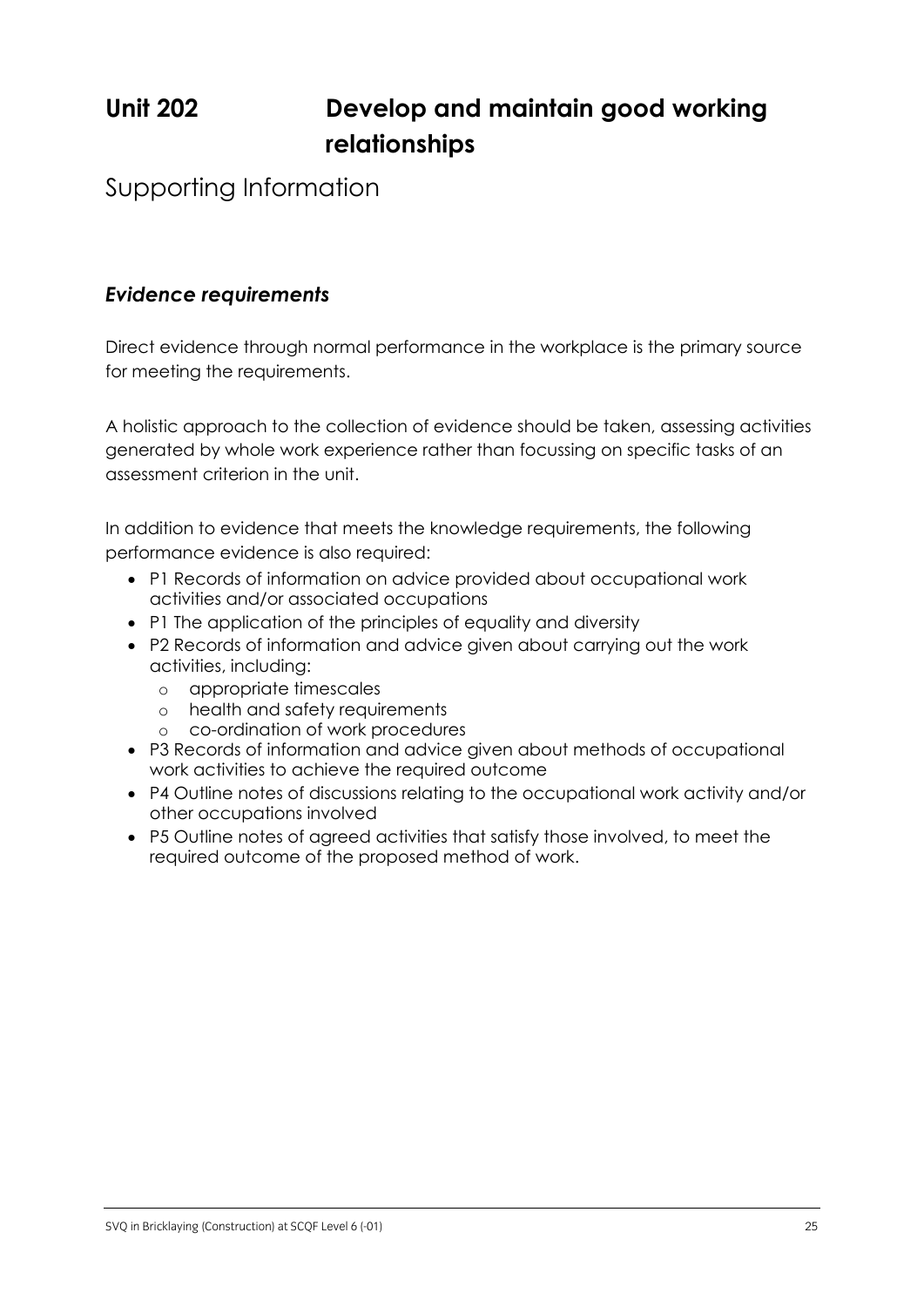# Unit 202 Develop and maintain good working relationships

## Supporting Information

### *Evidence requirements*

Direct evidence through normal performance in the workplace is the primary source for meeting the requirements.

A holistic approach to the collection of evidence should be taken, assessing activities generated by whole work experience rather than focussing on specific tasks of an assessment criterion in the unit.

In addition to evidence that meets the knowledge requirements, the following performance evidence is also required:

- P1 Records of information on advice provided about occupational work activities and/or associated occupations
- P1 The application of the principles of equality and diversity
- P2 Records of information and advice given about carrying out the work activities, including:
  - appropriate timescales
  - health and safety requirements
  - co-ordination of work procedures
- P3 Records of information and advice given about methods of occupational work activities to achieve the required outcome
- P4 Outline notes of discussions relating to the occupational work activity and/or other occupations involved
- P5 Outline notes of agreed activities that satisfy those involved, to meet the required outcome of the proposed method of work.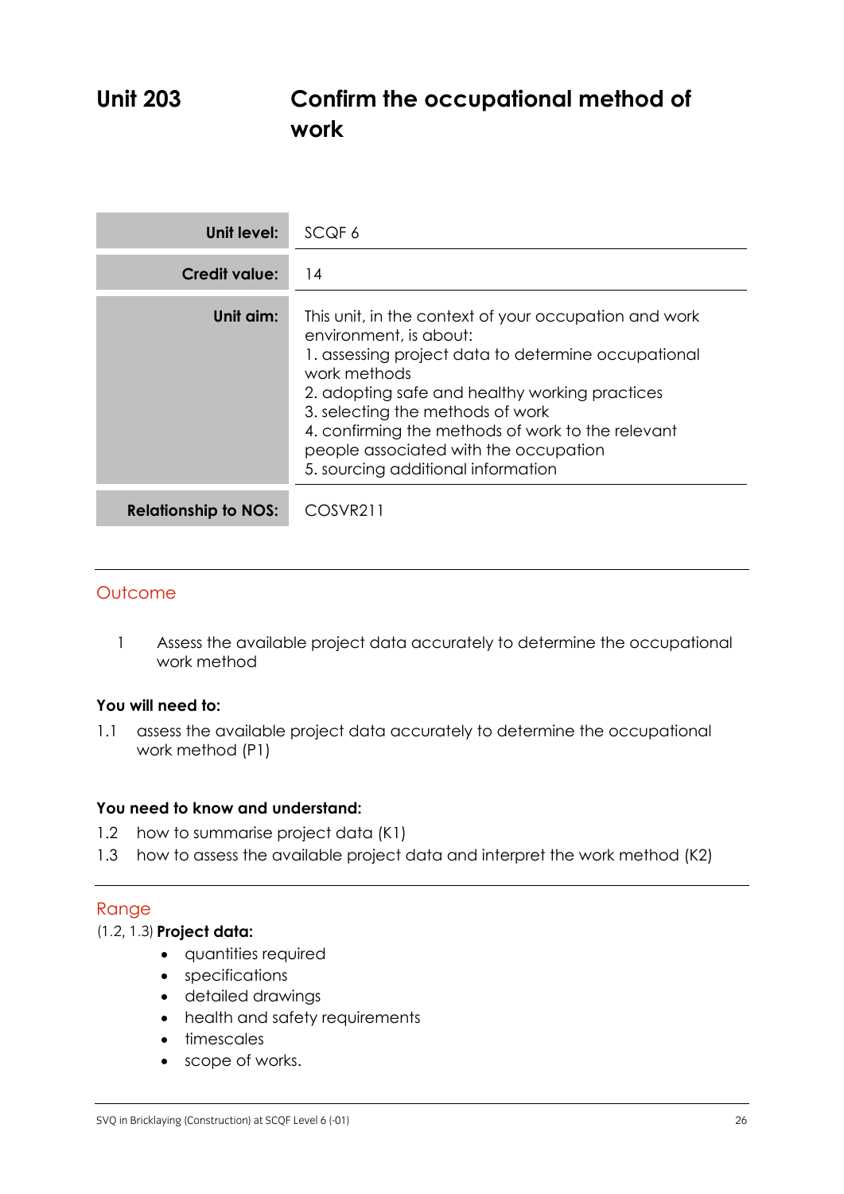# Unit 203 Confirm the occupational method of work

| | |
|---|---|
| **Unit level:** | SCQF 6 |
| **Credit value:** | 14 |
| **Unit aim:** | This unit, in the context of your occupation and work environment, is about:<br>1. assessing project data to determine occupational work methods<br>2. adopting safe and healthy working practices<br>3. selecting the methods of work<br>4. confirming the methods of work to the relevant people associated with the occupation<br>5. sourcing additional information |
| **Relationship to NOS:** | COSVR211 |

## Outcome

1 Assess the available project data accurately to determine the occupational work method

**You will need to:**

1.1 assess the available project data accurately to determine the occupational work method (P1)

**You need to know and understand:**

1.2 how to summarise project data (K1)

1.3 how to assess the available project data and interpret the work method (K2)

## Range

(1.2, 1.3) **Project data:**

- quantities required
- specifications
- detailed drawings
- health and safety requirements
- timescales
- scope of works.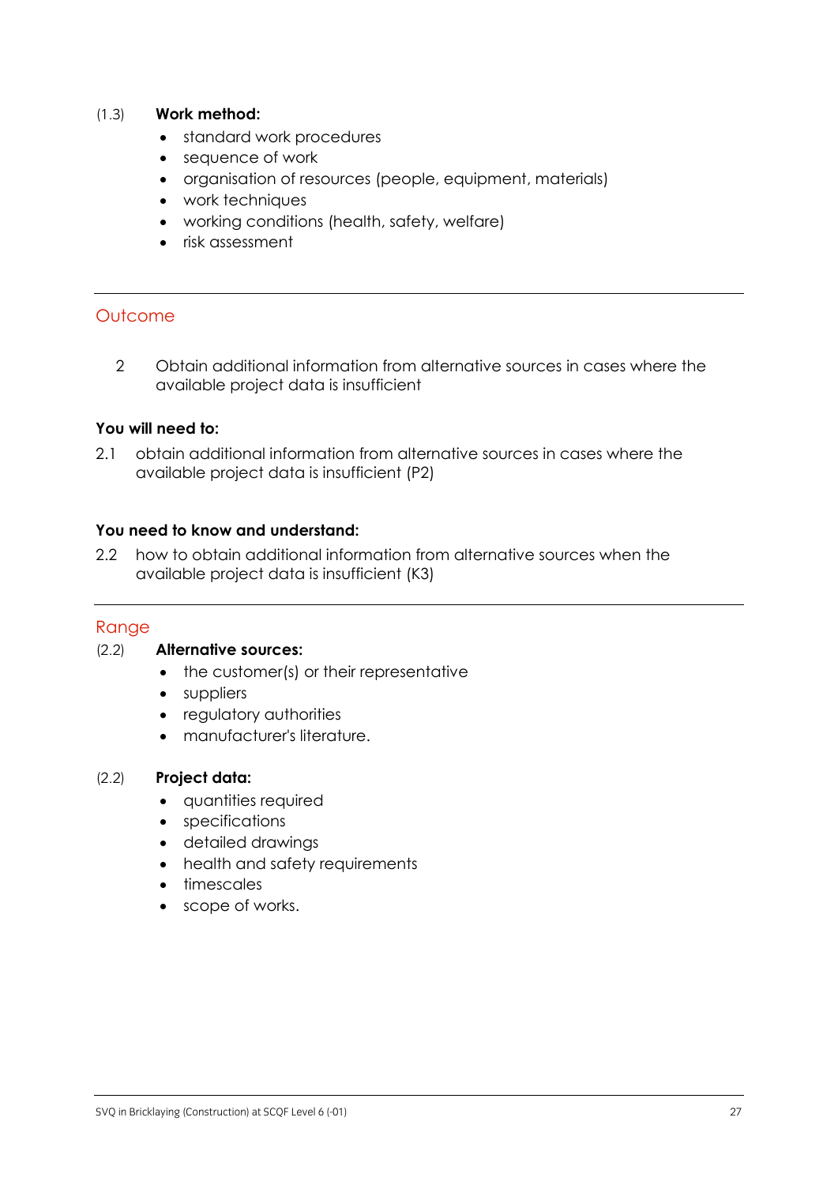(1.3) **Work method:**

- standard work procedures
- sequence of work
- organisation of resources (people, equipment, materials)
- work techniques
- working conditions (health, safety, welfare)
- risk assessment

---

## Outcome

2 Obtain additional information from alternative sources in cases where the available project data is insufficient

**You will need to:**

2.1 obtain additional information from alternative sources in cases where the available project data is insufficient (P2)

**You need to know and understand:**

2.2 how to obtain additional information from alternative sources when the available project data is insufficient (K3)

---

## Range

(2.2) **Alternative sources:**

- the customer(s) or their representative
- suppliers
- regulatory authorities
- manufacturer's literature.

(2.2) **Project data:**

- quantities required
- specifications
- detailed drawings
- health and safety requirements
- timescales
- scope of works.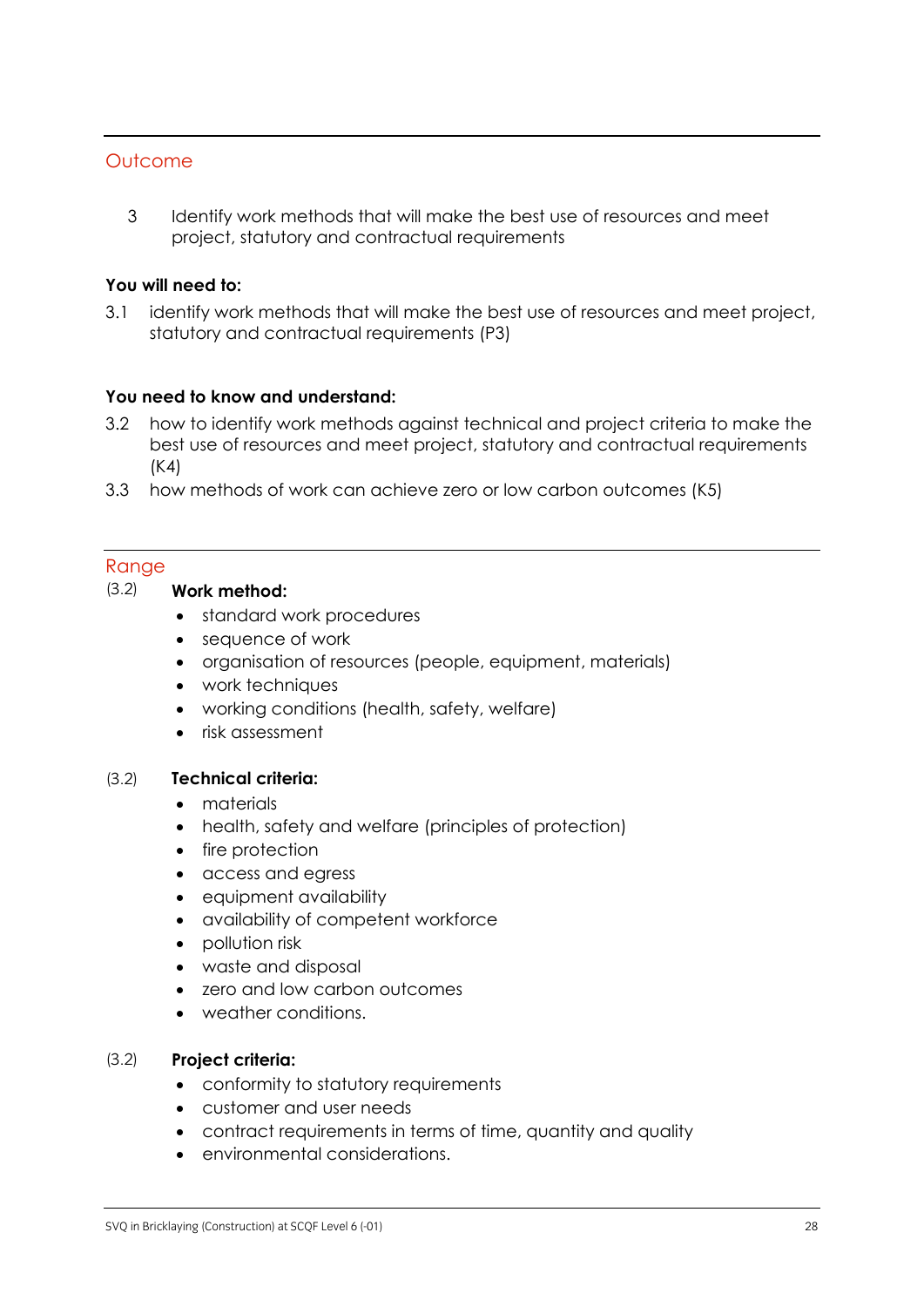## Outcome

3 Identify work methods that will make the best use of resources and meet project, statutory and contractual requirements

**You will need to:**

3.1 identify work methods that will make the best use of resources and meet project, statutory and contractual requirements (P3)

**You need to know and understand:**

3.2 how to identify work methods against technical and project criteria to make the best use of resources and meet project, statutory and contractual requirements (K4)

3.3 how methods of work can achieve zero or low carbon outcomes (K5)

## Range

(3.2) **Work method:**

- standard work procedures
- sequence of work
- organisation of resources (people, equipment, materials)
- work techniques
- working conditions (health, safety, welfare)
- risk assessment

(3.2) **Technical criteria:**

- materials
- health, safety and welfare (principles of protection)
- fire protection
- access and egress
- equipment availability
- availability of competent workforce
- pollution risk
- waste and disposal
- zero and low carbon outcomes
- weather conditions.

(3.2) **Project criteria:**

- conformity to statutory requirements
- customer and user needs
- contract requirements in terms of time, quantity and quality
- environmental considerations.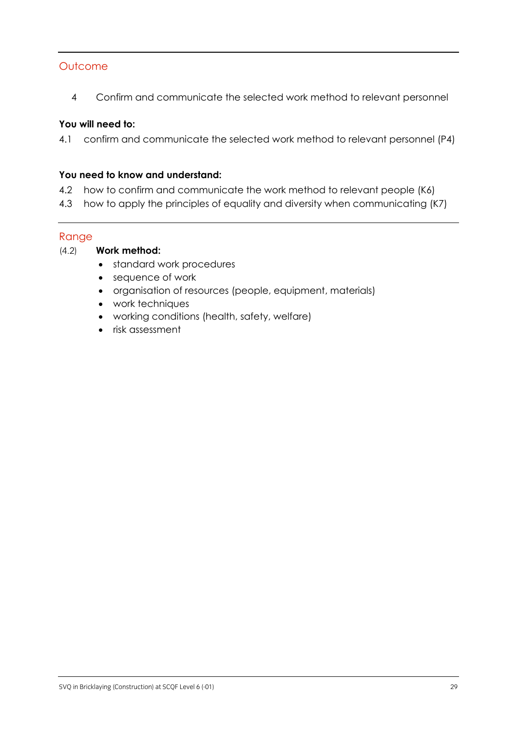## Outcome

4 Confirm and communicate the selected work method to relevant personnel

**You will need to:**

4.1 confirm and communicate the selected work method to relevant personnel (P4)

**You need to know and understand:**

4.2 how to confirm and communicate the work method to relevant people (K6)
4.3 how to apply the principles of equality and diversity when communicating (K7)

## Range

(4.2) **Work method:**

- standard work procedures
- sequence of work
- organisation of resources (people, equipment, materials)
- work techniques
- working conditions (health, safety, welfare)
- risk assessment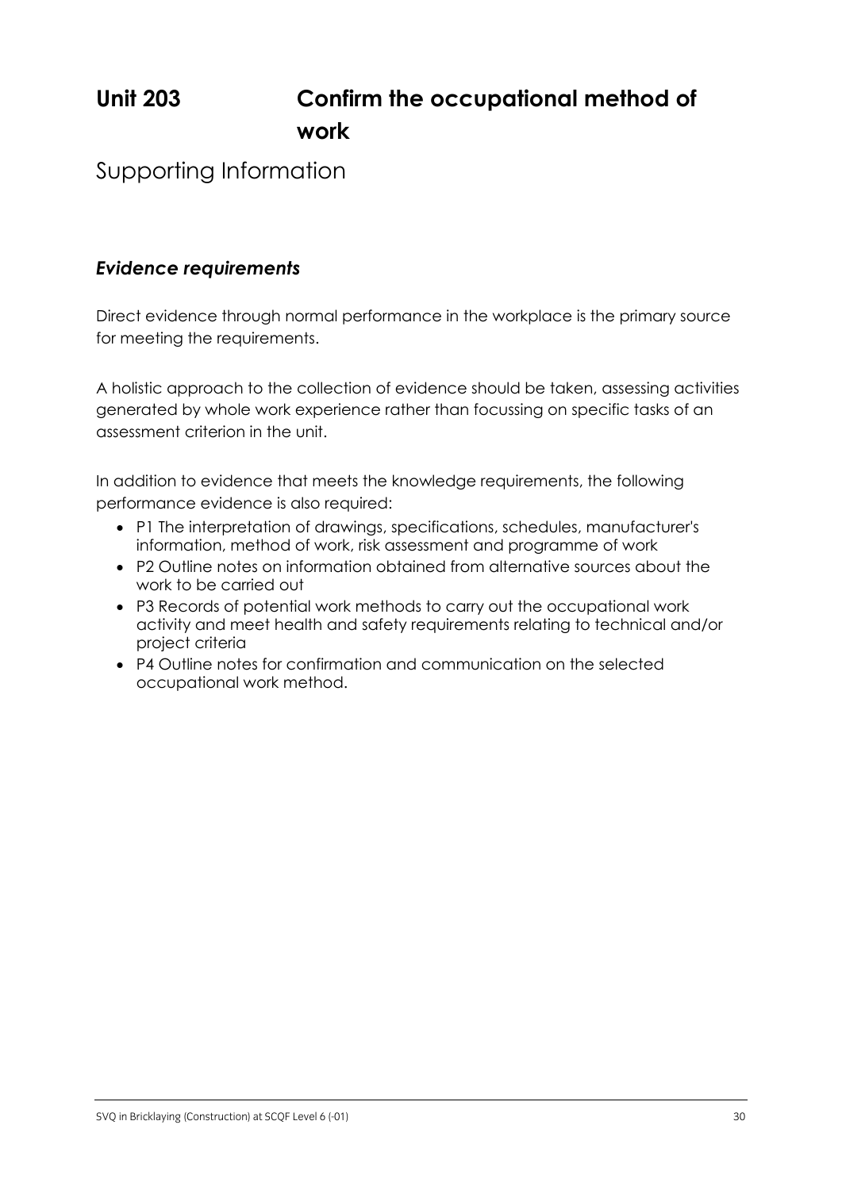# Unit 203 Confirm the occupational method of work

## Supporting Information

### *Evidence requirements*

Direct evidence through normal performance in the workplace is the primary source for meeting the requirements.

A holistic approach to the collection of evidence should be taken, assessing activities generated by whole work experience rather than focussing on specific tasks of an assessment criterion in the unit.

In addition to evidence that meets the knowledge requirements, the following performance evidence is also required:

- P1 The interpretation of drawings, specifications, schedules, manufacturer's information, method of work, risk assessment and programme of work
- P2 Outline notes on information obtained from alternative sources about the work to be carried out
- P3 Records of potential work methods to carry out the occupational work activity and meet health and safety requirements relating to technical and/or project criteria
- P4 Outline notes for confirmation and communication on the selected occupational work method.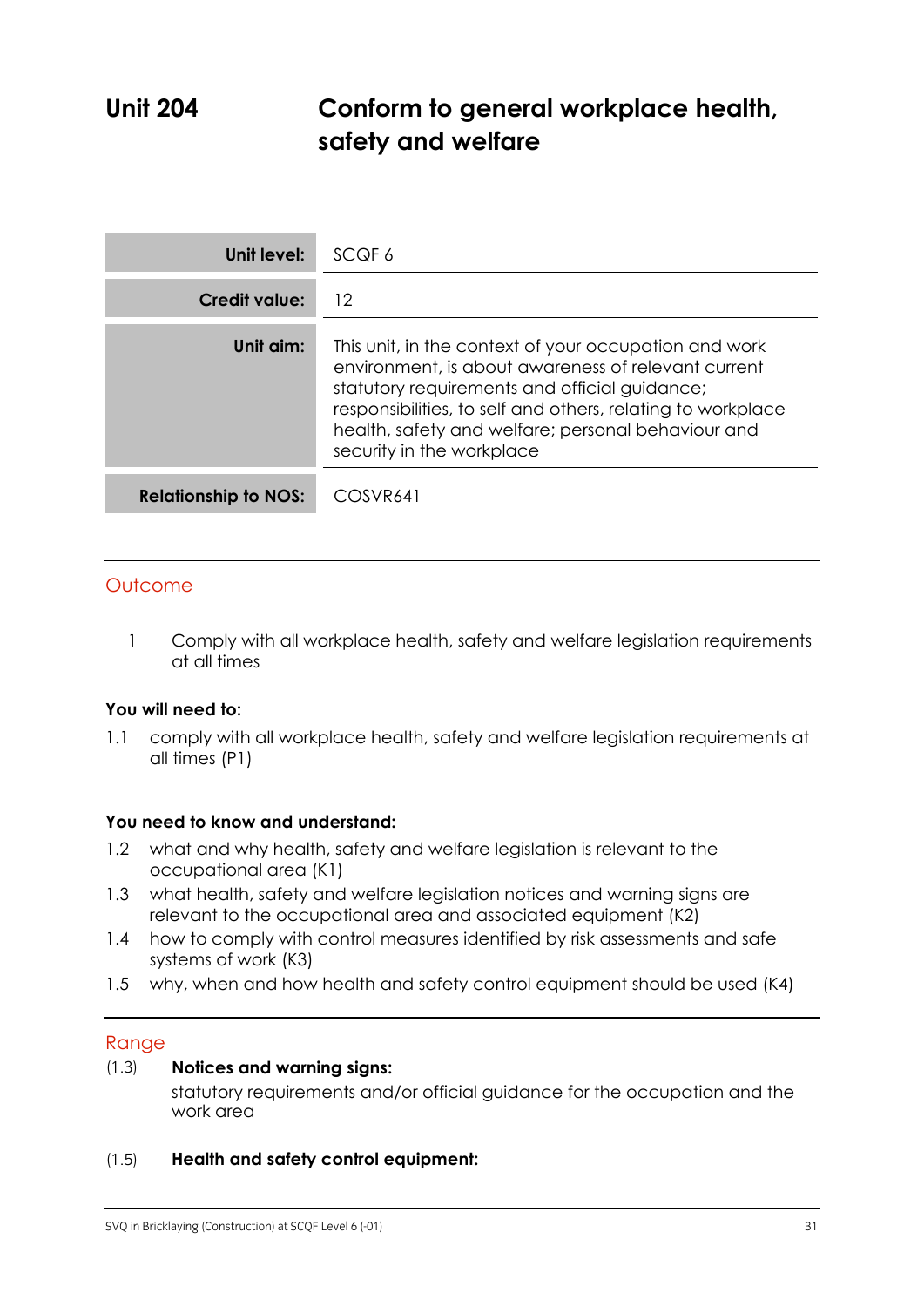# Unit 204 Conform to general workplace health, safety and welfare

| | |
|---|---|
| **Unit level:** | SCQF 6 |
| **Credit value:** | 12 |
| **Unit aim:** | This unit, in the context of your occupation and work environment, is about awareness of relevant current statutory requirements and official guidance; responsibilities, to self and others, relating to workplace health, safety and welfare; personal behaviour and security in the workplace |
| **Relationship to NOS:** | COSVR641 |

## Outcome

1 Comply with all workplace health, safety and welfare legislation requirements at all times

**You will need to:**

1.1 comply with all workplace health, safety and welfare legislation requirements at all times (P1)

**You need to know and understand:**

1.2 what and why health, safety and welfare legislation is relevant to the occupational area (K1)

1.3 what health, safety and welfare legislation notices and warning signs are relevant to the occupational area and associated equipment (K2)

1.4 how to comply with control measures identified by risk assessments and safe systems of work (K3)

1.5 why, when and how health and safety control equipment should be used (K4)

## Range

(1.3) **Notices and warning signs:**

statutory requirements and/or official guidance for the occupation and the work area

(1.5) **Health and safety control equipment:**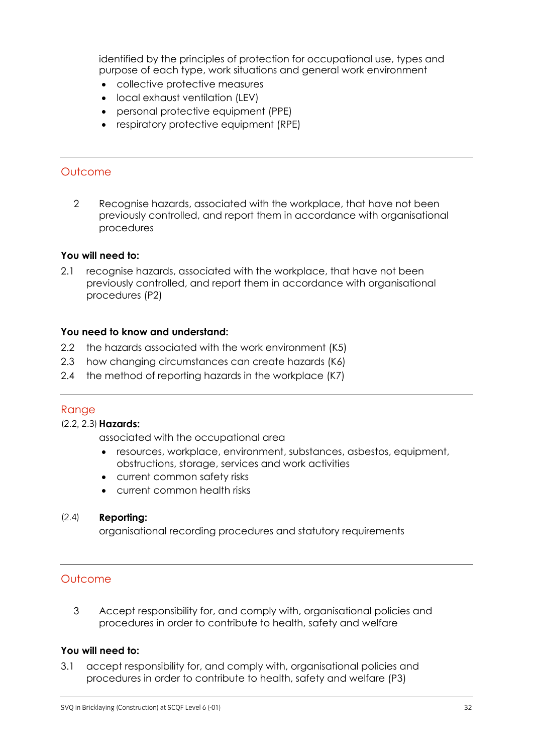identified by the principles of protection for occupational use, types and purpose of each type, work situations and general work environment

- collective protective measures
- local exhaust ventilation (LEV)
- personal protective equipment (PPE)
- respiratory protective equipment (RPE)

---

## Outcome

2 Recognise hazards, associated with the workplace, that have not been previously controlled, and report them in accordance with organisational procedures

**You will need to:**

2.1 recognise hazards, associated with the workplace, that have not been previously controlled, and report them in accordance with organisational procedures (P2)

**You need to know and understand:**

2.2 the hazards associated with the work environment (K5)

2.3 how changing circumstances can create hazards (K6)

2.4 the method of reporting hazards in the workplace (K7)

---

## Range

(2.2, 2.3) **Hazards:**

associated with the occupational area

- resources, workplace, environment, substances, asbestos, equipment, obstructions, storage, services and work activities
- current common safety risks
- current common health risks

(2.4) **Reporting:**

organisational recording procedures and statutory requirements

---

## Outcome

3 Accept responsibility for, and comply with, organisational policies and procedures in order to contribute to health, safety and welfare

**You will need to:**

3.1 accept responsibility for, and comply with, organisational policies and procedures in order to contribute to health, safety and welfare (P3)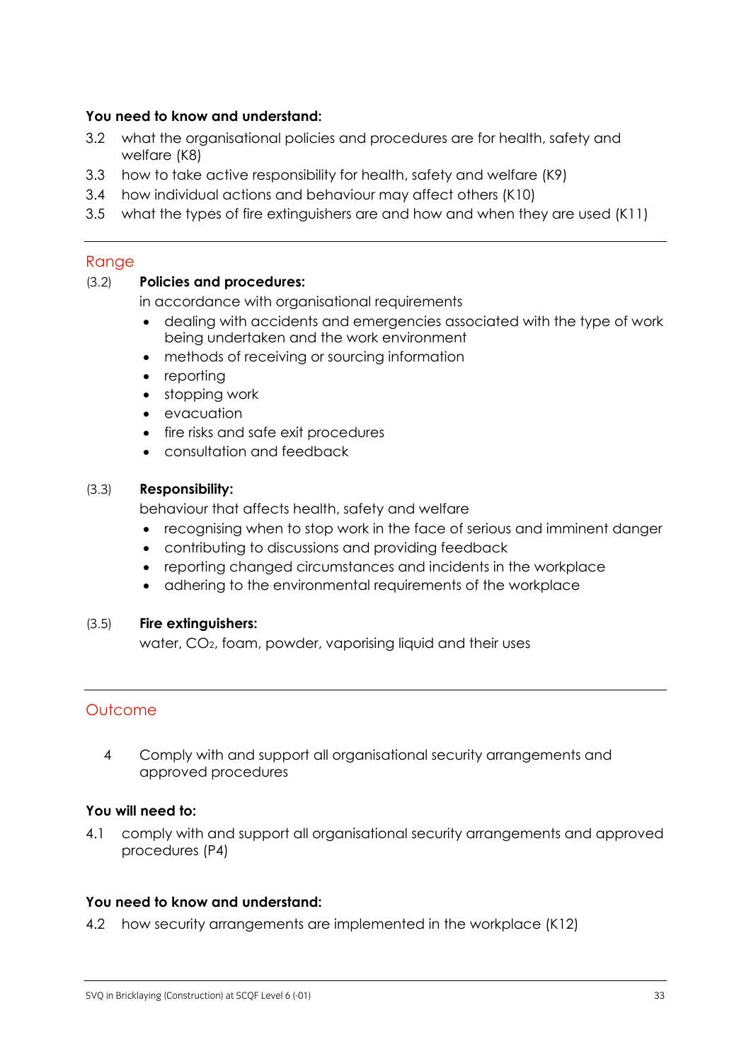**You need to know and understand:**

3.2 what the organisational policies and procedures are for health, safety and welfare (K8)

3.3 how to take active responsibility for health, safety and welfare (K9)

3.4 how individual actions and behaviour may affect others (K10)

3.5 what the types of fire extinguishers are and how and when they are used (K11)

---

## Range

(3.2) **Policies and procedures:**

in accordance with organisational requirements

- dealing with accidents and emergencies associated with the type of work being undertaken and the work environment
- methods of receiving or sourcing information
- reporting
- stopping work
- evacuation
- fire risks and safe exit procedures
- consultation and feedback

(3.3) **Responsibility:**

behaviour that affects health, safety and welfare

- recognising when to stop work in the face of serious and imminent danger
- contributing to discussions and providing feedback
- reporting changed circumstances and incidents in the workplace
- adhering to the environmental requirements of the workplace

(3.5) **Fire extinguishers:**

water, $CO_2$, foam, powder, vaporising liquid and their uses

---

## Outcome

4 Comply with and support all organisational security arrangements and approved procedures

**You will need to:**

4.1 comply with and support all organisational security arrangements and approved procedures (P4)

**You need to know and understand:**

4.2 how security arrangements are implemented in the workplace (K12)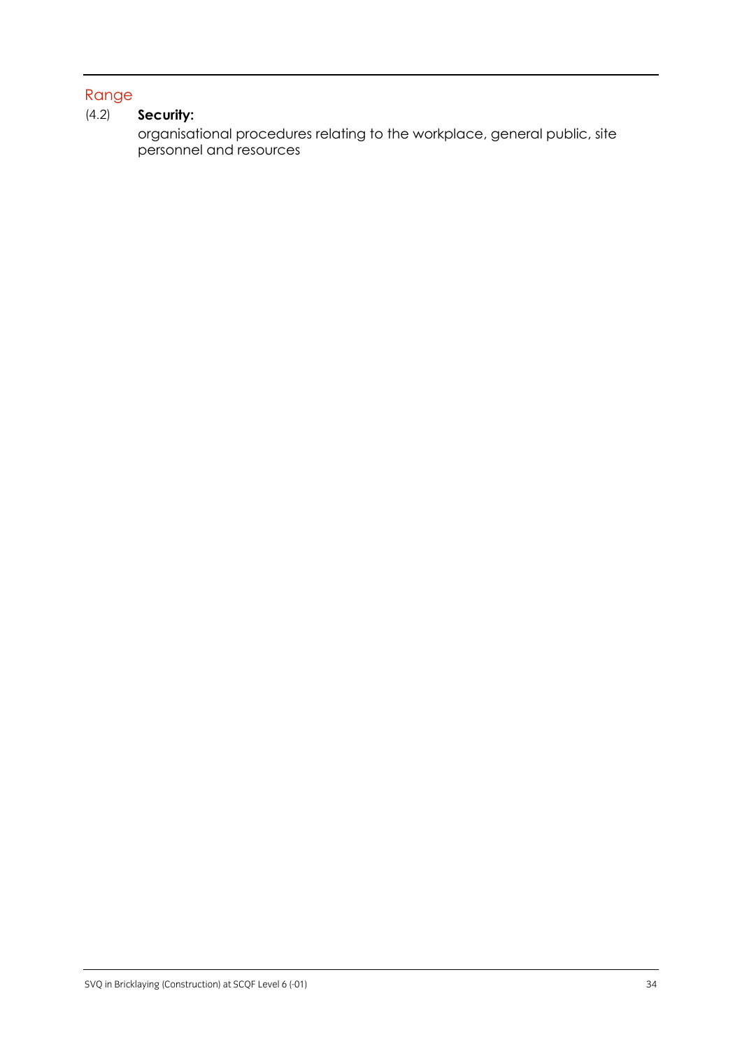## Range

(4.2) **Security:**

organisational procedures relating to the workplace, general public, site personnel and resources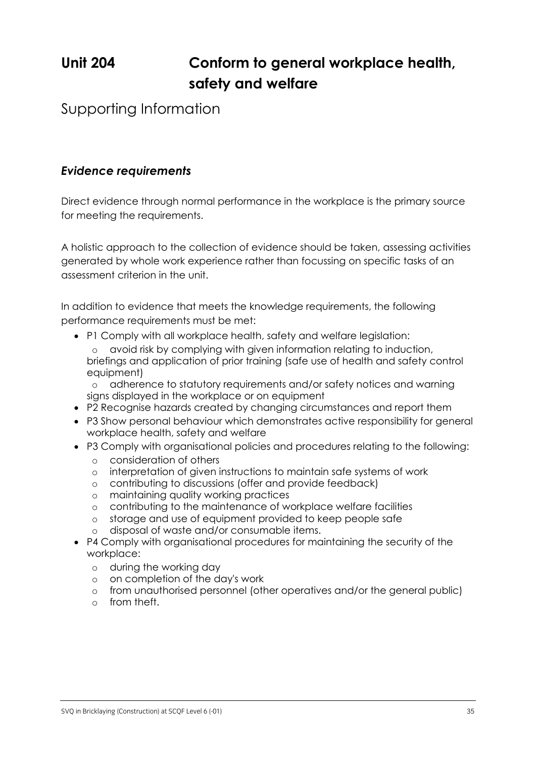# Unit 204 Conform to general workplace health, safety and welfare

## Supporting Information

### *Evidence requirements*

Direct evidence through normal performance in the workplace is the primary source for meeting the requirements.

A holistic approach to the collection of evidence should be taken, assessing activities generated by whole work experience rather than focussing on specific tasks of an assessment criterion in the unit.

In addition to evidence that meets the knowledge requirements, the following performance requirements must be met:

- P1 Comply with all workplace health, safety and welfare legislation:
  - avoid risk by complying with given information relating to induction, briefings and application of prior training (safe use of health and safety control equipment)
  - adherence to statutory requirements and/or safety notices and warning signs displayed in the workplace or on equipment
- P2 Recognise hazards created by changing circumstances and report them
- P3 Show personal behaviour which demonstrates active responsibility for general workplace health, safety and welfare
- P3 Comply with organisational policies and procedures relating to the following:
  - consideration of others
  - interpretation of given instructions to maintain safe systems of work
  - contributing to discussions (offer and provide feedback)
  - maintaining quality working practices
  - contributing to the maintenance of workplace welfare facilities
  - storage and use of equipment provided to keep people safe
  - disposal of waste and/or consumable items.
- P4 Comply with organisational procedures for maintaining the security of the workplace:
  - during the working day
  - on completion of the day's work
  - from unauthorised personnel (other operatives and/or the general public)
  - from theft.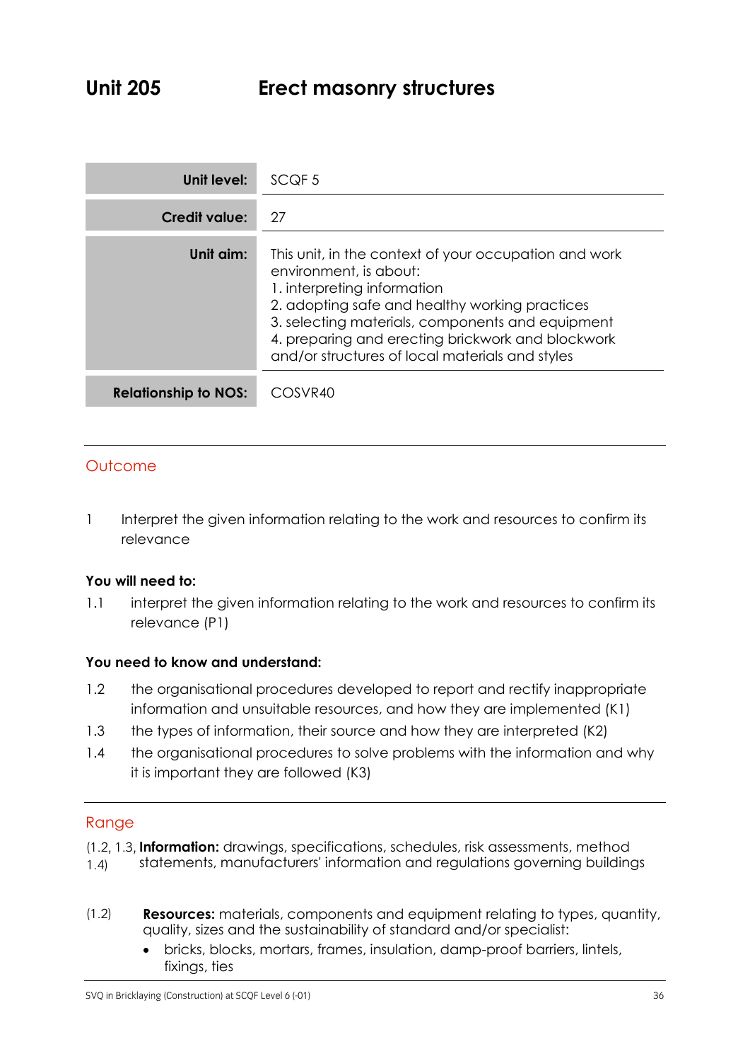# Unit 205 Erect masonry structures

| | |
|---|---|
| **Unit level:** | SCQF 5 |
| **Credit value:** | 27 |
| **Unit aim:** | This unit, in the context of your occupation and work environment, is about:<br>1. interpreting information<br>2. adopting safe and healthy working practices<br>3. selecting materials, components and equipment<br>4. preparing and erecting brickwork and blockwork and/or structures of local materials and styles |
| **Relationship to NOS:** | COSVR40 |

## Outcome

1 Interpret the given information relating to the work and resources to confirm its relevance

**You will need to:**

1.1 interpret the given information relating to the work and resources to confirm its relevance (P1)

**You need to know and understand:**

1.2 the organisational procedures developed to report and rectify inappropriate information and unsuitable resources, and how they are implemented (K1)

1.3 the types of information, their source and how they are interpreted (K2)

1.4 the organisational procedures to solve problems with the information and why it is important they are followed (K3)

## Range

(1.2, 1.3, 1.4) **Information:** drawings, specifications, schedules, risk assessments, method statements, manufacturers' information and regulations governing buildings

(1.2) **Resources:** materials, components and equipment relating to types, quantity, quality, sizes and the sustainability of standard and/or specialist:

- bricks, blocks, mortars, frames, insulation, damp-proof barriers, lintels, fixings, ties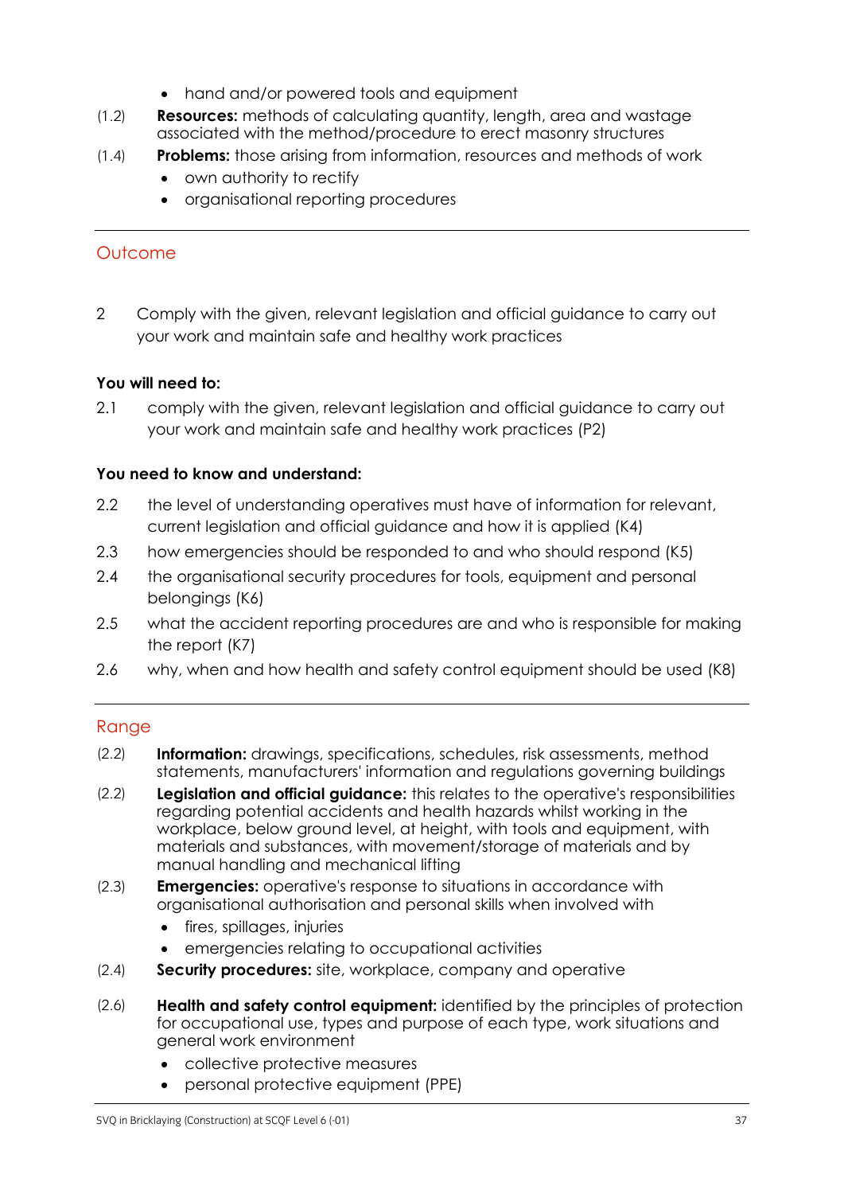- hand and/or powered tools and equipment

(1.2) **Resources:** methods of calculating quantity, length, area and wastage associated with the method/procedure to erect masonry structures

(1.4) **Problems:** those arising from information, resources and methods of work

- own authority to rectify
- organisational reporting procedures

## Outcome

2 Comply with the given, relevant legislation and official guidance to carry out your work and maintain safe and healthy work practices

**You will need to:**

2.1 comply with the given, relevant legislation and official guidance to carry out your work and maintain safe and healthy work practices (P2)

**You need to know and understand:**

2.2 the level of understanding operatives must have of information for relevant, current legislation and official guidance and how it is applied (K4)

2.3 how emergencies should be responded to and who should respond (K5)

2.4 the organisational security procedures for tools, equipment and personal belongings (K6)

2.5 what the accident reporting procedures are and who is responsible for making the report (K7)

2.6 why, when and how health and safety control equipment should be used (K8)

## Range

(2.2) **Information:** drawings, specifications, schedules, risk assessments, method statements, manufacturers' information and regulations governing buildings

(2.2) **Legislation and official guidance:** this relates to the operative's responsibilities regarding potential accidents and health hazards whilst working in the workplace, below ground level, at height, with tools and equipment, with materials and substances, with movement/storage of materials and by manual handling and mechanical lifting

(2.3) **Emergencies:** operative's response to situations in accordance with organisational authorisation and personal skills when involved with

- fires, spillages, injuries
- emergencies relating to occupational activities

(2.4) **Security procedures:** site, workplace, company and operative

(2.6) **Health and safety control equipment:** identified by the principles of protection for occupational use, types and purpose of each type, work situations and general work environment

- collective protective measures
- personal protective equipment (PPE)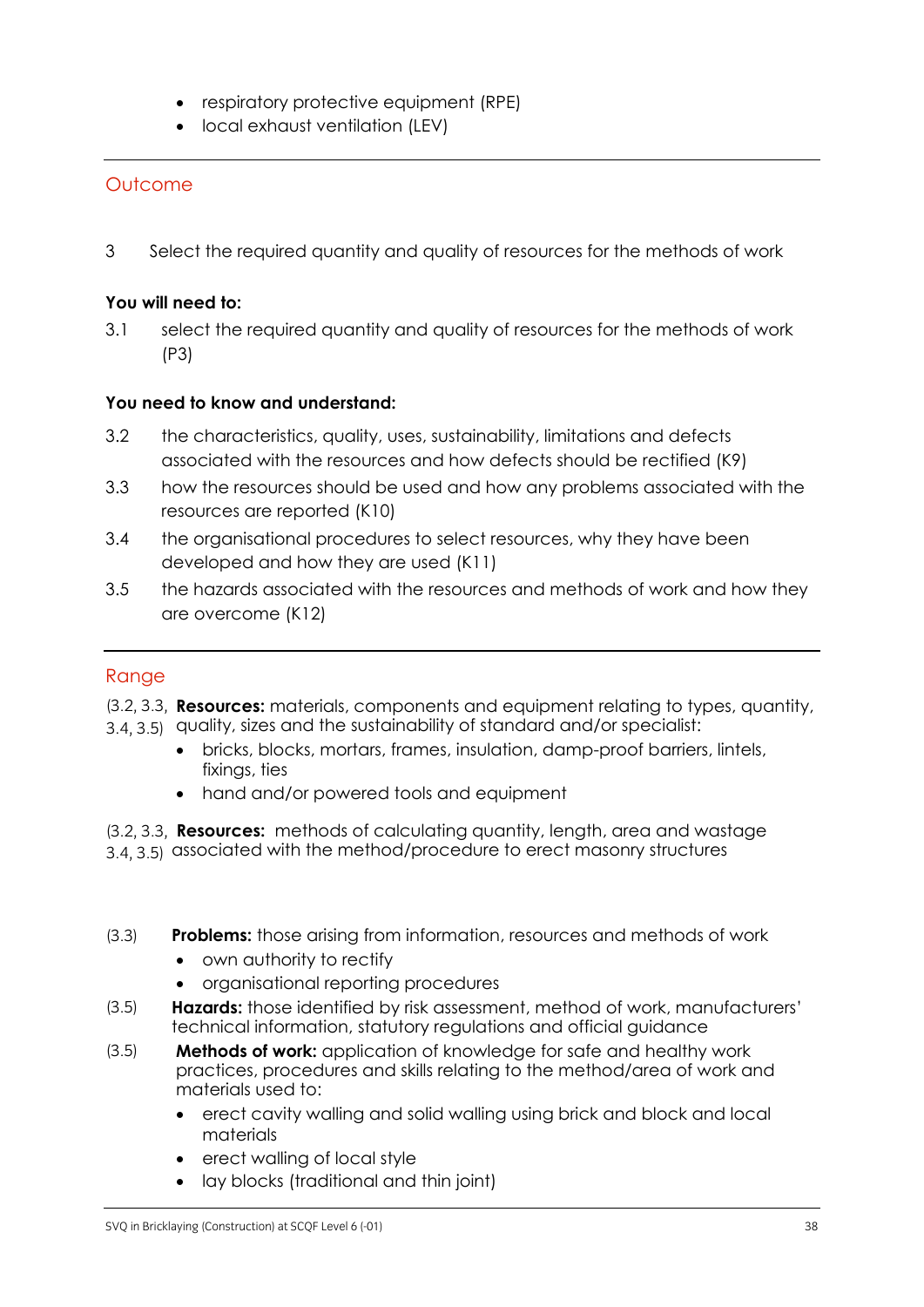- respiratory protective equipment (RPE)
- local exhaust ventilation (LEV)

## Outcome

3 Select the required quantity and quality of resources for the methods of work

**You will need to:**

3.1 select the required quantity and quality of resources for the methods of work (P3)

**You need to know and understand:**

3.2 the characteristics, quality, uses, sustainability, limitations and defects associated with the resources and how defects should be rectified (K9)

3.3 how the resources should be used and how any problems associated with the resources are reported (K10)

3.4 the organisational procedures to select resources, why they have been developed and how they are used (K11)

3.5 the hazards associated with the resources and methods of work and how they are overcome (K12)

## Range

(3.2, 3.3, 3.4, 3.5) **Resources:** materials, components and equipment relating to types, quantity, quality, sizes and the sustainability of standard and/or specialist:

- bricks, blocks, mortars, frames, insulation, damp-proof barriers, lintels, fixings, ties
- hand and/or powered tools and equipment

(3.2, 3.3, 3.4, 3.5) **Resources:** methods of calculating quantity, length, area and wastage associated with the method/procedure to erect masonry structures

(3.3) **Problems:** those arising from information, resources and methods of work

- own authority to rectify
- organisational reporting procedures

(3.5) **Hazards:** those identified by risk assessment, method of work, manufacturers' technical information, statutory regulations and official guidance

(3.5) **Methods of work:** application of knowledge for safe and healthy work practices, procedures and skills relating to the method/area of work and materials used to:

- erect cavity walling and solid walling using brick and block and local materials
- erect walling of local style
- lay blocks (traditional and thin joint)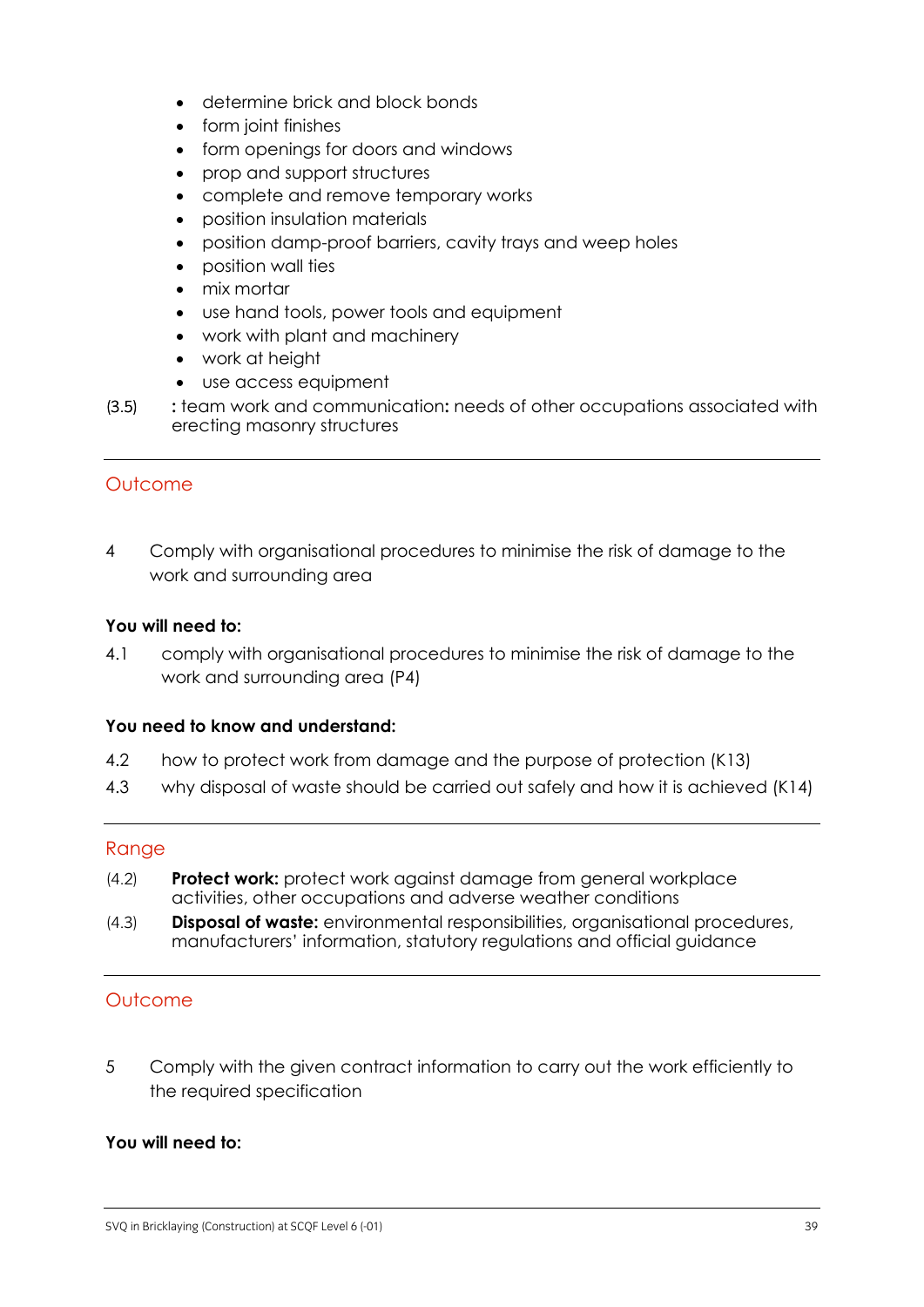- determine brick and block bonds
- form joint finishes
- form openings for doors and windows
- prop and support structures
- complete and remove temporary works
- position insulation materials
- position damp-proof barriers, cavity trays and weep holes
- position wall ties
- mix mortar
- use hand tools, power tools and equipment
- work with plant and machinery
- work at height
- use access equipment

(3.5) **:** team work and communication**:** needs of other occupations associated with erecting masonry structures

---

## Outcome

4 Comply with organisational procedures to minimise the risk of damage to the work and surrounding area

**You will need to:**

4.1 comply with organisational procedures to minimise the risk of damage to the work and surrounding area (P4)

**You need to know and understand:**

4.2 how to protect work from damage and the purpose of protection (K13)

4.3 why disposal of waste should be carried out safely and how it is achieved (K14)

---

## Range

(4.2) **Protect work:** protect work against damage from general workplace activities, other occupations and adverse weather conditions

(4.3) **Disposal of waste:** environmental responsibilities, organisational procedures, manufacturers' information, statutory regulations and official guidance

---

## Outcome

5 Comply with the given contract information to carry out the work efficiently to the required specification

**You will need to:**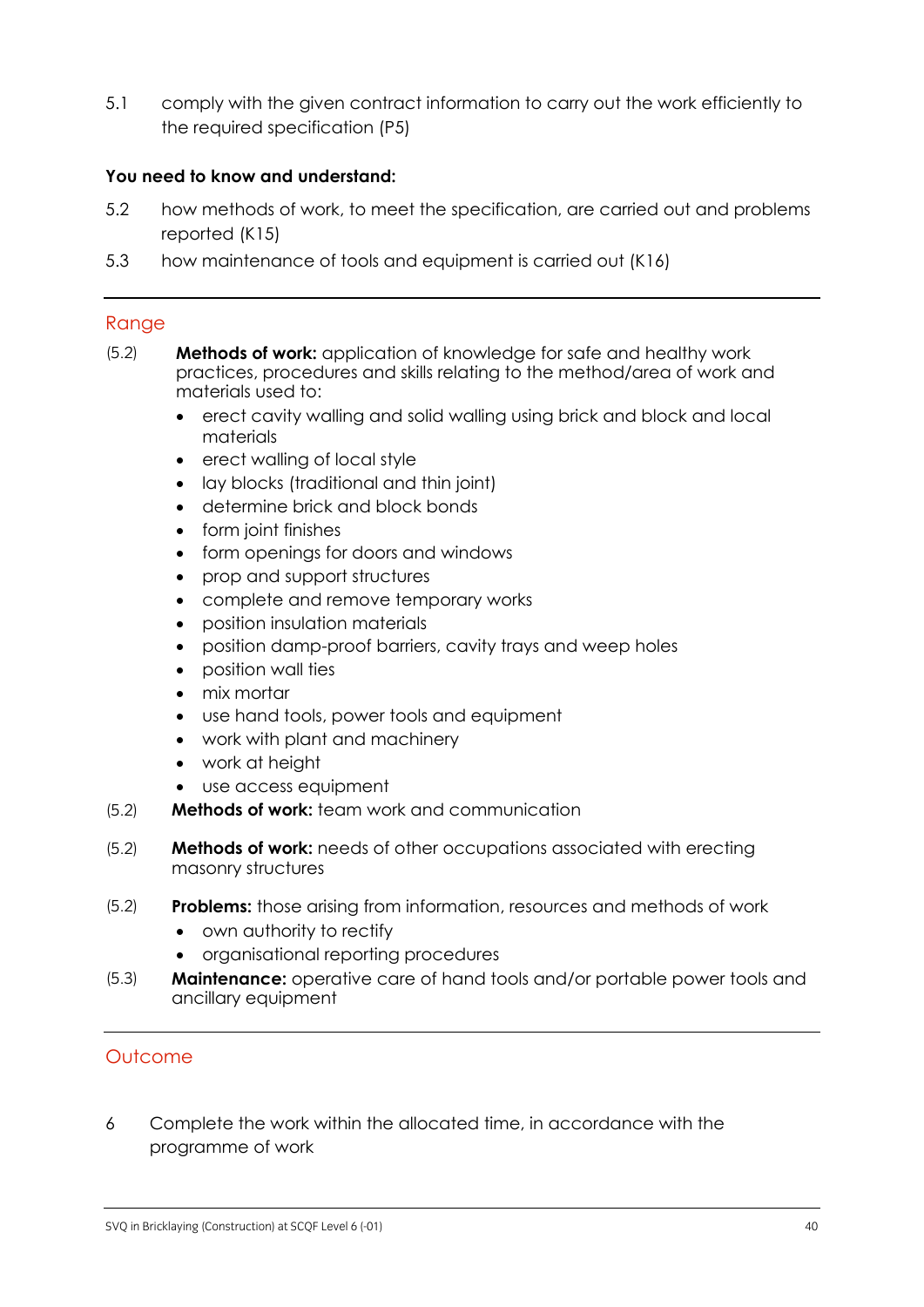5.1 comply with the given contract information to carry out the work efficiently to the required specification (P5)

**You need to know and understand:**

5.2 how methods of work, to meet the specification, are carried out and problems reported (K15)

5.3 how maintenance of tools and equipment is carried out (K16)

## Range

(5.2) **Methods of work:** application of knowledge for safe and healthy work practices, procedures and skills relating to the method/area of work and materials used to:

- erect cavity walling and solid walling using brick and block and local materials
- erect walling of local style
- lay blocks (traditional and thin joint)
- determine brick and block bonds
- form joint finishes
- form openings for doors and windows
- prop and support structures
- complete and remove temporary works
- position insulation materials
- position damp-proof barriers, cavity trays and weep holes
- position wall ties
- mix mortar
- use hand tools, power tools and equipment
- work with plant and machinery
- work at height
- use access equipment

(5.2) **Methods of work:** team work and communication

(5.2) **Methods of work:** needs of other occupations associated with erecting masonry structures

(5.2) **Problems:** those arising from information, resources and methods of work

- own authority to rectify
- organisational reporting procedures

(5.3) **Maintenance:** operative care of hand tools and/or portable power tools and ancillary equipment

## Outcome

6 Complete the work within the allocated time, in accordance with the programme of work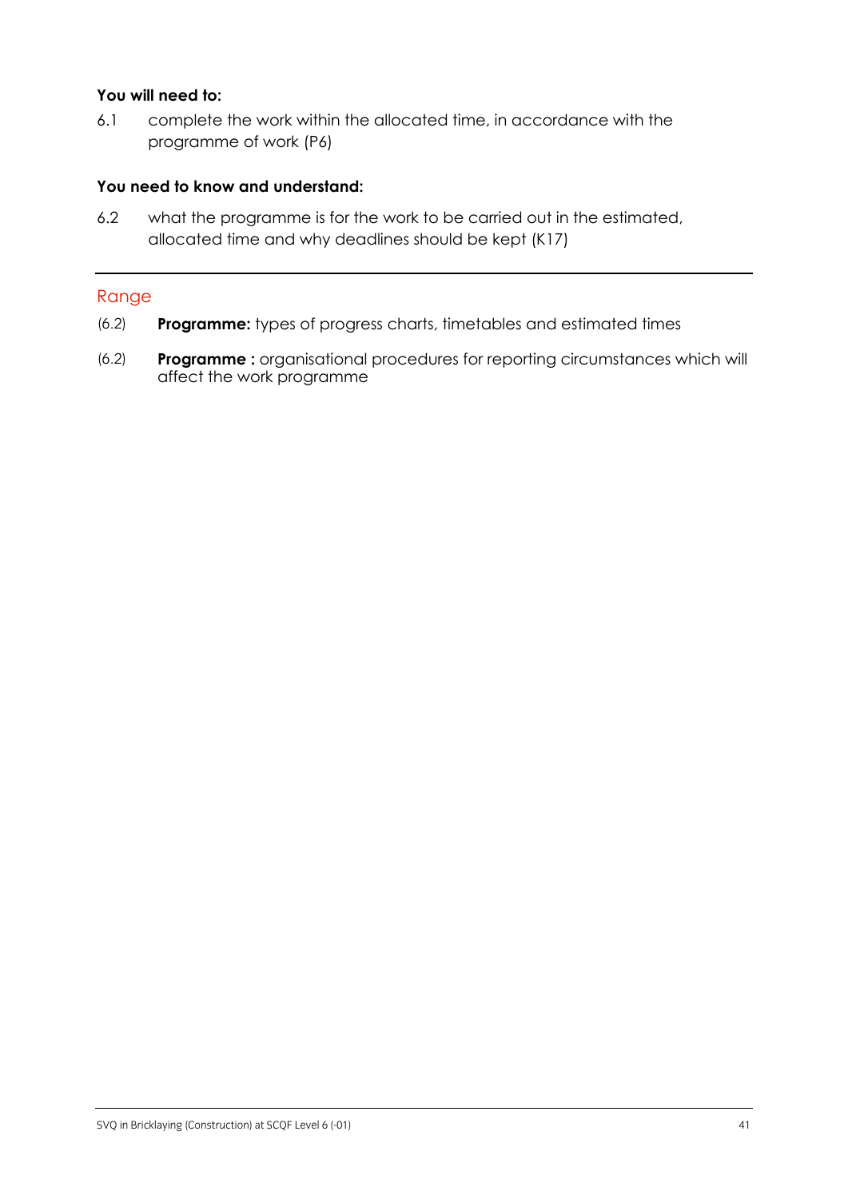**You will need to:**

6.1 complete the work within the allocated time, in accordance with the programme of work (P6)

**You need to know and understand:**

6.2 what the programme is for the work to be carried out in the estimated, allocated time and why deadlines should be kept (K17)

---

## Range

(6.2) **Programme:** types of progress charts, timetables and estimated times

(6.2) **Programme :** organisational procedures for reporting circumstances which will affect the work programme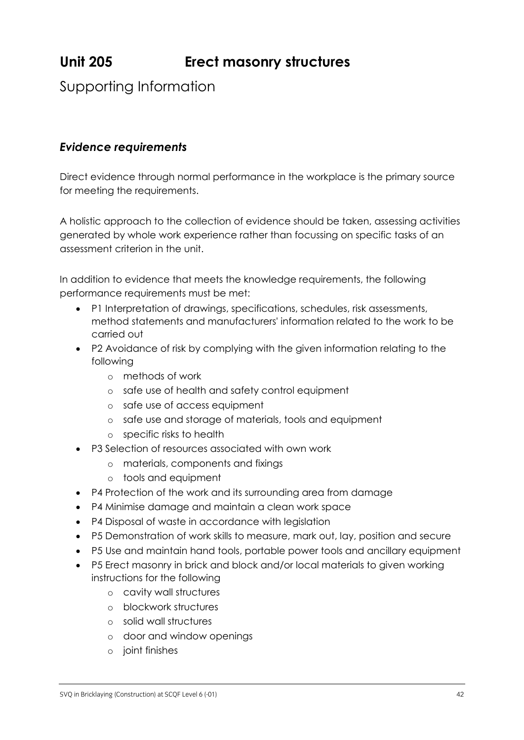# Unit 205 Erect masonry structures

## Supporting Information

### *Evidence requirements*

Direct evidence through normal performance in the workplace is the primary source for meeting the requirements.

A holistic approach to the collection of evidence should be taken, assessing activities generated by whole work experience rather than focussing on specific tasks of an assessment criterion in the unit.

In addition to evidence that meets the knowledge requirements, the following performance requirements must be met:

- P1 Interpretation of drawings, specifications, schedules, risk assessments, method statements and manufacturers' information related to the work to be carried out
- P2 Avoidance of risk by complying with the given information relating to the following
  - methods of work
  - safe use of health and safety control equipment
  - safe use of access equipment
  - safe use and storage of materials, tools and equipment
  - specific risks to health
- P3 Selection of resources associated with own work
  - materials, components and fixings
  - tools and equipment
- P4 Protection of the work and its surrounding area from damage
- P4 Minimise damage and maintain a clean work space
- P4 Disposal of waste in accordance with legislation
- P5 Demonstration of work skills to measure, mark out, lay, position and secure
- P5 Use and maintain hand tools, portable power tools and ancillary equipment
- P5 Erect masonry in brick and block and/or local materials to given working instructions for the following
  - cavity wall structures
  - blockwork structures
  - solid wall structures
  - door and window openings
  - joint finishes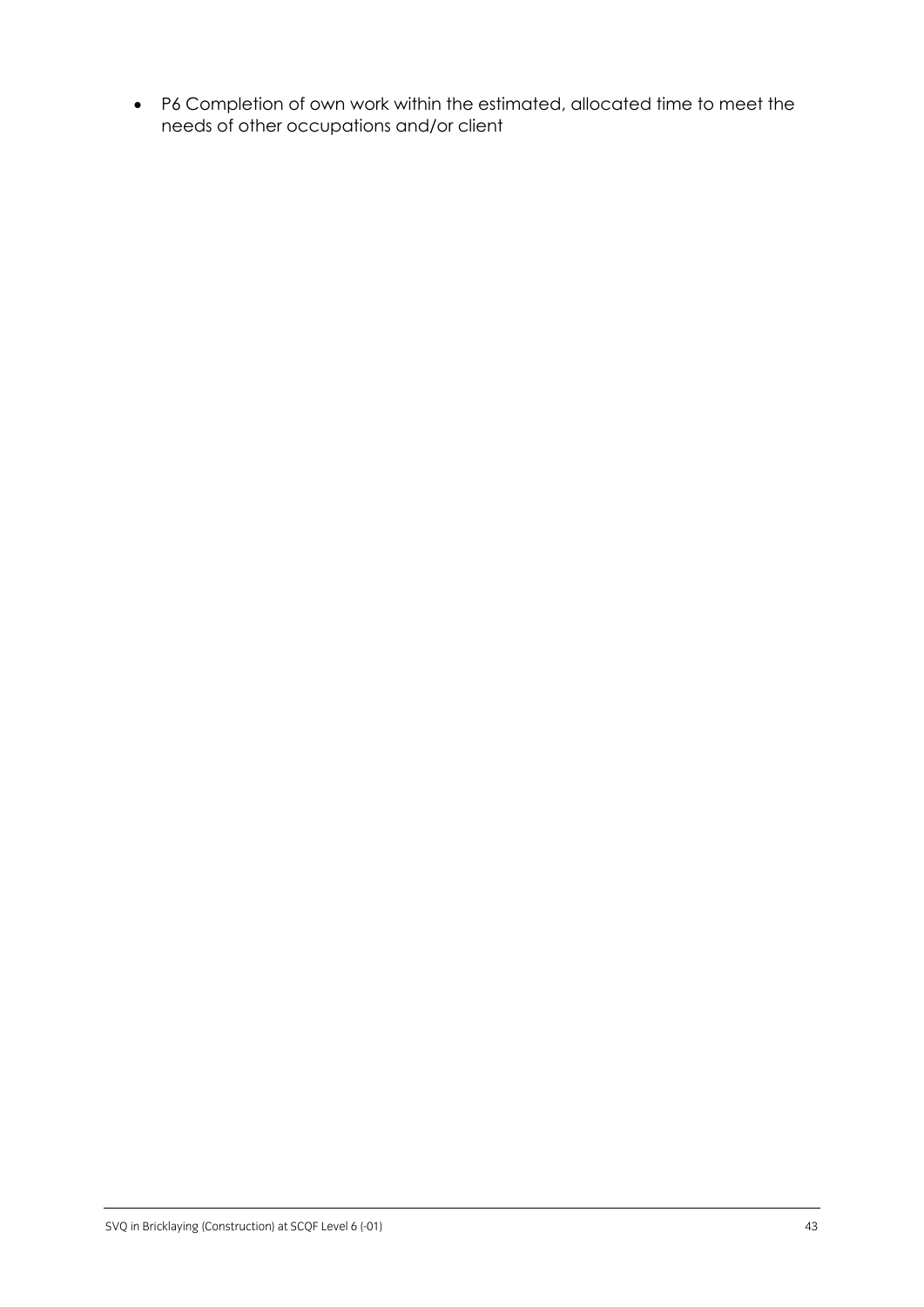- P6 Completion of own work within the estimated, allocated time to meet the needs of other occupations and/or client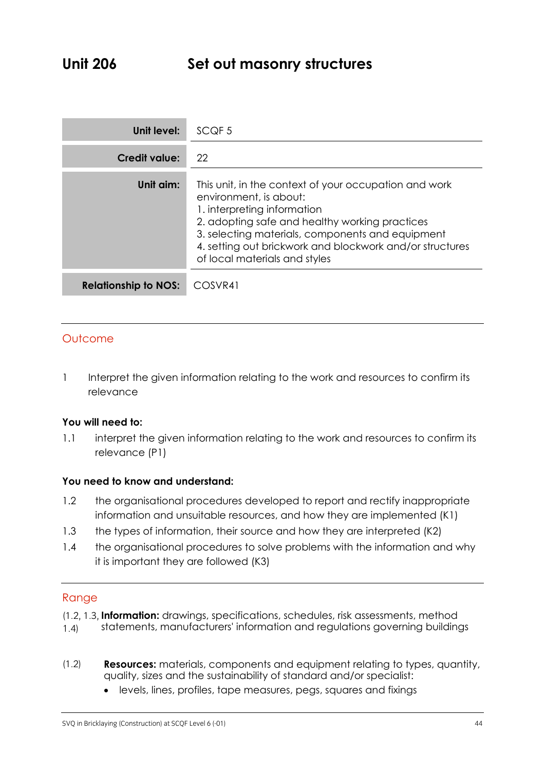# Unit 206 Set out masonry structures

| | |
|---|---|
| **Unit level:** | SCQF 5 |
| **Credit value:** | 22 |
| **Unit aim:** | This unit, in the context of your occupation and work environment, is about:<br>1. interpreting information<br>2. adopting safe and healthy working practices<br>3. selecting materials, components and equipment<br>4. setting out brickwork and blockwork and/or structures of local materials and styles |
| **Relationship to NOS:** | COSVR41 |

## Outcome

1 Interpret the given information relating to the work and resources to confirm its relevance

**You will need to:**

1.1 interpret the given information relating to the work and resources to confirm its relevance (P1)

**You need to know and understand:**

1.2 the organisational procedures developed to report and rectify inappropriate information and unsuitable resources, and how they are implemented (K1)

1.3 the types of information, their source and how they are interpreted (K2)

1.4 the organisational procedures to solve problems with the information and why it is important they are followed (K3)

## Range

(1.2, 1.3, 1.4) **Information:** drawings, specifications, schedules, risk assessments, method statements, manufacturers' information and regulations governing buildings

(1.2) **Resources:** materials, components and equipment relating to types, quantity, quality, sizes and the sustainability of standard and/or specialist:

- levels, lines, profiles, tape measures, pegs, squares and fixings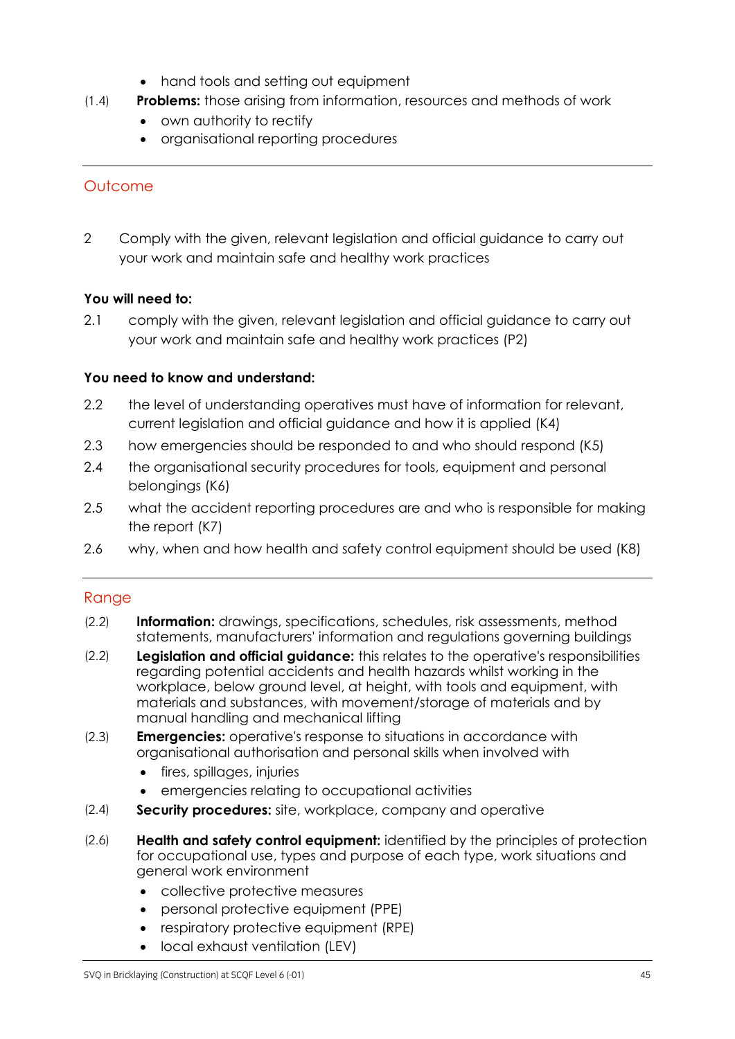- hand tools and setting out equipment

(1.4) **Problems:** those arising from information, resources and methods of work

- own authority to rectify
- organisational reporting procedures

---

## Outcome

2 Comply with the given, relevant legislation and official guidance to carry out your work and maintain safe and healthy work practices

**You will need to:**

2.1 comply with the given, relevant legislation and official guidance to carry out your work and maintain safe and healthy work practices (P2)

**You need to know and understand:**

2.2 the level of understanding operatives must have of information for relevant, current legislation and official guidance and how it is applied (K4)

2.3 how emergencies should be responded to and who should respond (K5)

2.4 the organisational security procedures for tools, equipment and personal belongings (K6)

2.5 what the accident reporting procedures are and who is responsible for making the report (K7)

2.6 why, when and how health and safety control equipment should be used (K8)

---

## Range

(2.2) **Information:** drawings, specifications, schedules, risk assessments, method statements, manufacturers' information and regulations governing buildings

(2.2) **Legislation and official guidance:** this relates to the operative's responsibilities regarding potential accidents and health hazards whilst working in the workplace, below ground level, at height, with tools and equipment, with materials and substances, with movement/storage of materials and by manual handling and mechanical lifting

(2.3) **Emergencies:** operative's response to situations in accordance with organisational authorisation and personal skills when involved with

- fires, spillages, injuries
- emergencies relating to occupational activities

(2.4) **Security procedures:** site, workplace, company and operative

(2.6) **Health and safety control equipment:** identified by the principles of protection for occupational use, types and purpose of each type, work situations and general work environment

- collective protective measures
- personal protective equipment (PPE)
- respiratory protective equipment (RPE)
- local exhaust ventilation (LEV)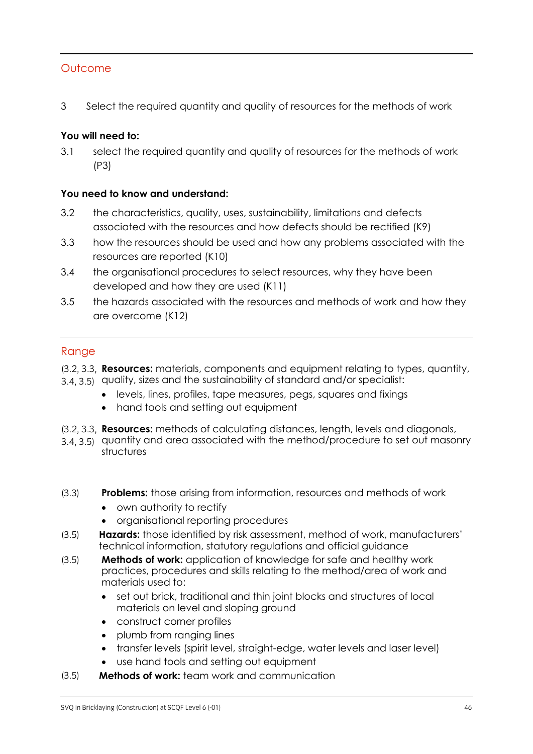## Outcome

3 Select the required quantity and quality of resources for the methods of work

**You will need to:**

3.1 select the required quantity and quality of resources for the methods of work (P3)

**You need to know and understand:**

3.2 the characteristics, quality, uses, sustainability, limitations and defects associated with the resources and how defects should be rectified (K9)

3.3 how the resources should be used and how any problems associated with the resources are reported (K10)

3.4 the organisational procedures to select resources, why they have been developed and how they are used (K11)

3.5 the hazards associated with the resources and methods of work and how they are overcome (K12)

## Range

(3.2, 3.3, 3.4, 3.5) **Resources:** materials, components and equipment relating to types, quantity, quality, sizes and the sustainability of standard and/or specialist:

- levels, lines, profiles, tape measures, pegs, squares and fixings
- hand tools and setting out equipment

(3.2, 3.3, 3.4, 3.5) **Resources:** methods of calculating distances, length, levels and diagonals, quantity and area associated with the method/procedure to set out masonry structures

(3.3) **Problems:** those arising from information, resources and methods of work

- own authority to rectify
- organisational reporting procedures

(3.5) **Hazards:** those identified by risk assessment, method of work, manufacturers' technical information, statutory regulations and official guidance

(3.5) **Methods of work:** application of knowledge for safe and healthy work practices, procedures and skills relating to the method/area of work and materials used to:

- set out brick, traditional and thin joint blocks and structures of local materials on level and sloping ground
- construct corner profiles
- plumb from ranging lines
- transfer levels (spirit level, straight-edge, water levels and laser level)
- use hand tools and setting out equipment

(3.5) **Methods of work:** team work and communication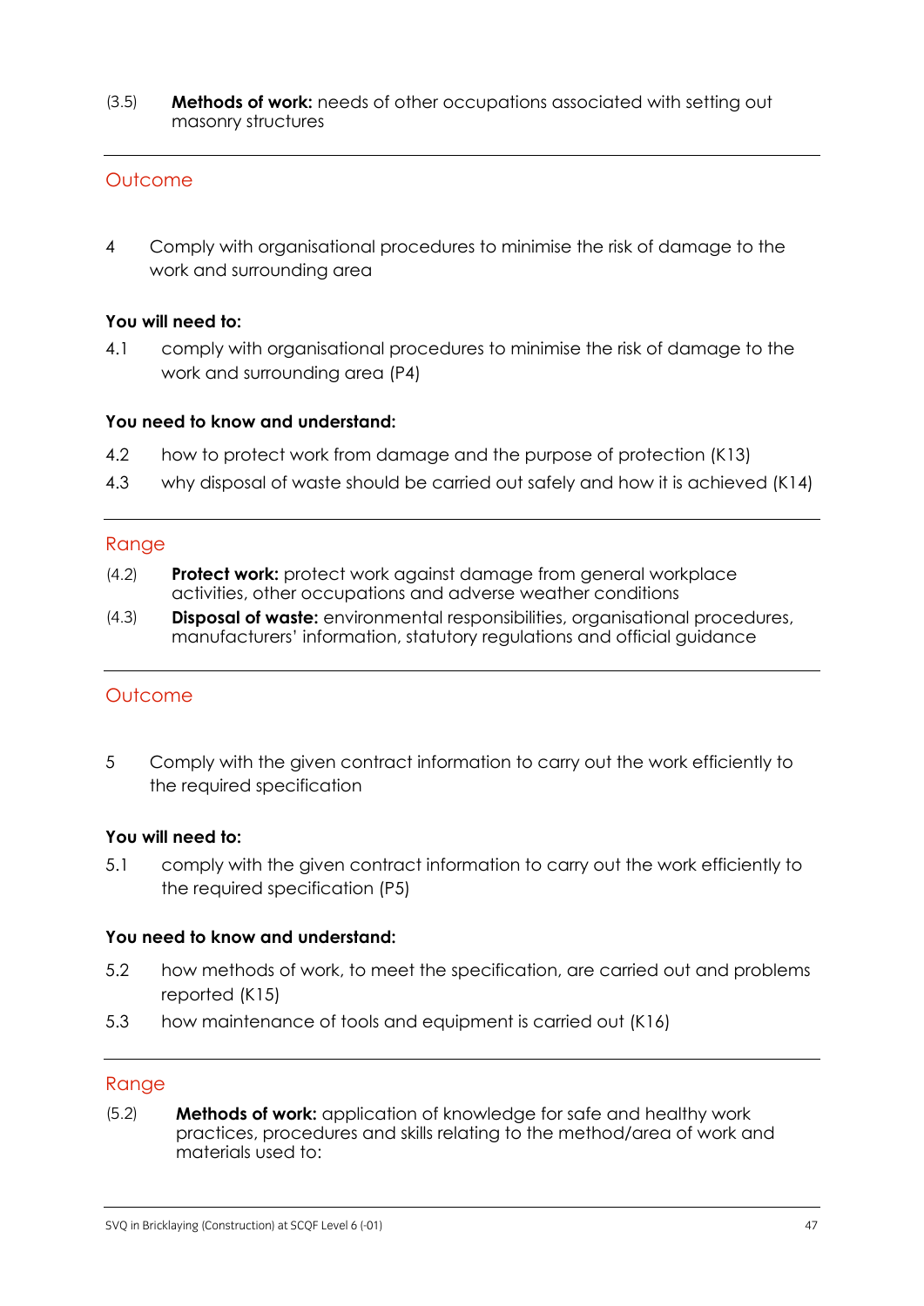(3.5) **Methods of work:** needs of other occupations associated with setting out masonry structures

---

## Outcome

4 Comply with organisational procedures to minimise the risk of damage to the work and surrounding area

**You will need to:**

4.1 comply with organisational procedures to minimise the risk of damage to the work and surrounding area (P4)

**You need to know and understand:**

4.2 how to protect work from damage and the purpose of protection (K13)

4.3 why disposal of waste should be carried out safely and how it is achieved (K14)

---

## Range

(4.2) **Protect work:** protect work against damage from general workplace activities, other occupations and adverse weather conditions

(4.3) **Disposal of waste:** environmental responsibilities, organisational procedures, manufacturers' information, statutory regulations and official guidance

---

## Outcome

5 Comply with the given contract information to carry out the work efficiently to the required specification

**You will need to:**

5.1 comply with the given contract information to carry out the work efficiently to the required specification (P5)

**You need to know and understand:**

5.2 how methods of work, to meet the specification, are carried out and problems reported (K15)

5.3 how maintenance of tools and equipment is carried out (K16)

---

## Range

(5.2) **Methods of work:** application of knowledge for safe and healthy work practices, procedures and skills relating to the method/area of work and materials used to: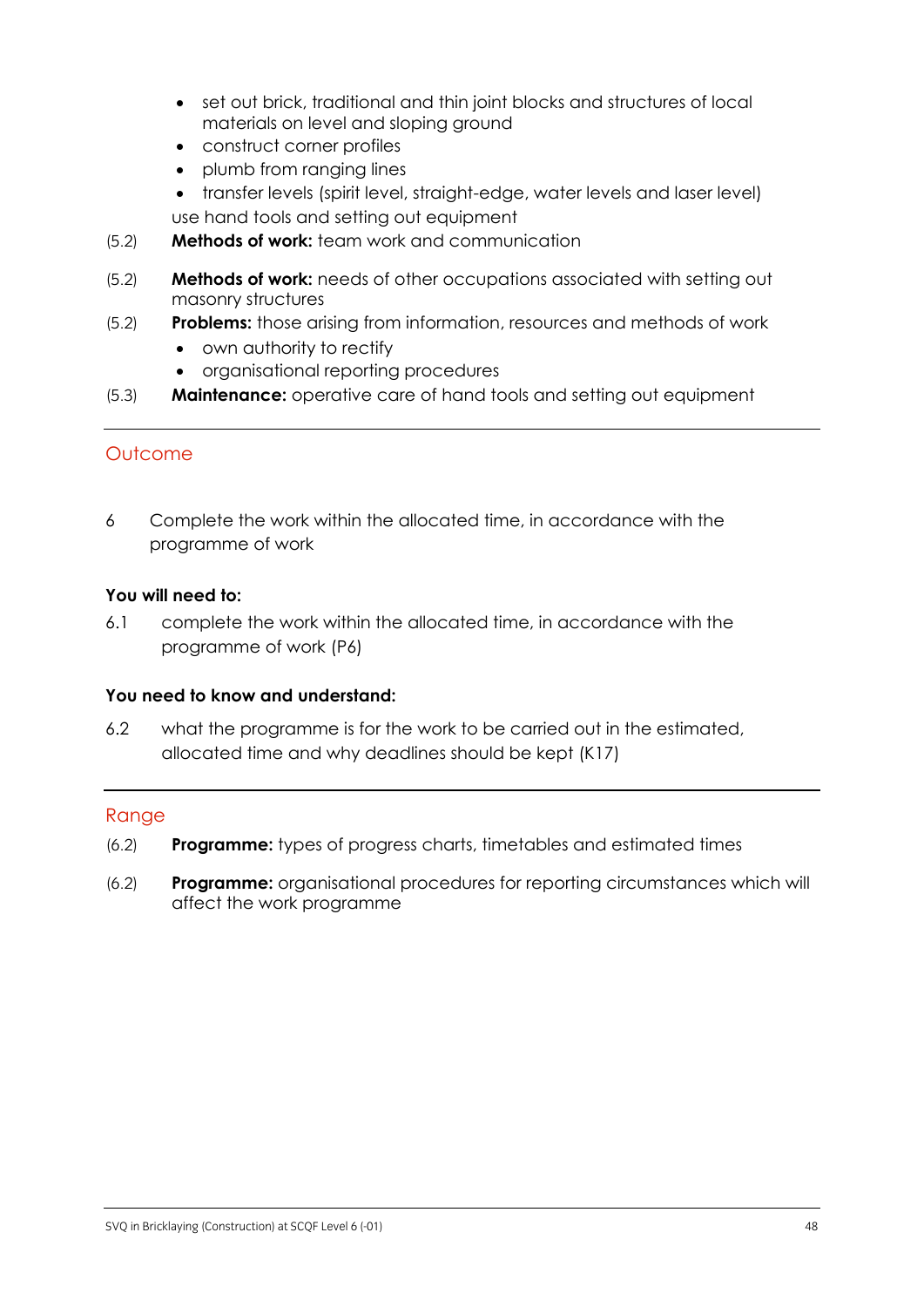- set out brick, traditional and thin joint blocks and structures of local materials on level and sloping ground
- construct corner profiles
- plumb from ranging lines
- transfer levels (spirit level, straight-edge, water levels and laser level)

use hand tools and setting out equipment

(5.2) **Methods of work:** team work and communication

(5.2) **Methods of work:** needs of other occupations associated with setting out masonry structures

(5.2) **Problems:** those arising from information, resources and methods of work

- own authority to rectify
- organisational reporting procedures

(5.3) **Maintenance:** operative care of hand tools and setting out equipment

---

## Outcome

6 Complete the work within the allocated time, in accordance with the programme of work

**You will need to:**

6.1 complete the work within the allocated time, in accordance with the programme of work (P6)

**You need to know and understand:**

6.2 what the programme is for the work to be carried out in the estimated, allocated time and why deadlines should be kept (K17)

---

## Range

(6.2) **Programme:** types of progress charts, timetables and estimated times

(6.2) **Programme:** organisational procedures for reporting circumstances which will affect the work programme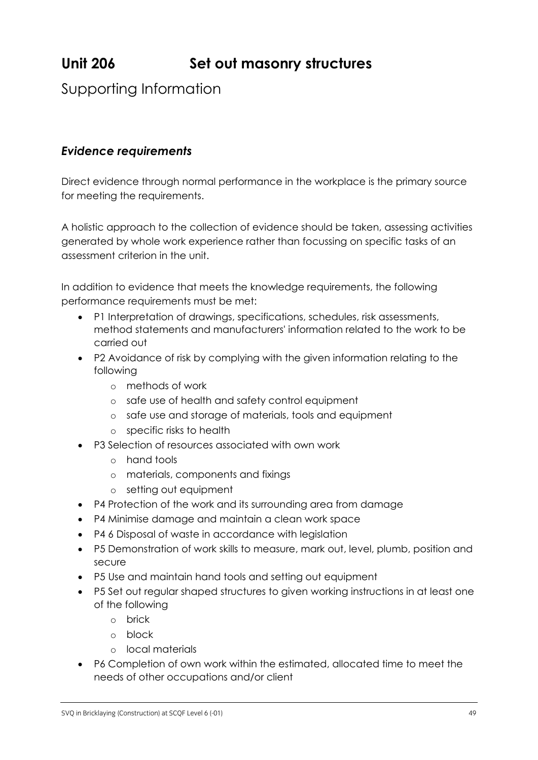# Unit 206 Set out masonry structures

## Supporting Information

### *Evidence requirements*

Direct evidence through normal performance in the workplace is the primary source for meeting the requirements.

A holistic approach to the collection of evidence should be taken, assessing activities generated by whole work experience rather than focussing on specific tasks of an assessment criterion in the unit.

In addition to evidence that meets the knowledge requirements, the following performance requirements must be met:

- P1 Interpretation of drawings, specifications, schedules, risk assessments, method statements and manufacturers' information related to the work to be carried out
- P2 Avoidance of risk by complying with the given information relating to the following
  - methods of work
  - safe use of health and safety control equipment
  - safe use and storage of materials, tools and equipment
  - specific risks to health
- P3 Selection of resources associated with own work
  - hand tools
  - materials, components and fixings
  - setting out equipment
- P4 Protection of the work and its surrounding area from damage
- P4 Minimise damage and maintain a clean work space
- P4 6 Disposal of waste in accordance with legislation
- P5 Demonstration of work skills to measure, mark out, level, plumb, position and secure
- P5 Use and maintain hand tools and setting out equipment
- P5 Set out regular shaped structures to given working instructions in at least one of the following
  - brick
  - block
  - local materials
- P6 Completion of own work within the estimated, allocated time to meet the needs of other occupations and/or client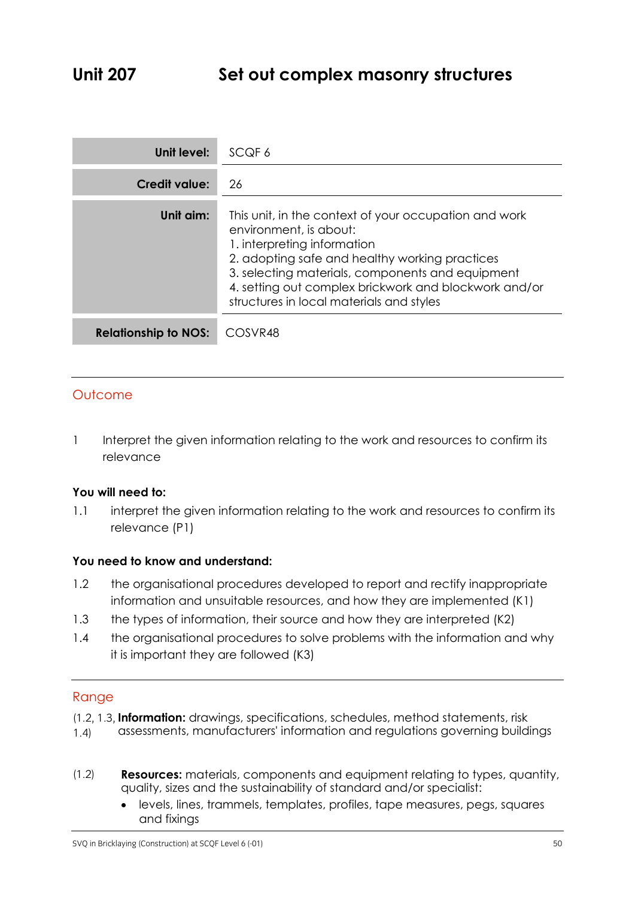# Unit 207 Set out complex masonry structures

| | |
|---|---|
| **Unit level:** | SCQF 6 |
| **Credit value:** | 26 |
| **Unit aim:** | This unit, in the context of your occupation and work environment, is about:<br>1. interpreting information<br>2. adopting safe and healthy working practices<br>3. selecting materials, components and equipment<br>4. setting out complex brickwork and blockwork and/or structures in local materials and styles |
| **Relationship to NOS:** | COSVR48 |

## Outcome

1 Interpret the given information relating to the work and resources to confirm its relevance

**You will need to:**

1.1 interpret the given information relating to the work and resources to confirm its relevance (P1)

**You need to know and understand:**

1.2 the organisational procedures developed to report and rectify inappropriate information and unsuitable resources, and how they are implemented (K1)

1.3 the types of information, their source and how they are interpreted (K2)

1.4 the organisational procedures to solve problems with the information and why it is important they are followed (K3)

## Range

(1.2, 1.3, 1.4) **Information:** drawings, specifications, schedules, method statements, risk assessments, manufacturers' information and regulations governing buildings

(1.2) **Resources:** materials, components and equipment relating to types, quantity, quality, sizes and the sustainability of standard and/or specialist:

- levels, lines, trammels, templates, profiles, tape measures, pegs, squares and fixings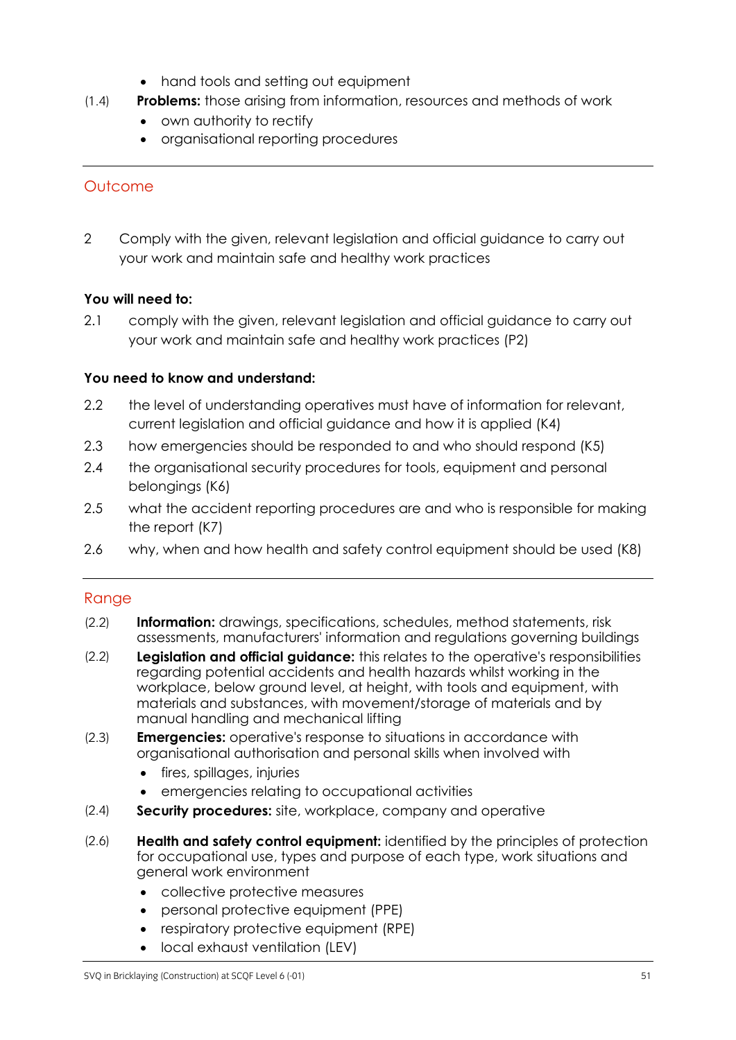- hand tools and setting out equipment

(1.4) **Problems:** those arising from information, resources and methods of work

- own authority to rectify
- organisational reporting procedures

---

## Outcome

2 Comply with the given, relevant legislation and official guidance to carry out your work and maintain safe and healthy work practices

**You will need to:**

2.1 comply with the given, relevant legislation and official guidance to carry out your work and maintain safe and healthy work practices (P2)

**You need to know and understand:**

2.2 the level of understanding operatives must have of information for relevant, current legislation and official guidance and how it is applied (K4)

2.3 how emergencies should be responded to and who should respond (K5)

2.4 the organisational security procedures for tools, equipment and personal belongings (K6)

2.5 what the accident reporting procedures are and who is responsible for making the report (K7)

2.6 why, when and how health and safety control equipment should be used (K8)

---

## Range

(2.2) **Information:** drawings, specifications, schedules, method statements, risk assessments, manufacturers' information and regulations governing buildings

(2.2) **Legislation and official guidance:** this relates to the operative's responsibilities regarding potential accidents and health hazards whilst working in the workplace, below ground level, at height, with tools and equipment, with materials and substances, with movement/storage of materials and by manual handling and mechanical lifting

(2.3) **Emergencies:** operative's response to situations in accordance with organisational authorisation and personal skills when involved with

- fires, spillages, injuries
- emergencies relating to occupational activities

(2.4) **Security procedures:** site, workplace, company and operative

(2.6) **Health and safety control equipment:** identified by the principles of protection for occupational use, types and purpose of each type, work situations and general work environment

- collective protective measures
- personal protective equipment (PPE)
- respiratory protective equipment (RPE)
- local exhaust ventilation (LEV)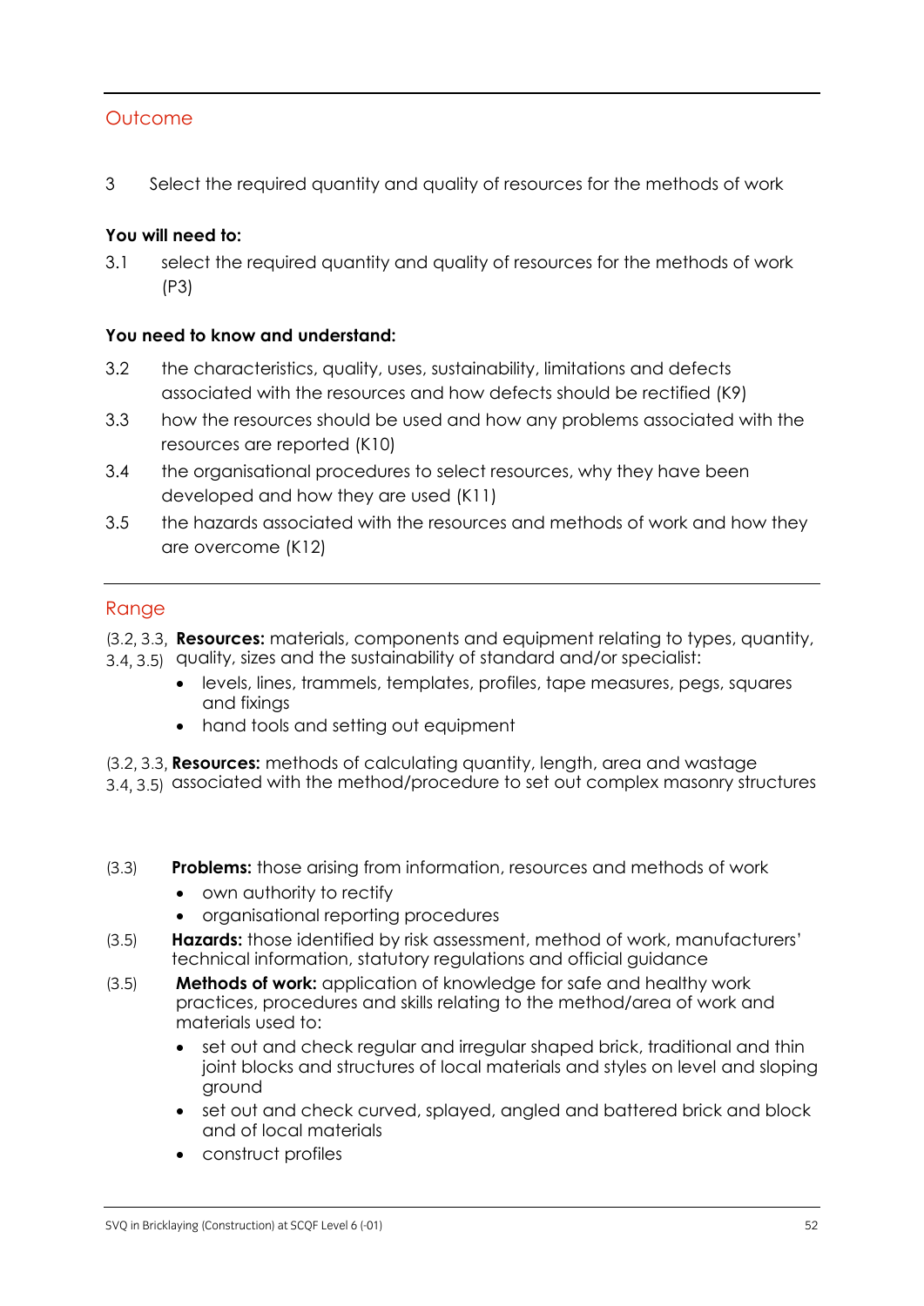## Outcome

3 Select the required quantity and quality of resources for the methods of work

**You will need to:**

3.1 select the required quantity and quality of resources for the methods of work (P3)

**You need to know and understand:**

3.2 the characteristics, quality, uses, sustainability, limitations and defects associated with the resources and how defects should be rectified (K9)

3.3 how the resources should be used and how any problems associated with the resources are reported (K10)

3.4 the organisational procedures to select resources, why they have been developed and how they are used (K11)

3.5 the hazards associated with the resources and methods of work and how they are overcome (K12)

## Range

(3.2, 3.3, 3.4, 3.5) **Resources:** materials, components and equipment relating to types, quantity, quality, sizes and the sustainability of standard and/or specialist:

- levels, lines, trammels, templates, profiles, tape measures, pegs, squares and fixings
- hand tools and setting out equipment

(3.2, 3.3, 3.4, 3.5) **Resources:** methods of calculating quantity, length, area and wastage associated with the method/procedure to set out complex masonry structures

(3.3) **Problems:** those arising from information, resources and methods of work

- own authority to rectify
- organisational reporting procedures

(3.5) **Hazards:** those identified by risk assessment, method of work, manufacturers' technical information, statutory regulations and official guidance

(3.5) **Methods of work:** application of knowledge for safe and healthy work practices, procedures and skills relating to the method/area of work and materials used to:

- set out and check regular and irregular shaped brick, traditional and thin joint blocks and structures of local materials and styles on level and sloping ground
- set out and check curved, splayed, angled and battered brick and block and of local materials
- construct profiles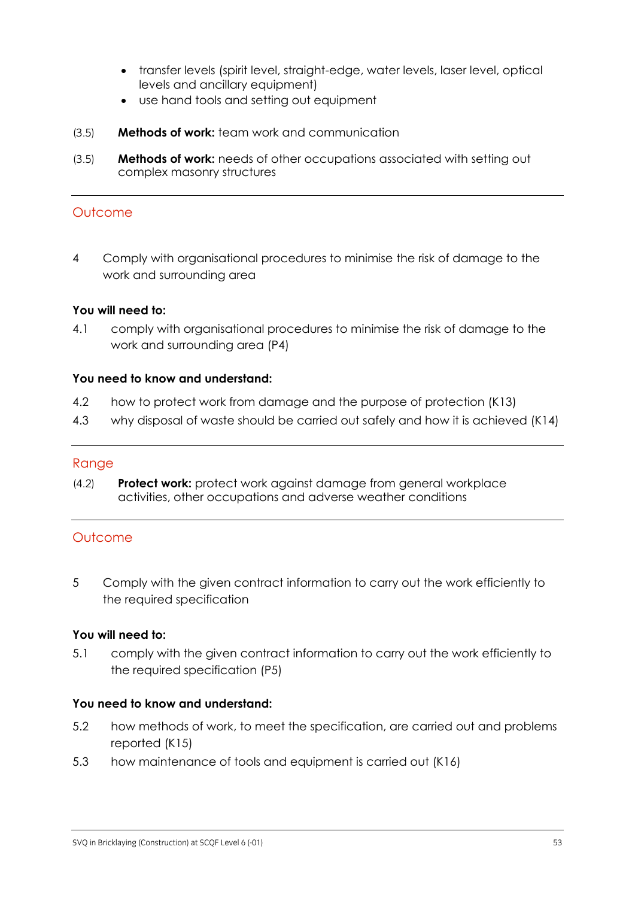- transfer levels (spirit level, straight-edge, water levels, laser level, optical levels and ancillary equipment)
- use hand tools and setting out equipment

(3.5) **Methods of work:** team work and communication

(3.5) **Methods of work:** needs of other occupations associated with setting out complex masonry structures

---

## Outcome

4 Comply with organisational procedures to minimise the risk of damage to the work and surrounding area

**You will need to:**

4.1 comply with organisational procedures to minimise the risk of damage to the work and surrounding area (P4)

**You need to know and understand:**

4.2 how to protect work from damage and the purpose of protection (K13)

4.3 why disposal of waste should be carried out safely and how it is achieved (K14)

---

## Range

(4.2) **Protect work:** protect work against damage from general workplace activities, other occupations and adverse weather conditions

---

## Outcome

5 Comply with the given contract information to carry out the work efficiently to the required specification

**You will need to:**

5.1 comply with the given contract information to carry out the work efficiently to the required specification (P5)

**You need to know and understand:**

5.2 how methods of work, to meet the specification, are carried out and problems reported (K15)

5.3 how maintenance of tools and equipment is carried out (K16)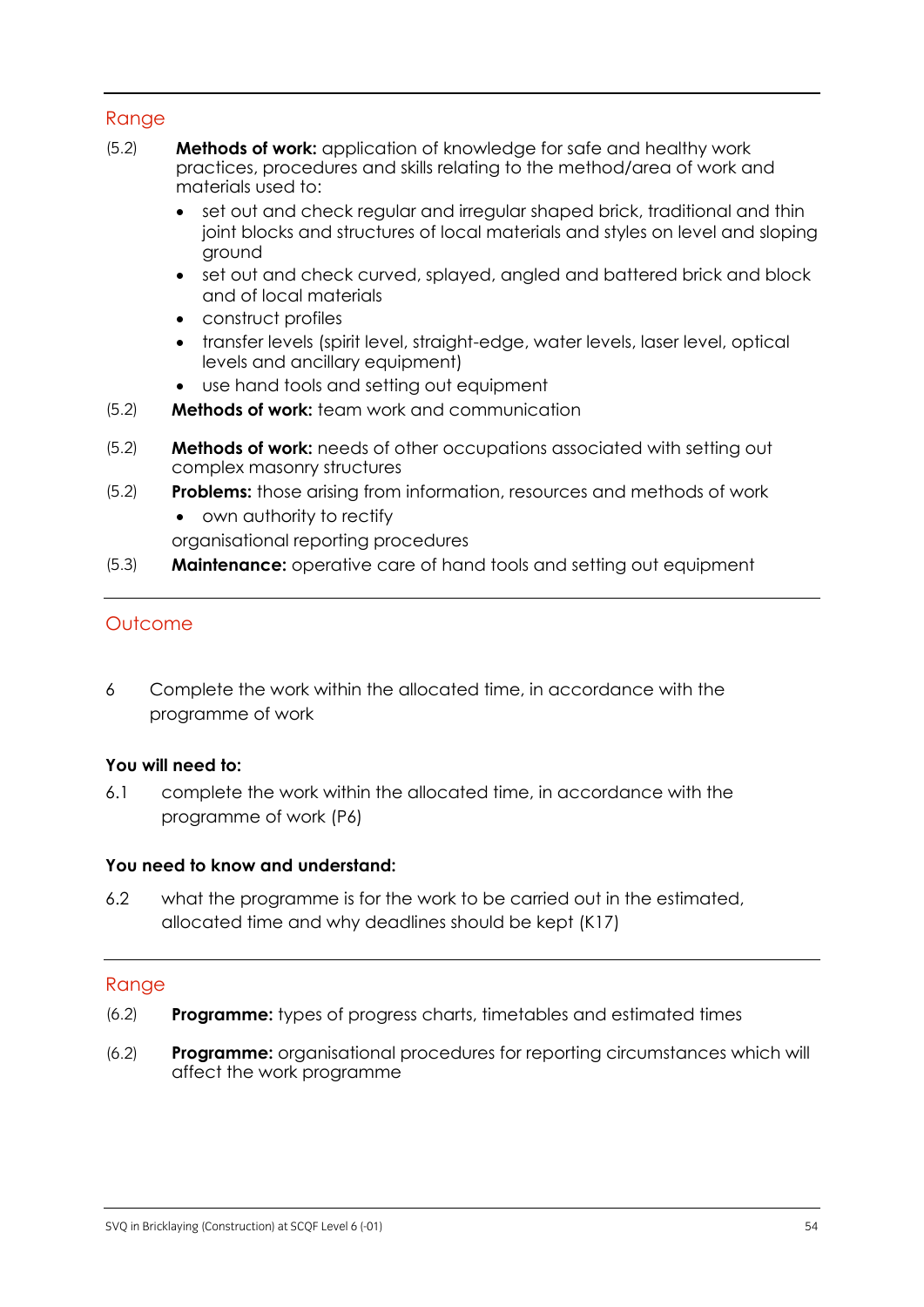## Range

(5.2) **Methods of work:** application of knowledge for safe and healthy work practices, procedures and skills relating to the method/area of work and materials used to:

- set out and check regular and irregular shaped brick, traditional and thin joint blocks and structures of local materials and styles on level and sloping ground
- set out and check curved, splayed, angled and battered brick and block and of local materials
- construct profiles
- transfer levels (spirit level, straight-edge, water levels, laser level, optical levels and ancillary equipment)
- use hand tools and setting out equipment

(5.2) **Methods of work:** team work and communication

(5.2) **Methods of work:** needs of other occupations associated with setting out complex masonry structures

(5.2) **Problems:** those arising from information, resources and methods of work

- own authority to rectify

organisational reporting procedures

(5.3) **Maintenance:** operative care of hand tools and setting out equipment

## Outcome

6 Complete the work within the allocated time, in accordance with the programme of work

**You will need to:**

6.1 complete the work within the allocated time, in accordance with the programme of work (P6)

**You need to know and understand:**

6.2 what the programme is for the work to be carried out in the estimated, allocated time and why deadlines should be kept (K17)

## Range

(6.2) **Programme:** types of progress charts, timetables and estimated times

(6.2) **Programme:** organisational procedures for reporting circumstances which will affect the work programme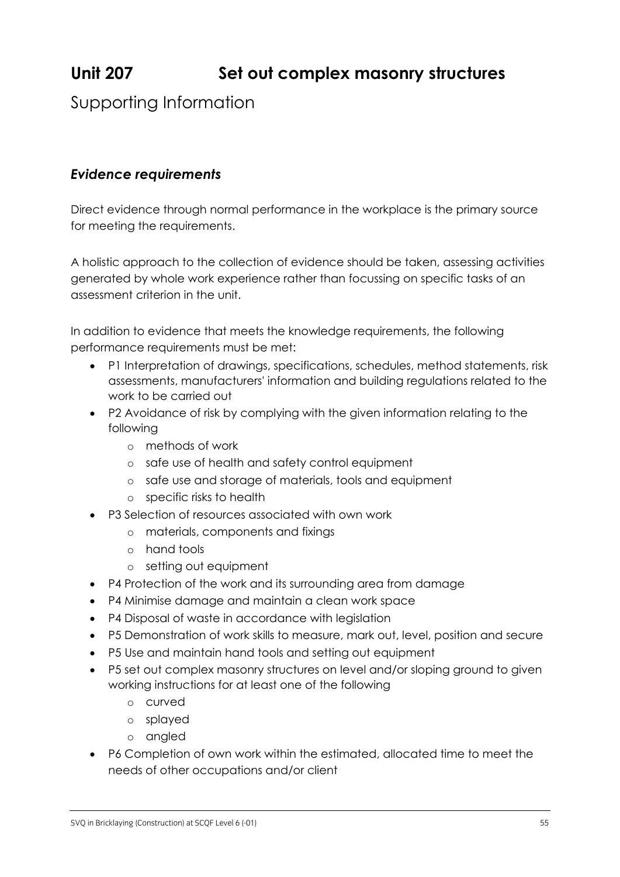# Unit 207 Set out complex masonry structures

## Supporting Information

### *Evidence requirements*

Direct evidence through normal performance in the workplace is the primary source for meeting the requirements.

A holistic approach to the collection of evidence should be taken, assessing activities generated by whole work experience rather than focussing on specific tasks of an assessment criterion in the unit.

In addition to evidence that meets the knowledge requirements, the following performance requirements must be met:

- P1 Interpretation of drawings, specifications, schedules, method statements, risk assessments, manufacturers' information and building regulations related to the work to be carried out
- P2 Avoidance of risk by complying with the given information relating to the following
  - methods of work
  - safe use of health and safety control equipment
  - safe use and storage of materials, tools and equipment
  - specific risks to health
- P3 Selection of resources associated with own work
  - materials, components and fixings
  - hand tools
  - setting out equipment
- P4 Protection of the work and its surrounding area from damage
- P4 Minimise damage and maintain a clean work space
- P4 Disposal of waste in accordance with legislation
- P5 Demonstration of work skills to measure, mark out, level, position and secure
- P5 Use and maintain hand tools and setting out equipment
- P5 set out complex masonry structures on level and/or sloping ground to given working instructions for at least one of the following
  - curved
  - splayed
  - angled
- P6 Completion of own work within the estimated, allocated time to meet the needs of other occupations and/or client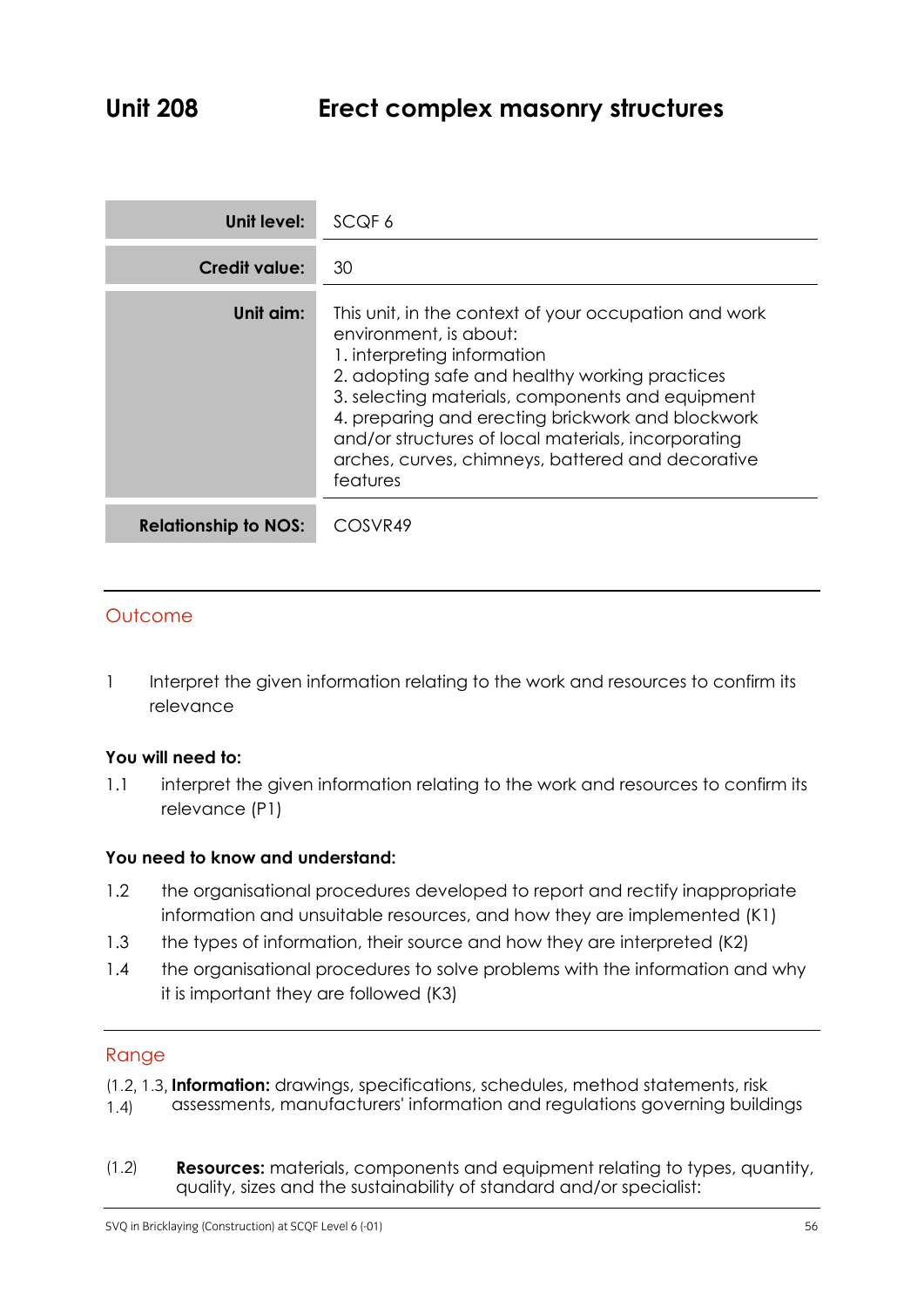# Unit 208 Erect complex masonry structures

| Unit level: | SCQF 6 |
|---|---|
| Credit value: | 30 |
| Unit aim: | This unit, in the context of your occupation and work environment, is about:<br>1. interpreting information<br>2. adopting safe and healthy working practices<br>3. selecting materials, components and equipment<br>4. preparing and erecting brickwork and blockwork and/or structures of local materials, incorporating arches, curves, chimneys, battered and decorative features |
| Relationship to NOS: | COSVR49 |

## Outcome

1 Interpret the given information relating to the work and resources to confirm its relevance

**You will need to:**

1.1 interpret the given information relating to the work and resources to confirm its relevance (P1)

**You need to know and understand:**

1.2 the organisational procedures developed to report and rectify inappropriate information and unsuitable resources, and how they are implemented (K1)

1.3 the types of information, their source and how they are interpreted (K2)

1.4 the organisational procedures to solve problems with the information and why it is important they are followed (K3)

## Range

(1.2, 1.3, 1.4) **Information:** drawings, specifications, schedules, method statements, risk assessments, manufacturers' information and regulations governing buildings

(1.2) **Resources:** materials, components and equipment relating to types, quantity, quality, sizes and the sustainability of standard and/or specialist: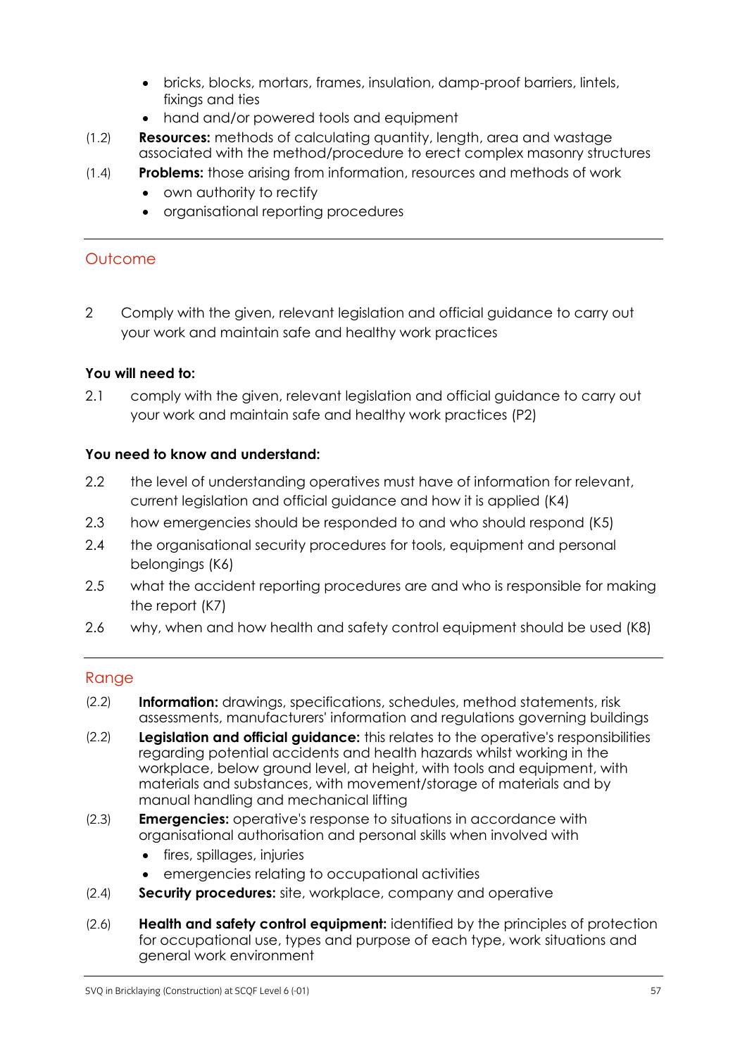- bricks, blocks, mortars, frames, insulation, damp-proof barriers, lintels, fixings and ties
- hand and/or powered tools and equipment

(1.2) **Resources:** methods of calculating quantity, length, area and wastage associated with the method/procedure to erect complex masonry structures

(1.4) **Problems:** those arising from information, resources and methods of work

- own authority to rectify
- organisational reporting procedures

## Outcome

2 Comply with the given, relevant legislation and official guidance to carry out your work and maintain safe and healthy work practices

**You will need to:**

2.1 comply with the given, relevant legislation and official guidance to carry out your work and maintain safe and healthy work practices (P2)

**You need to know and understand:**

2.2 the level of understanding operatives must have of information for relevant, current legislation and official guidance and how it is applied (K4)

2.3 how emergencies should be responded to and who should respond (K5)

2.4 the organisational security procedures for tools, equipment and personal belongings (K6)

2.5 what the accident reporting procedures are and who is responsible for making the report (K7)

2.6 why, when and how health and safety control equipment should be used (K8)

## Range

(2.2) **Information:** drawings, specifications, schedules, method statements, risk assessments, manufacturers' information and regulations governing buildings

(2.2) **Legislation and official guidance:** this relates to the operative's responsibilities regarding potential accidents and health hazards whilst working in the workplace, below ground level, at height, with tools and equipment, with materials and substances, with movement/storage of materials and by manual handling and mechanical lifting

(2.3) **Emergencies:** operative's response to situations in accordance with organisational authorisation and personal skills when involved with

- fires, spillages, injuries
- emergencies relating to occupational activities

(2.4) **Security procedures:** site, workplace, company and operative

(2.6) **Health and safety control equipment:** identified by the principles of protection for occupational use, types and purpose of each type, work situations and general work environment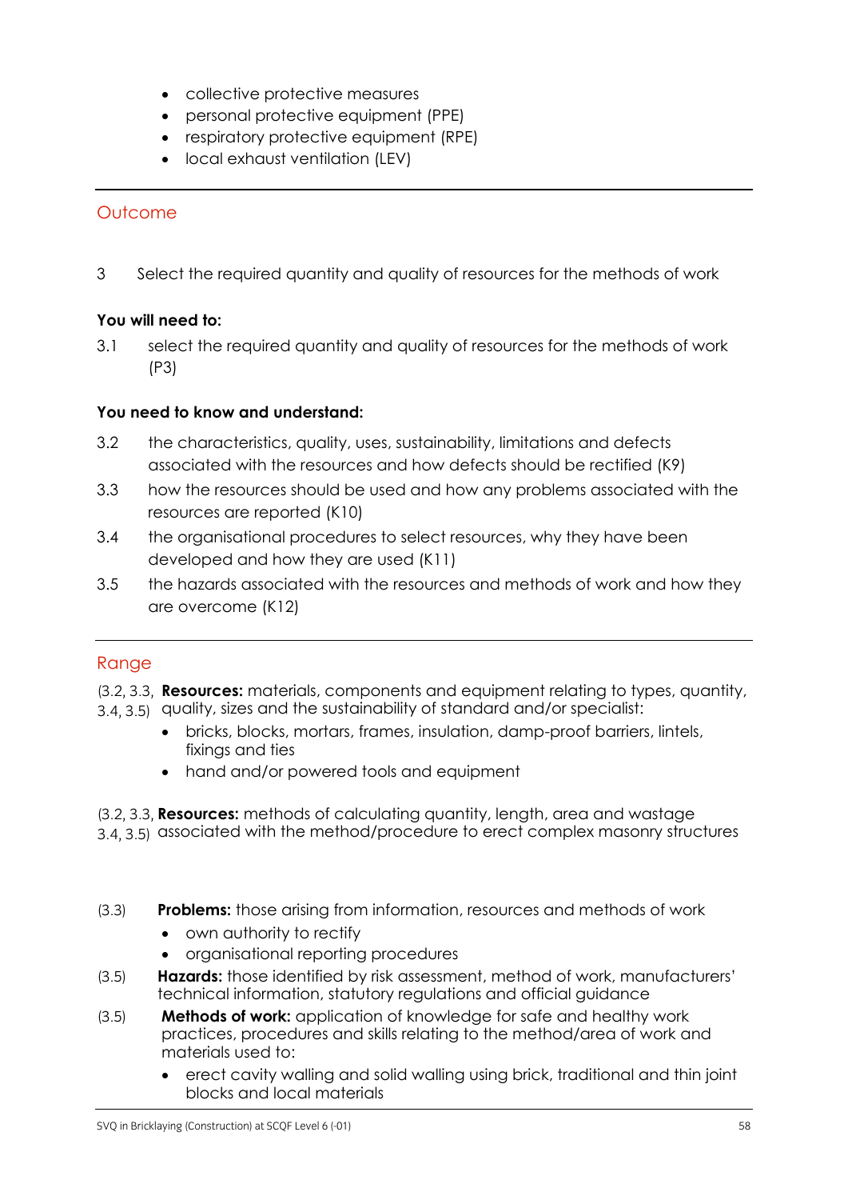- collective protective measures
- personal protective equipment (PPE)
- respiratory protective equipment (RPE)
- local exhaust ventilation (LEV)

---

## Outcome

3 Select the required quantity and quality of resources for the methods of work

**You will need to:**

3.1 select the required quantity and quality of resources for the methods of work (P3)

**You need to know and understand:**

3.2 the characteristics, quality, uses, sustainability, limitations and defects associated with the resources and how defects should be rectified (K9)

3.3 how the resources should be used and how any problems associated with the resources are reported (K10)

3.4 the organisational procedures to select resources, why they have been developed and how they are used (K11)

3.5 the hazards associated with the resources and methods of work and how they are overcome (K12)

---

## Range

(3.2, 3.3, 3.4, 3.5) **Resources:** materials, components and equipment relating to types, quantity, quality, sizes and the sustainability of standard and/or specialist:

- bricks, blocks, mortars, frames, insulation, damp-proof barriers, lintels, fixings and ties
- hand and/or powered tools and equipment

(3.2, 3.3, 3.4, 3.5) **Resources:** methods of calculating quantity, length, area and wastage associated with the method/procedure to erect complex masonry structures

(3.3) **Problems:** those arising from information, resources and methods of work

- own authority to rectify
- organisational reporting procedures

(3.5) **Hazards:** those identified by risk assessment, method of work, manufacturers' technical information, statutory regulations and official guidance

(3.5) **Methods of work:** application of knowledge for safe and healthy work practices, procedures and skills relating to the method/area of work and materials used to:

- erect cavity walling and solid walling using brick, traditional and thin joint blocks and local materials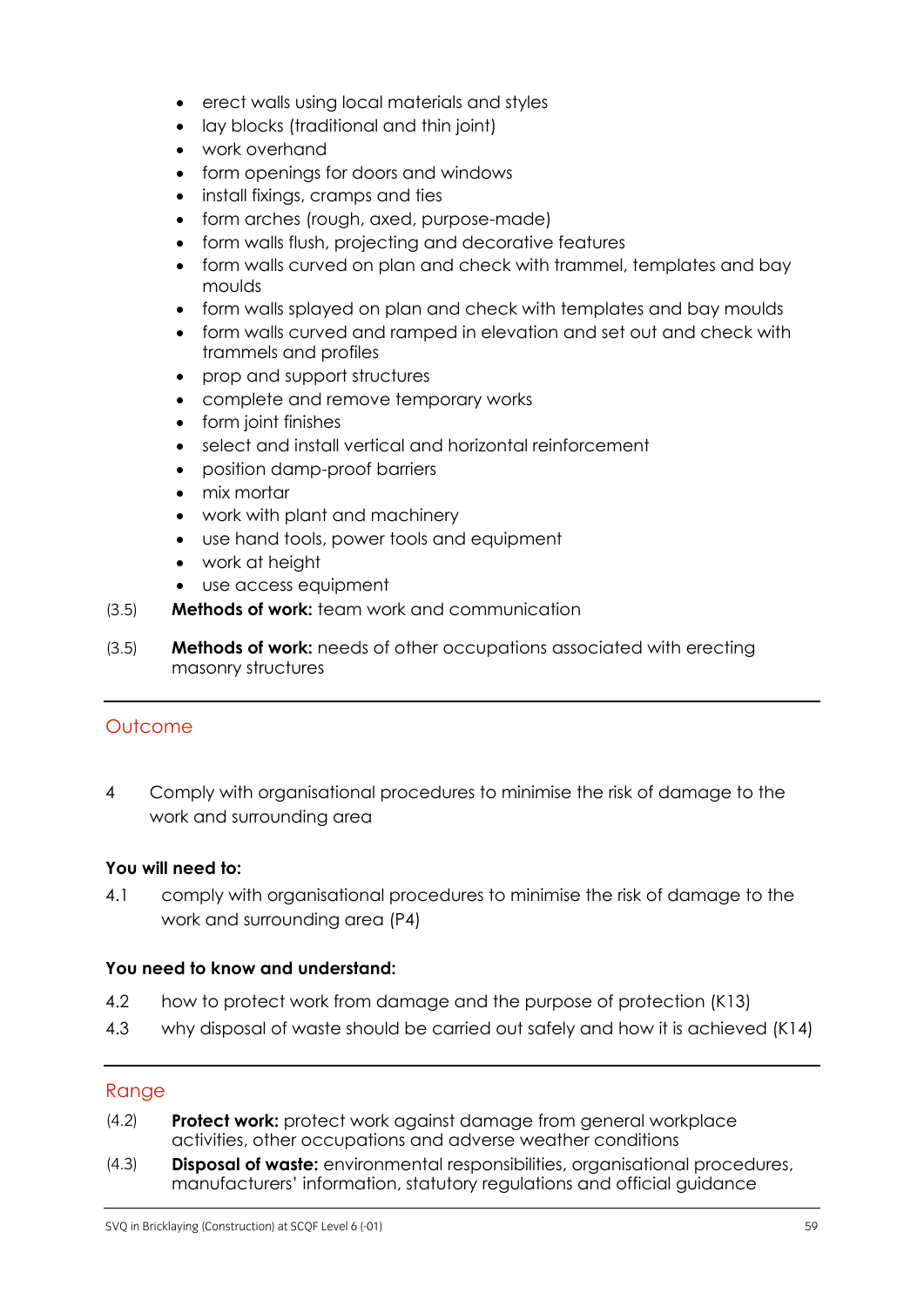- erect walls using local materials and styles
- lay blocks (traditional and thin joint)
- work overhand
- form openings for doors and windows
- install fixings, cramps and ties
- form arches (rough, axed, purpose-made)
- form walls flush, projecting and decorative features
- form walls curved on plan and check with trammel, templates and bay moulds
- form walls splayed on plan and check with templates and bay moulds
- form walls curved and ramped in elevation and set out and check with trammels and profiles
- prop and support structures
- complete and remove temporary works
- form joint finishes
- select and install vertical and horizontal reinforcement
- position damp-proof barriers
- mix mortar
- work with plant and machinery
- use hand tools, power tools and equipment
- work at height
- use access equipment

(3.5) **Methods of work:** team work and communication

(3.5) **Methods of work:** needs of other occupations associated with erecting masonry structures

## Outcome

4 Comply with organisational procedures to minimise the risk of damage to the work and surrounding area

**You will need to:**

4.1 comply with organisational procedures to minimise the risk of damage to the work and surrounding area (P4)

**You need to know and understand:**

4.2 how to protect work from damage and the purpose of protection (K13)

4.3 why disposal of waste should be carried out safely and how it is achieved (K14)

## Range

(4.2) **Protect work:** protect work against damage from general workplace activities, other occupations and adverse weather conditions

(4.3) **Disposal of waste:** environmental responsibilities, organisational procedures, manufacturers' information, statutory regulations and official guidance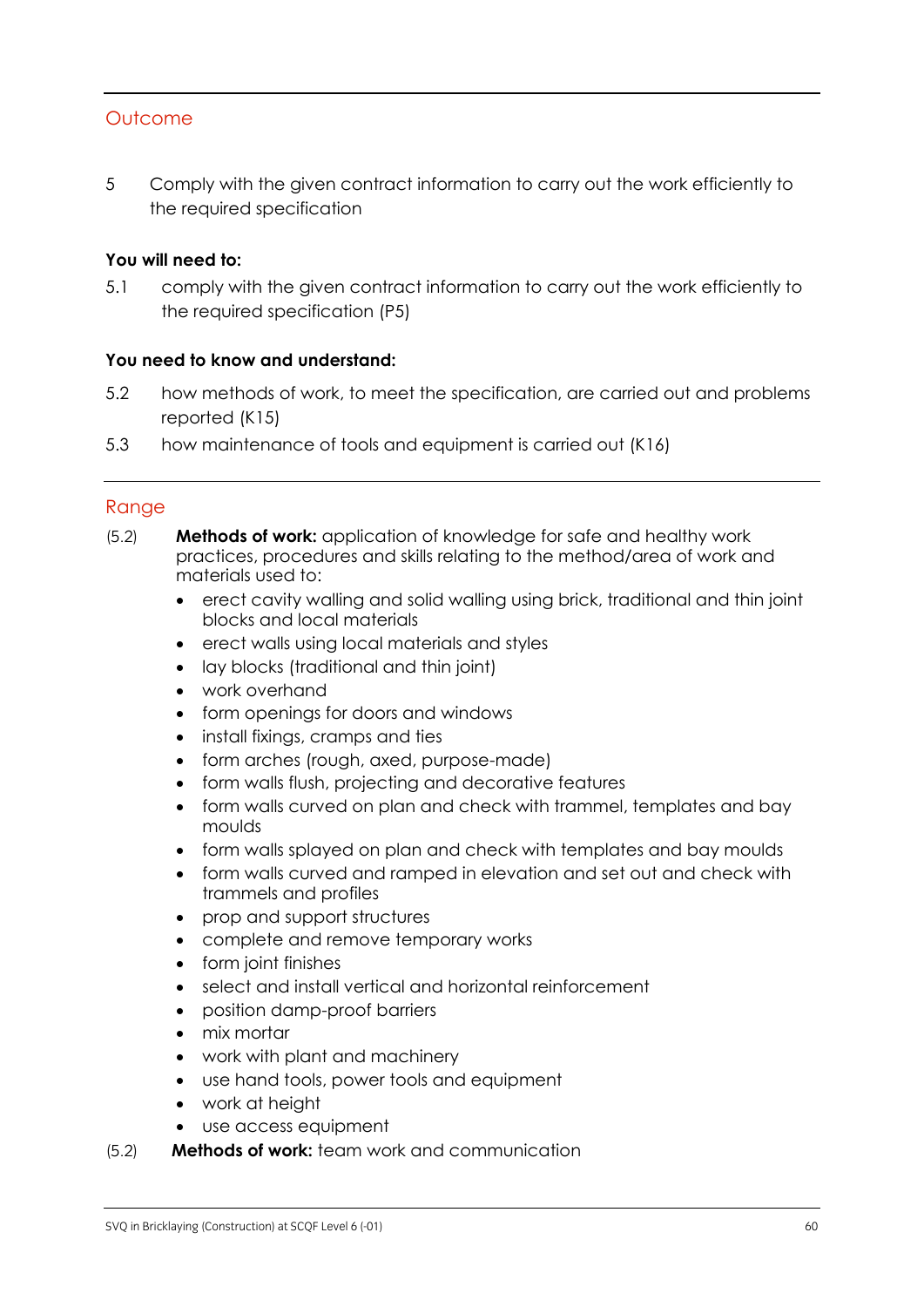## Outcome

5 Comply with the given contract information to carry out the work efficiently to the required specification

**You will need to:**

5.1 comply with the given contract information to carry out the work efficiently to the required specification (P5)

**You need to know and understand:**

5.2 how methods of work, to meet the specification, are carried out and problems reported (K15)

5.3 how maintenance of tools and equipment is carried out (K16)

## Range

(5.2) **Methods of work:** application of knowledge for safe and healthy work practices, procedures and skills relating to the method/area of work and materials used to:

- erect cavity walling and solid walling using brick, traditional and thin joint blocks and local materials
- erect walls using local materials and styles
- lay blocks (traditional and thin joint)
- work overhand
- form openings for doors and windows
- install fixings, cramps and ties
- form arches (rough, axed, purpose-made)
- form walls flush, projecting and decorative features
- form walls curved on plan and check with trammel, templates and bay moulds
- form walls splayed on plan and check with templates and bay moulds
- form walls curved and ramped in elevation and set out and check with trammels and profiles
- prop and support structures
- complete and remove temporary works
- form joint finishes
- select and install vertical and horizontal reinforcement
- position damp-proof barriers
- mix mortar
- work with plant and machinery
- use hand tools, power tools and equipment
- work at height
- use access equipment

(5.2) **Methods of work:** team work and communication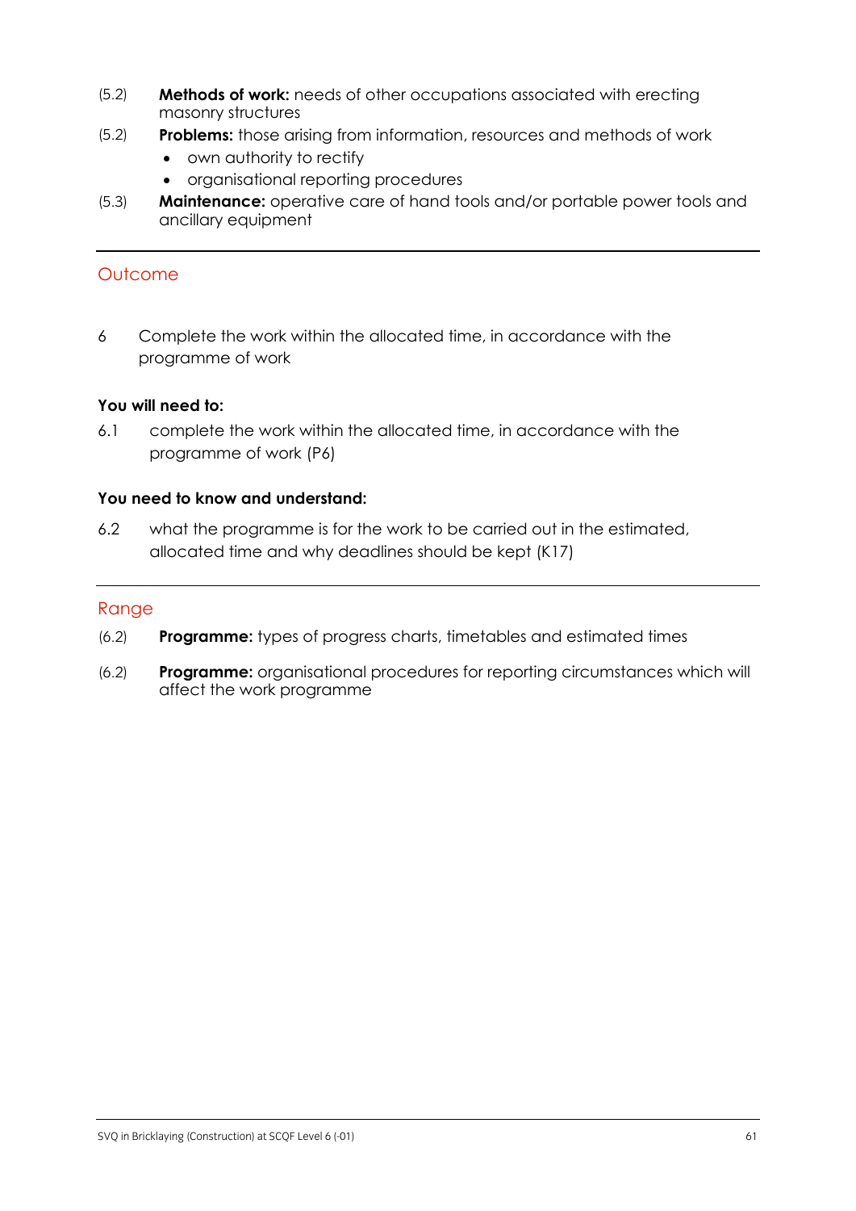(5.2) **Methods of work:** needs of other occupations associated with erecting masonry structures

(5.2) **Problems:** those arising from information, resources and methods of work

- own authority to rectify
- organisational reporting procedures

(5.3) **Maintenance:** operative care of hand tools and/or portable power tools and ancillary equipment

---

## Outcome

6 Complete the work within the allocated time, in accordance with the programme of work

**You will need to:**

6.1 complete the work within the allocated time, in accordance with the programme of work (P6)

**You need to know and understand:**

6.2 what the programme is for the work to be carried out in the estimated, allocated time and why deadlines should be kept (K17)

---

## Range

(6.2) **Programme:** types of progress charts, timetables and estimated times

(6.2) **Programme:** organisational procedures for reporting circumstances which will affect the work programme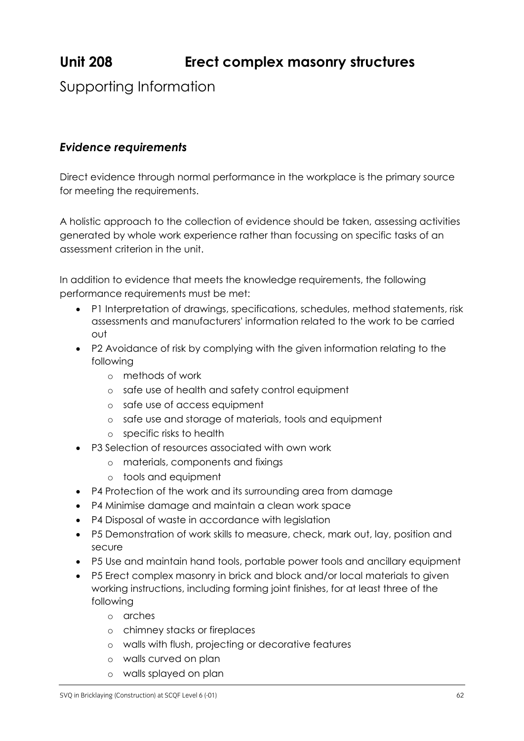# Unit 208 Erect complex masonry structures

## Supporting Information

### *Evidence requirements*

Direct evidence through normal performance in the workplace is the primary source for meeting the requirements.

A holistic approach to the collection of evidence should be taken, assessing activities generated by whole work experience rather than focussing on specific tasks of an assessment criterion in the unit.

In addition to evidence that meets the knowledge requirements, the following performance requirements must be met:

- P1 Interpretation of drawings, specifications, schedules, method statements, risk assessments and manufacturers' information related to the work to be carried out
- P2 Avoidance of risk by complying with the given information relating to the following
  - methods of work
  - safe use of health and safety control equipment
  - safe use of access equipment
  - safe use and storage of materials, tools and equipment
  - specific risks to health
- P3 Selection of resources associated with own work
  - materials, components and fixings
  - tools and equipment
- P4 Protection of the work and its surrounding area from damage
- P4 Minimise damage and maintain a clean work space
- P4 Disposal of waste in accordance with legislation
- P5 Demonstration of work skills to measure, check, mark out, lay, position and secure
- P5 Use and maintain hand tools, portable power tools and ancillary equipment
- P5 Erect complex masonry in brick and block and/or local materials to given working instructions, including forming joint finishes, for at least three of the following
  - arches
  - chimney stacks or fireplaces
  - walls with flush, projecting or decorative features
  - walls curved on plan
  - walls splayed on plan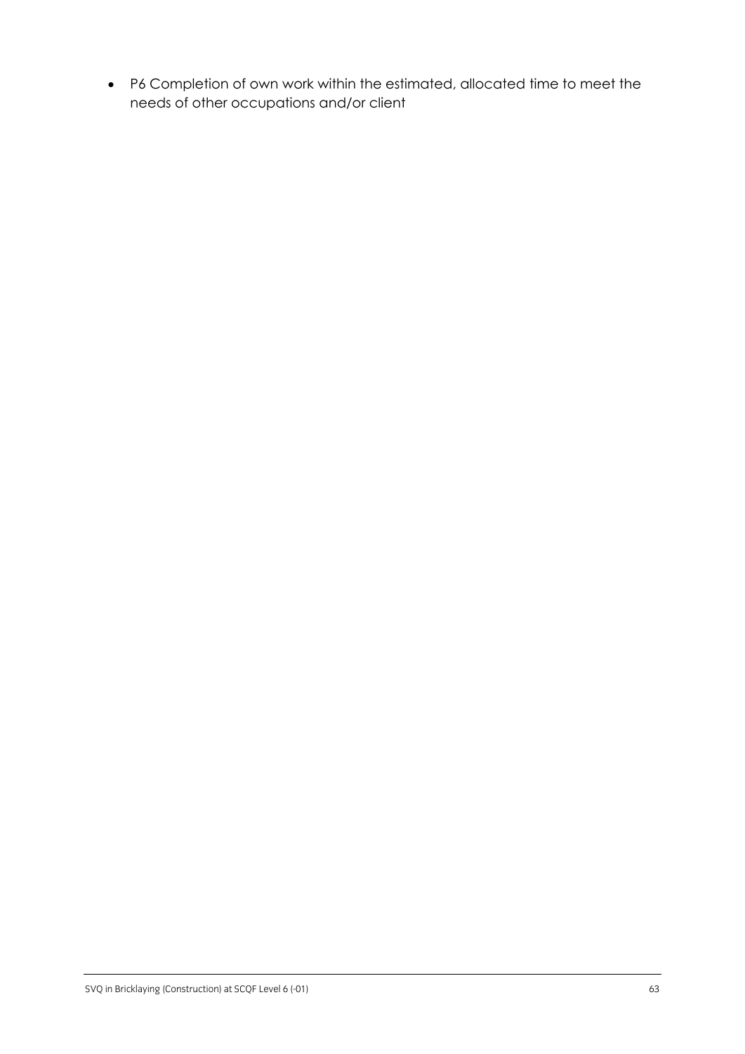- P6 Completion of own work within the estimated, allocated time to meet the needs of other occupations and/or client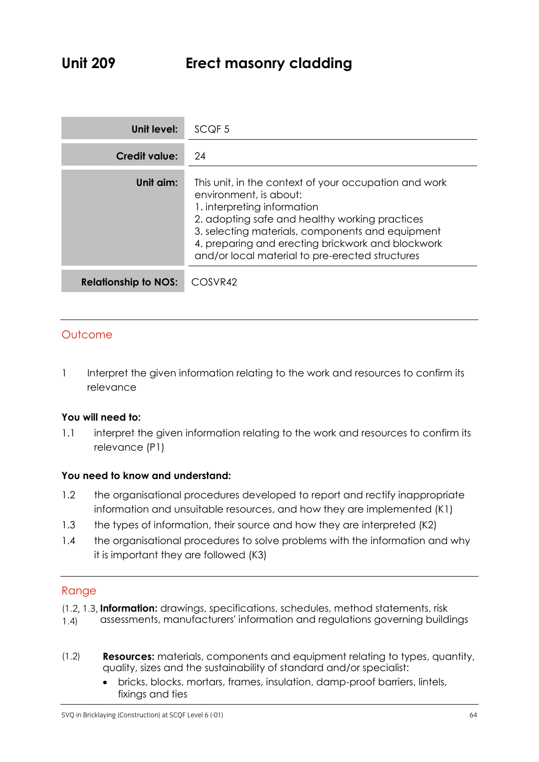# Unit 209 Erect masonry cladding

| | |
|---|---|
| **Unit level:** | SCQF 5 |
| **Credit value:** | 24 |
| **Unit aim:** | This unit, in the context of your occupation and work environment, is about:<br>1. interpreting information<br>2. adopting safe and healthy working practices<br>3. selecting materials, components and equipment<br>4. preparing and erecting brickwork and blockwork and/or local material to pre-erected structures |
| **Relationship to NOS:** | COSVR42 |

## Outcome

1 Interpret the given information relating to the work and resources to confirm its relevance

**You will need to:**

1.1 interpret the given information relating to the work and resources to confirm its relevance (P1)

**You need to know and understand:**

1.2 the organisational procedures developed to report and rectify inappropriate information and unsuitable resources, and how they are implemented (K1)

1.3 the types of information, their source and how they are interpreted (K2)

1.4 the organisational procedures to solve problems with the information and why it is important they are followed (K3)

## Range

(1.2, 1.3, 1.4) **Information:** drawings, specifications, schedules, method statements, risk assessments, manufacturers' information and regulations governing buildings

(1.2) **Resources:** materials, components and equipment relating to types, quantity, quality, sizes and the sustainability of standard and/or specialist:

- bricks, blocks, mortars, frames, insulation, damp-proof barriers, lintels, fixings and ties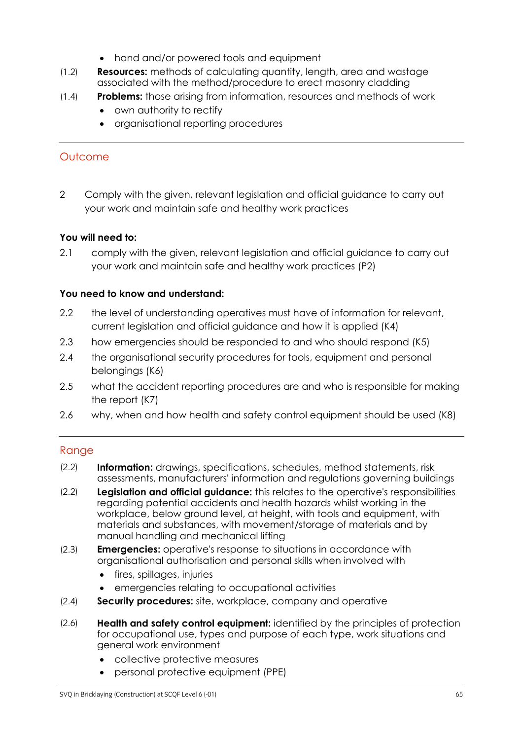- hand and/or powered tools and equipment

(1.2) **Resources:** methods of calculating quantity, length, area and wastage associated with the method/procedure to erect masonry cladding

(1.4) **Problems:** those arising from information, resources and methods of work

- own authority to rectify
- organisational reporting procedures

## Outcome

2 Comply with the given, relevant legislation and official guidance to carry out your work and maintain safe and healthy work practices

**You will need to:**

2.1 comply with the given, relevant legislation and official guidance to carry out your work and maintain safe and healthy work practices (P2)

**You need to know and understand:**

2.2 the level of understanding operatives must have of information for relevant, current legislation and official guidance and how it is applied (K4)

2.3 how emergencies should be responded to and who should respond (K5)

2.4 the organisational security procedures for tools, equipment and personal belongings (K6)

2.5 what the accident reporting procedures are and who is responsible for making the report (K7)

2.6 why, when and how health and safety control equipment should be used (K8)

## Range

(2.2) **Information:** drawings, specifications, schedules, method statements, risk assessments, manufacturers' information and regulations governing buildings

(2.2) **Legislation and official guidance:** this relates to the operative's responsibilities regarding potential accidents and health hazards whilst working in the workplace, below ground level, at height, with tools and equipment, with materials and substances, with movement/storage of materials and by manual handling and mechanical lifting

(2.3) **Emergencies:** operative's response to situations in accordance with organisational authorisation and personal skills when involved with

- fires, spillages, injuries
- emergencies relating to occupational activities

(2.4) **Security procedures:** site, workplace, company and operative

(2.6) **Health and safety control equipment:** identified by the principles of protection for occupational use, types and purpose of each type, work situations and general work environment

- collective protective measures
- personal protective equipment (PPE)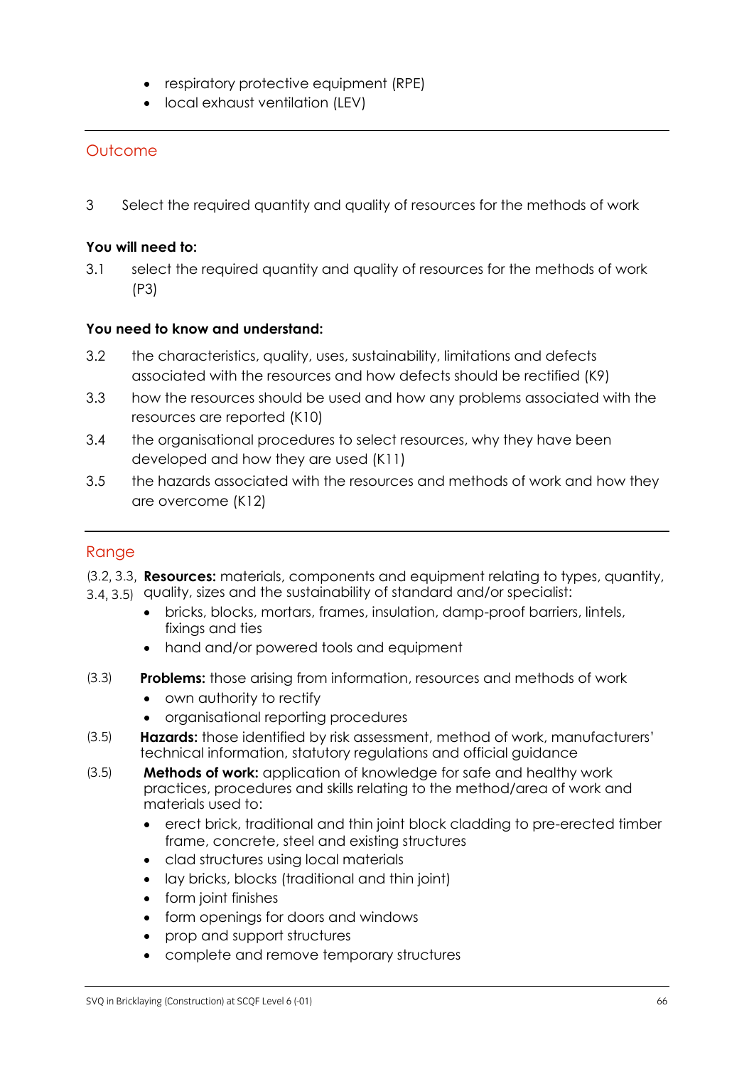- respiratory protective equipment (RPE)
- local exhaust ventilation (LEV)

## Outcome

3 Select the required quantity and quality of resources for the methods of work

**You will need to:**

3.1 select the required quantity and quality of resources for the methods of work (P3)

**You need to know and understand:**

3.2 the characteristics, quality, uses, sustainability, limitations and defects associated with the resources and how defects should be rectified (K9)

3.3 how the resources should be used and how any problems associated with the resources are reported (K10)

3.4 the organisational procedures to select resources, why they have been developed and how they are used (K11)

3.5 the hazards associated with the resources and methods of work and how they are overcome (K12)

## Range

(3.2, 3.3, 3.4, 3.5) **Resources:** materials, components and equipment relating to types, quantity, quality, sizes and the sustainability of standard and/or specialist:

- bricks, blocks, mortars, frames, insulation, damp-proof barriers, lintels, fixings and ties
- hand and/or powered tools and equipment

(3.3) **Problems:** those arising from information, resources and methods of work

- own authority to rectify
- organisational reporting procedures

(3.5) **Hazards:** those identified by risk assessment, method of work, manufacturers' technical information, statutory regulations and official guidance

(3.5) **Methods of work:** application of knowledge for safe and healthy work practices, procedures and skills relating to the method/area of work and materials used to:

- erect brick, traditional and thin joint block cladding to pre-erected timber frame, concrete, steel and existing structures
- clad structures using local materials
- lay bricks, blocks (traditional and thin joint)
- form joint finishes
- form openings for doors and windows
- prop and support structures
- complete and remove temporary structures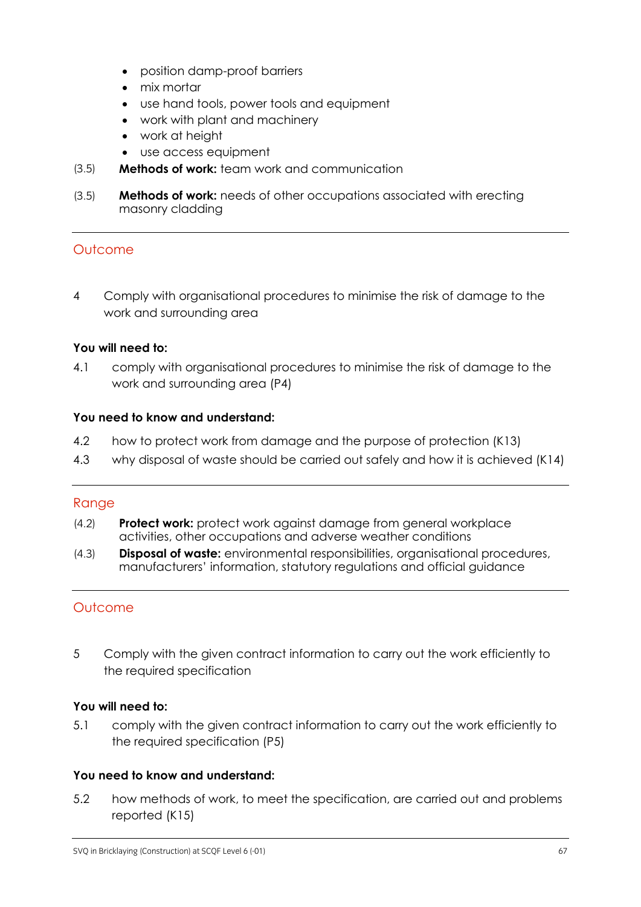- position damp-proof barriers
- mix mortar
- use hand tools, power tools and equipment
- work with plant and machinery
- work at height
- use access equipment

(3.5) **Methods of work:** team work and communication

(3.5) **Methods of work:** needs of other occupations associated with erecting masonry cladding

## Outcome

4 Comply with organisational procedures to minimise the risk of damage to the work and surrounding area

**You will need to:**

4.1 comply with organisational procedures to minimise the risk of damage to the work and surrounding area (P4)

**You need to know and understand:**

4.2 how to protect work from damage and the purpose of protection (K13)

4.3 why disposal of waste should be carried out safely and how it is achieved (K14)

## Range

(4.2) **Protect work:** protect work against damage from general workplace activities, other occupations and adverse weather conditions

(4.3) **Disposal of waste:** environmental responsibilities, organisational procedures, manufacturers' information, statutory regulations and official guidance

## Outcome

5 Comply with the given contract information to carry out the work efficiently to the required specification

**You will need to:**

5.1 comply with the given contract information to carry out the work efficiently to the required specification (P5)

**You need to know and understand:**

5.2 how methods of work, to meet the specification, are carried out and problems reported (K15)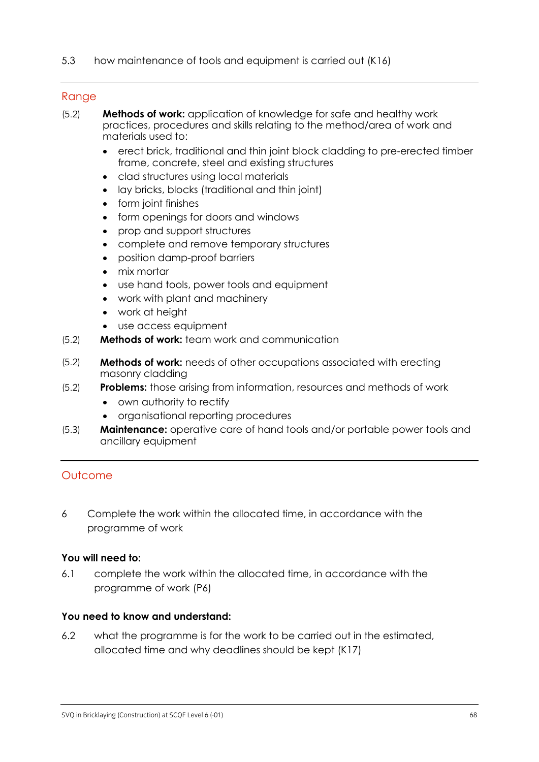5.3 how maintenance of tools and equipment is carried out (K16)

---

## Range

(5.2) **Methods of work:** application of knowledge for safe and healthy work practices, procedures and skills relating to the method/area of work and materials used to:

- erect brick, traditional and thin joint block cladding to pre-erected timber frame, concrete, steel and existing structures
- clad structures using local materials
- lay bricks, blocks (traditional and thin joint)
- form joint finishes
- form openings for doors and windows
- prop and support structures
- complete and remove temporary structures
- position damp-proof barriers
- mix mortar
- use hand tools, power tools and equipment
- work with plant and machinery
- work at height
- use access equipment

(5.2) **Methods of work:** team work and communication

(5.2) **Methods of work:** needs of other occupations associated with erecting masonry cladding

(5.2) **Problems:** those arising from information, resources and methods of work

- own authority to rectify
- organisational reporting procedures

(5.3) **Maintenance:** operative care of hand tools and/or portable power tools and ancillary equipment

---

## Outcome

6 Complete the work within the allocated time, in accordance with the programme of work

**You will need to:**

6.1 complete the work within the allocated time, in accordance with the programme of work (P6)

**You need to know and understand:**

6.2 what the programme is for the work to be carried out in the estimated, allocated time and why deadlines should be kept (K17)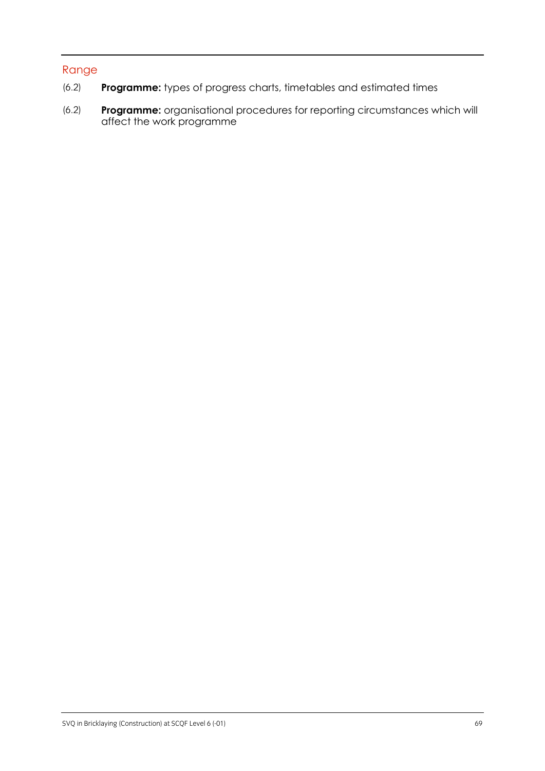## Range

(6.2) **Programme:** types of progress charts, timetables and estimated times

(6.2) **Programme:** organisational procedures for reporting circumstances which will affect the work programme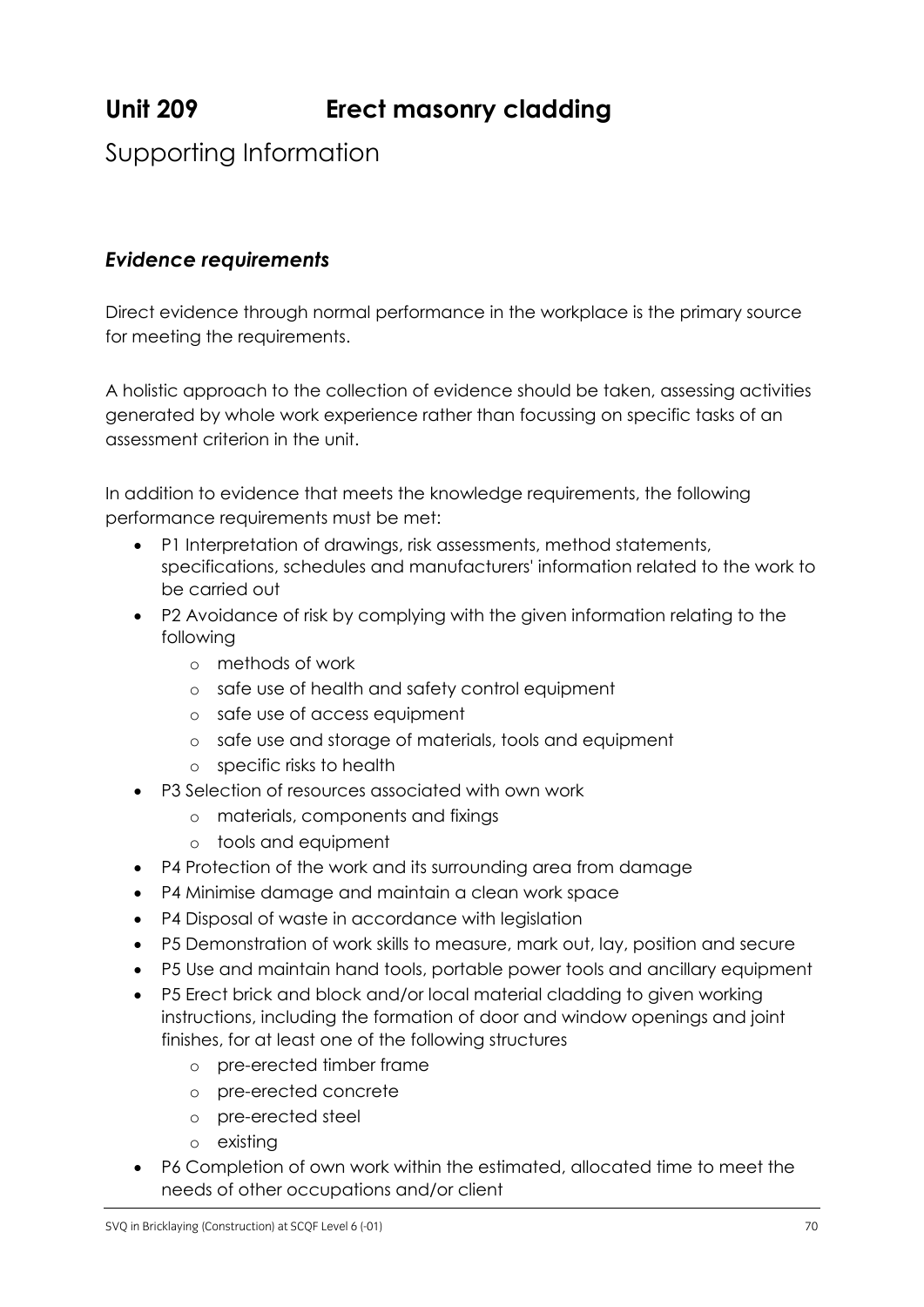# Unit 209 Erect masonry cladding

## Supporting Information

### *Evidence requirements*

Direct evidence through normal performance in the workplace is the primary source for meeting the requirements.

A holistic approach to the collection of evidence should be taken, assessing activities generated by whole work experience rather than focussing on specific tasks of an assessment criterion in the unit.

In addition to evidence that meets the knowledge requirements, the following performance requirements must be met:

- P1 Interpretation of drawings, risk assessments, method statements, specifications, schedules and manufacturers' information related to the work to be carried out
- P2 Avoidance of risk by complying with the given information relating to the following
  - methods of work
  - safe use of health and safety control equipment
  - safe use of access equipment
  - safe use and storage of materials, tools and equipment
  - specific risks to health
- P3 Selection of resources associated with own work
  - materials, components and fixings
  - tools and equipment
- P4 Protection of the work and its surrounding area from damage
- P4 Minimise damage and maintain a clean work space
- P4 Disposal of waste in accordance with legislation
- P5 Demonstration of work skills to measure, mark out, lay, position and secure
- P5 Use and maintain hand tools, portable power tools and ancillary equipment
- P5 Erect brick and block and/or local material cladding to given working instructions, including the formation of door and window openings and joint finishes, for at least one of the following structures
  - pre-erected timber frame
  - pre-erected concrete
  - pre-erected steel
  - existing
- P6 Completion of own work within the estimated, allocated time to meet the needs of other occupations and/or client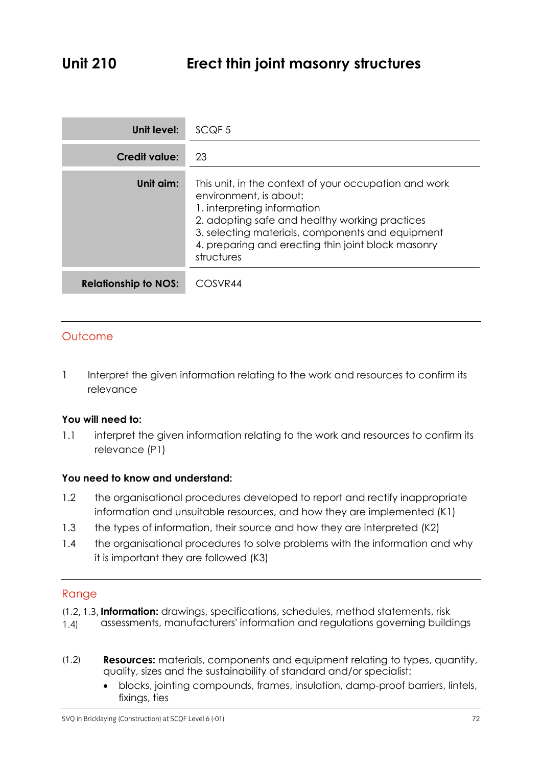# Unit 210 Erect thin joint masonry structures

| | |
|---|---|
| **Unit level:** | SCQF 5 |
| **Credit value:** | 23 |
| **Unit aim:** | This unit, in the context of your occupation and work environment, is about:<br>1. interpreting information<br>2. adopting safe and healthy working practices<br>3. selecting materials, components and equipment<br>4. preparing and erecting thin joint block masonry structures |
| **Relationship to NOS:** | COSVR44 |

## Outcome

1 Interpret the given information relating to the work and resources to confirm its relevance

**You will need to:**

1.1 interpret the given information relating to the work and resources to confirm its relevance (P1)

**You need to know and understand:**

1.2 the organisational procedures developed to report and rectify inappropriate information and unsuitable resources, and how they are implemented (K1)

1.3 the types of information, their source and how they are interpreted (K2)

1.4 the organisational procedures to solve problems with the information and why it is important they are followed (K3)

## Range

(1.2, 1.3, 1.4) **Information:** drawings, specifications, schedules, method statements, risk assessments, manufacturers' information and regulations governing buildings

(1.2) **Resources:** materials, components and equipment relating to types, quantity, quality, sizes and the sustainability of standard and/or specialist:

- blocks, jointing compounds, frames, insulation, damp-proof barriers, lintels, fixings, ties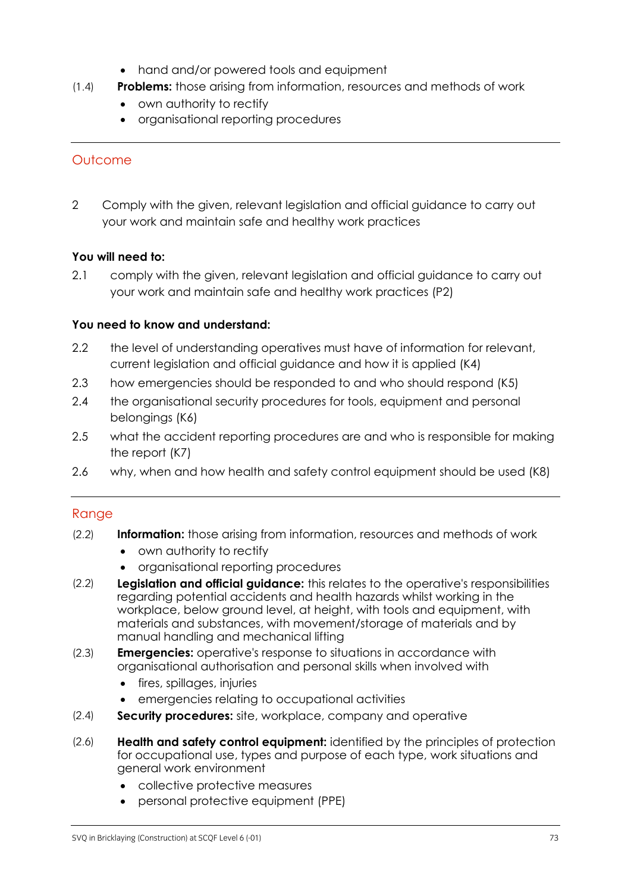- hand and/or powered tools and equipment

(1.4) **Problems:** those arising from information, resources and methods of work

- own authority to rectify
- organisational reporting procedures

## Outcome

2 Comply with the given, relevant legislation and official guidance to carry out your work and maintain safe and healthy work practices

**You will need to:**

2.1 comply with the given, relevant legislation and official guidance to carry out your work and maintain safe and healthy work practices (P2)

**You need to know and understand:**

2.2 the level of understanding operatives must have of information for relevant, current legislation and official guidance and how it is applied (K4)

2.3 how emergencies should be responded to and who should respond (K5)

2.4 the organisational security procedures for tools, equipment and personal belongings (K6)

2.5 what the accident reporting procedures are and who is responsible for making the report (K7)

2.6 why, when and how health and safety control equipment should be used (K8)

## Range

(2.2) **Information:** those arising from information, resources and methods of work

- own authority to rectify
- organisational reporting procedures

(2.2) **Legislation and official guidance:** this relates to the operative's responsibilities regarding potential accidents and health hazards whilst working in the workplace, below ground level, at height, with tools and equipment, with materials and substances, with movement/storage of materials and by manual handling and mechanical lifting

(2.3) **Emergencies:** operative's response to situations in accordance with organisational authorisation and personal skills when involved with

- fires, spillages, injuries
- emergencies relating to occupational activities

(2.4) **Security procedures:** site, workplace, company and operative

(2.6) **Health and safety control equipment:** identified by the principles of protection for occupational use, types and purpose of each type, work situations and general work environment

- collective protective measures
- personal protective equipment (PPE)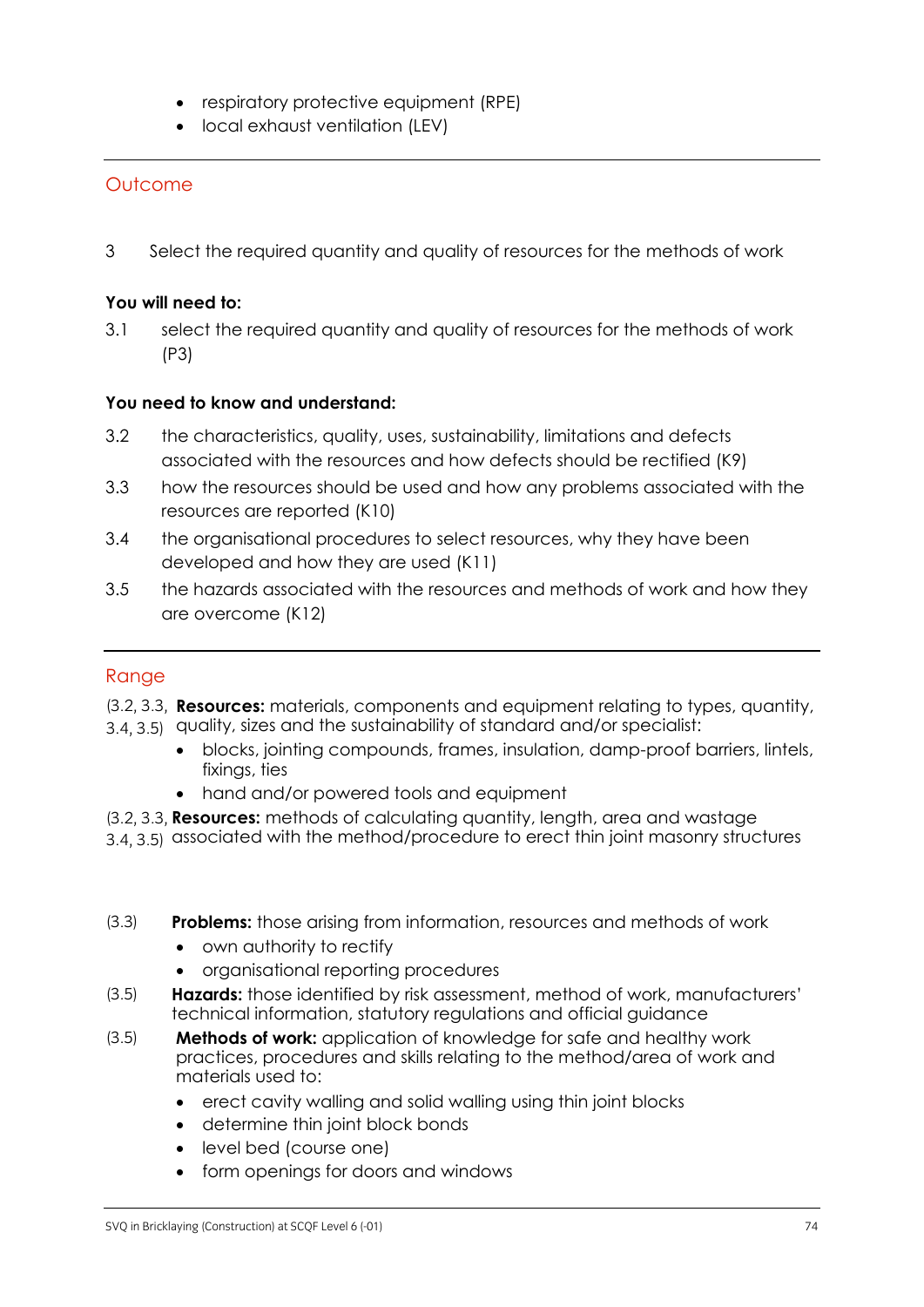- respiratory protective equipment (RPE)
- local exhaust ventilation (LEV)

## Outcome

3 Select the required quantity and quality of resources for the methods of work

**You will need to:**

3.1 select the required quantity and quality of resources for the methods of work (P3)

**You need to know and understand:**

3.2 the characteristics, quality, uses, sustainability, limitations and defects associated with the resources and how defects should be rectified (K9)

3.3 how the resources should be used and how any problems associated with the resources are reported (K10)

3.4 the organisational procedures to select resources, why they have been developed and how they are used (K11)

3.5 the hazards associated with the resources and methods of work and how they are overcome (K12)

## Range

(3.2, 3.3, 3.4, 3.5) **Resources:** materials, components and equipment relating to types, quantity, quality, sizes and the sustainability of standard and/or specialist:

- blocks, jointing compounds, frames, insulation, damp-proof barriers, lintels, fixings, ties
- hand and/or powered tools and equipment

(3.2, 3.3, 3.4, 3.5) **Resources:** methods of calculating quantity, length, area and wastage associated with the method/procedure to erect thin joint masonry structures

(3.3) **Problems:** those arising from information, resources and methods of work

- own authority to rectify
- organisational reporting procedures

(3.5) **Hazards:** those identified by risk assessment, method of work, manufacturers' technical information, statutory regulations and official guidance

(3.5) **Methods of work:** application of knowledge for safe and healthy work practices, procedures and skills relating to the method/area of work and materials used to:

- erect cavity walling and solid walling using thin joint blocks
- determine thin joint block bonds
- level bed (course one)
- form openings for doors and windows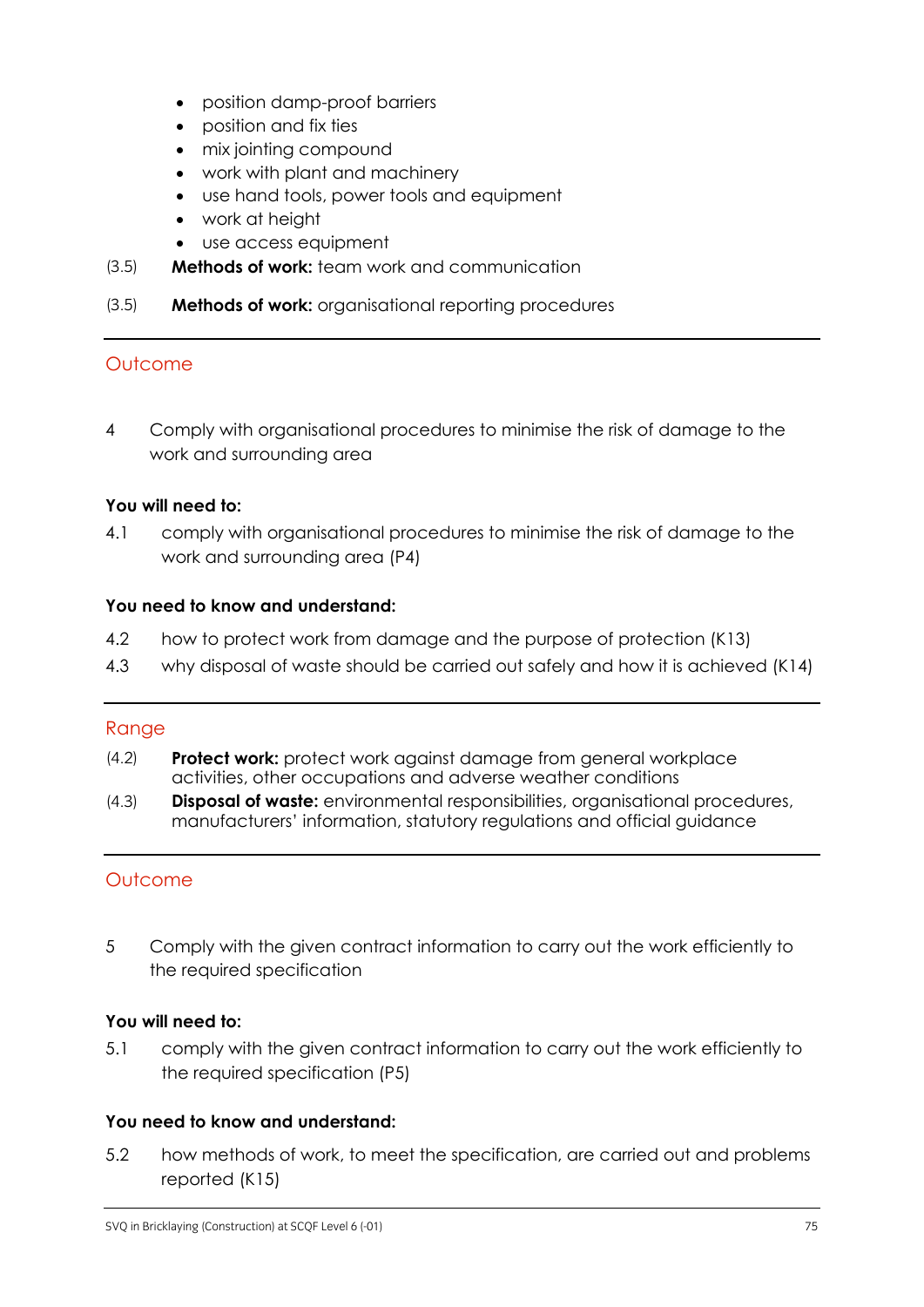- position damp-proof barriers
- position and fix ties
- mix jointing compound
- work with plant and machinery
- use hand tools, power tools and equipment
- work at height
- use access equipment

(3.5) **Methods of work:** team work and communication

(3.5) **Methods of work:** organisational reporting procedures

---

## Outcome

4 Comply with organisational procedures to minimise the risk of damage to the work and surrounding area

**You will need to:**

4.1 comply with organisational procedures to minimise the risk of damage to the work and surrounding area (P4)

**You need to know and understand:**

4.2 how to protect work from damage and the purpose of protection (K13)

4.3 why disposal of waste should be carried out safely and how it is achieved (K14)

---

## Range

(4.2) **Protect work:** protect work against damage from general workplace activities, other occupations and adverse weather conditions

(4.3) **Disposal of waste:** environmental responsibilities, organisational procedures, manufacturers' information, statutory regulations and official guidance

---

## Outcome

5 Comply with the given contract information to carry out the work efficiently to the required specification

**You will need to:**

5.1 comply with the given contract information to carry out the work efficiently to the required specification (P5)

**You need to know and understand:**

5.2 how methods of work, to meet the specification, are carried out and problems reported (K15)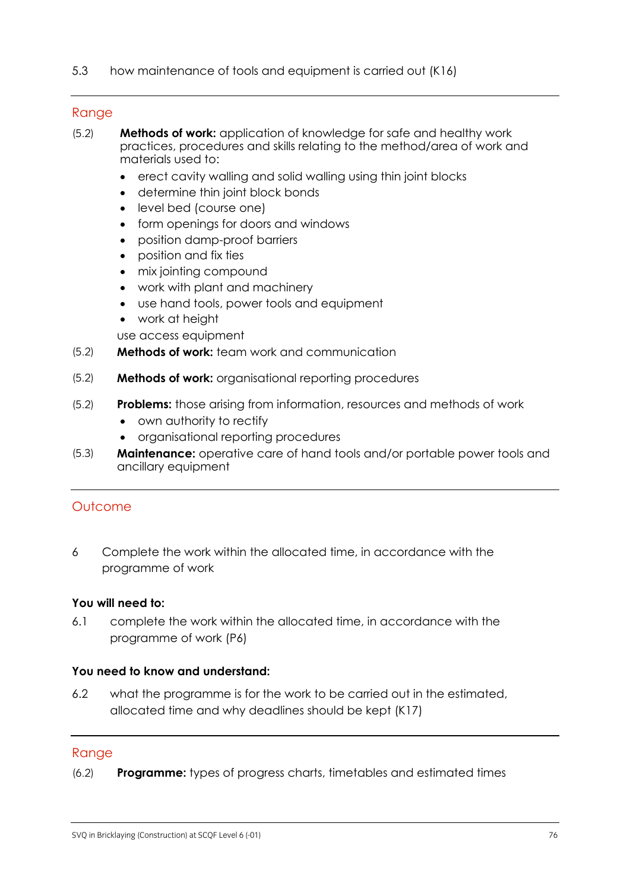5.3 how maintenance of tools and equipment is carried out (K16)

---

## Range

(5.2) **Methods of work:** application of knowledge for safe and healthy work practices, procedures and skills relating to the method/area of work and materials used to:

- erect cavity walling and solid walling using thin joint blocks
- determine thin joint block bonds
- level bed (course one)
- form openings for doors and windows
- position damp-proof barriers
- position and fix ties
- mix jointing compound
- work with plant and machinery
- use hand tools, power tools and equipment
- work at height

use access equipment

(5.2) **Methods of work:** team work and communication

(5.2) **Methods of work:** organisational reporting procedures

(5.2) **Problems:** those arising from information, resources and methods of work

- own authority to rectify
- organisational reporting procedures

(5.3) **Maintenance:** operative care of hand tools and/or portable power tools and ancillary equipment

---

## Outcome

6 Complete the work within the allocated time, in accordance with the programme of work

**You will need to:**

6.1 complete the work within the allocated time, in accordance with the programme of work (P6)

**You need to know and understand:**

6.2 what the programme is for the work to be carried out in the estimated, allocated time and why deadlines should be kept (K17)

---

## Range

(6.2) **Programme:** types of progress charts, timetables and estimated times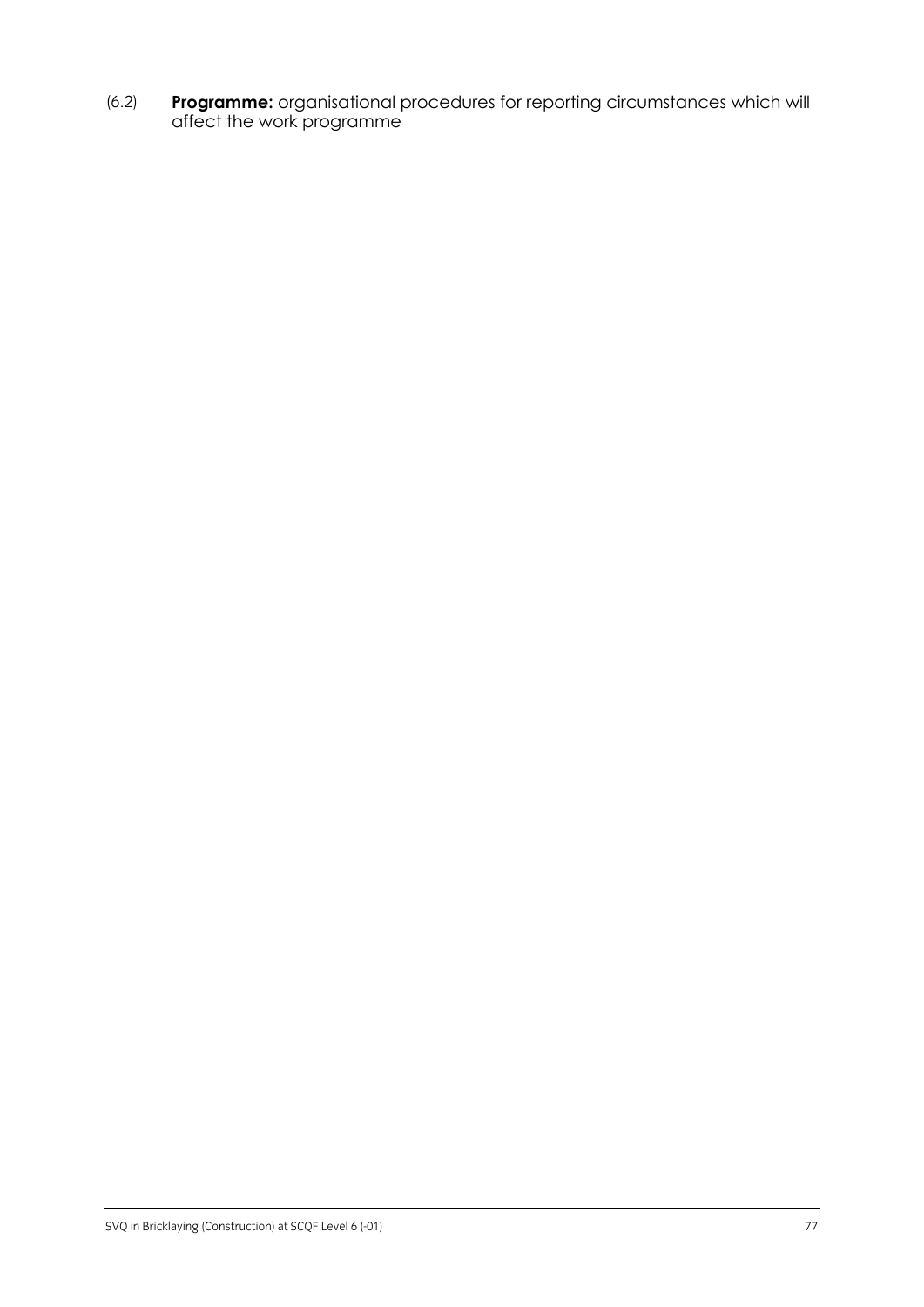(6.2) **Programme:** organisational procedures for reporting circumstances which will affect the work programme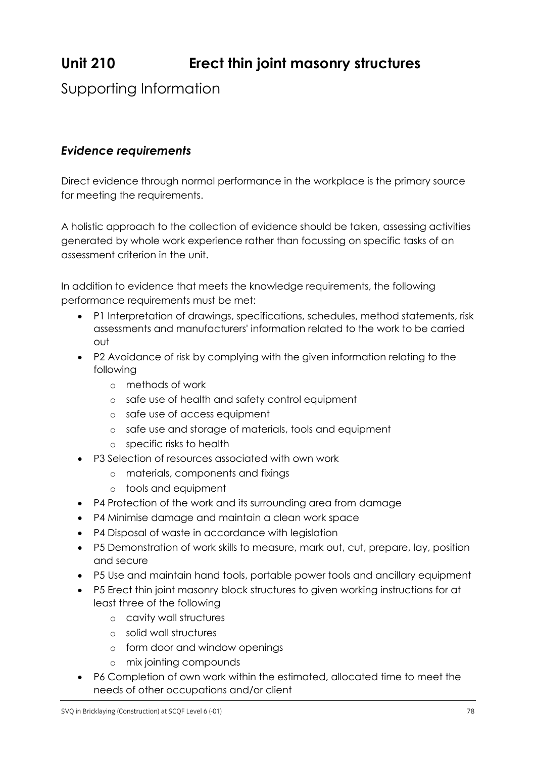# Unit 210 Erect thin joint masonry structures

## Supporting Information

### *Evidence requirements*

Direct evidence through normal performance in the workplace is the primary source for meeting the requirements.

A holistic approach to the collection of evidence should be taken, assessing activities generated by whole work experience rather than focussing on specific tasks of an assessment criterion in the unit.

In addition to evidence that meets the knowledge requirements, the following performance requirements must be met:

- P1 Interpretation of drawings, specifications, schedules, method statements, risk assessments and manufacturers' information related to the work to be carried out
- P2 Avoidance of risk by complying with the given information relating to the following
  - methods of work
  - safe use of health and safety control equipment
  - safe use of access equipment
  - safe use and storage of materials, tools and equipment
  - specific risks to health
- P3 Selection of resources associated with own work
  - materials, components and fixings
  - tools and equipment
- P4 Protection of the work and its surrounding area from damage
- P4 Minimise damage and maintain a clean work space
- P4 Disposal of waste in accordance with legislation
- P5 Demonstration of work skills to measure, mark out, cut, prepare, lay, position and secure
- P5 Use and maintain hand tools, portable power tools and ancillary equipment
- P5 Erect thin joint masonry block structures to given working instructions for at least three of the following
  - cavity wall structures
  - solid wall structures
  - form door and window openings
  - mix jointing compounds
- P6 Completion of own work within the estimated, allocated time to meet the needs of other occupations and/or client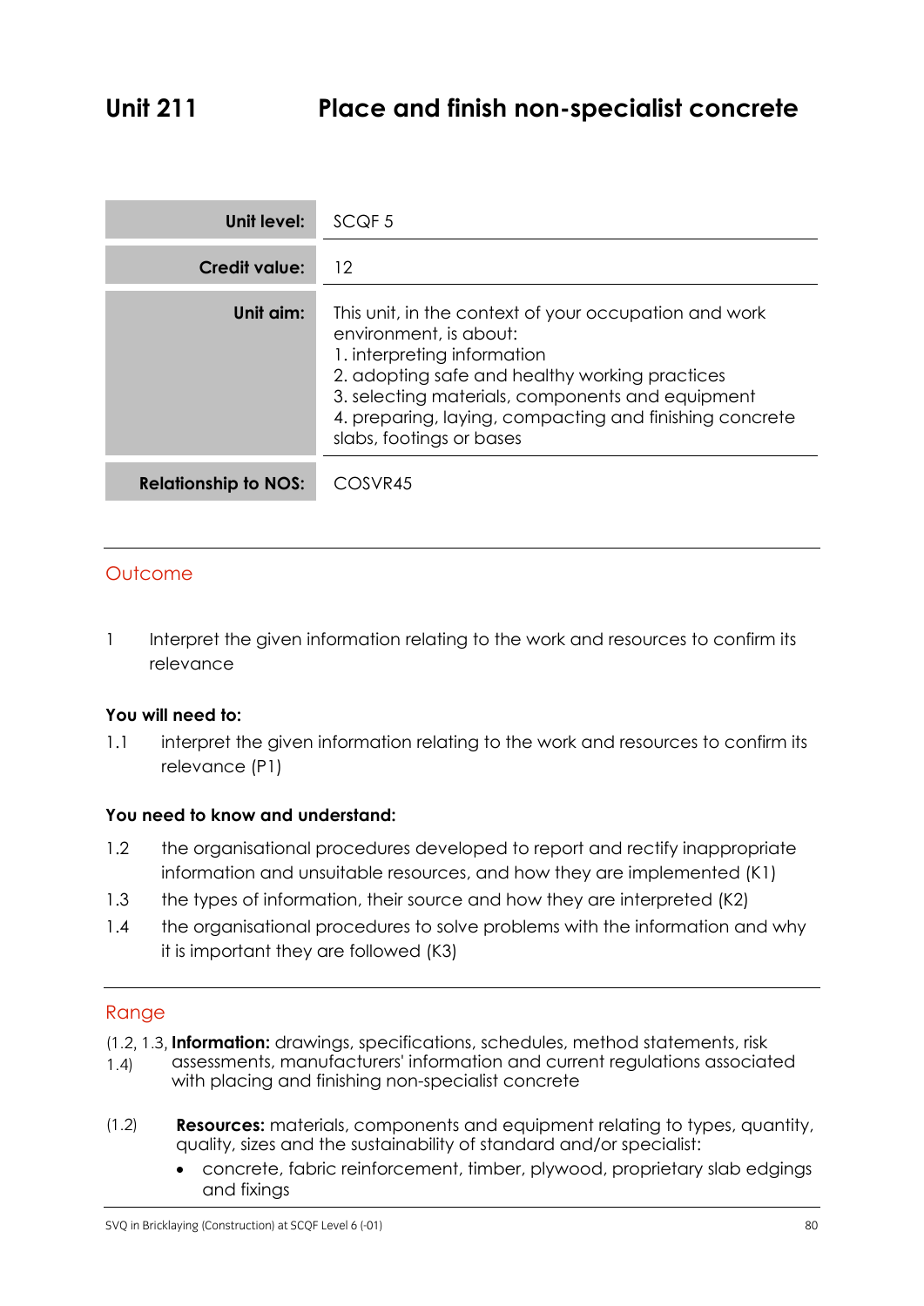# Unit 211 Place and finish non-specialist concrete

| | |
|---|---|
| **Unit level:** | SCQF 5 |
| **Credit value:** | 12 |
| **Unit aim:** | This unit, in the context of your occupation and work environment, is about:<br>1. interpreting information<br>2. adopting safe and healthy working practices<br>3. selecting materials, components and equipment<br>4. preparing, laying, compacting and finishing concrete slabs, footings or bases |
| **Relationship to NOS:** | COSVR45 |

## Outcome

1 Interpret the given information relating to the work and resources to confirm its relevance

**You will need to:**

1.1 interpret the given information relating to the work and resources to confirm its relevance (P1)

**You need to know and understand:**

1.2 the organisational procedures developed to report and rectify inappropriate information and unsuitable resources, and how they are implemented (K1)

1.3 the types of information, their source and how they are interpreted (K2)

1.4 the organisational procedures to solve problems with the information and why it is important they are followed (K3)

## Range

(1.2, 1.3, 1.4) **Information:** drawings, specifications, schedules, method statements, risk assessments, manufacturers' information and current regulations associated with placing and finishing non-specialist concrete

(1.2) **Resources:** materials, components and equipment relating to types, quantity, quality, sizes and the sustainability of standard and/or specialist:

- concrete, fabric reinforcement, timber, plywood, proprietary slab edgings and fixings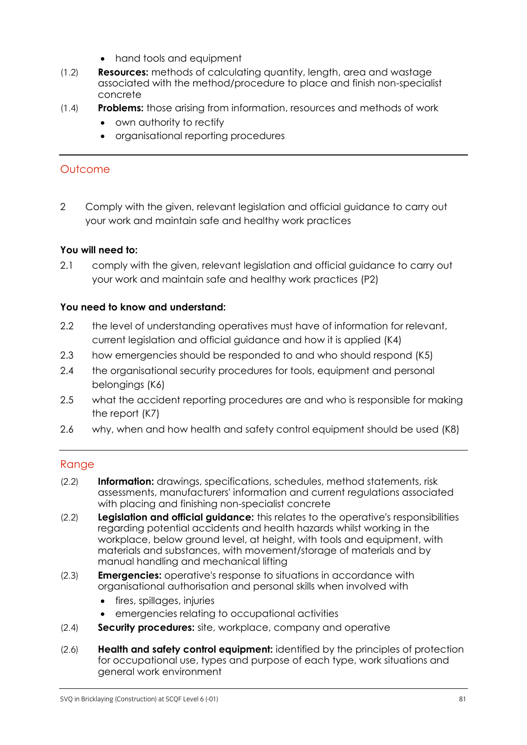- hand tools and equipment

(1.2) **Resources:** methods of calculating quantity, length, area and wastage associated with the method/procedure to place and finish non-specialist concrete

(1.4) **Problems:** those arising from information, resources and methods of work

- own authority to rectify
- organisational reporting procedures

## Outcome

2 Comply with the given, relevant legislation and official guidance to carry out your work and maintain safe and healthy work practices

**You will need to:**

2.1 comply with the given, relevant legislation and official guidance to carry out your work and maintain safe and healthy work practices (P2)

**You need to know and understand:**

2.2 the level of understanding operatives must have of information for relevant, current legislation and official guidance and how it is applied (K4)

2.3 how emergencies should be responded to and who should respond (K5)

2.4 the organisational security procedures for tools, equipment and personal belongings (K6)

2.5 what the accident reporting procedures are and who is responsible for making the report (K7)

2.6 why, when and how health and safety control equipment should be used (K8)

## Range

(2.2) **Information:** drawings, specifications, schedules, method statements, risk assessments, manufacturers' information and current regulations associated with placing and finishing non-specialist concrete

(2.2) **Legislation and official guidance:** this relates to the operative's responsibilities regarding potential accidents and health hazards whilst working in the workplace, below ground level, at height, with tools and equipment, with materials and substances, with movement/storage of materials and by manual handling and mechanical lifting

(2.3) **Emergencies:** operative's response to situations in accordance with organisational authorisation and personal skills when involved with

- fires, spillages, injuries
- emergencies relating to occupational activities

(2.4) **Security procedures:** site, workplace, company and operative

(2.6) **Health and safety control equipment:** identified by the principles of protection for occupational use, types and purpose of each type, work situations and general work environment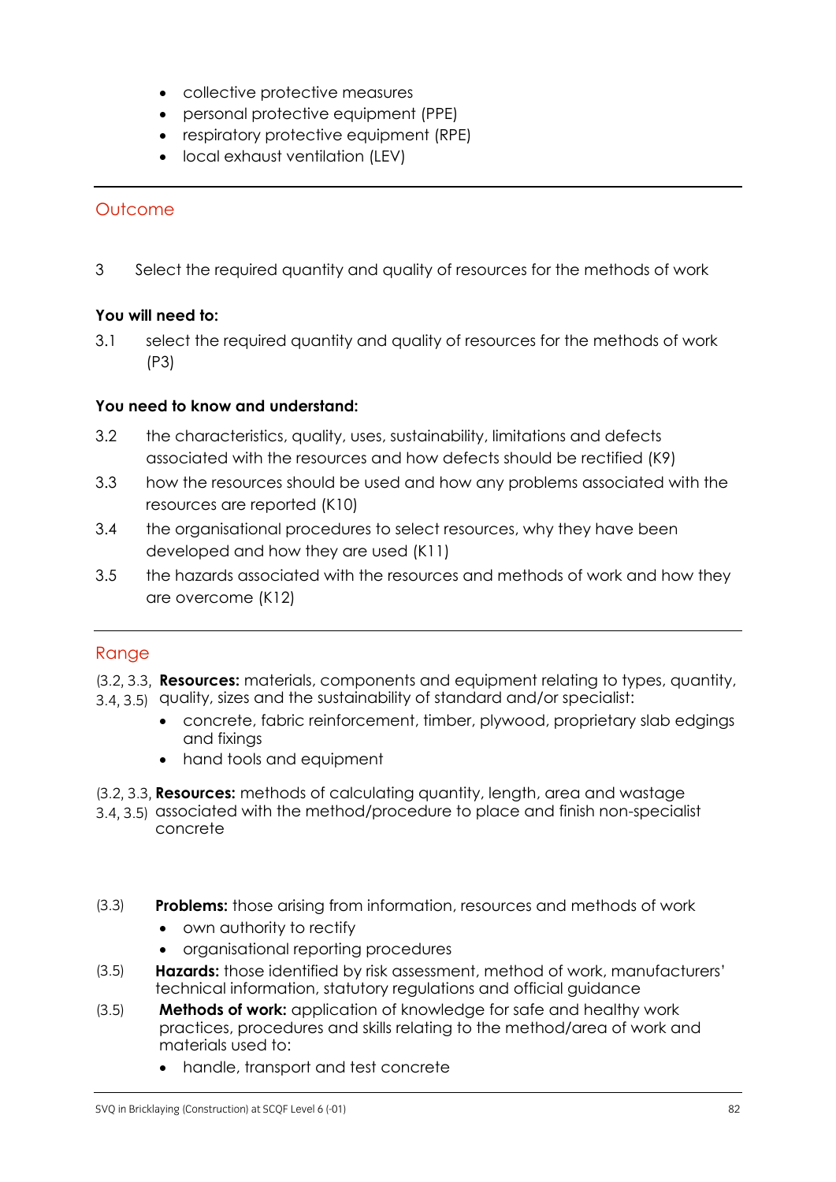- collective protective measures
- personal protective equipment (PPE)
- respiratory protective equipment (RPE)
- local exhaust ventilation (LEV)

## Outcome

3 Select the required quantity and quality of resources for the methods of work

**You will need to:**

3.1 select the required quantity and quality of resources for the methods of work (P3)

**You need to know and understand:**

3.2 the characteristics, quality, uses, sustainability, limitations and defects associated with the resources and how defects should be rectified (K9)

3.3 how the resources should be used and how any problems associated with the resources are reported (K10)

3.4 the organisational procedures to select resources, why they have been developed and how they are used (K11)

3.5 the hazards associated with the resources and methods of work and how they are overcome (K12)

## Range

(3.2, 3.3, 3.4, 3.5) **Resources:** materials, components and equipment relating to types, quantity, quality, sizes and the sustainability of standard and/or specialist:

- concrete, fabric reinforcement, timber, plywood, proprietary slab edgings and fixings
- hand tools and equipment

(3.2, 3.3, 3.4, 3.5) **Resources:** methods of calculating quantity, length, area and wastage associated with the method/procedure to place and finish non-specialist concrete

(3.3) **Problems:** those arising from information, resources and methods of work

- own authority to rectify
- organisational reporting procedures

(3.5) **Hazards:** those identified by risk assessment, method of work, manufacturers' technical information, statutory regulations and official guidance

(3.5) **Methods of work:** application of knowledge for safe and healthy work practices, procedures and skills relating to the method/area of work and materials used to:

- handle, transport and test concrete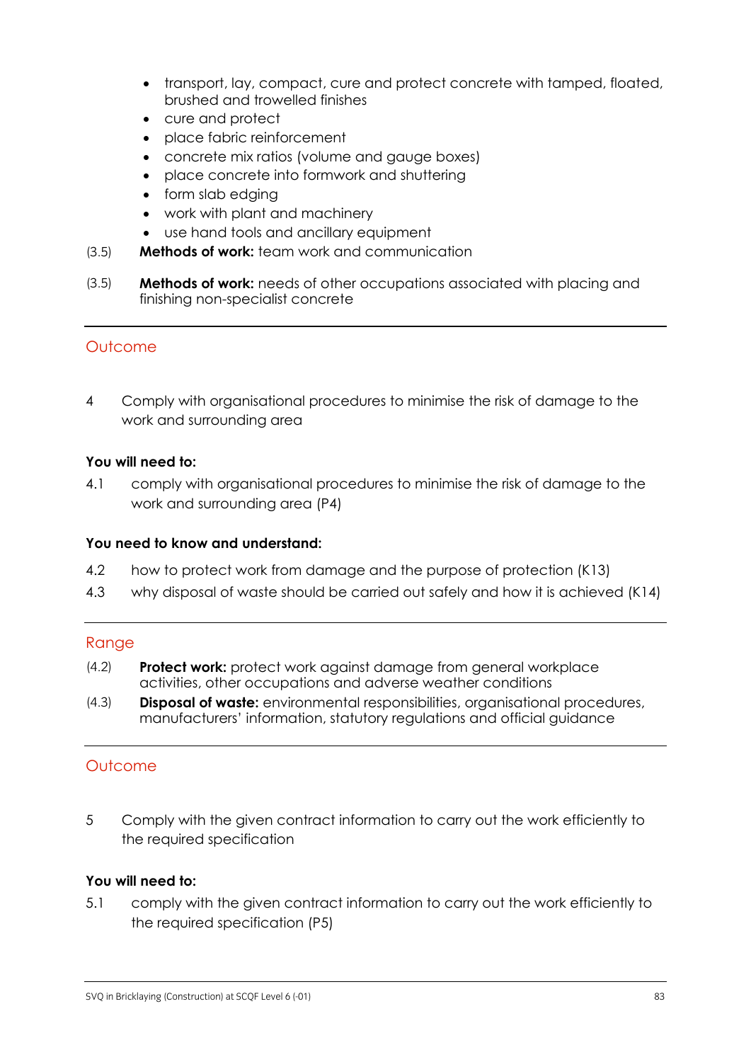- transport, lay, compact, cure and protect concrete with tamped, floated, brushed and trowelled finishes
- cure and protect
- place fabric reinforcement
- concrete mix ratios (volume and gauge boxes)
- place concrete into formwork and shuttering
- form slab edging
- work with plant and machinery
- use hand tools and ancillary equipment

(3.5) **Methods of work:** team work and communication

(3.5) **Methods of work:** needs of other occupations associated with placing and finishing non-specialist concrete

## Outcome

4 Comply with organisational procedures to minimise the risk of damage to the work and surrounding area

**You will need to:**

4.1 comply with organisational procedures to minimise the risk of damage to the work and surrounding area (P4)

**You need to know and understand:**

4.2 how to protect work from damage and the purpose of protection (K13)

4.3 why disposal of waste should be carried out safely and how it is achieved (K14)

## Range

(4.2) **Protect work:** protect work against damage from general workplace activities, other occupations and adverse weather conditions

(4.3) **Disposal of waste:** environmental responsibilities, organisational procedures, manufacturers' information, statutory regulations and official guidance

## Outcome

5 Comply with the given contract information to carry out the work efficiently to the required specification

**You will need to:**

5.1 comply with the given contract information to carry out the work efficiently to the required specification (P5)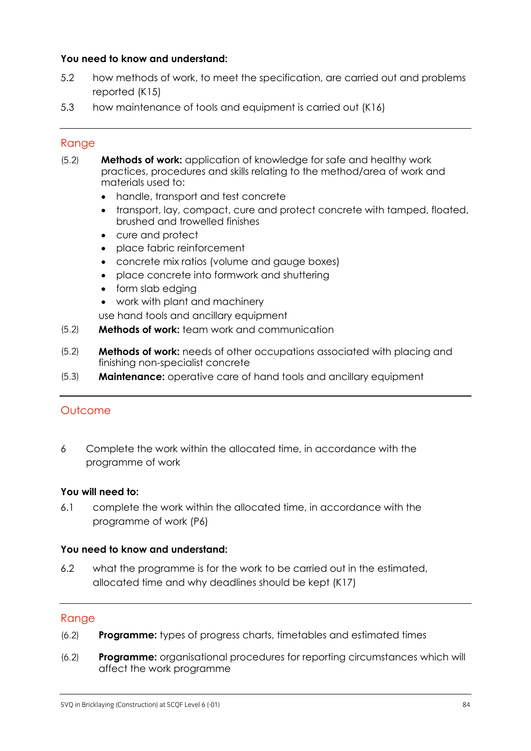**You need to know and understand:**

5.2 how methods of work, to meet the specification, are carried out and problems reported (K15)

5.3 how maintenance of tools and equipment is carried out (K16)

## Range

(5.2) **Methods of work:** application of knowledge for safe and healthy work practices, procedures and skills relating to the method/area of work and materials used to:

- handle, transport and test concrete
- transport, lay, compact, cure and protect concrete with tamped, floated, brushed and trowelled finishes
- cure and protect
- place fabric reinforcement
- concrete mix ratios (volume and gauge boxes)
- place concrete into formwork and shuttering
- form slab edging
- work with plant and machinery

use hand tools and ancillary equipment

(5.2) **Methods of work:** team work and communication

(5.2) **Methods of work:** needs of other occupations associated with placing and finishing non-specialist concrete

(5.3) **Maintenance:** operative care of hand tools and ancillary equipment

## Outcome

6 Complete the work within the allocated time, in accordance with the programme of work

**You will need to:**

6.1 complete the work within the allocated time, in accordance with the programme of work (P6)

**You need to know and understand:**

6.2 what the programme is for the work to be carried out in the estimated, allocated time and why deadlines should be kept (K17)

## Range

(6.2) **Programme:** types of progress charts, timetables and estimated times

(6.2) **Programme:** organisational procedures for reporting circumstances which will affect the work programme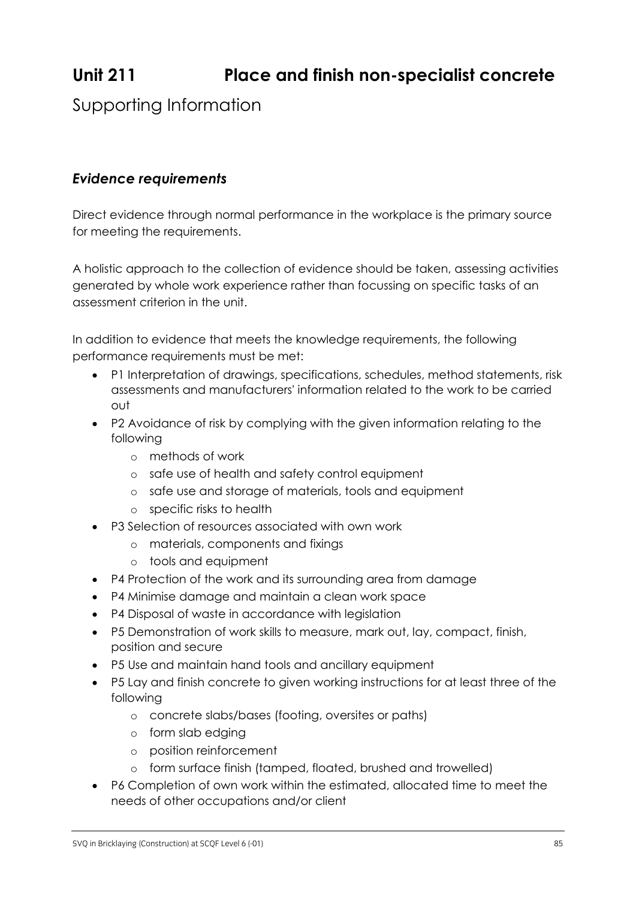# Unit 211 Place and finish non-specialist concrete

## Supporting Information

### *Evidence requirements*

Direct evidence through normal performance in the workplace is the primary source for meeting the requirements.

A holistic approach to the collection of evidence should be taken, assessing activities generated by whole work experience rather than focussing on specific tasks of an assessment criterion in the unit.

In addition to evidence that meets the knowledge requirements, the following performance requirements must be met:

- P1 Interpretation of drawings, specifications, schedules, method statements, risk assessments and manufacturers' information related to the work to be carried out
- P2 Avoidance of risk by complying with the given information relating to the following
  - methods of work
  - safe use of health and safety control equipment
  - safe use and storage of materials, tools and equipment
  - specific risks to health
- P3 Selection of resources associated with own work
  - materials, components and fixings
  - tools and equipment
- P4 Protection of the work and its surrounding area from damage
- P4 Minimise damage and maintain a clean work space
- P4 Disposal of waste in accordance with legislation
- P5 Demonstration of work skills to measure, mark out, lay, compact, finish, position and secure
- P5 Use and maintain hand tools and ancillary equipment
- P5 Lay and finish concrete to given working instructions for at least three of the following
  - concrete slabs/bases (footing, oversites or paths)
  - form slab edging
  - position reinforcement
  - form surface finish (tamped, floated, brushed and trowelled)
- P6 Completion of own work within the estimated, allocated time to meet the needs of other occupations and/or client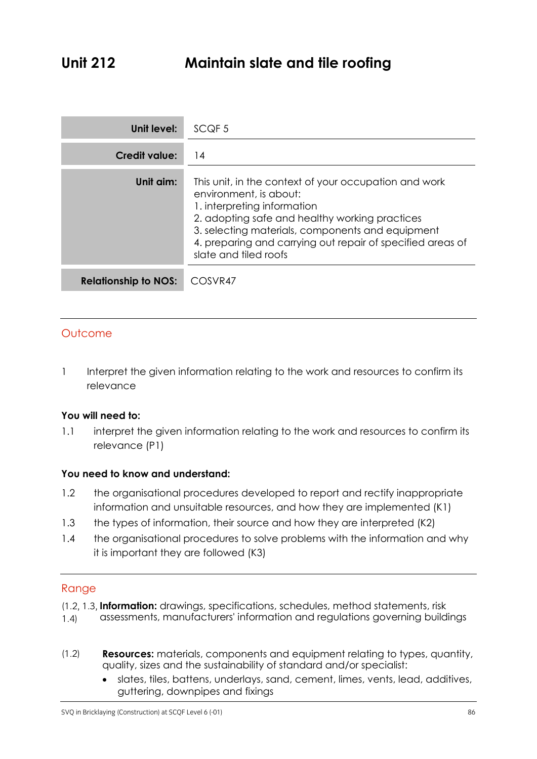# Unit 212 Maintain slate and tile roofing

| Unit level: | SCQF 5 |
|---|---|
| Credit value: | 14 |
| Unit aim: | This unit, in the context of your occupation and work environment, is about:<br>1. interpreting information<br>2. adopting safe and healthy working practices<br>3. selecting materials, components and equipment<br>4. preparing and carrying out repair of specified areas of slate and tiled roofs |
| Relationship to NOS: | COSVR47 |

## Outcome

1 Interpret the given information relating to the work and resources to confirm its relevance

**You will need to:**

1.1 interpret the given information relating to the work and resources to confirm its relevance (P1)

**You need to know and understand:**

1.2 the organisational procedures developed to report and rectify inappropriate information and unsuitable resources, and how they are implemented (K1)

1.3 the types of information, their source and how they are interpreted (K2)

1.4 the organisational procedures to solve problems with the information and why it is important they are followed (K3)

## Range

(1.2, 1.3, 1.4) **Information:** drawings, specifications, schedules, method statements, risk assessments, manufacturers' information and regulations governing buildings

(1.2) **Resources:** materials, components and equipment relating to types, quantity, quality, sizes and the sustainability of standard and/or specialist:

- slates, tiles, battens, underlays, sand, cement, limes, vents, lead, additives, guttering, downpipes and fixings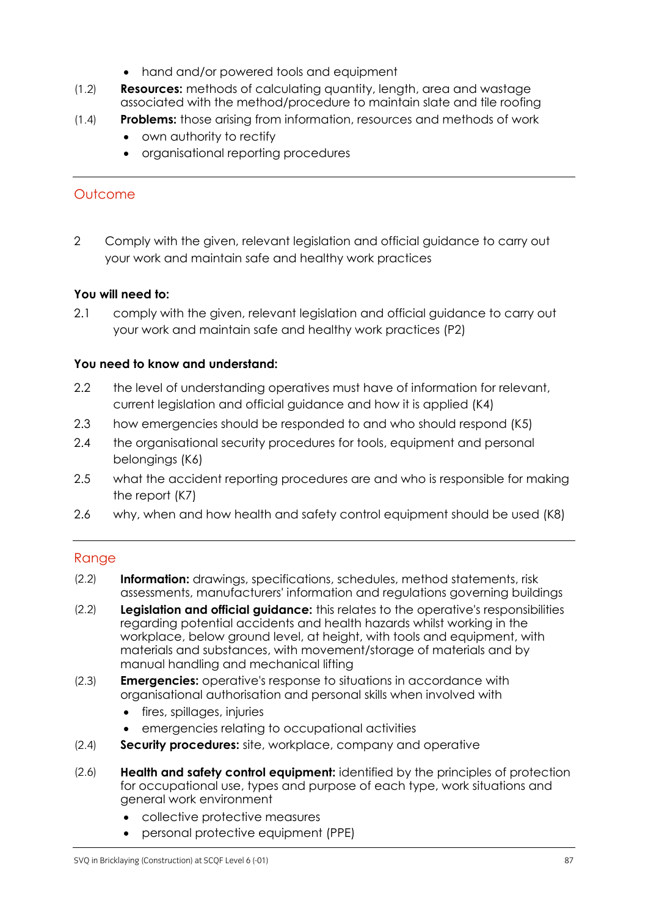- hand and/or powered tools and equipment

(1.2) **Resources:** methods of calculating quantity, length, area and wastage associated with the method/procedure to maintain slate and tile roofing

(1.4) **Problems:** those arising from information, resources and methods of work

- own authority to rectify
- organisational reporting procedures

## Outcome

2 Comply with the given, relevant legislation and official guidance to carry out your work and maintain safe and healthy work practices

**You will need to:**

2.1 comply with the given, relevant legislation and official guidance to carry out your work and maintain safe and healthy work practices (P2)

**You need to know and understand:**

2.2 the level of understanding operatives must have of information for relevant, current legislation and official guidance and how it is applied (K4)

2.3 how emergencies should be responded to and who should respond (K5)

2.4 the organisational security procedures for tools, equipment and personal belongings (K6)

2.5 what the accident reporting procedures are and who is responsible for making the report (K7)

2.6 why, when and how health and safety control equipment should be used (K8)

## Range

(2.2) **Information:** drawings, specifications, schedules, method statements, risk assessments, manufacturers' information and regulations governing buildings

(2.2) **Legislation and official guidance:** this relates to the operative's responsibilities regarding potential accidents and health hazards whilst working in the workplace, below ground level, at height, with tools and equipment, with materials and substances, with movement/storage of materials and by manual handling and mechanical lifting

(2.3) **Emergencies:** operative's response to situations in accordance with organisational authorisation and personal skills when involved with

- fires, spillages, injuries
- emergencies relating to occupational activities

(2.4) **Security procedures:** site, workplace, company and operative

(2.6) **Health and safety control equipment:** identified by the principles of protection for occupational use, types and purpose of each type, work situations and general work environment

- collective protective measures
- personal protective equipment (PPE)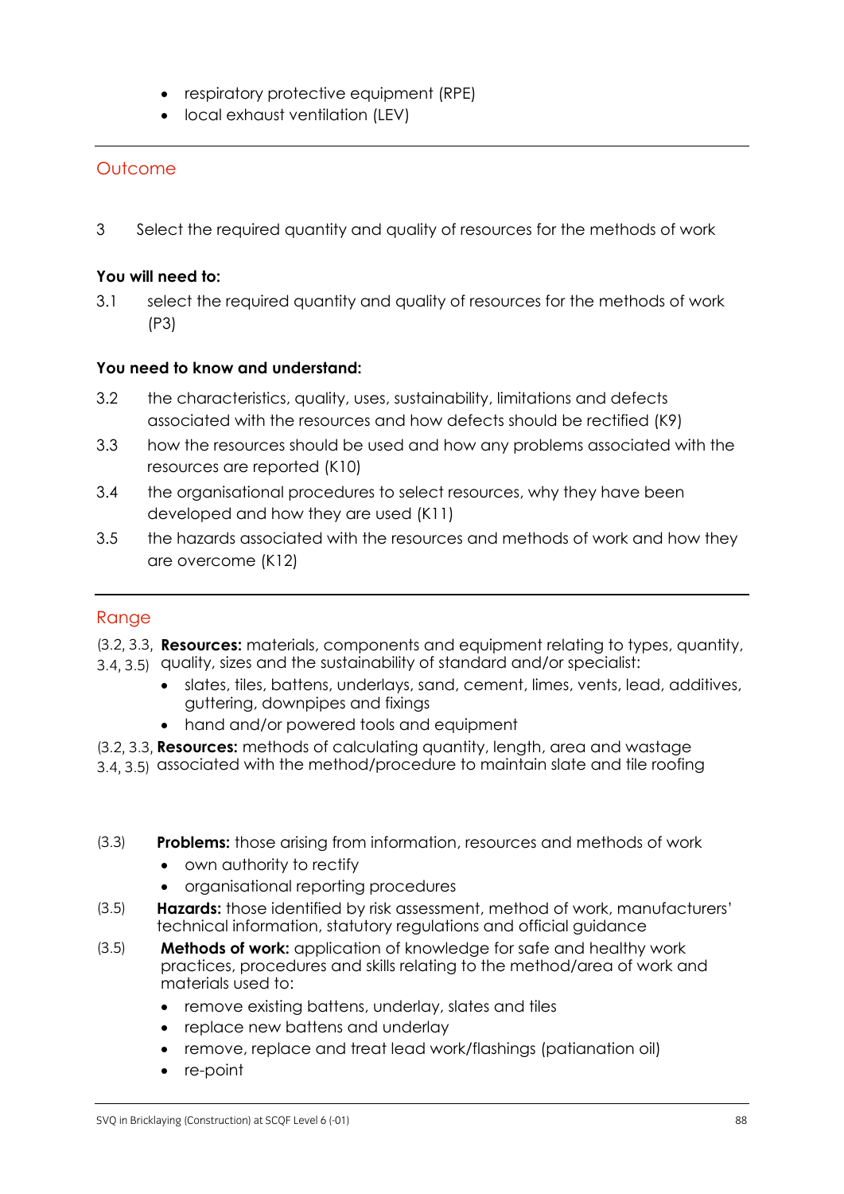- respiratory protective equipment (RPE)
- local exhaust ventilation (LEV)

## Outcome

3 Select the required quantity and quality of resources for the methods of work

**You will need to:**

3.1 select the required quantity and quality of resources for the methods of work (P3)

**You need to know and understand:**

3.2 the characteristics, quality, uses, sustainability, limitations and defects associated with the resources and how defects should be rectified (K9)

3.3 how the resources should be used and how any problems associated with the resources are reported (K10)

3.4 the organisational procedures to select resources, why they have been developed and how they are used (K11)

3.5 the hazards associated with the resources and methods of work and how they are overcome (K12)

## Range

(3.2, 3.3, 3.4, 3.5) **Resources:** materials, components and equipment relating to types, quantity, quality, sizes and the sustainability of standard and/or specialist:

- slates, tiles, battens, underlays, sand, cement, limes, vents, lead, additives, guttering, downpipes and fixings
- hand and/or powered tools and equipment

(3.2, 3.3, 3.4, 3.5) **Resources:** methods of calculating quantity, length, area and wastage associated with the method/procedure to maintain slate and tile roofing

(3.3) **Problems:** those arising from information, resources and methods of work

- own authority to rectify
- organisational reporting procedures

(3.5) **Hazards:** those identified by risk assessment, method of work, manufacturers' technical information, statutory regulations and official guidance

(3.5) **Methods of work:** application of knowledge for safe and healthy work practices, procedures and skills relating to the method/area of work and materials used to:

- remove existing battens, underlay, slates and tiles
- replace new battens and underlay
- remove, replace and treat lead work/flashings (patianation oil)
- re-point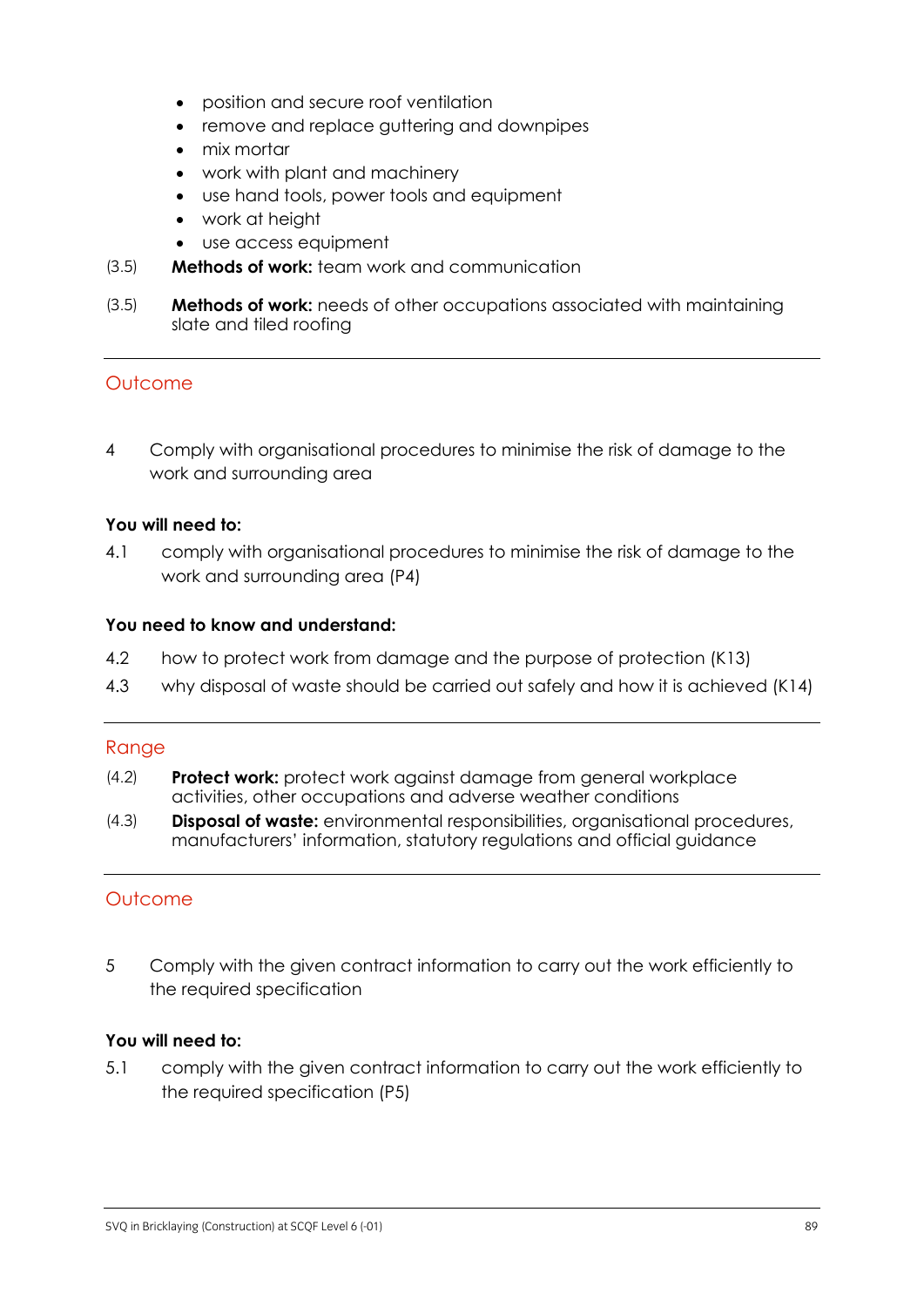- position and secure roof ventilation
- remove and replace guttering and downpipes
- mix mortar
- work with plant and machinery
- use hand tools, power tools and equipment
- work at height
- use access equipment

(3.5) **Methods of work:** team work and communication

(3.5) **Methods of work:** needs of other occupations associated with maintaining slate and tiled roofing

## Outcome

4 Comply with organisational procedures to minimise the risk of damage to the work and surrounding area

**You will need to:**

4.1 comply with organisational procedures to minimise the risk of damage to the work and surrounding area (P4)

**You need to know and understand:**

4.2 how to protect work from damage and the purpose of protection (K13)

4.3 why disposal of waste should be carried out safely and how it is achieved (K14)

## Range

(4.2) **Protect work:** protect work against damage from general workplace activities, other occupations and adverse weather conditions

(4.3) **Disposal of waste:** environmental responsibilities, organisational procedures, manufacturers' information, statutory regulations and official guidance

## Outcome

5 Comply with the given contract information to carry out the work efficiently to the required specification

**You will need to:**

5.1 comply with the given contract information to carry out the work efficiently to the required specification (P5)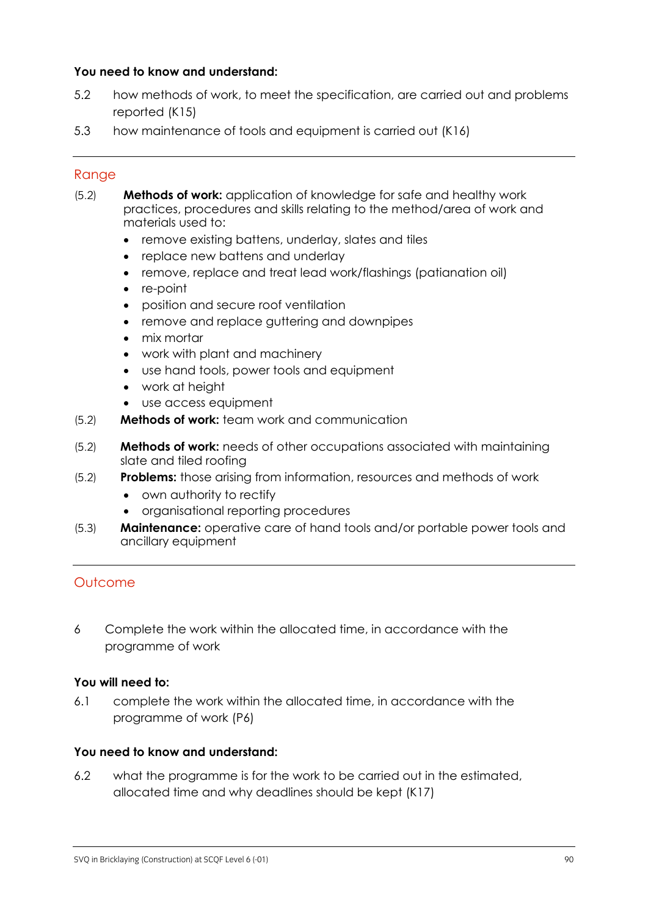**You need to know and understand:**

5.2 how methods of work, to meet the specification, are carried out and problems reported (K15)

5.3 how maintenance of tools and equipment is carried out (K16)

---

## Range

(5.2) **Methods of work:** application of knowledge for safe and healthy work practices, procedures and skills relating to the method/area of work and materials used to:

- remove existing battens, underlay, slates and tiles
- replace new battens and underlay
- remove, replace and treat lead work/flashings (patianation oil)
- re-point
- position and secure roof ventilation
- remove and replace guttering and downpipes
- mix mortar
- work with plant and machinery
- use hand tools, power tools and equipment
- work at height
- use access equipment

(5.2) **Methods of work:** team work and communication

(5.2) **Methods of work:** needs of other occupations associated with maintaining slate and tiled roofing

(5.2) **Problems:** those arising from information, resources and methods of work

- own authority to rectify
- organisational reporting procedures

(5.3) **Maintenance:** operative care of hand tools and/or portable power tools and ancillary equipment

---

## Outcome

6 Complete the work within the allocated time, in accordance with the programme of work

**You will need to:**

6.1 complete the work within the allocated time, in accordance with the programme of work (P6)

**You need to know and understand:**

6.2 what the programme is for the work to be carried out in the estimated, allocated time and why deadlines should be kept (K17)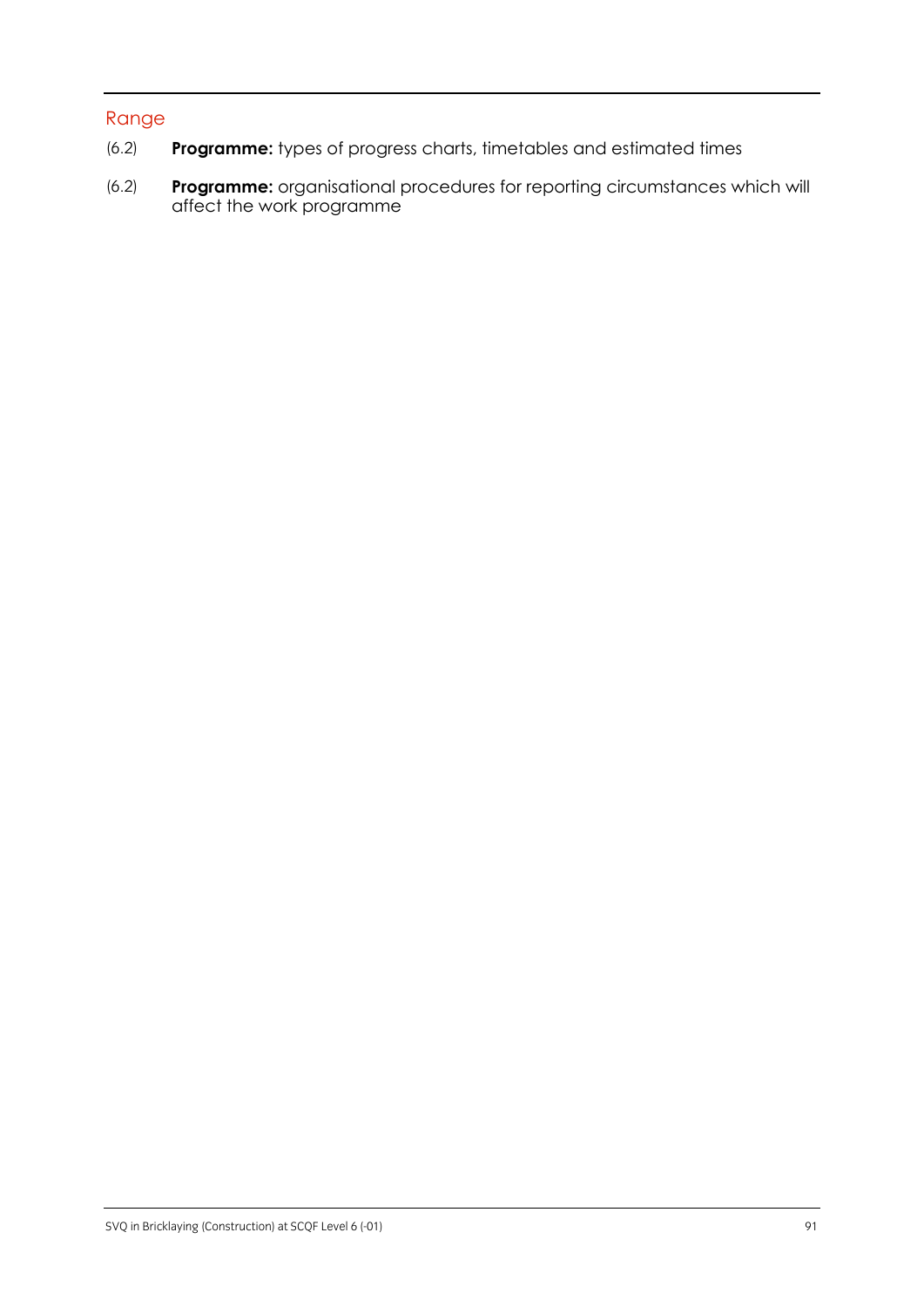## Range

(6.2) **Programme:** types of progress charts, timetables and estimated times

(6.2) **Programme:** organisational procedures for reporting circumstances which will affect the work programme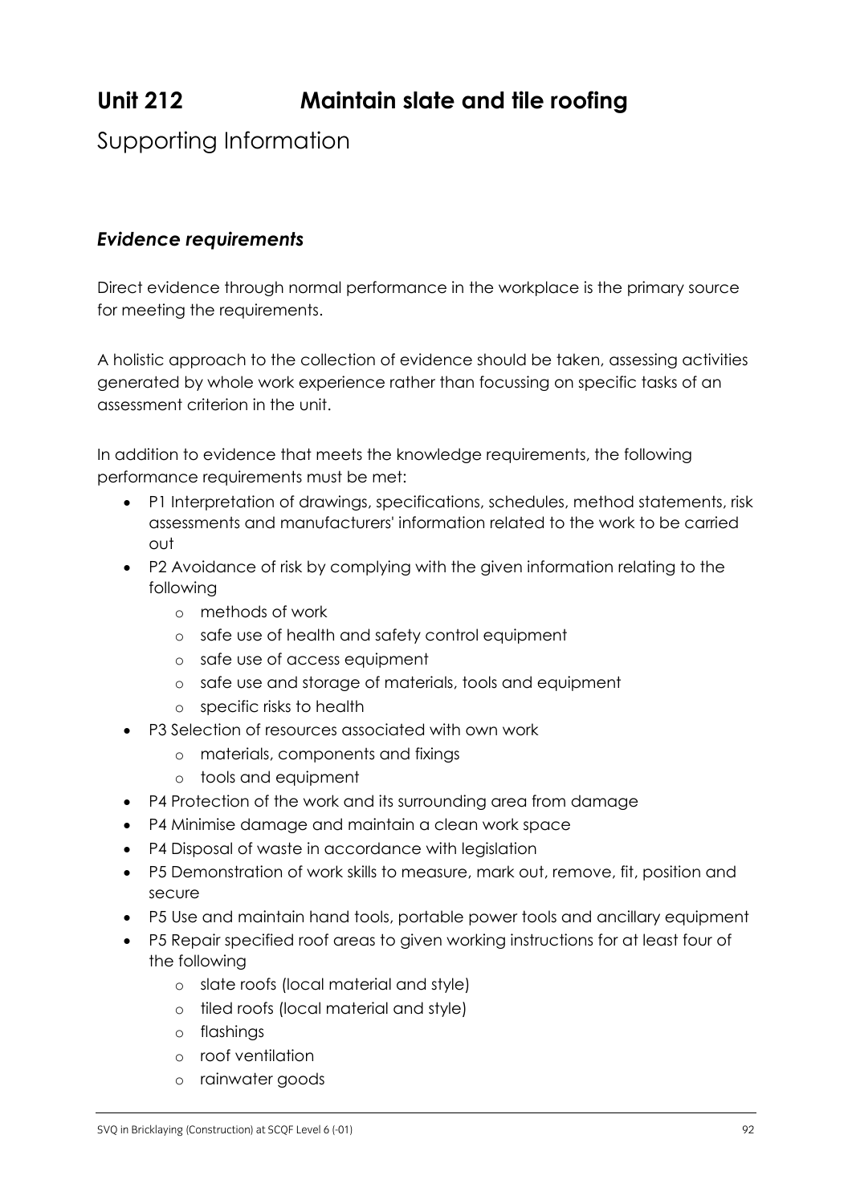# Unit 212 Maintain slate and tile roofing

## Supporting Information

### *Evidence requirements*

Direct evidence through normal performance in the workplace is the primary source for meeting the requirements.

A holistic approach to the collection of evidence should be taken, assessing activities generated by whole work experience rather than focussing on specific tasks of an assessment criterion in the unit.

In addition to evidence that meets the knowledge requirements, the following performance requirements must be met:

- P1 Interpretation of drawings, specifications, schedules, method statements, risk assessments and manufacturers' information related to the work to be carried out
- P2 Avoidance of risk by complying with the given information relating to the following
  - methods of work
  - safe use of health and safety control equipment
  - safe use of access equipment
  - safe use and storage of materials, tools and equipment
  - specific risks to health
- P3 Selection of resources associated with own work
  - materials, components and fixings
  - tools and equipment
- P4 Protection of the work and its surrounding area from damage
- P4 Minimise damage and maintain a clean work space
- P4 Disposal of waste in accordance with legislation
- P5 Demonstration of work skills to measure, mark out, remove, fit, position and secure
- P5 Use and maintain hand tools, portable power tools and ancillary equipment
- P5 Repair specified roof areas to given working instructions for at least four of the following
  - slate roofs (local material and style)
  - tiled roofs (local material and style)
  - flashings
  - roof ventilation
  - rainwater goods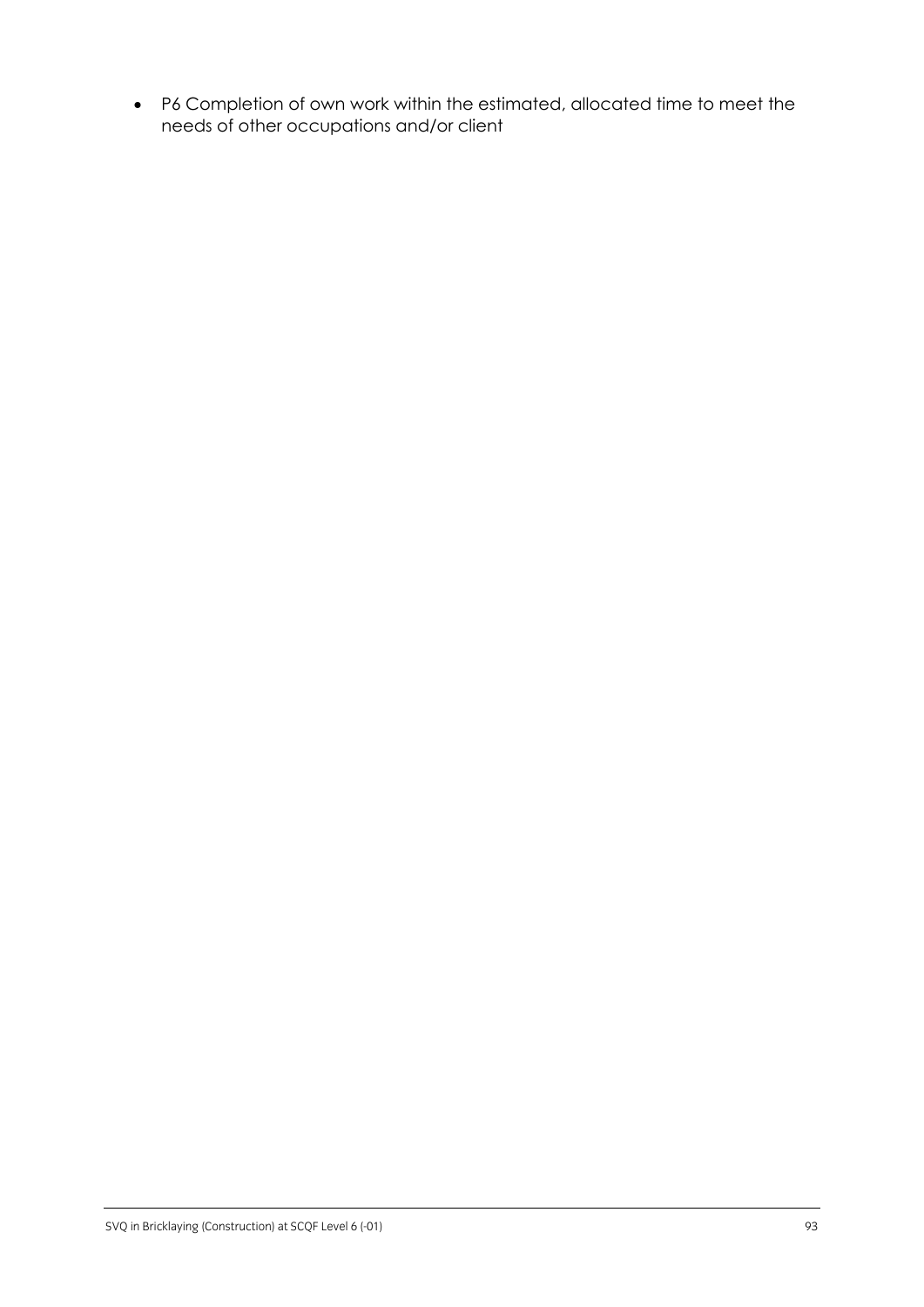- P6 Completion of own work within the estimated, allocated time to meet the needs of other occupations and/or client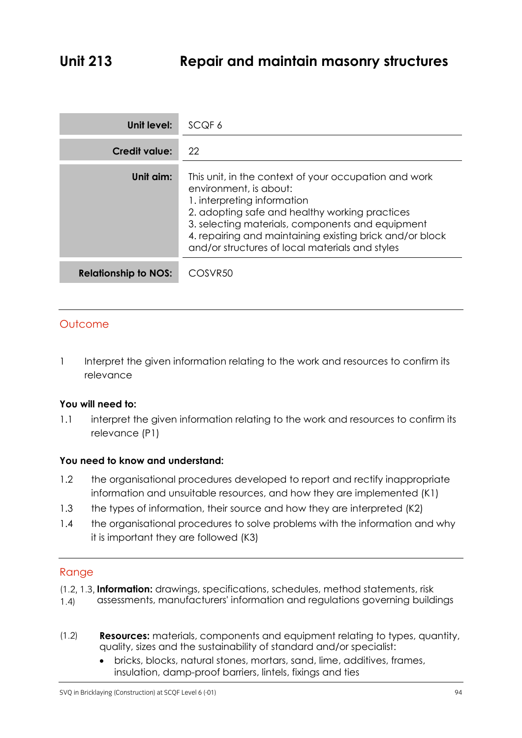# Unit 213 Repair and maintain masonry structures

| | |
|---|---|
| **Unit level:** | SCQF 6 |
| **Credit value:** | 22 |
| **Unit aim:** | This unit, in the context of your occupation and work environment, is about:<br>1. interpreting information<br>2. adopting safe and healthy working practices<br>3. selecting materials, components and equipment<br>4. repairing and maintaining existing brick and/or block and/or structures of local materials and styles |
| **Relationship to NOS:** | COSVR50 |

## Outcome

1 Interpret the given information relating to the work and resources to confirm its relevance

**You will need to:**

1.1 interpret the given information relating to the work and resources to confirm its relevance (P1)

**You need to know and understand:**

1.2 the organisational procedures developed to report and rectify inappropriate information and unsuitable resources, and how they are implemented (K1)

1.3 the types of information, their source and how they are interpreted (K2)

1.4 the organisational procedures to solve problems with the information and why it is important they are followed (K3)

## Range

(1.2, 1.3, 1.4) **Information:** drawings, specifications, schedules, method statements, risk assessments, manufacturers' information and regulations governing buildings

(1.2) **Resources:** materials, components and equipment relating to types, quantity, quality, sizes and the sustainability of standard and/or specialist:

- bricks, blocks, natural stones, mortars, sand, lime, additives, frames, insulation, damp-proof barriers, lintels, fixings and ties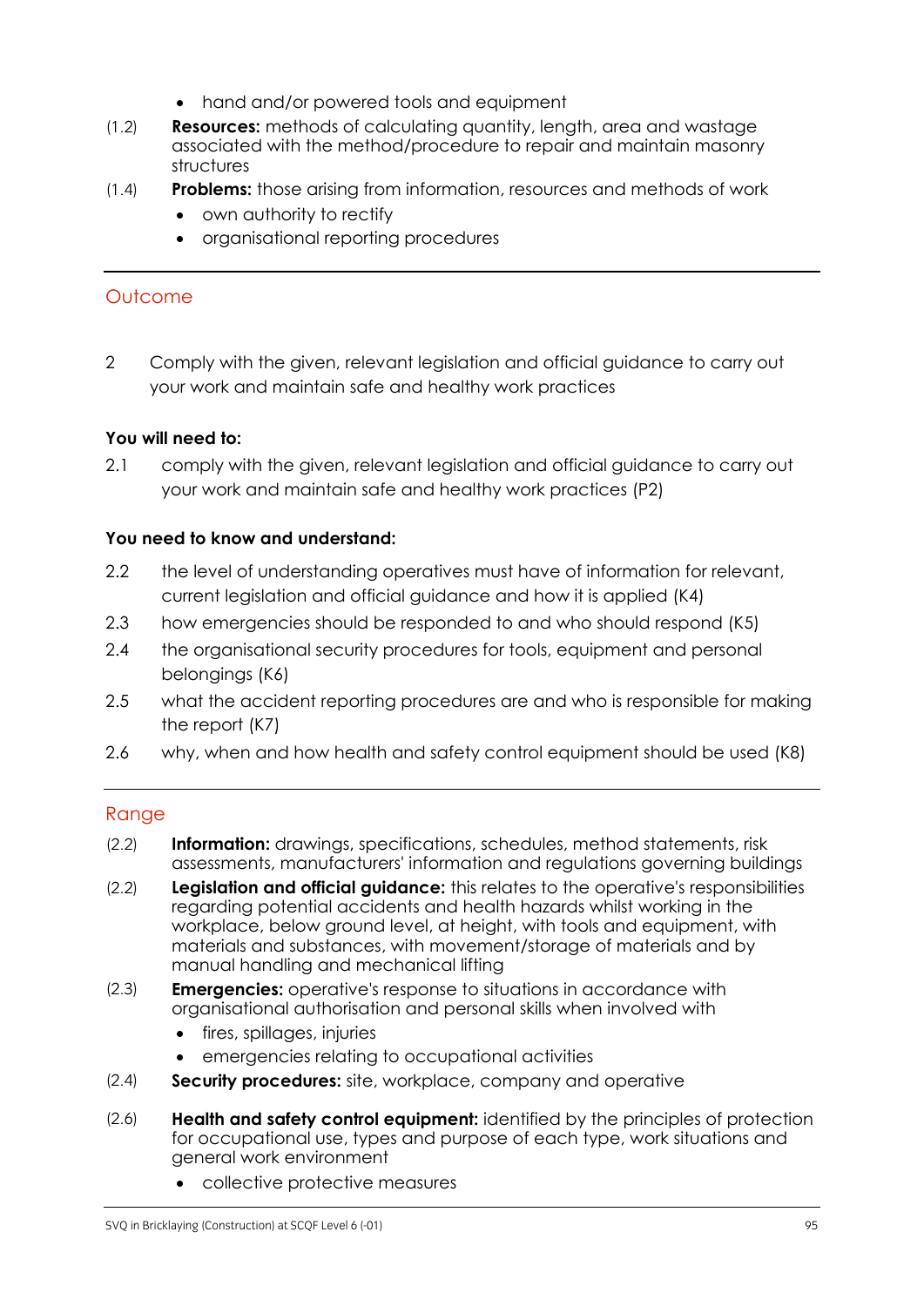- hand and/or powered tools and equipment

(1.2) **Resources:** methods of calculating quantity, length, area and wastage associated with the method/procedure to repair and maintain masonry structures

(1.4) **Problems:** those arising from information, resources and methods of work

- own authority to rectify
- organisational reporting procedures

---

## Outcome

2 Comply with the given, relevant legislation and official guidance to carry out your work and maintain safe and healthy work practices

**You will need to:**

2.1 comply with the given, relevant legislation and official guidance to carry out your work and maintain safe and healthy work practices (P2)

**You need to know and understand:**

2.2 the level of understanding operatives must have of information for relevant, current legislation and official guidance and how it is applied (K4)

2.3 how emergencies should be responded to and who should respond (K5)

2.4 the organisational security procedures for tools, equipment and personal belongings (K6)

2.5 what the accident reporting procedures are and who is responsible for making the report (K7)

2.6 why, when and how health and safety control equipment should be used (K8)

---

## Range

(2.2) **Information:** drawings, specifications, schedules, method statements, risk assessments, manufacturers' information and regulations governing buildings

(2.2) **Legislation and official guidance:** this relates to the operative's responsibilities regarding potential accidents and health hazards whilst working in the workplace, below ground level, at height, with tools and equipment, with materials and substances, with movement/storage of materials and by manual handling and mechanical lifting

(2.3) **Emergencies:** operative's response to situations in accordance with organisational authorisation and personal skills when involved with

- fires, spillages, injuries
- emergencies relating to occupational activities

(2.4) **Security procedures:** site, workplace, company and operative

(2.6) **Health and safety control equipment:** identified by the principles of protection for occupational use, types and purpose of each type, work situations and general work environment

- collective protective measures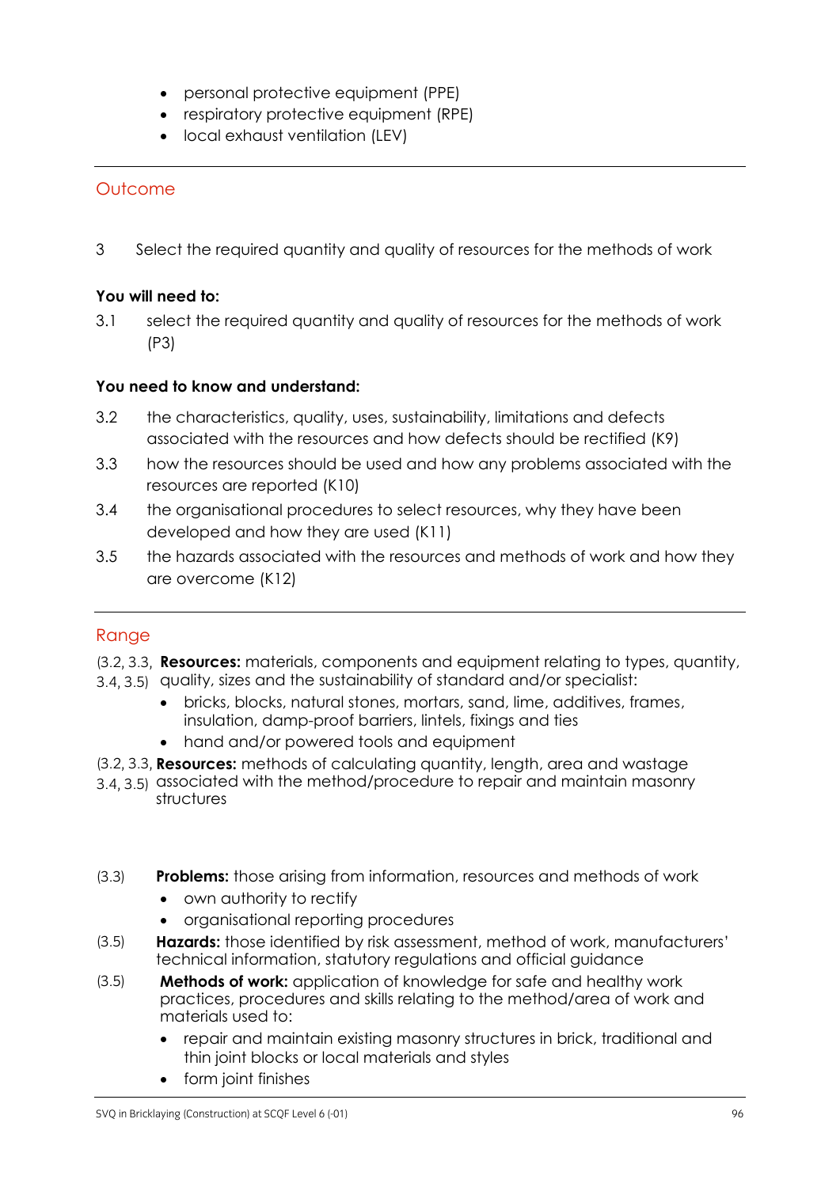- personal protective equipment (PPE)
- respiratory protective equipment (RPE)
- local exhaust ventilation (LEV)

## Outcome

3 Select the required quantity and quality of resources for the methods of work

**You will need to:**

3.1 select the required quantity and quality of resources for the methods of work (P3)

**You need to know and understand:**

3.2 the characteristics, quality, uses, sustainability, limitations and defects associated with the resources and how defects should be rectified (K9)

3.3 how the resources should be used and how any problems associated with the resources are reported (K10)

3.4 the organisational procedures to select resources, why they have been developed and how they are used (K11)

3.5 the hazards associated with the resources and methods of work and how they are overcome (K12)

## Range

(3.2, 3.3, 3.4, 3.5) **Resources:** materials, components and equipment relating to types, quantity, quality, sizes and the sustainability of standard and/or specialist:

- bricks, blocks, natural stones, mortars, sand, lime, additives, frames, insulation, damp-proof barriers, lintels, fixings and ties
- hand and/or powered tools and equipment

(3.2, 3.3, 3.4, 3.5) **Resources:** methods of calculating quantity, length, area and wastage associated with the method/procedure to repair and maintain masonry structures

(3.3) **Problems:** those arising from information, resources and methods of work

- own authority to rectify
- organisational reporting procedures

(3.5) **Hazards:** those identified by risk assessment, method of work, manufacturers' technical information, statutory regulations and official guidance

(3.5) **Methods of work:** application of knowledge for safe and healthy work practices, procedures and skills relating to the method/area of work and materials used to:

- repair and maintain existing masonry structures in brick, traditional and thin joint blocks or local materials and styles
- form joint finishes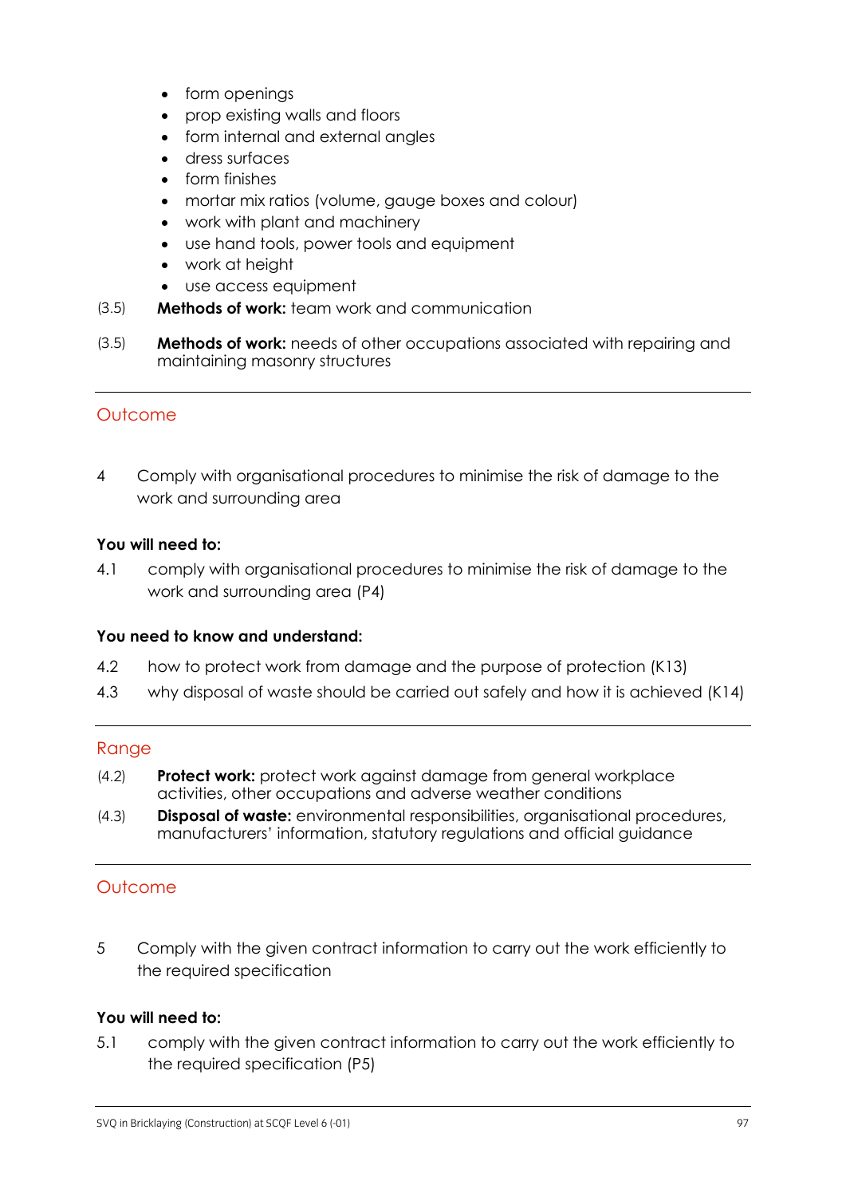- form openings
- prop existing walls and floors
- form internal and external angles
- dress surfaces
- form finishes
- mortar mix ratios (volume, gauge boxes and colour)
- work with plant and machinery
- use hand tools, power tools and equipment
- work at height
- use access equipment

(3.5) **Methods of work:** team work and communication

(3.5) **Methods of work:** needs of other occupations associated with repairing and maintaining masonry structures

## Outcome

4 Comply with organisational procedures to minimise the risk of damage to the work and surrounding area

**You will need to:**

4.1 comply with organisational procedures to minimise the risk of damage to the work and surrounding area (P4)

**You need to know and understand:**

4.2 how to protect work from damage and the purpose of protection (K13)

4.3 why disposal of waste should be carried out safely and how it is achieved (K14)

## Range

(4.2) **Protect work:** protect work against damage from general workplace activities, other occupations and adverse weather conditions

(4.3) **Disposal of waste:** environmental responsibilities, organisational procedures, manufacturers' information, statutory regulations and official guidance

## Outcome

5 Comply with the given contract information to carry out the work efficiently to the required specification

**You will need to:**

5.1 comply with the given contract information to carry out the work efficiently to the required specification (P5)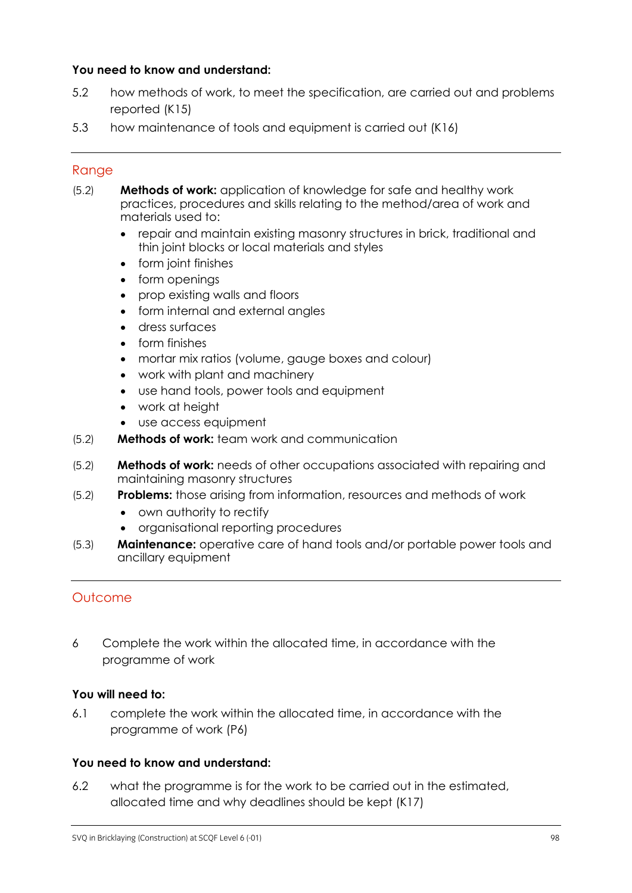**You need to know and understand:**

5.2 how methods of work, to meet the specification, are carried out and problems reported (K15)

5.3 how maintenance of tools and equipment is carried out (K16)

## Range

(5.2) **Methods of work:** application of knowledge for safe and healthy work practices, procedures and skills relating to the method/area of work and materials used to:

- repair and maintain existing masonry structures in brick, traditional and thin joint blocks or local materials and styles
- form joint finishes
- form openings
- prop existing walls and floors
- form internal and external angles
- dress surfaces
- form finishes
- mortar mix ratios (volume, gauge boxes and colour)
- work with plant and machinery
- use hand tools, power tools and equipment
- work at height
- use access equipment

(5.2) **Methods of work:** team work and communication

(5.2) **Methods of work:** needs of other occupations associated with repairing and maintaining masonry structures

(5.2) **Problems:** those arising from information, resources and methods of work

- own authority to rectify
- organisational reporting procedures

(5.3) **Maintenance:** operative care of hand tools and/or portable power tools and ancillary equipment

## Outcome

6 Complete the work within the allocated time, in accordance with the programme of work

**You will need to:**

6.1 complete the work within the allocated time, in accordance with the programme of work (P6)

**You need to know and understand:**

6.2 what the programme is for the work to be carried out in the estimated, allocated time and why deadlines should be kept (K17)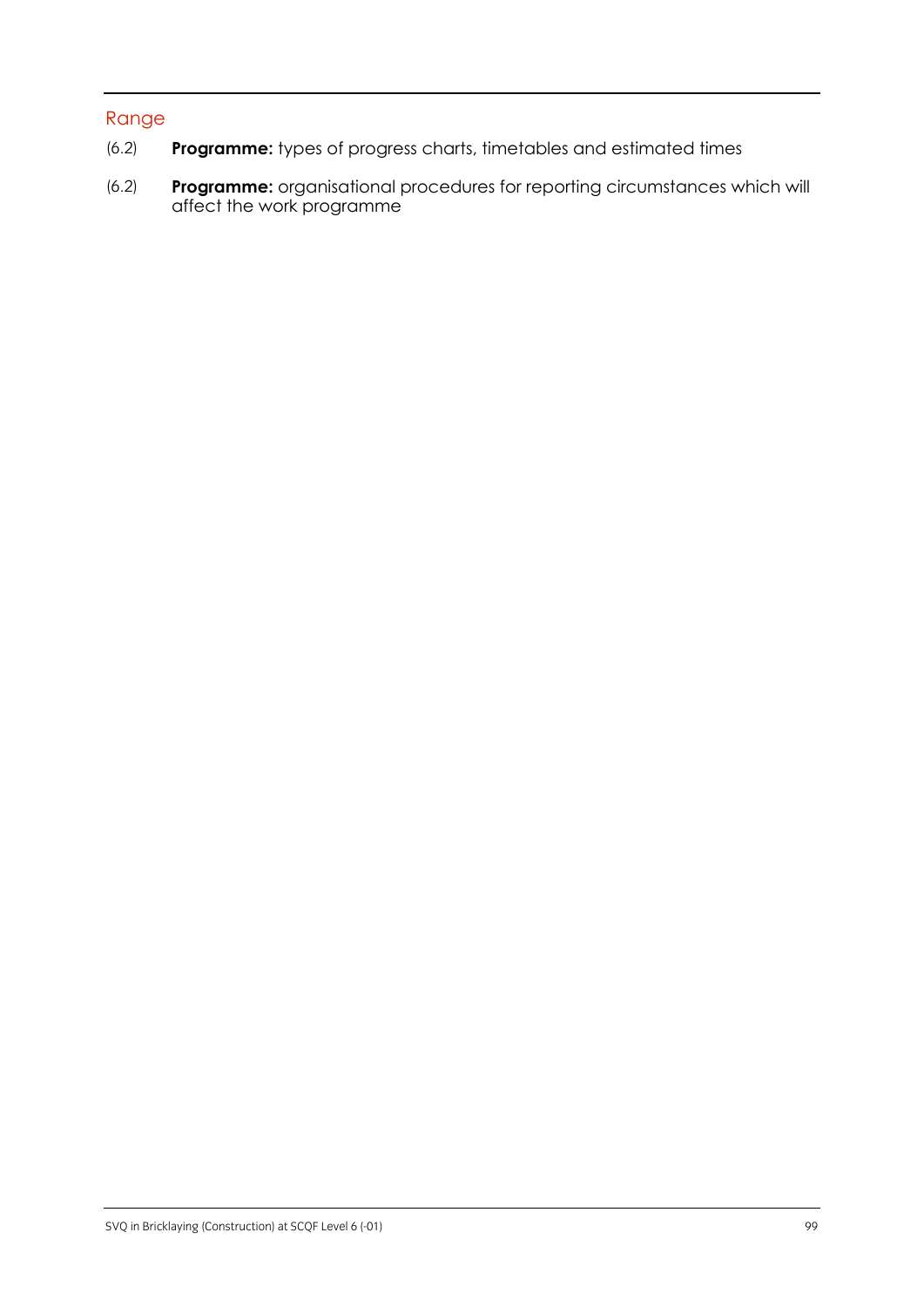## Range

(6.2) **Programme:** types of progress charts, timetables and estimated times

(6.2) **Programme:** organisational procedures for reporting circumstances which will affect the work programme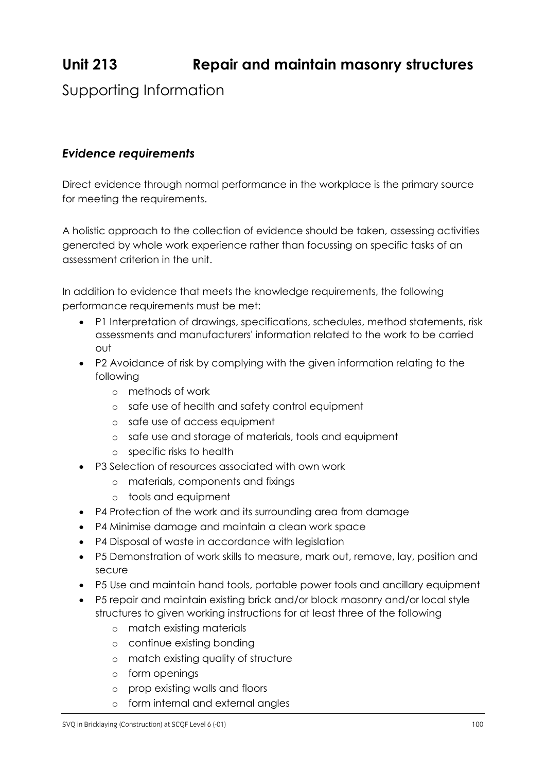# Unit 213 Repair and maintain masonry structures

## Supporting Information

### *Evidence requirements*

Direct evidence through normal performance in the workplace is the primary source for meeting the requirements.

A holistic approach to the collection of evidence should be taken, assessing activities generated by whole work experience rather than focussing on specific tasks of an assessment criterion in the unit.

In addition to evidence that meets the knowledge requirements, the following performance requirements must be met:

- P1 Interpretation of drawings, specifications, schedules, method statements, risk assessments and manufacturers' information related to the work to be carried out
- P2 Avoidance of risk by complying with the given information relating to the following
  - methods of work
  - safe use of health and safety control equipment
  - safe use of access equipment
  - safe use and storage of materials, tools and equipment
  - specific risks to health
- P3 Selection of resources associated with own work
  - materials, components and fixings
  - tools and equipment
- P4 Protection of the work and its surrounding area from damage
- P4 Minimise damage and maintain a clean work space
- P4 Disposal of waste in accordance with legislation
- P5 Demonstration of work skills to measure, mark out, remove, lay, position and secure
- P5 Use and maintain hand tools, portable power tools and ancillary equipment
- P5 repair and maintain existing brick and/or block masonry and/or local style structures to given working instructions for at least three of the following
  - match existing materials
  - continue existing bonding
  - match existing quality of structure
  - form openings
  - prop existing walls and floors
  - form internal and external angles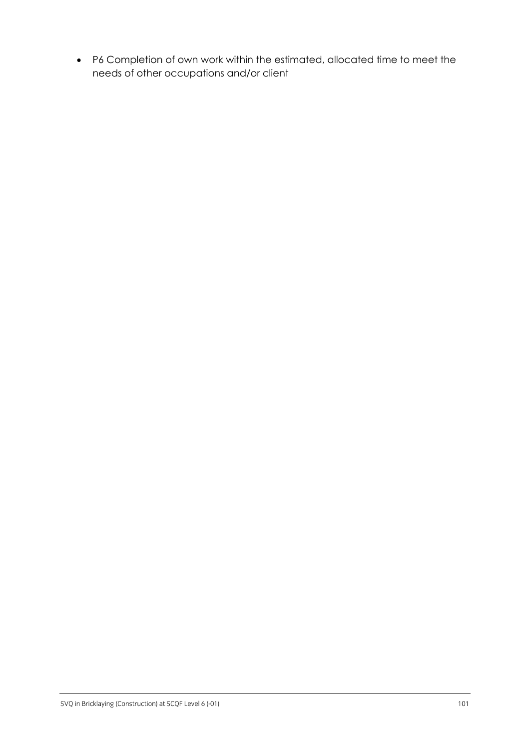- P6 Completion of own work within the estimated, allocated time to meet the needs of other occupations and/or client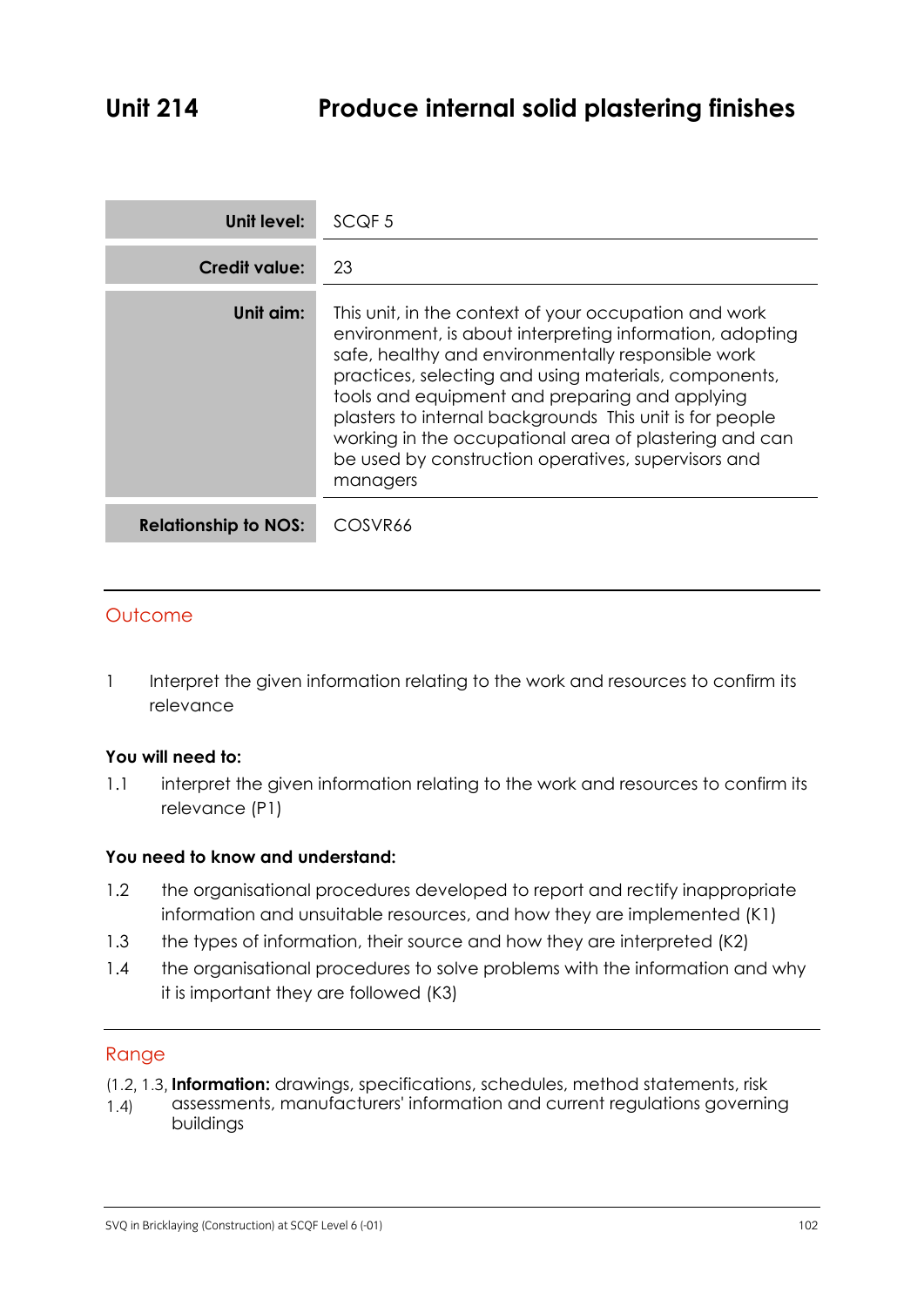# Unit 214 Produce internal solid plastering finishes

| | |
|---|---|
| **Unit level:** | SCQF 5 |
| **Credit value:** | 23 |
| **Unit aim:** | This unit, in the context of your occupation and work environment, is about interpreting information, adopting safe, healthy and environmentally responsible work practices, selecting and using materials, components, tools and equipment and preparing and applying plasters to internal backgrounds This unit is for people working in the occupational area of plastering and can be used by construction operatives, supervisors and managers |
| **Relationship to NOS:** | COSVR66 |

## Outcome

1 Interpret the given information relating to the work and resources to confirm its relevance

**You will need to:**

1.1 interpret the given information relating to the work and resources to confirm its relevance (P1)

**You need to know and understand:**

1.2 the organisational procedures developed to report and rectify inappropriate information and unsuitable resources, and how they are implemented (K1)

1.3 the types of information, their source and how they are interpreted (K2)

1.4 the organisational procedures to solve problems with the information and why it is important they are followed (K3)

## Range

(1.2, 1.3, 1.4) **Information:** drawings, specifications, schedules, method statements, risk assessments, manufacturers' information and current regulations governing buildings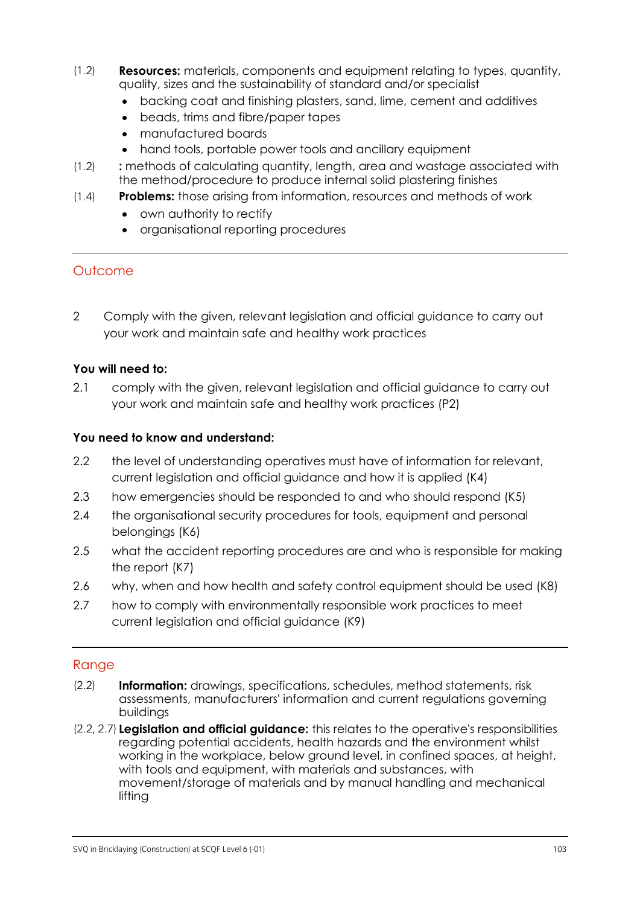(1.2) **Resources:** materials, components and equipment relating to types, quantity, quality, sizes and the sustainability of standard and/or specialist

- backing coat and finishing plasters, sand, lime, cement and additives
- beads, trims and fibre/paper tapes
- manufactured boards
- hand tools, portable power tools and ancillary equipment

(1.2) **:** methods of calculating quantity, length, area and wastage associated with the method/procedure to produce internal solid plastering finishes

(1.4) **Problems:** those arising from information, resources and methods of work

- own authority to rectify
- organisational reporting procedures

## Outcome

2 Comply with the given, relevant legislation and official guidance to carry out your work and maintain safe and healthy work practices

**You will need to:**

2.1 comply with the given, relevant legislation and official guidance to carry out your work and maintain safe and healthy work practices (P2)

**You need to know and understand:**

2.2 the level of understanding operatives must have of information for relevant, current legislation and official guidance and how it is applied (K4)

2.3 how emergencies should be responded to and who should respond (K5)

2.4 the organisational security procedures for tools, equipment and personal belongings (K6)

2.5 what the accident reporting procedures are and who is responsible for making the report (K7)

2.6 why, when and how health and safety control equipment should be used (K8)

2.7 how to comply with environmentally responsible work practices to meet current legislation and official guidance (K9)

## Range

(2.2) **Information:** drawings, specifications, schedules, method statements, risk assessments, manufacturers' information and current regulations governing buildings

(2.2, 2.7) **Legislation and official guidance:** this relates to the operative's responsibilities regarding potential accidents, health hazards and the environment whilst working in the workplace, below ground level, in confined spaces, at height, with tools and equipment, with materials and substances, with movement/storage of materials and by manual handling and mechanical lifting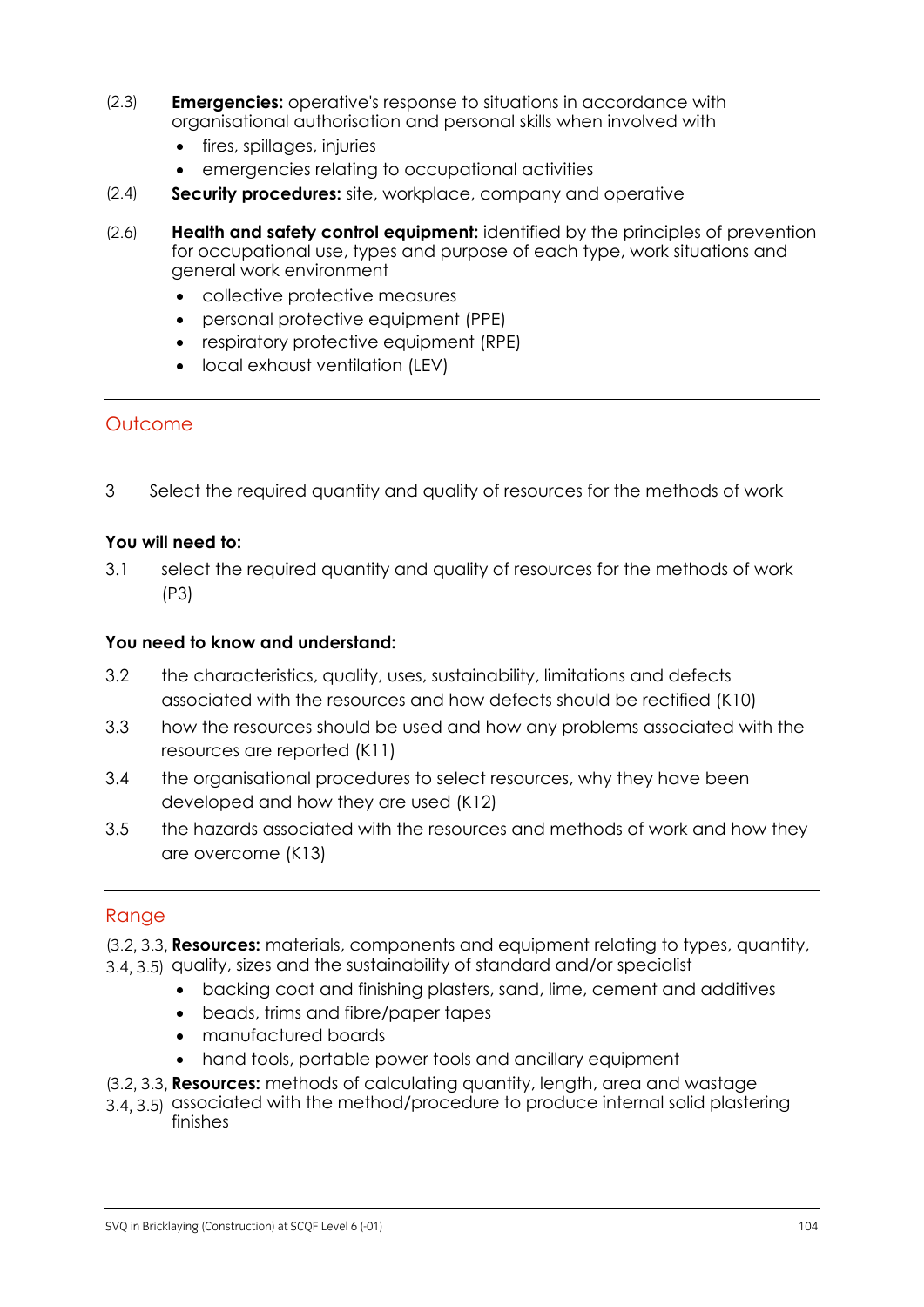(2.3) **Emergencies:** operative's response to situations in accordance with organisational authorisation and personal skills when involved with

- fires, spillages, injuries
- emergencies relating to occupational activities

(2.4) **Security procedures:** site, workplace, company and operative

(2.6) **Health and safety control equipment:** identified by the principles of prevention for occupational use, types and purpose of each type, work situations and general work environment

- collective protective measures
- personal protective equipment (PPE)
- respiratory protective equipment (RPE)
- local exhaust ventilation (LEV)

---

## Outcome

3 Select the required quantity and quality of resources for the methods of work

**You will need to:**

3.1 select the required quantity and quality of resources for the methods of work (P3)

**You need to know and understand:**

3.2 the characteristics, quality, uses, sustainability, limitations and defects associated with the resources and how defects should be rectified (K10)

3.3 how the resources should be used and how any problems associated with the resources are reported (K11)

3.4 the organisational procedures to select resources, why they have been developed and how they are used (K12)

3.5 the hazards associated with the resources and methods of work and how they are overcome (K13)

---

## Range

(3.2, 3.3, 3.4, 3.5) **Resources:** materials, components and equipment relating to types, quantity, quality, sizes and the sustainability of standard and/or specialist

- backing coat and finishing plasters, sand, lime, cement and additives
- beads, trims and fibre/paper tapes
- manufactured boards
- hand tools, portable power tools and ancillary equipment

(3.2, 3.3, 3.4, 3.5) **Resources:** methods of calculating quantity, length, area and wastage associated with the method/procedure to produce internal solid plastering finishes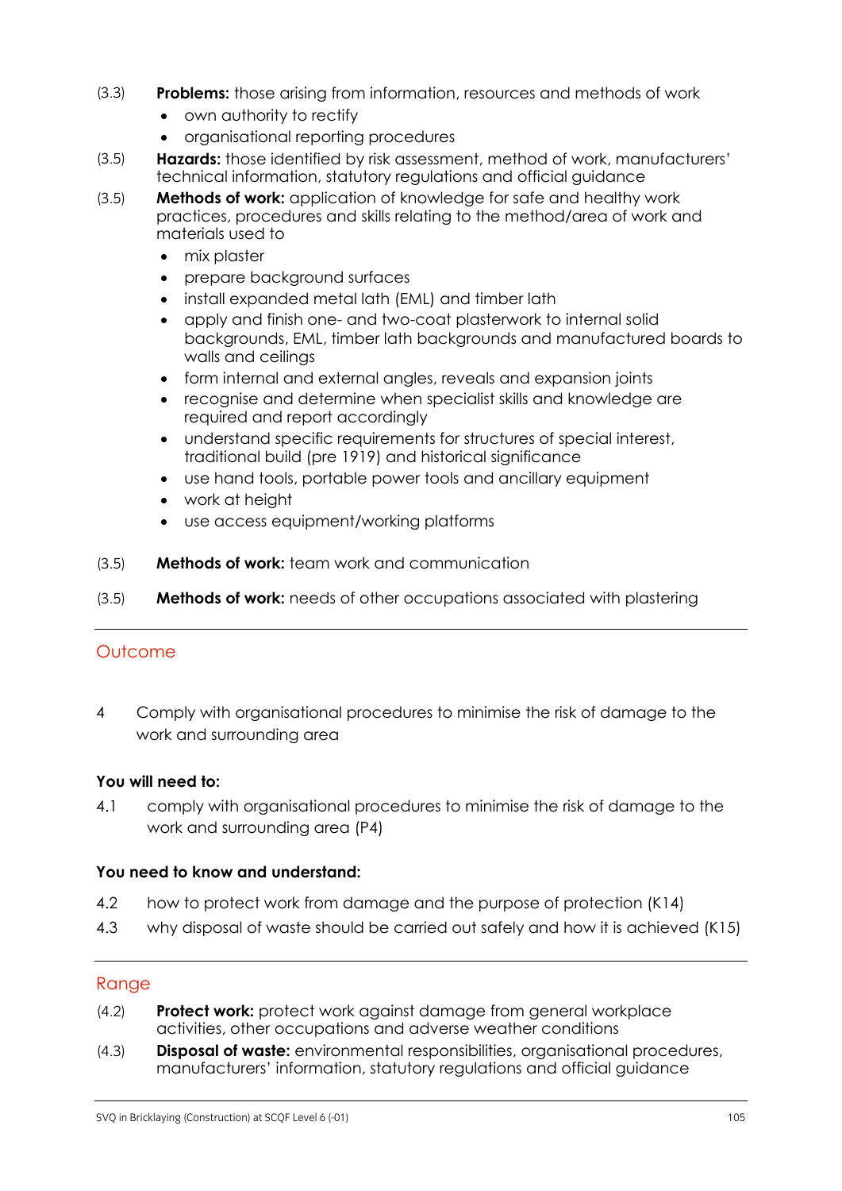(3.3) **Problems:** those arising from information, resources and methods of work

- own authority to rectify
- organisational reporting procedures

(3.5) **Hazards:** those identified by risk assessment, method of work, manufacturers' technical information, statutory regulations and official guidance

(3.5) **Methods of work:** application of knowledge for safe and healthy work practices, procedures and skills relating to the method/area of work and materials used to

- mix plaster
- prepare background surfaces
- install expanded metal lath (EML) and timber lath
- apply and finish one- and two-coat plasterwork to internal solid backgrounds, EML, timber lath backgrounds and manufactured boards to walls and ceilings
- form internal and external angles, reveals and expansion joints
- recognise and determine when specialist skills and knowledge are required and report accordingly
- understand specific requirements for structures of special interest, traditional build (pre 1919) and historical significance
- use hand tools, portable power tools and ancillary equipment
- work at height
- use access equipment/working platforms

(3.5) **Methods of work:** team work and communication

(3.5) **Methods of work:** needs of other occupations associated with plastering

## Outcome

4 Comply with organisational procedures to minimise the risk of damage to the work and surrounding area

**You will need to:**

4.1 comply with organisational procedures to minimise the risk of damage to the work and surrounding area (P4)

**You need to know and understand:**

4.2 how to protect work from damage and the purpose of protection (K14)

4.3 why disposal of waste should be carried out safely and how it is achieved (K15)

## Range

(4.2) **Protect work:** protect work against damage from general workplace activities, other occupations and adverse weather conditions

(4.3) **Disposal of waste:** environmental responsibilities, organisational procedures, manufacturers' information, statutory regulations and official guidance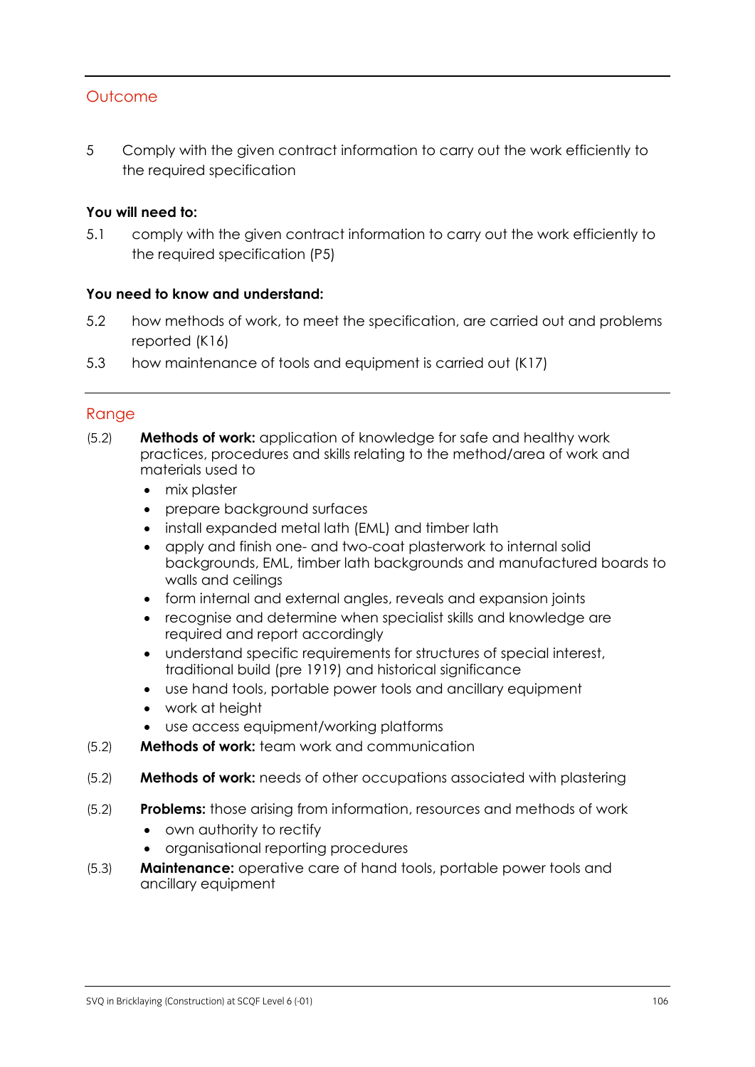## Outcome

5 Comply with the given contract information to carry out the work efficiently to the required specification

**You will need to:**

5.1 comply with the given contract information to carry out the work efficiently to the required specification (P5)

**You need to know and understand:**

5.2 how methods of work, to meet the specification, are carried out and problems reported (K16)

5.3 how maintenance of tools and equipment is carried out (K17)

## Range

(5.2) **Methods of work:** application of knowledge for safe and healthy work practices, procedures and skills relating to the method/area of work and materials used to

- mix plaster
- prepare background surfaces
- install expanded metal lath (EML) and timber lath
- apply and finish one- and two-coat plasterwork to internal solid backgrounds, EML, timber lath backgrounds and manufactured boards to walls and ceilings
- form internal and external angles, reveals and expansion joints
- recognise and determine when specialist skills and knowledge are required and report accordingly
- understand specific requirements for structures of special interest, traditional build (pre 1919) and historical significance
- use hand tools, portable power tools and ancillary equipment
- work at height
- use access equipment/working platforms

(5.2) **Methods of work:** team work and communication

(5.2) **Methods of work:** needs of other occupations associated with plastering

(5.2) **Problems:** those arising from information, resources and methods of work

- own authority to rectify
- organisational reporting procedures

(5.3) **Maintenance:** operative care of hand tools, portable power tools and ancillary equipment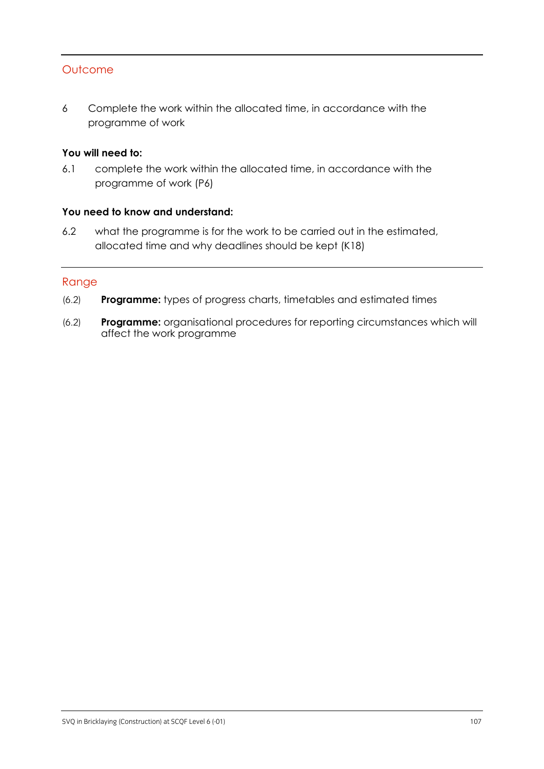## Outcome

6 Complete the work within the allocated time, in accordance with the programme of work

**You will need to:**

6.1 complete the work within the allocated time, in accordance with the programme of work (P6)

**You need to know and understand:**

6.2 what the programme is for the work to be carried out in the estimated, allocated time and why deadlines should be kept (K18)

## Range

(6.2) **Programme:** types of progress charts, timetables and estimated times

(6.2) **Programme:** organisational procedures for reporting circumstances which will affect the work programme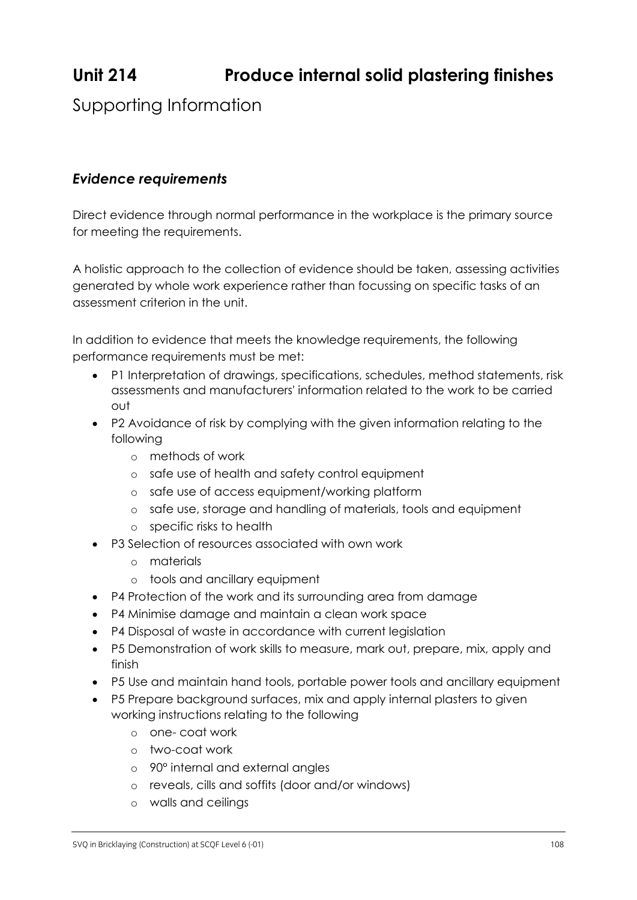# Unit 214 Produce internal solid plastering finishes

## Supporting Information

### *Evidence requirements*

Direct evidence through normal performance in the workplace is the primary source for meeting the requirements.

A holistic approach to the collection of evidence should be taken, assessing activities generated by whole work experience rather than focussing on specific tasks of an assessment criterion in the unit.

In addition to evidence that meets the knowledge requirements, the following performance requirements must be met:

- P1 Interpretation of drawings, specifications, schedules, method statements, risk assessments and manufacturers' information related to the work to be carried out
- P2 Avoidance of risk by complying with the given information relating to the following
  - methods of work
  - safe use of health and safety control equipment
  - safe use of access equipment/working platform
  - safe use, storage and handling of materials, tools and equipment
  - specific risks to health
- P3 Selection of resources associated with own work
  - materials
  - tools and ancillary equipment
- P4 Protection of the work and its surrounding area from damage
- P4 Minimise damage and maintain a clean work space
- P4 Disposal of waste in accordance with current legislation
- P5 Demonstration of work skills to measure, mark out, prepare, mix, apply and finish
- P5 Use and maintain hand tools, portable power tools and ancillary equipment
- P5 Prepare background surfaces, mix and apply internal plasters to given working instructions relating to the following
  - one- coat work
  - two-coat work
  - 90° internal and external angles
  - reveals, cills and soffits (door and/or windows)
  - walls and ceilings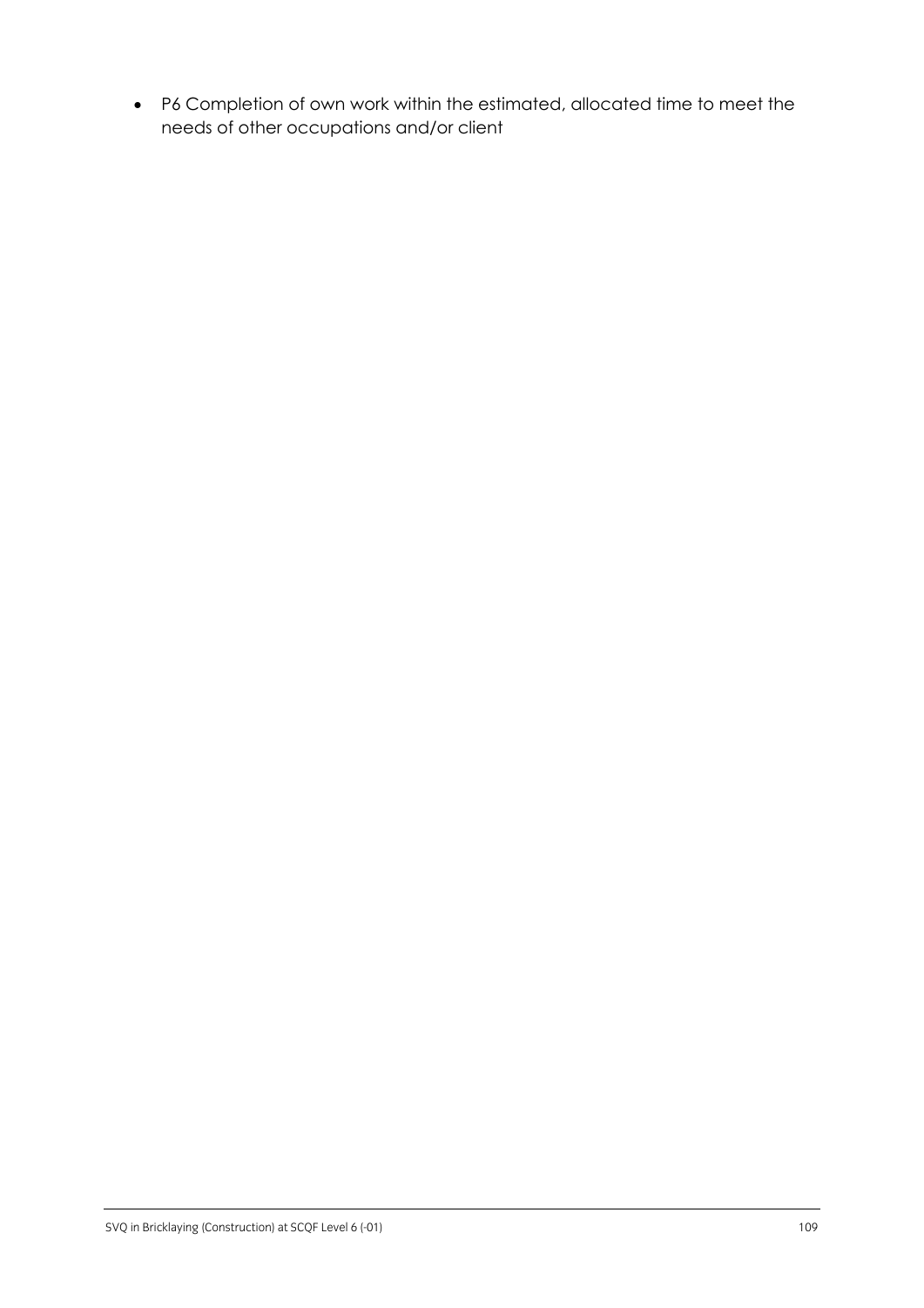- P6 Completion of own work within the estimated, allocated time to meet the needs of other occupations and/or client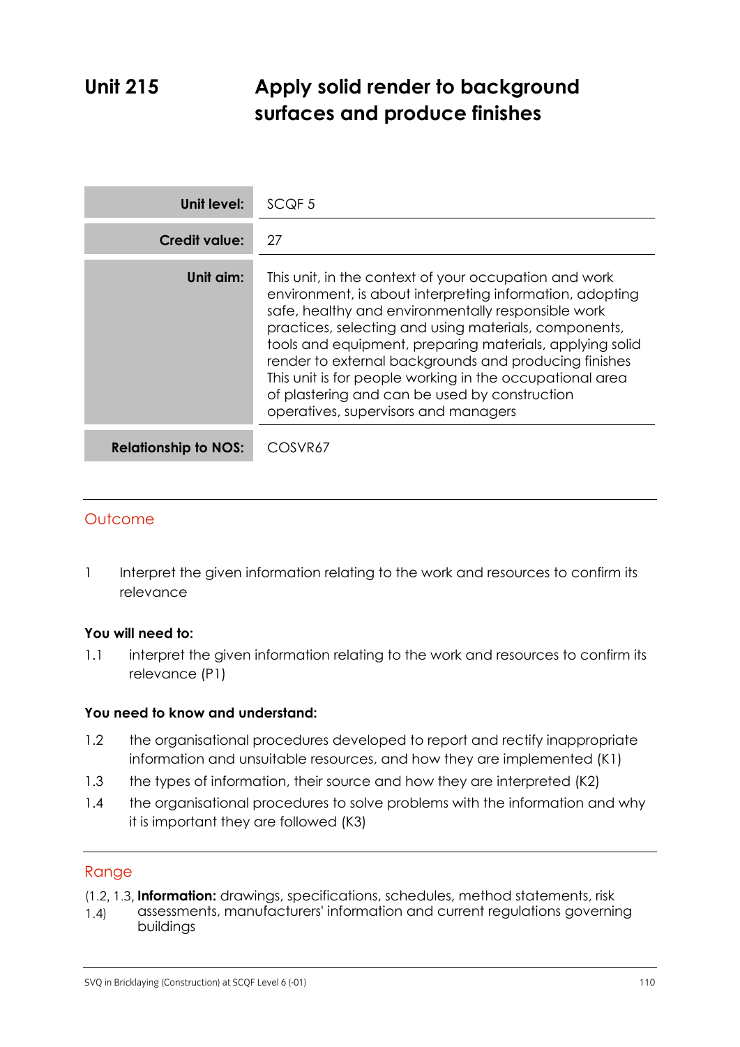# Unit 215 Apply solid render to background surfaces and produce finishes

| | |
|---|---|
| **Unit level:** | SCQF 5 |
| **Credit value:** | 27 |
| **Unit aim:** | This unit, in the context of your occupation and work environment, is about interpreting information, adopting safe, healthy and environmentally responsible work practices, selecting and using materials, components, tools and equipment, preparing materials, applying solid render to external backgrounds and producing finishes This unit is for people working in the occupational area of plastering and can be used by construction operatives, supervisors and managers |
| **Relationship to NOS:** | COSVR67 |

## Outcome

1 Interpret the given information relating to the work and resources to confirm its relevance

**You will need to:**

1.1 interpret the given information relating to the work and resources to confirm its relevance (P1)

**You need to know and understand:**

1.2 the organisational procedures developed to report and rectify inappropriate information and unsuitable resources, and how they are implemented (K1)

1.3 the types of information, their source and how they are interpreted (K2)

1.4 the organisational procedures to solve problems with the information and why it is important they are followed (K3)

## Range

(1.2, 1.3, 1.4) **Information:** drawings, specifications, schedules, method statements, risk assessments, manufacturers' information and current regulations governing buildings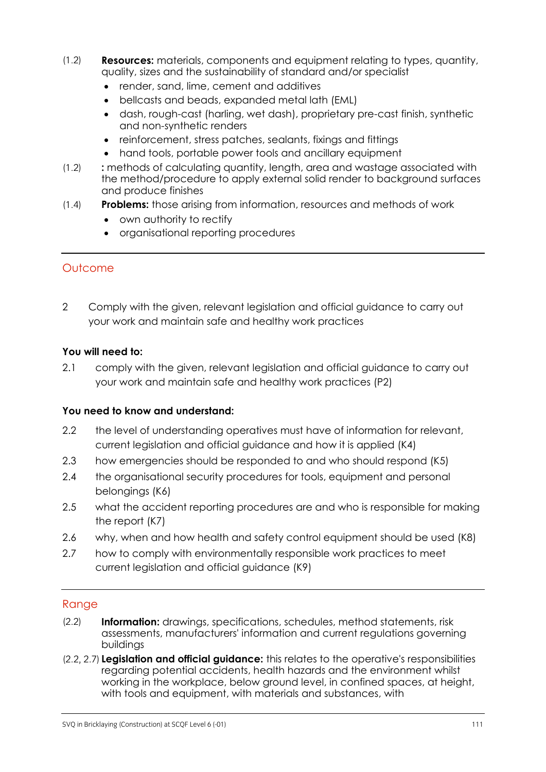(1.2) **Resources:** materials, components and equipment relating to types, quantity, quality, sizes and the sustainability of standard and/or specialist

- render, sand, lime, cement and additives
- bellcasts and beads, expanded metal lath (EML)
- dash, rough-cast (harling, wet dash), proprietary pre-cast finish, synthetic and non-synthetic renders
- reinforcement, stress patches, sealants, fixings and fittings
- hand tools, portable power tools and ancillary equipment

(1.2) **:** methods of calculating quantity, length, area and wastage associated with the method/procedure to apply external solid render to background surfaces and produce finishes

(1.4) **Problems:** those arising from information, resources and methods of work

- own authority to rectify
- organisational reporting procedures

## Outcome

2 Comply with the given, relevant legislation and official guidance to carry out your work and maintain safe and healthy work practices

**You will need to:**

2.1 comply with the given, relevant legislation and official guidance to carry out your work and maintain safe and healthy work practices (P2)

**You need to know and understand:**

2.2 the level of understanding operatives must have of information for relevant, current legislation and official guidance and how it is applied (K4)

2.3 how emergencies should be responded to and who should respond (K5)

2.4 the organisational security procedures for tools, equipment and personal belongings (K6)

2.5 what the accident reporting procedures are and who is responsible for making the report (K7)

2.6 why, when and how health and safety control equipment should be used (K8)

2.7 how to comply with environmentally responsible work practices to meet current legislation and official guidance (K9)

## Range

(2.2) **Information:** drawings, specifications, schedules, method statements, risk assessments, manufacturers' information and current regulations governing buildings

(2.2, 2.7) **Legislation and official guidance:** this relates to the operative's responsibilities regarding potential accidents, health hazards and the environment whilst working in the workplace, below ground level, in confined spaces, at height, with tools and equipment, with materials and substances, with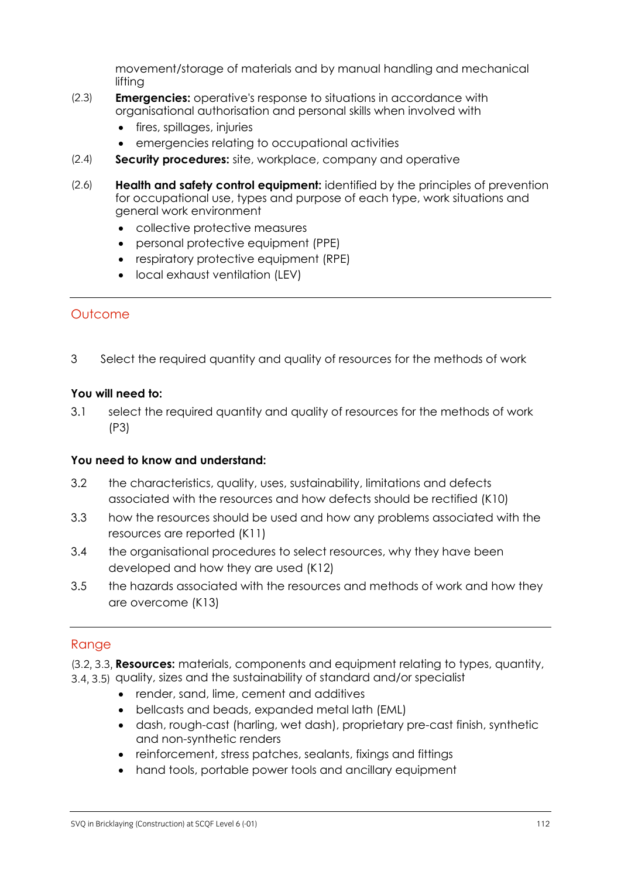movement/storage of materials and by manual handling and mechanical lifting

(2.3) **Emergencies:** operative's response to situations in accordance with organisational authorisation and personal skills when involved with

- fires, spillages, injuries
- emergencies relating to occupational activities

(2.4) **Security procedures:** site, workplace, company and operative

(2.6) **Health and safety control equipment:** identified by the principles of prevention for occupational use, types and purpose of each type, work situations and general work environment

- collective protective measures
- personal protective equipment (PPE)
- respiratory protective equipment (RPE)
- local exhaust ventilation (LEV)

## Outcome

3 Select the required quantity and quality of resources for the methods of work

**You will need to:**

3.1 select the required quantity and quality of resources for the methods of work (P3)

**You need to know and understand:**

3.2 the characteristics, quality, uses, sustainability, limitations and defects associated with the resources and how defects should be rectified (K10)

3.3 how the resources should be used and how any problems associated with the resources are reported (K11)

3.4 the organisational procedures to select resources, why they have been developed and how they are used (K12)

3.5 the hazards associated with the resources and methods of work and how they are overcome (K13)

## Range

(3.2, 3.3, 3.4, 3.5) **Resources:** materials, components and equipment relating to types, quantity, quality, sizes and the sustainability of standard and/or specialist

- render, sand, lime, cement and additives
- bellcasts and beads, expanded metal lath (EML)
- dash, rough-cast (harling, wet dash), proprietary pre-cast finish, synthetic and non-synthetic renders
- reinforcement, stress patches, sealants, fixings and fittings
- hand tools, portable power tools and ancillary equipment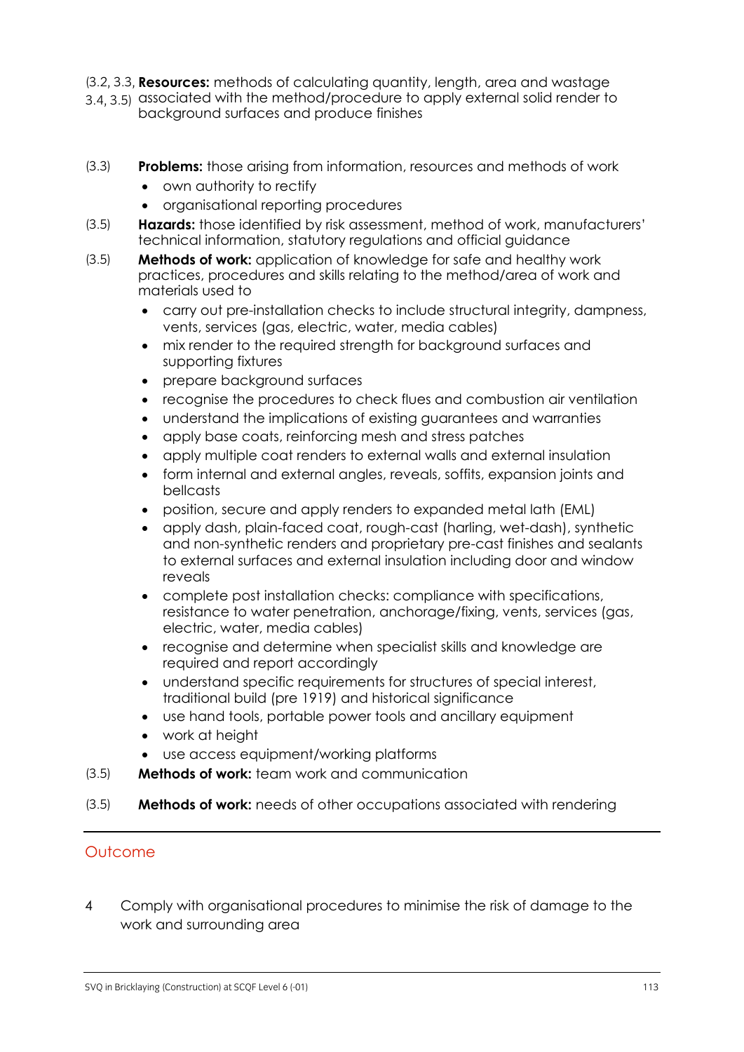(3.2, 3.3, 3.4, 3.5) **Resources:** methods of calculating quantity, length, area and wastage associated with the method/procedure to apply external solid render to background surfaces and produce finishes

(3.3) **Problems:** those arising from information, resources and methods of work

- own authority to rectify
- organisational reporting procedures

(3.5) **Hazards:** those identified by risk assessment, method of work, manufacturers' technical information, statutory regulations and official guidance

(3.5) **Methods of work:** application of knowledge for safe and healthy work practices, procedures and skills relating to the method/area of work and materials used to

- carry out pre-installation checks to include structural integrity, dampness, vents, services (gas, electric, water, media cables)
- mix render to the required strength for background surfaces and supporting fixtures
- prepare background surfaces
- recognise the procedures to check flues and combustion air ventilation
- understand the implications of existing guarantees and warranties
- apply base coats, reinforcing mesh and stress patches
- apply multiple coat renders to external walls and external insulation
- form internal and external angles, reveals, soffits, expansion joints and bellcasts
- position, secure and apply renders to expanded metal lath (EML)
- apply dash, plain-faced coat, rough-cast (harling, wet-dash), synthetic and non-synthetic renders and proprietary pre-cast finishes and sealants to external surfaces and external insulation including door and window reveals
- complete post installation checks: compliance with specifications, resistance to water penetration, anchorage/fixing, vents, services (gas, electric, water, media cables)
- recognise and determine when specialist skills and knowledge are required and report accordingly
- understand specific requirements for structures of special interest, traditional build (pre 1919) and historical significance
- use hand tools, portable power tools and ancillary equipment
- work at height
- use access equipment/working platforms

(3.5) **Methods of work:** team work and communication

(3.5) **Methods of work:** needs of other occupations associated with rendering

## Outcome

4 Comply with organisational procedures to minimise the risk of damage to the work and surrounding area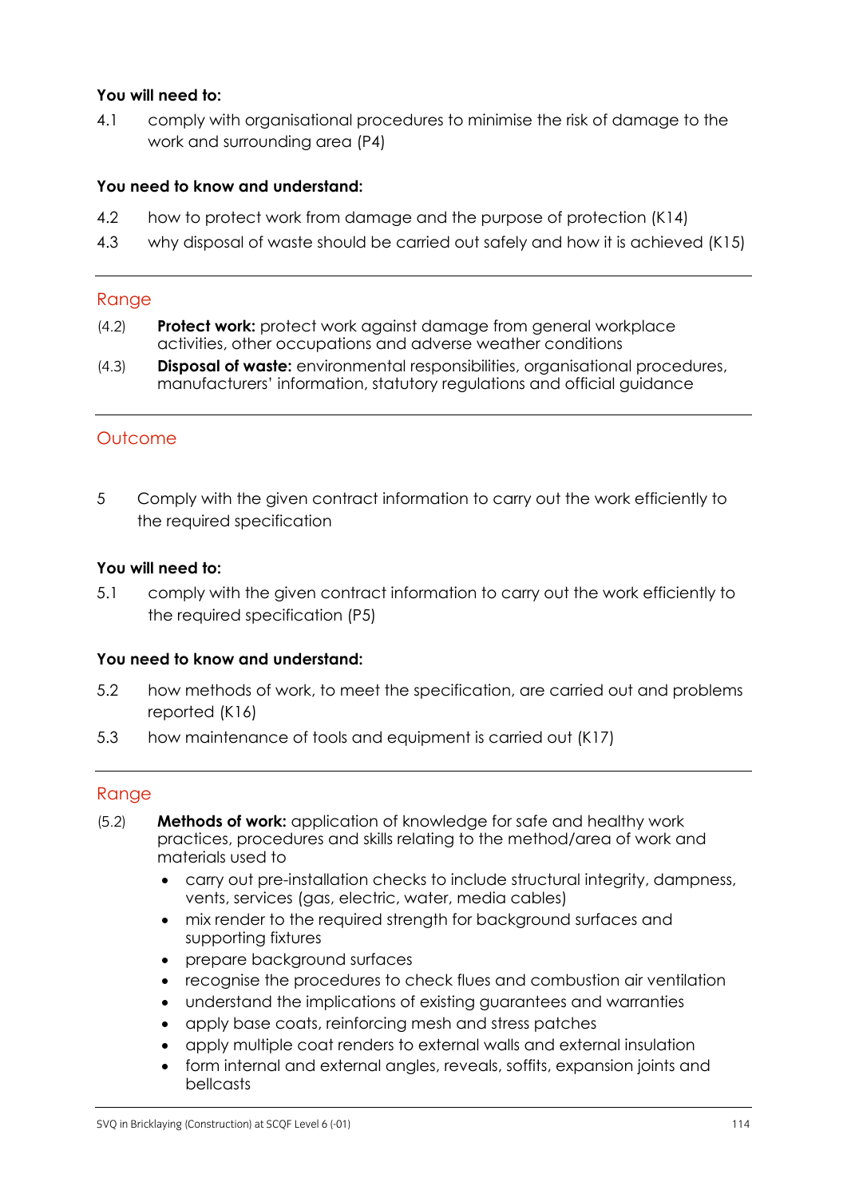**You will need to:**

4.1 comply with organisational procedures to minimise the risk of damage to the work and surrounding area (P4)

**You need to know and understand:**

4.2 how to protect work from damage and the purpose of protection (K14)

4.3 why disposal of waste should be carried out safely and how it is achieved (K15)

## Range

(4.2) **Protect work:** protect work against damage from general workplace activities, other occupations and adverse weather conditions

(4.3) **Disposal of waste:** environmental responsibilities, organisational procedures, manufacturers' information, statutory regulations and official guidance

## Outcome

5 Comply with the given contract information to carry out the work efficiently to the required specification

**You will need to:**

5.1 comply with the given contract information to carry out the work efficiently to the required specification (P5)

**You need to know and understand:**

5.2 how methods of work, to meet the specification, are carried out and problems reported (K16)

5.3 how maintenance of tools and equipment is carried out (K17)

## Range

(5.2) **Methods of work:** application of knowledge for safe and healthy work practices, procedures and skills relating to the method/area of work and materials used to

- carry out pre-installation checks to include structural integrity, dampness, vents, services (gas, electric, water, media cables)
- mix render to the required strength for background surfaces and supporting fixtures
- prepare background surfaces
- recognise the procedures to check flues and combustion air ventilation
- understand the implications of existing guarantees and warranties
- apply base coats, reinforcing mesh and stress patches
- apply multiple coat renders to external walls and external insulation
- form internal and external angles, reveals, soffits, expansion joints and bellcasts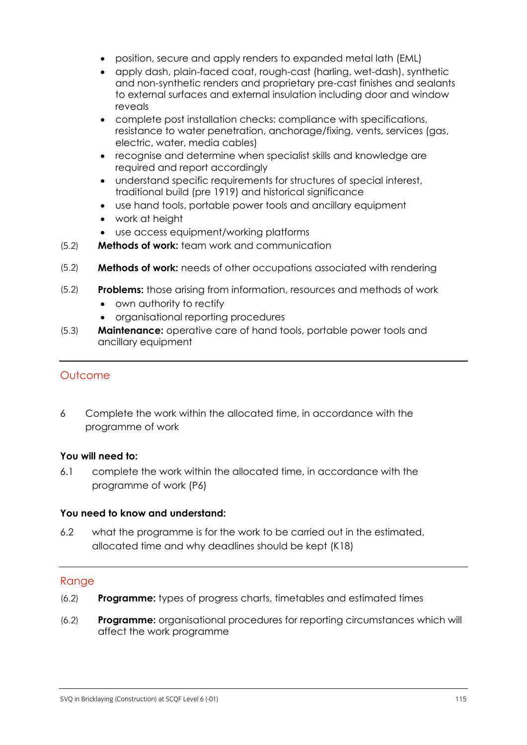- position, secure and apply renders to expanded metal lath (EML)
- apply dash, plain-faced coat, rough-cast (harling, wet-dash), synthetic and non-synthetic renders and proprietary pre-cast finishes and sealants to external surfaces and external insulation including door and window reveals
- complete post installation checks: compliance with specifications, resistance to water penetration, anchorage/fixing, vents, services (gas, electric, water, media cables)
- recognise and determine when specialist skills and knowledge are required and report accordingly
- understand specific requirements for structures of special interest, traditional build (pre 1919) and historical significance
- use hand tools, portable power tools and ancillary equipment
- work at height
- use access equipment/working platforms

(5.2) **Methods of work:** team work and communication

(5.2) **Methods of work:** needs of other occupations associated with rendering

(5.2) **Problems:** those arising from information, resources and methods of work
- own authority to rectify
- organisational reporting procedures

(5.3) **Maintenance:** operative care of hand tools, portable power tools and ancillary equipment

## Outcome

6 Complete the work within the allocated time, in accordance with the programme of work

**You will need to:**

6.1 complete the work within the allocated time, in accordance with the programme of work (P6)

**You need to know and understand:**

6.2 what the programme is for the work to be carried out in the estimated, allocated time and why deadlines should be kept (K18)

## Range

(6.2) **Programme:** types of progress charts, timetables and estimated times

(6.2) **Programme:** organisational procedures for reporting circumstances which will affect the work programme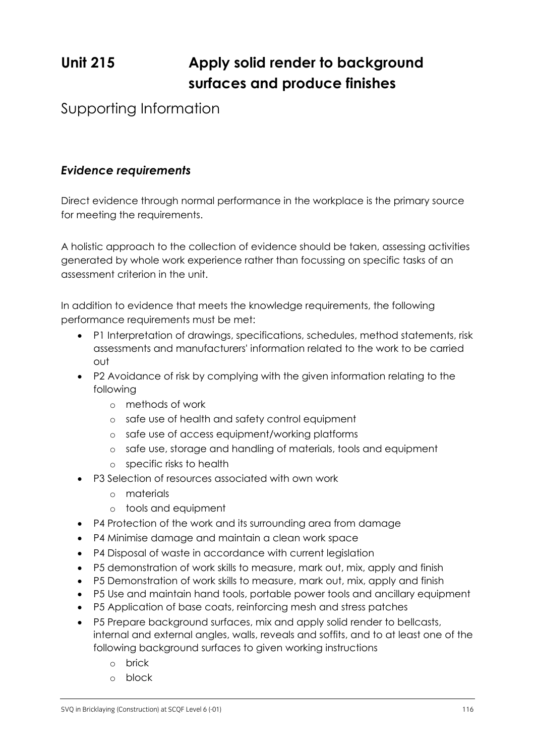# Unit 215 Apply solid render to background surfaces and produce finishes

## Supporting Information

### *Evidence requirements*

Direct evidence through normal performance in the workplace is the primary source for meeting the requirements.

A holistic approach to the collection of evidence should be taken, assessing activities generated by whole work experience rather than focussing on specific tasks of an assessment criterion in the unit.

In addition to evidence that meets the knowledge requirements, the following performance requirements must be met:

- P1 Interpretation of drawings, specifications, schedules, method statements, risk assessments and manufacturers' information related to the work to be carried out
- P2 Avoidance of risk by complying with the given information relating to the following
  - methods of work
  - safe use of health and safety control equipment
  - safe use of access equipment/working platforms
  - safe use, storage and handling of materials, tools and equipment
  - specific risks to health
- P3 Selection of resources associated with own work
  - materials
  - tools and equipment
- P4 Protection of the work and its surrounding area from damage
- P4 Minimise damage and maintain a clean work space
- P4 Disposal of waste in accordance with current legislation
- P5 demonstration of work skills to measure, mark out, mix, apply and finish
- P5 Demonstration of work skills to measure, mark out, mix, apply and finish
- P5 Use and maintain hand tools, portable power tools and ancillary equipment
- P5 Application of base coats, reinforcing mesh and stress patches
- P5 Prepare background surfaces, mix and apply solid render to bellcasts, internal and external angles, walls, reveals and soffits, and to at least one of the following background surfaces to given working instructions
  - brick
  - block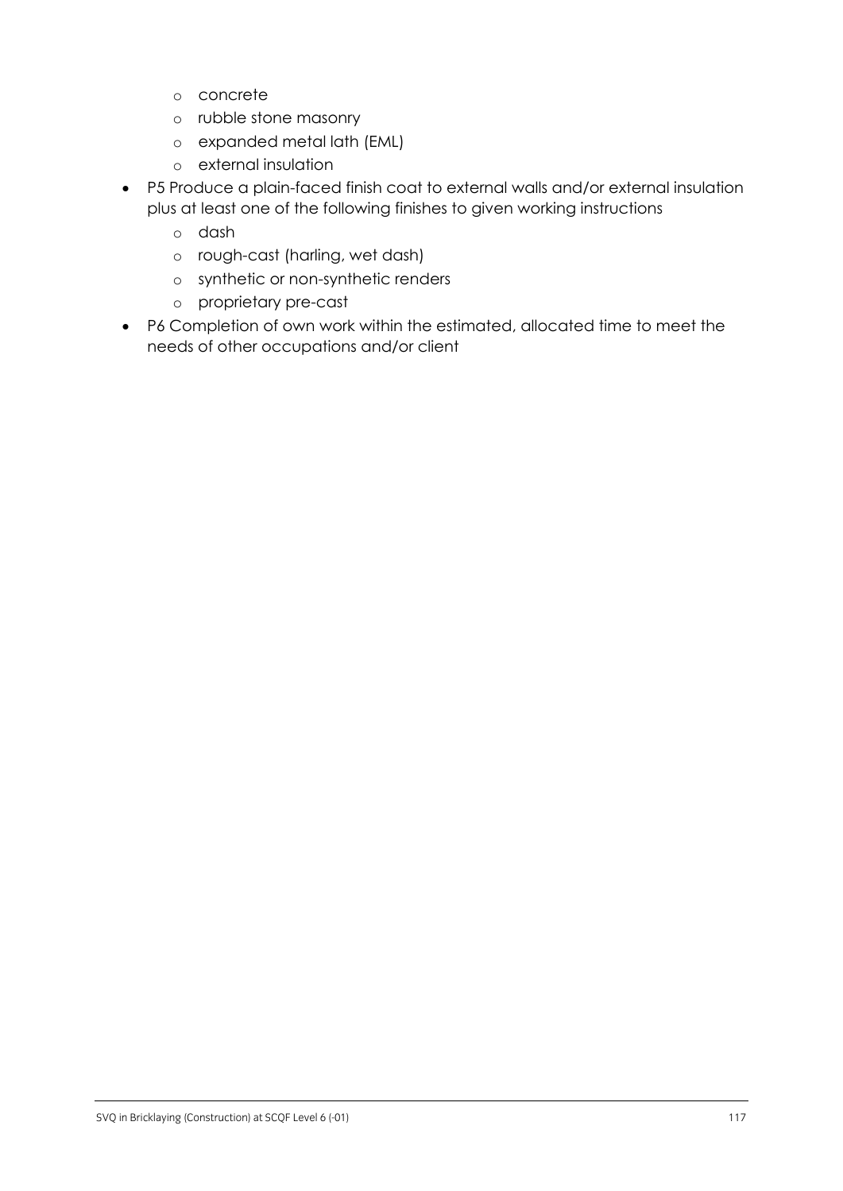- concrete
  - rubble stone masonry
  - expanded metal lath (EML)
  - external insulation
- P5 Produce a plain-faced finish coat to external walls and/or external insulation plus at least one of the following finishes to given working instructions
  - dash
  - rough-cast (harling, wet dash)
  - synthetic or non-synthetic renders
  - proprietary pre-cast
- P6 Completion of own work within the estimated, allocated time to meet the needs of other occupations and/or client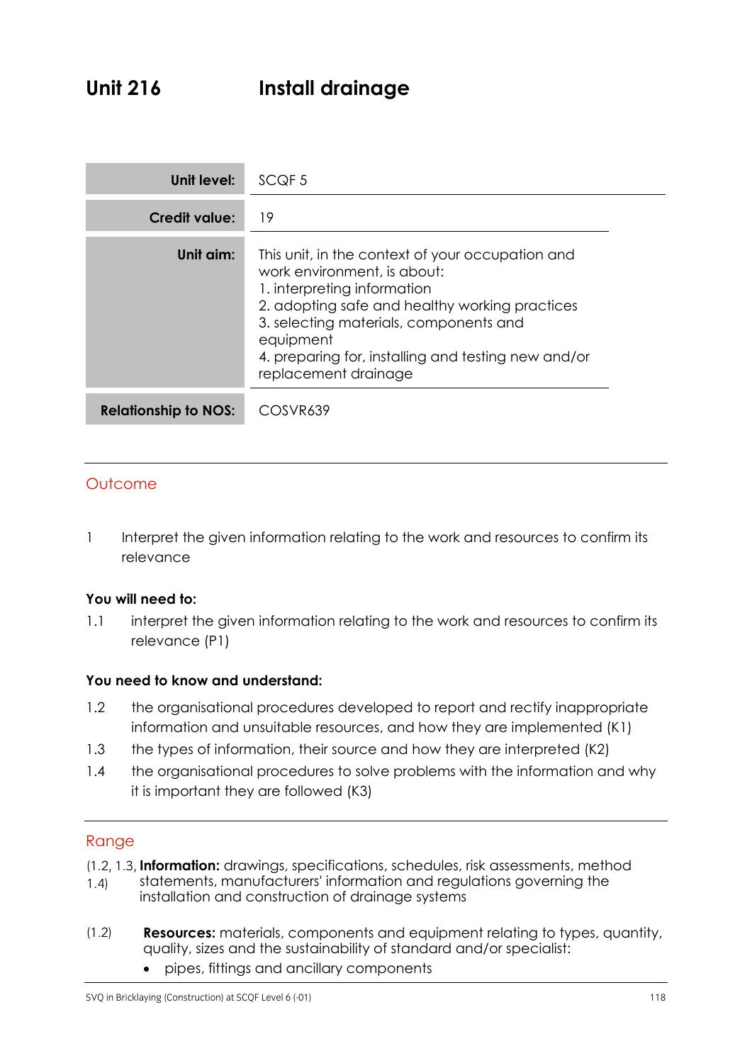# Unit 216 Install drainage

| | |
|---|---|
| **Unit level:** | SCQF 5 |
| **Credit value:** | 19 |
| **Unit aim:** | This unit, in the context of your occupation and work environment, is about:<br>1. interpreting information<br>2. adopting safe and healthy working practices<br>3. selecting materials, components and equipment<br>4. preparing for, installing and testing new and/or replacement drainage |
| **Relationship to NOS:** | COSVR639 |

## Outcome

1 Interpret the given information relating to the work and resources to confirm its relevance

**You will need to:**

1.1 interpret the given information relating to the work and resources to confirm its relevance (P1)

**You need to know and understand:**

1.2 the organisational procedures developed to report and rectify inappropriate information and unsuitable resources, and how they are implemented (K1)

1.3 the types of information, their source and how they are interpreted (K2)

1.4 the organisational procedures to solve problems with the information and why it is important they are followed (K3)

## Range

(1.2, 1.3, 1.4) **Information:** drawings, specifications, schedules, risk assessments, method statements, manufacturers' information and regulations governing the installation and construction of drainage systems

(1.2) **Resources:** materials, components and equipment relating to types, quantity, quality, sizes and the sustainability of standard and/or specialist:

- pipes, fittings and ancillary components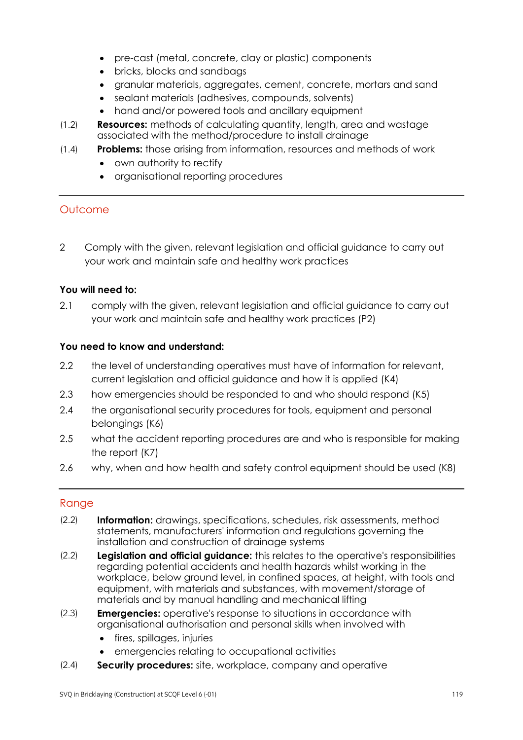- pre-cast (metal, concrete, clay or plastic) components
- bricks, blocks and sandbags
- granular materials, aggregates, cement, concrete, mortars and sand
- sealant materials (adhesives, compounds, solvents)
- hand and/or powered tools and ancillary equipment

(1.2) **Resources:** methods of calculating quantity, length, area and wastage associated with the method/procedure to install drainage

(1.4) **Problems:** those arising from information, resources and methods of work

- own authority to rectify
- organisational reporting procedures

## Outcome

2 Comply with the given, relevant legislation and official guidance to carry out your work and maintain safe and healthy work practices

**You will need to:**

2.1 comply with the given, relevant legislation and official guidance to carry out your work and maintain safe and healthy work practices (P2)

**You need to know and understand:**

2.2 the level of understanding operatives must have of information for relevant, current legislation and official guidance and how it is applied (K4)

2.3 how emergencies should be responded to and who should respond (K5)

2.4 the organisational security procedures for tools, equipment and personal belongings (K6)

2.5 what the accident reporting procedures are and who is responsible for making the report (K7)

2.6 why, when and how health and safety control equipment should be used (K8)

## Range

(2.2) **Information:** drawings, specifications, schedules, risk assessments, method statements, manufacturers' information and regulations governing the installation and construction of drainage systems

(2.2) **Legislation and official guidance:** this relates to the operative's responsibilities regarding potential accidents and health hazards whilst working in the workplace, below ground level, in confined spaces, at height, with tools and equipment, with materials and substances, with movement/storage of materials and by manual handling and mechanical lifting

(2.3) **Emergencies:** operative's response to situations in accordance with organisational authorisation and personal skills when involved with

- fires, spillages, injuries
- emergencies relating to occupational activities

(2.4) **Security procedures:** site, workplace, company and operative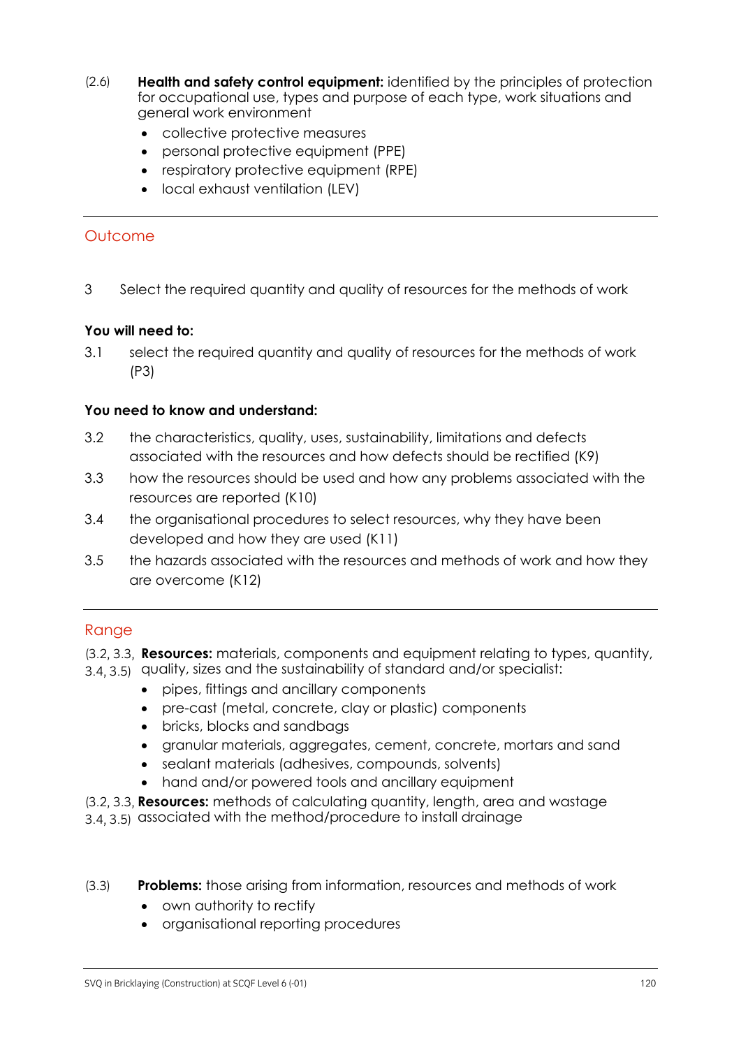(2.6) **Health and safety control equipment:** identified by the principles of protection for occupational use, types and purpose of each type, work situations and general work environment

- collective protective measures
- personal protective equipment (PPE)
- respiratory protective equipment (RPE)
- local exhaust ventilation (LEV)

---

## Outcome

3 Select the required quantity and quality of resources for the methods of work

**You will need to:**

3.1 select the required quantity and quality of resources for the methods of work (P3)

**You need to know and understand:**

3.2 the characteristics, quality, uses, sustainability, limitations and defects associated with the resources and how defects should be rectified (K9)

3.3 how the resources should be used and how any problems associated with the resources are reported (K10)

3.4 the organisational procedures to select resources, why they have been developed and how they are used (K11)

3.5 the hazards associated with the resources and methods of work and how they are overcome (K12)

---

## Range

(3.2, 3.3, 3.4, 3.5) **Resources:** materials, components and equipment relating to types, quantity, quality, sizes and the sustainability of standard and/or specialist:

- pipes, fittings and ancillary components
- pre-cast (metal, concrete, clay or plastic) components
- bricks, blocks and sandbags
- granular materials, aggregates, cement, concrete, mortars and sand
- sealant materials (adhesives, compounds, solvents)
- hand and/or powered tools and ancillary equipment

(3.2, 3.3, 3.4, 3.5) **Resources:** methods of calculating quantity, length, area and wastage associated with the method/procedure to install drainage

(3.3) **Problems:** those arising from information, resources and methods of work

- own authority to rectify
- organisational reporting procedures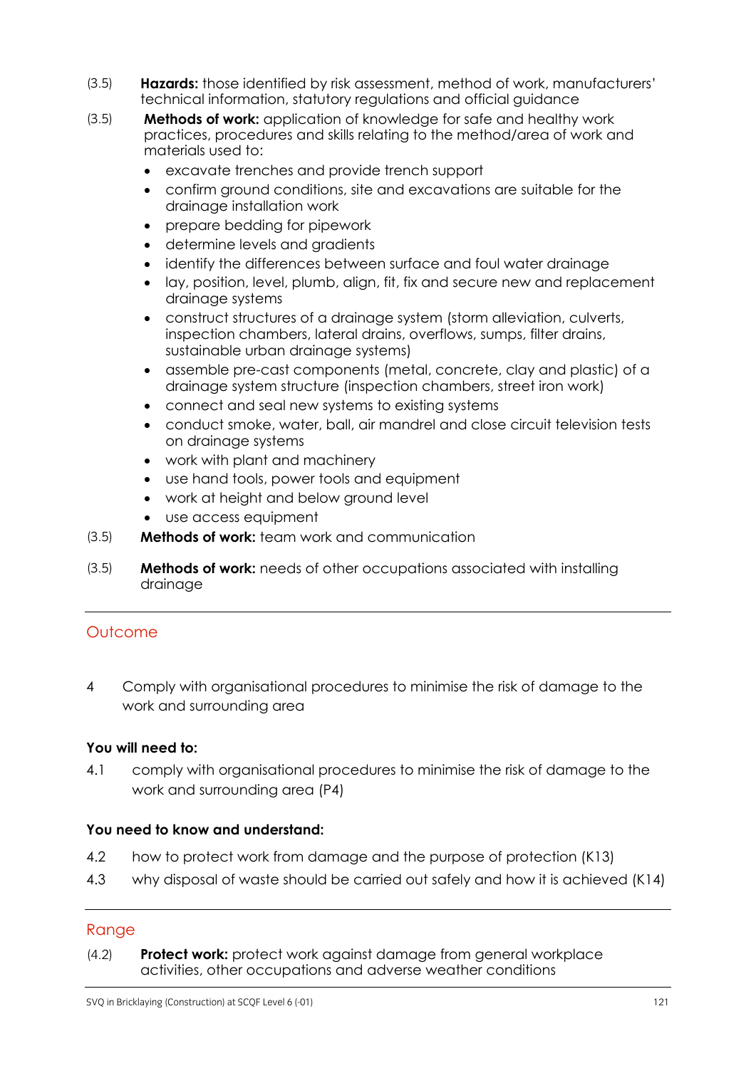(3.5) **Hazards:** those identified by risk assessment, method of work, manufacturers' technical information, statutory regulations and official guidance

(3.5) **Methods of work:** application of knowledge for safe and healthy work practices, procedures and skills relating to the method/area of work and materials used to:

- excavate trenches and provide trench support
- confirm ground conditions, site and excavations are suitable for the drainage installation work
- prepare bedding for pipework
- determine levels and gradients
- identify the differences between surface and foul water drainage
- lay, position, level, plumb, align, fit, fix and secure new and replacement drainage systems
- construct structures of a drainage system (storm alleviation, culverts, inspection chambers, lateral drains, overflows, sumps, filter drains, sustainable urban drainage systems)
- assemble pre-cast components (metal, concrete, clay and plastic) of a drainage system structure (inspection chambers, street iron work)
- connect and seal new systems to existing systems
- conduct smoke, water, ball, air mandrel and close circuit television tests on drainage systems
- work with plant and machinery
- use hand tools, power tools and equipment
- work at height and below ground level
- use access equipment

(3.5) **Methods of work:** team work and communication

(3.5) **Methods of work:** needs of other occupations associated with installing drainage

## Outcome

4 Comply with organisational procedures to minimise the risk of damage to the work and surrounding area

**You will need to:**

4.1 comply with organisational procedures to minimise the risk of damage to the work and surrounding area (P4)

**You need to know and understand:**

4.2 how to protect work from damage and the purpose of protection (K13)

4.3 why disposal of waste should be carried out safely and how it is achieved (K14)

## Range

(4.2) **Protect work:** protect work against damage from general workplace activities, other occupations and adverse weather conditions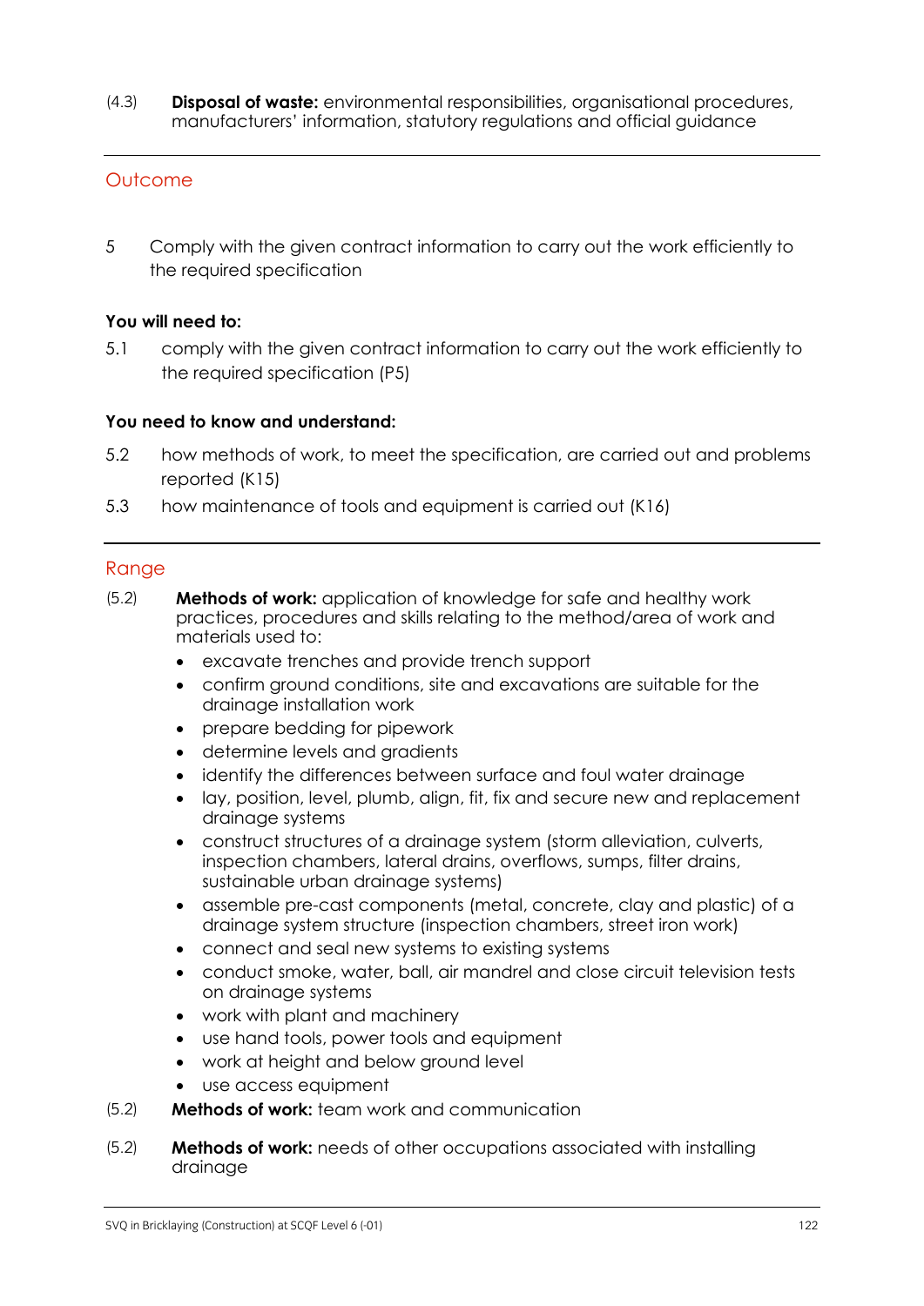(4.3) **Disposal of waste:** environmental responsibilities, organisational procedures, manufacturers' information, statutory regulations and official guidance

## Outcome

5 Comply with the given contract information to carry out the work efficiently to the required specification

**You will need to:**

5.1 comply with the given contract information to carry out the work efficiently to the required specification (P5)

**You need to know and understand:**

5.2 how methods of work, to meet the specification, are carried out and problems reported (K15)

5.3 how maintenance of tools and equipment is carried out (K16)

## Range

(5.2) **Methods of work:** application of knowledge for safe and healthy work practices, procedures and skills relating to the method/area of work and materials used to:

- excavate trenches and provide trench support
- confirm ground conditions, site and excavations are suitable for the drainage installation work
- prepare bedding for pipework
- determine levels and gradients
- identify the differences between surface and foul water drainage
- lay, position, level, plumb, align, fit, fix and secure new and replacement drainage systems
- construct structures of a drainage system (storm alleviation, culverts, inspection chambers, lateral drains, overflows, sumps, filter drains, sustainable urban drainage systems)
- assemble pre-cast components (metal, concrete, clay and plastic) of a drainage system structure (inspection chambers, street iron work)
- connect and seal new systems to existing systems
- conduct smoke, water, ball, air mandrel and close circuit television tests on drainage systems
- work with plant and machinery
- use hand tools, power tools and equipment
- work at height and below ground level
- use access equipment

(5.2) **Methods of work:** team work and communication

(5.2) **Methods of work:** needs of other occupations associated with installing drainage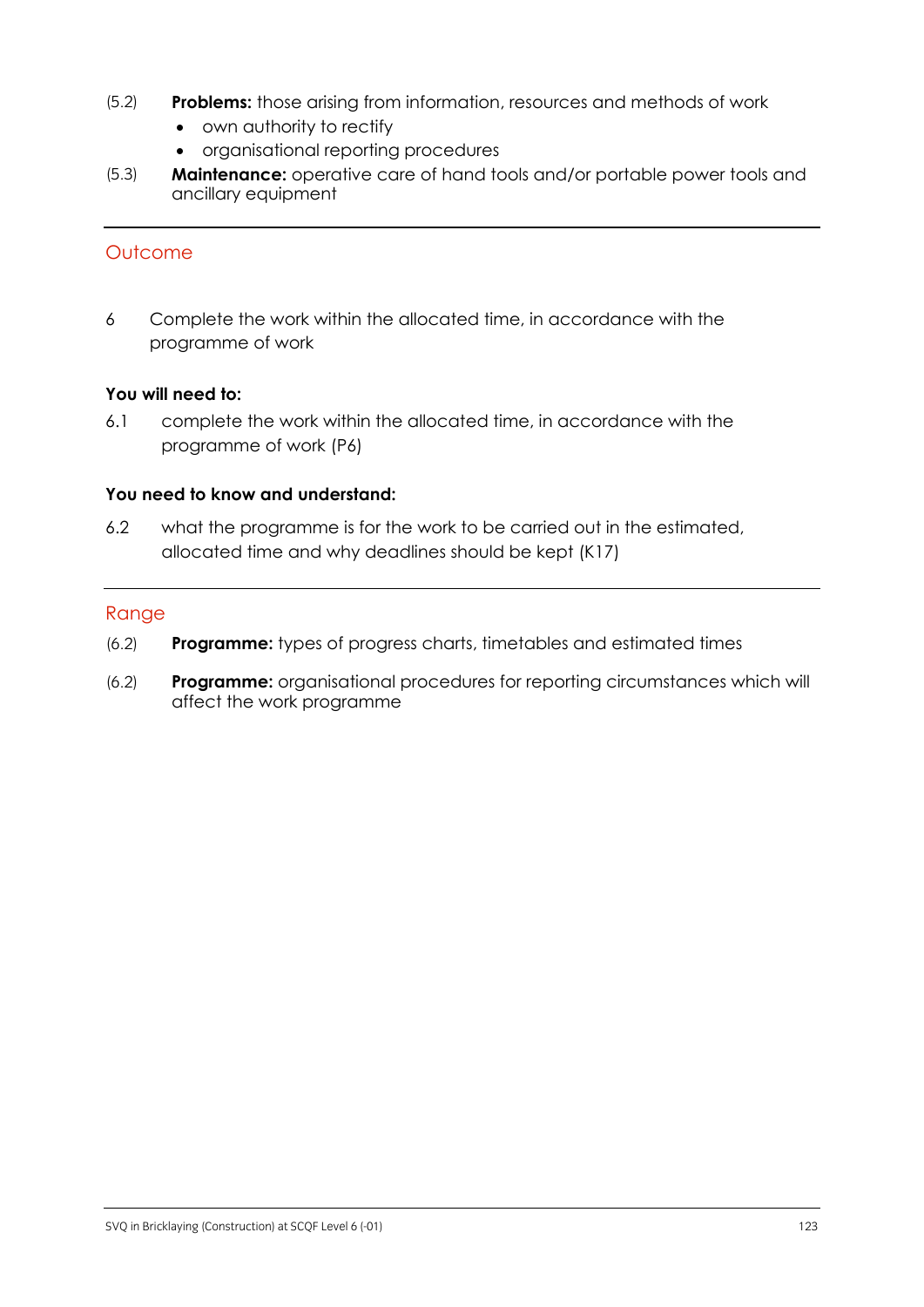(5.2) **Problems:** those arising from information, resources and methods of work

- own authority to rectify
- organisational reporting procedures

(5.3) **Maintenance:** operative care of hand tools and/or portable power tools and ancillary equipment

---

## Outcome

6 Complete the work within the allocated time, in accordance with the programme of work

**You will need to:**

6.1 complete the work within the allocated time, in accordance with the programme of work (P6)

**You need to know and understand:**

6.2 what the programme is for the work to be carried out in the estimated, allocated time and why deadlines should be kept (K17)

---

## Range

(6.2) **Programme:** types of progress charts, timetables and estimated times

(6.2) **Programme:** organisational procedures for reporting circumstances which will affect the work programme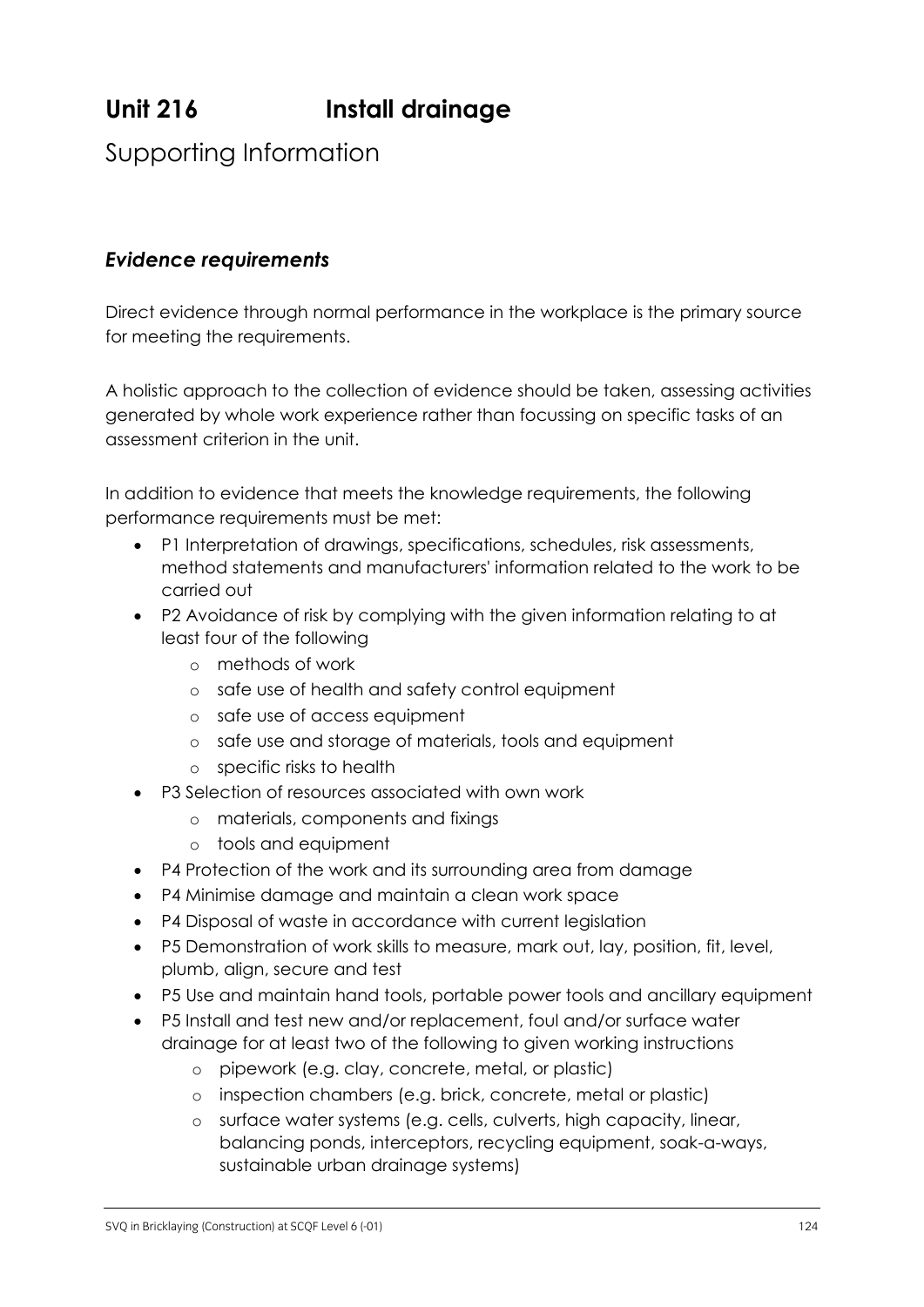# Unit 216 Install drainage

## Supporting Information

### *Evidence requirements*

Direct evidence through normal performance in the workplace is the primary source for meeting the requirements.

A holistic approach to the collection of evidence should be taken, assessing activities generated by whole work experience rather than focussing on specific tasks of an assessment criterion in the unit.

In addition to evidence that meets the knowledge requirements, the following performance requirements must be met:

- P1 Interpretation of drawings, specifications, schedules, risk assessments, method statements and manufacturers' information related to the work to be carried out
- P2 Avoidance of risk by complying with the given information relating to at least four of the following
  - methods of work
  - safe use of health and safety control equipment
  - safe use of access equipment
  - safe use and storage of materials, tools and equipment
  - specific risks to health
- P3 Selection of resources associated with own work
  - materials, components and fixings
  - tools and equipment
- P4 Protection of the work and its surrounding area from damage
- P4 Minimise damage and maintain a clean work space
- P4 Disposal of waste in accordance with current legislation
- P5 Demonstration of work skills to measure, mark out, lay, position, fit, level, plumb, align, secure and test
- P5 Use and maintain hand tools, portable power tools and ancillary equipment
- P5 Install and test new and/or replacement, foul and/or surface water drainage for at least two of the following to given working instructions
  - pipework (e.g. clay, concrete, metal, or plastic)
  - inspection chambers (e.g. brick, concrete, metal or plastic)
  - surface water systems (e.g. cells, culverts, high capacity, linear, balancing ponds, interceptors, recycling equipment, soak-a-ways, sustainable urban drainage systems)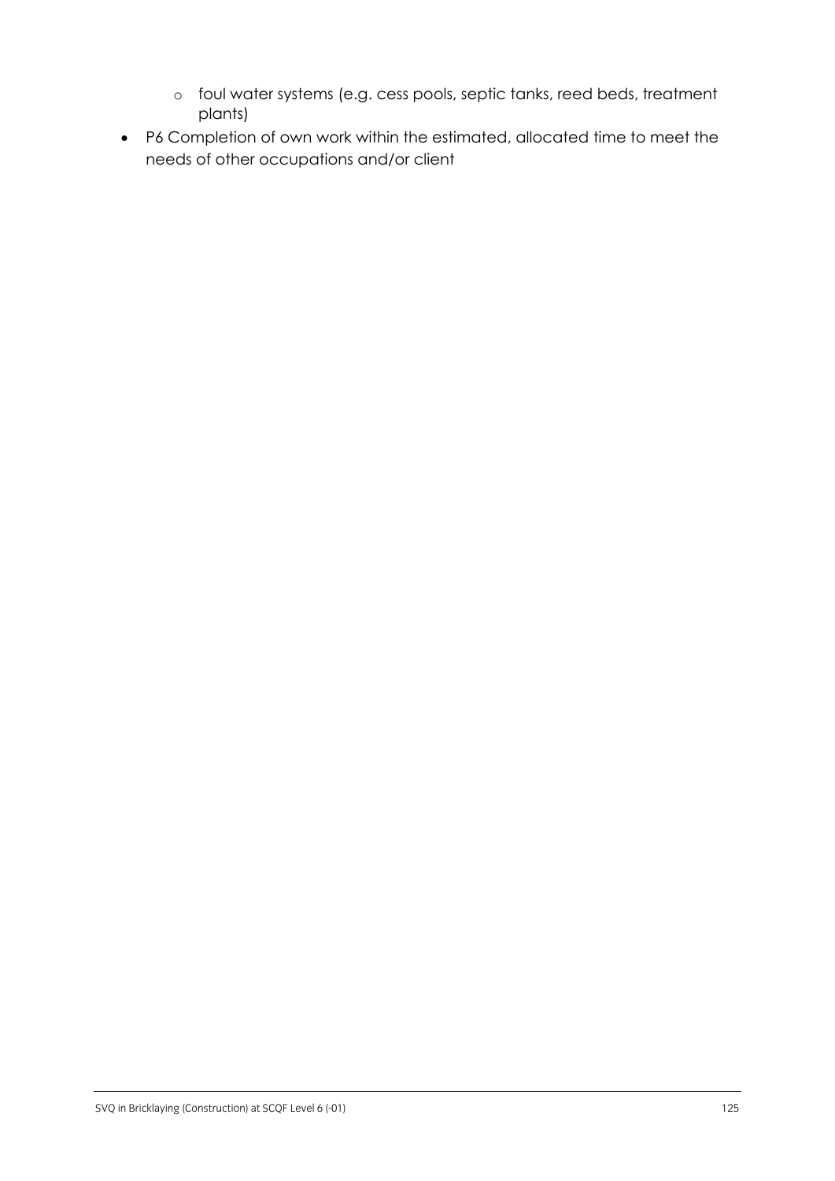- foul water systems (e.g. cess pools, septic tanks, reed beds, treatment plants)
- P6 Completion of own work within the estimated, allocated time to meet the needs of other occupations and/or client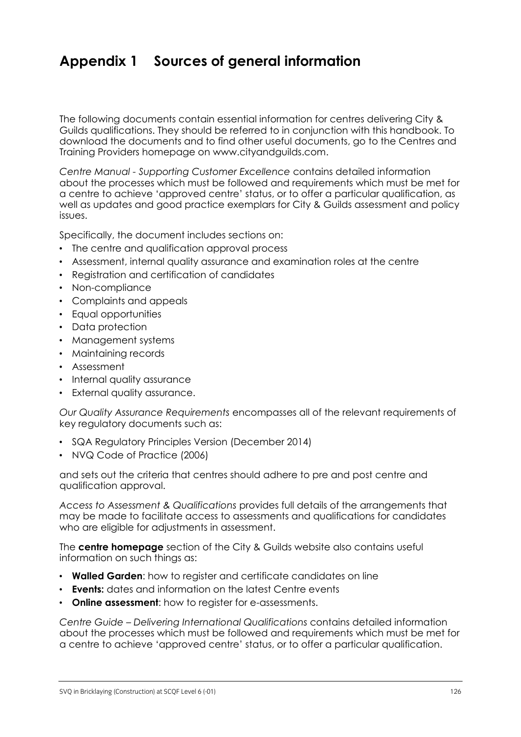# Appendix 1 Sources of general information

The following documents contain essential information for centres delivering City & Guilds qualifications. They should be referred to in conjunction with this handbook. To download the documents and to find other useful documents, go to the Centres and Training Providers homepage on www.cityandguilds.com.

*Centre Manual - Supporting Customer Excellence* contains detailed information about the processes which must be followed and requirements which must be met for a centre to achieve 'approved centre' status, or to offer a particular qualification, as well as updates and good practice exemplars for City & Guilds assessment and policy issues.

Specifically, the document includes sections on:

- The centre and qualification approval process
- Assessment, internal quality assurance and examination roles at the centre
- Registration and certification of candidates
- Non-compliance
- Complaints and appeals
- Equal opportunities
- Data protection
- Management systems
- Maintaining records
- Assessment
- Internal quality assurance
- External quality assurance.

*Our Quality Assurance Requirements* encompasses all of the relevant requirements of key regulatory documents such as:

- SQA Regulatory Principles Version (December 2014)
- NVQ Code of Practice (2006)

and sets out the criteria that centres should adhere to pre and post centre and qualification approval.

*Access to Assessment & Qualifications* provides full details of the arrangements that may be made to facilitate access to assessments and qualifications for candidates who are eligible for adjustments in assessment.

The **centre homepage** section of the City & Guilds website also contains useful information on such things as:

- **Walled Garden**: how to register and certificate candidates on line
- **Events:** dates and information on the latest Centre events
- **Online assessment**: how to register for e-assessments.

*Centre Guide – Delivering International Qualifications* contains detailed information about the processes which must be followed and requirements which must be met for a centre to achieve 'approved centre' status, or to offer a particular qualification.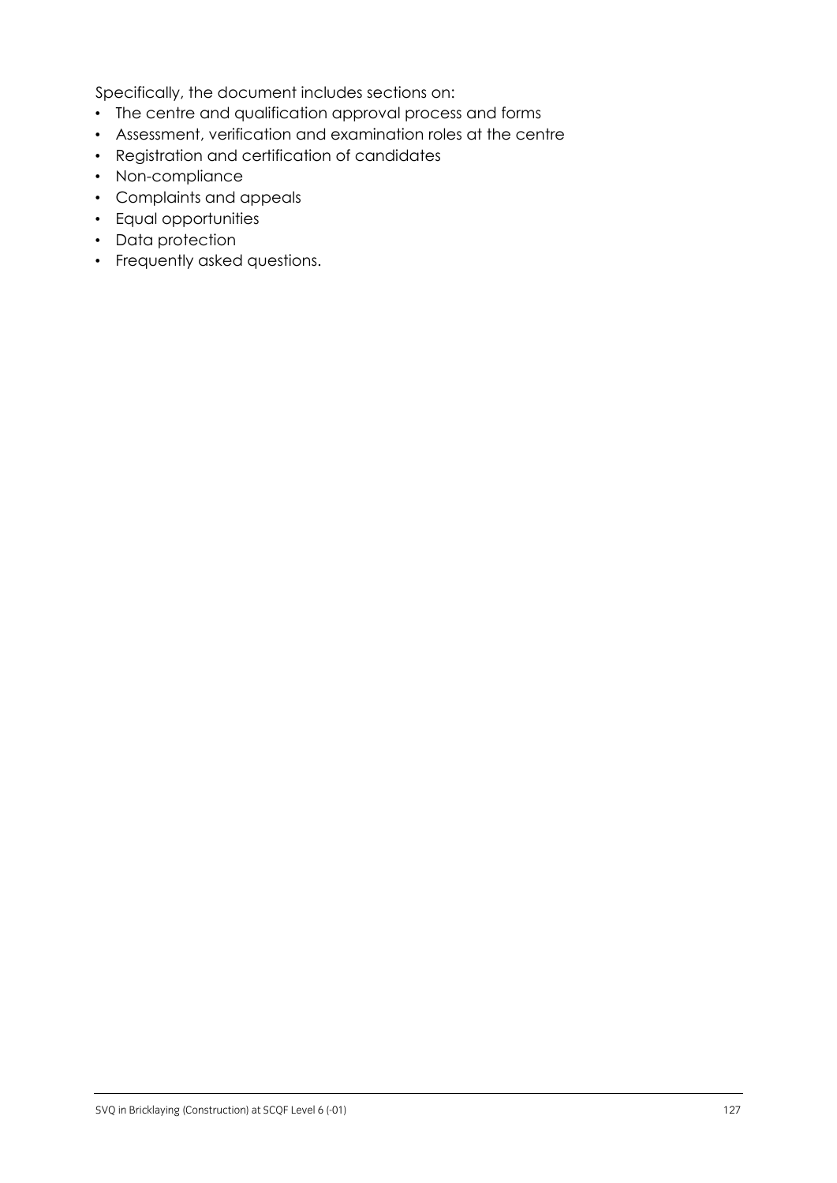Specifically, the document includes sections on:

- The centre and qualification approval process and forms
- Assessment, verification and examination roles at the centre
- Registration and certification of candidates
- Non-compliance
- Complaints and appeals
- Equal opportunities
- Data protection
- Frequently asked questions.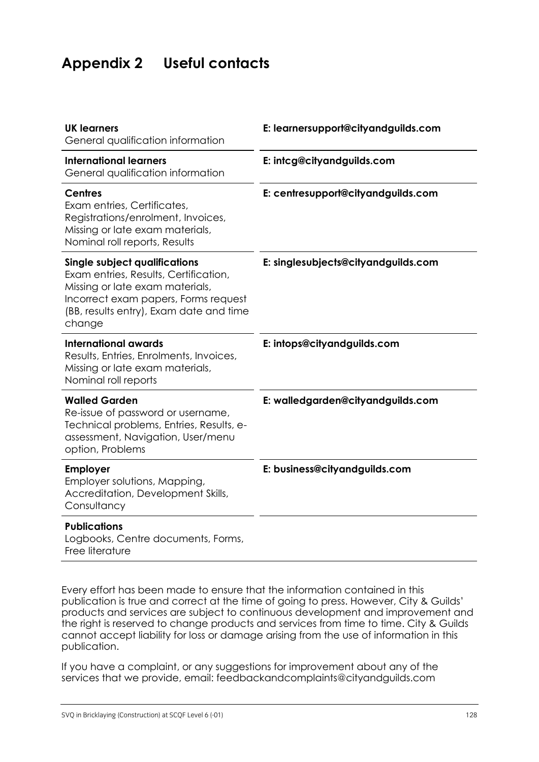# Appendix 2 Useful contacts

| | |
|---|---|
| **UK learners**<br>General qualification information | **E: learnersupport@cityandguilds.com** |
| **International learners**<br>General qualification information | **E: intcg@cityandguilds.com** |
| **Centres**<br>Exam entries, Certificates, Registrations/enrolment, Invoices, Missing or late exam materials, Nominal roll reports, Results | **E: centresupport@cityandguilds.com** |
| **Single subject qualifications**<br>Exam entries, Results, Certification, Missing or late exam materials, Incorrect exam papers, Forms request (BB, results entry), Exam date and time change | **E: singlesubjects@cityandguilds.com** |
| **International awards**<br>Results, Entries, Enrolments, Invoices, Missing or late exam materials, Nominal roll reports | **E: intops@cityandguilds.com** |
| **Walled Garden**<br>Re-issue of password or username, Technical problems, Entries, Results, e-assessment, Navigation, User/menu option, Problems | **E: walledgarden@cityandguilds.com** |
| **Employer**<br>Employer solutions, Mapping, Accreditation, Development Skills, Consultancy | **E: business@cityandguilds.com** |
| **Publications**<br>Logbooks, Centre documents, Forms, Free literature | |

Every effort has been made to ensure that the information contained in this publication is true and correct at the time of going to press. However, City & Guilds' products and services are subject to continuous development and improvement and the right is reserved to change products and services from time to time. City & Guilds cannot accept liability for loss or damage arising from the use of information in this publication.

If you have a complaint, or any suggestions for improvement about any of the services that we provide, email: feedbackandcomplaints@cityandguilds.com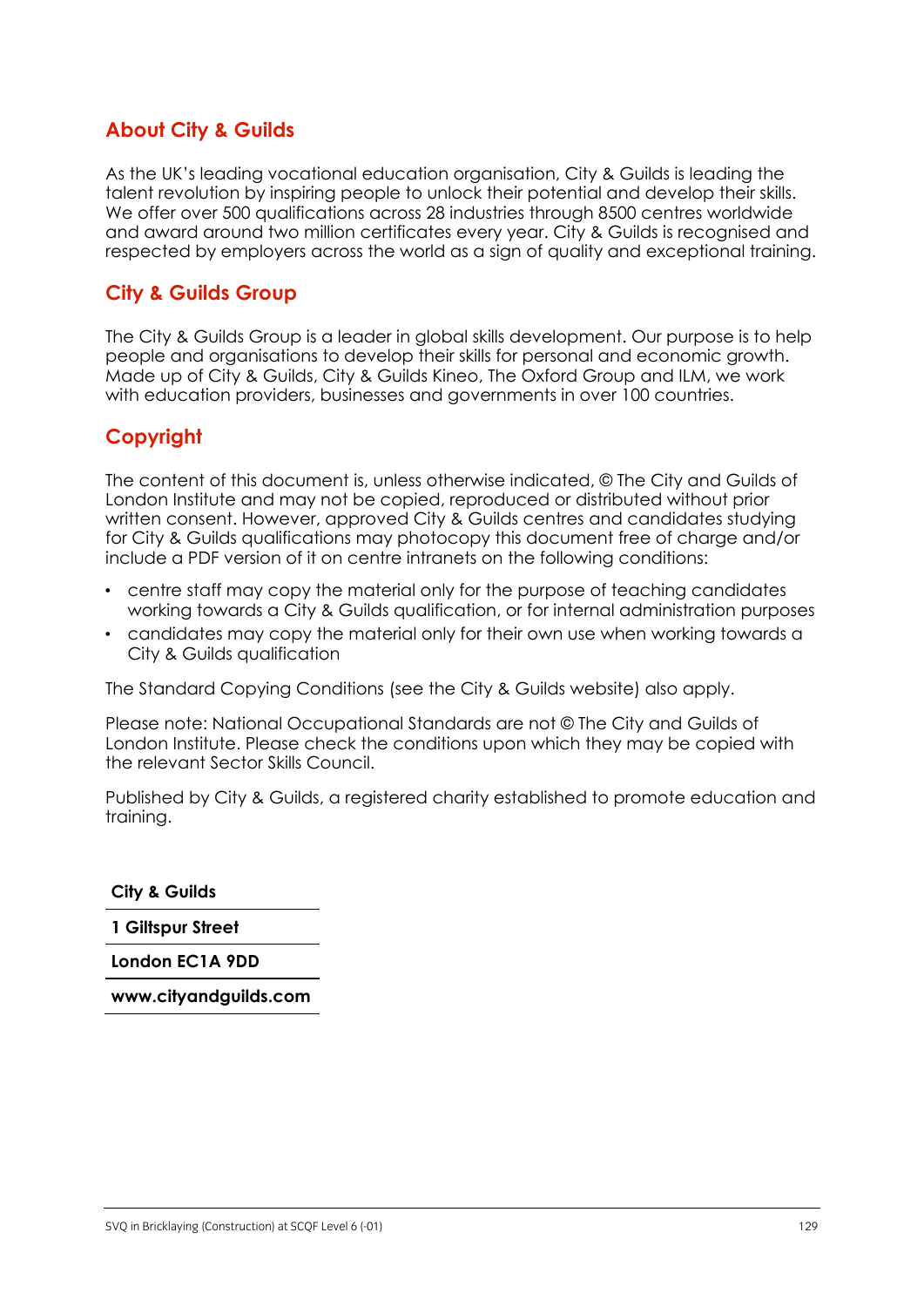## About City & Guilds

As the UK's leading vocational education organisation, City & Guilds is leading the talent revolution by inspiring people to unlock their potential and develop their skills. We offer over 500 qualifications across 28 industries through 8500 centres worldwide and award around two million certificates every year. City & Guilds is recognised and respected by employers across the world as a sign of quality and exceptional training.

## City & Guilds Group

The City & Guilds Group is a leader in global skills development. Our purpose is to help people and organisations to develop their skills for personal and economic growth. Made up of City & Guilds, City & Guilds Kineo, The Oxford Group and ILM, we work with education providers, businesses and governments in over 100 countries.

## Copyright

The content of this document is, unless otherwise indicated, © The City and Guilds of London Institute and may not be copied, reproduced or distributed without prior written consent. However, approved City & Guilds centres and candidates studying for City & Guilds qualifications may photocopy this document free of charge and/or include a PDF version of it on centre intranets on the following conditions:

- centre staff may copy the material only for the purpose of teaching candidates working towards a City & Guilds qualification, or for internal administration purposes
- candidates may copy the material only for their own use when working towards a City & Guilds qualification

The Standard Copying Conditions (see the City & Guilds website) also apply.

Please note: National Occupational Standards are not © The City and Guilds of London Institute. Please check the conditions upon which they may be copied with the relevant Sector Skills Council.

Published by City & Guilds, a registered charity established to promote education and training.

**City & Guilds**

**1 Giltspur Street**

**London EC1A 9DD**

**www.cityandguilds.com**